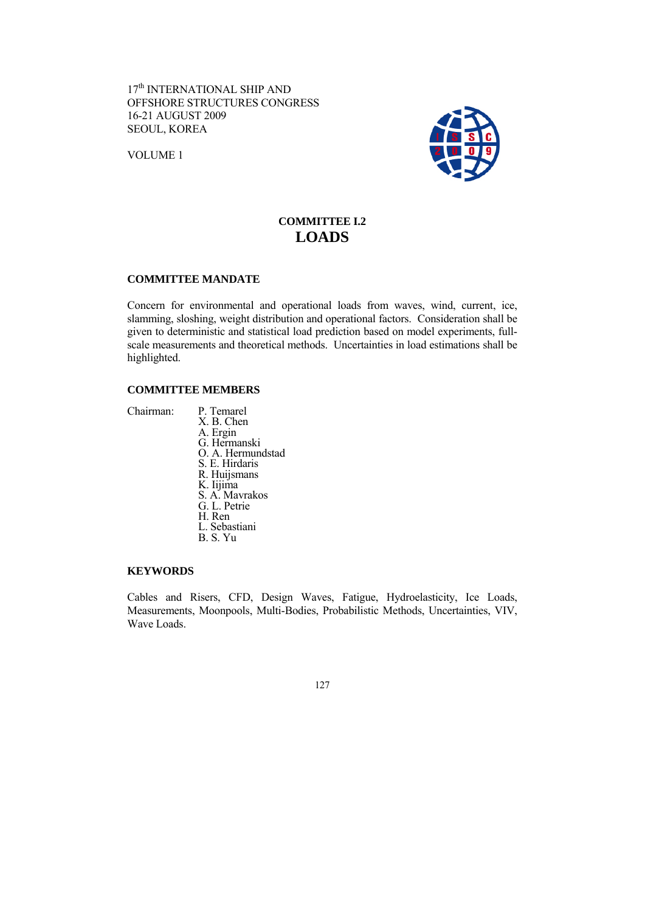17th INTERNATIONAL SHIP AND OFFSHORE STRUCTURES CONGRESS
16-21 AUGUST 2009
SEOUL, KOREA

VOLUME 1

# COMMITTEE I.2
# LOADS

## COMMITTEE MANDATE

Concern for environmental and operational loads from waves, wind, current, ice, slamming, sloshing, weight distribution and operational factors. Consideration shall be given to deterministic and statistical load prediction based on model experiments, full-scale measurements and theoretical methods. Uncertainties in load estimations shall be highlighted.

## COMMITTEE MEMBERS

Chairman: P. Temarel
X. B. Chen
A. Ergin
G. Hermanski
O. A. Hermundstad
S. E. Hirdaris
R. Huijsmans
K. Iijima
S. A. Mavrakos
G. L. Petrie
H. Ren
L. Sebastiani
B. S. Yu

## KEYWORDS

Cables and Risers, CFD, Design Waves, Fatigue, Hydroelasticity, Ice Loads, Measurements, Moonpools, Multi-Bodies, Probabilistic Methods, Uncertainties, VIV, Wave Loads.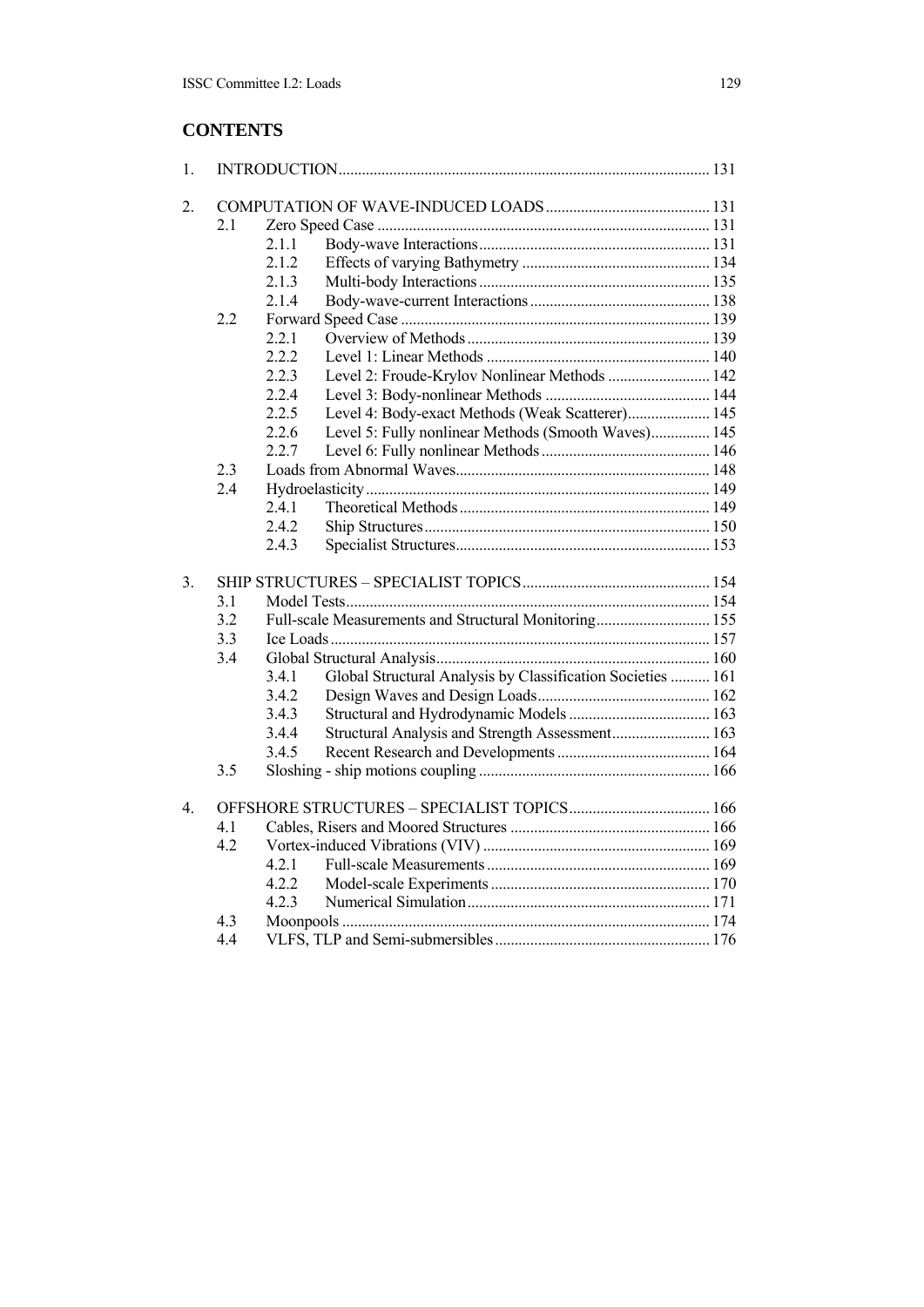## CONTENTS

1. INTRODUCTION .......................................................................................... 131

2. COMPUTATION OF WAVE-INDUCED LOADS .......................................... 131
   - 2.1 Zero Speed Case .................................................................................. 131
     - 2.1.1 Body-wave Interactions ............................................................. 131
     - 2.1.2 Effects of varying Bathymetry ................................................. 134
     - 2.1.3 Multi-body Interactions ............................................................ 135
     - 2.1.4 Body-wave-current Interactions .............................................. 138
   - 2.2 Forward Speed Case ............................................................................ 139
     - 2.2.1 Overview of Methods ............................................................... 139
     - 2.2.2 Level 1: Linear Methods .......................................................... 140
     - 2.2.3 Level 2: Froude-Krylov Nonlinear Methods ............................ 142
     - 2.2.4 Level 3: Body-nonlinear Methods ............................................ 144
     - 2.2.5 Level 4: Body-exact Methods (Weak Scatterer) ....................... 145
     - 2.2.6 Level 5: Fully nonlinear Methods (Smooth Waves) ................. 145
     - 2.2.7 Level 6: Fully nonlinear Methods ............................................ 146
   - 2.3 Loads from Abnormal Waves .............................................................. 148
   - 2.4 Hydroelasticity ..................................................................................... 149
     - 2.4.1 Theoretical Methods ................................................................. 149
     - 2.4.2 Ship Structures ......................................................................... 150
     - 2.4.3 Specialist Structures ................................................................. 153

3. SHIP STRUCTURES – SPECIALIST TOPICS ................................................ 154
   - 3.1 Model Tests .......................................................................................... 154
   - 3.2 Full-scale Measurements and Structural Monitoring ............................ 155
   - 3.3 Ice Loads .............................................................................................. 157
   - 3.4 Global Structural Analysis .................................................................... 160
     - 3.4.1 Global Structural Analysis by Classification Societies .......... 161
     - 3.4.2 Design Waves and Design Loads ............................................. 162
     - 3.4.3 Structural and Hydrodynamic Models ..................................... 163
     - 3.4.4 Structural Analysis and Strength Assessment .......................... 163
     - 3.4.5 Recent Research and Developments ........................................ 164
   - 3.5 Sloshing - ship motions coupling .......................................................... 166

4. OFFSHORE STRUCTURES – SPECIALIST TOPICS .................................... 166
   - 4.1 Cables, Risers and Moored Structures .................................................. 166
   - 4.2 Vortex-induced Vibrations (VIV) ......................................................... 169
     - 4.2.1 Full-scale Measurements .......................................................... 169
     - 4.2.2 Model-scale Experiments ......................................................... 170
     - 4.2.3 Numerical Simulation ............................................................... 171
   - 4.3 Moonpools ............................................................................................ 174
   - 4.4 VLFS, TLP and Semi-submersibles ...................................................... 176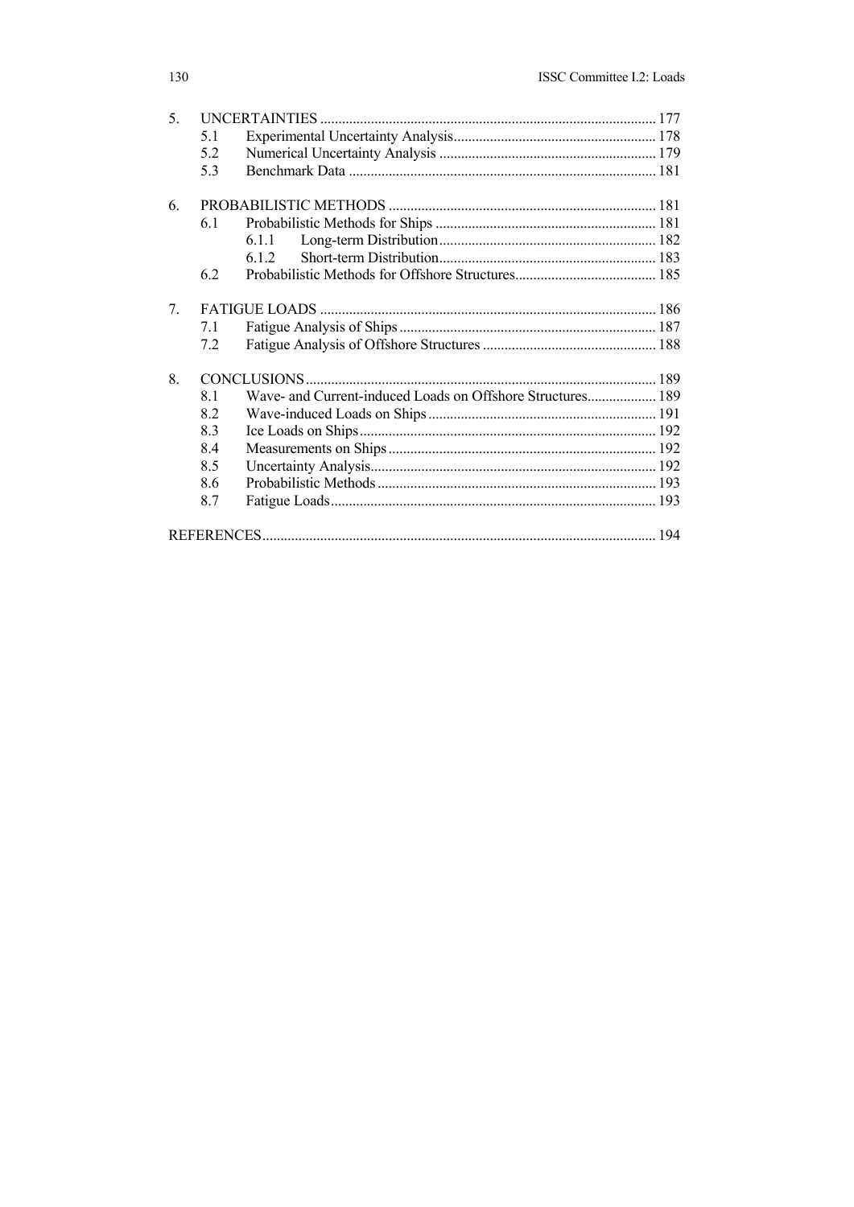5. UNCERTAINTIES ..... 177
   - 5.1 Experimental Uncertainty Analysis ..... 178
   - 5.2 Numerical Uncertainty Analysis ..... 179
   - 5.3 Benchmark Data ..... 181

6. PROBABILISTIC METHODS ..... 181
   - 6.1 Probabilistic Methods for Ships ..... 181
     - 6.1.1 Long-term Distribution ..... 182
     - 6.1.2 Short-term Distribution ..... 183
   - 6.2 Probabilistic Methods for Offshore Structures ..... 185

7. FATIGUE LOADS ..... 186
   - 7.1 Fatigue Analysis of Ships ..... 187
   - 7.2 Fatigue Analysis of Offshore Structures ..... 188

8. CONCLUSIONS ..... 189
   - 8.1 Wave- and Current-induced Loads on Offshore Structures ..... 189
   - 8.2 Wave-induced Loads on Ships ..... 191
   - 8.3 Ice Loads on Ships ..... 192
   - 8.4 Measurements on Ships ..... 192
   - 8.5 Uncertainty Analysis ..... 192
   - 8.6 Probabilistic Methods ..... 193
   - 8.7 Fatigue Loads ..... 193

REFERENCES ..... 194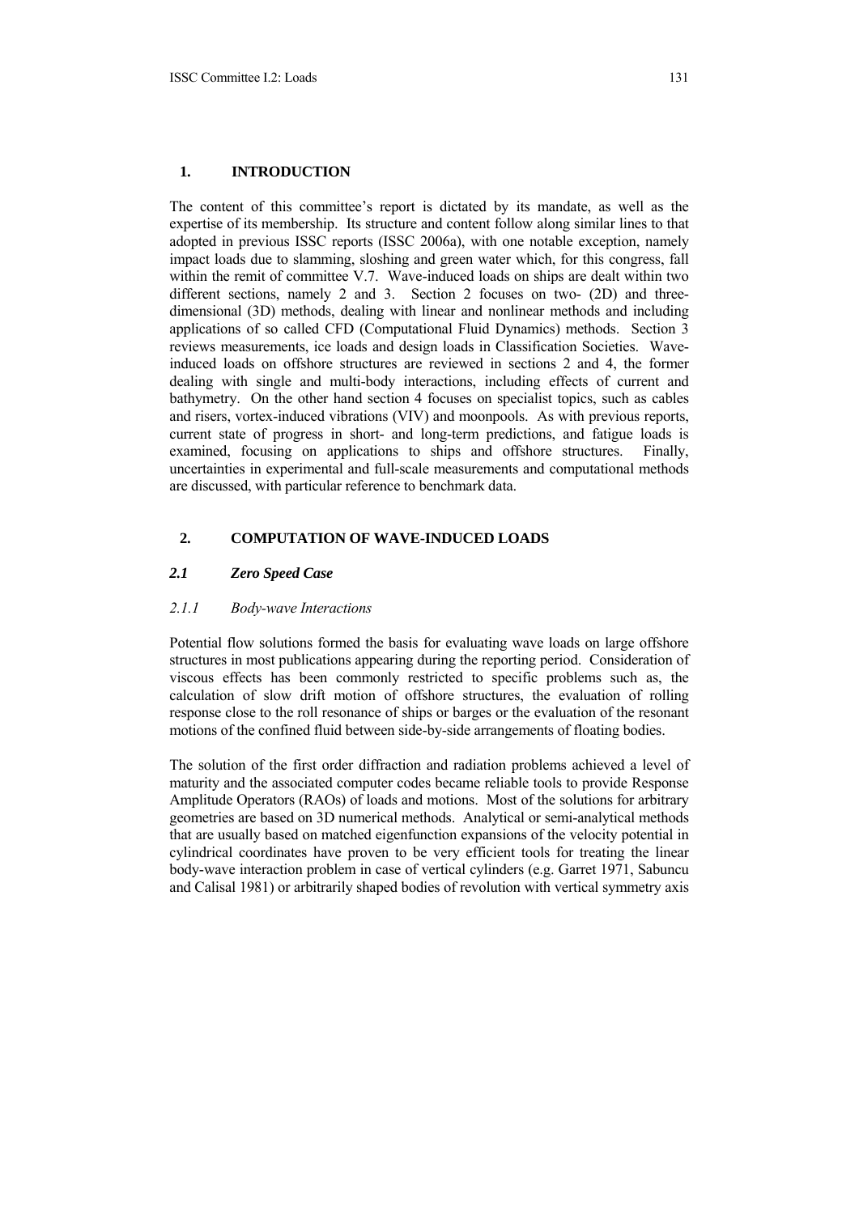## 1. INTRODUCTION

The content of this committee's report is dictated by its mandate, as well as the expertise of its membership. Its structure and content follow along similar lines to that adopted in previous ISSC reports (ISSC 2006a), with one notable exception, namely impact loads due to slamming, sloshing and green water which, for this congress, fall within the remit of committee V.7. Wave-induced loads on ships are dealt within two different sections, namely 2 and 3. Section 2 focuses on two- (2D) and three-dimensional (3D) methods, dealing with linear and nonlinear methods and including applications of so called CFD (Computational Fluid Dynamics) methods. Section 3 reviews measurements, ice loads and design loads in Classification Societies. Wave-induced loads on offshore structures are reviewed in sections 2 and 4, the former dealing with single and multi-body interactions, including effects of current and bathymetry. On the other hand section 4 focuses on specialist topics, such as cables and risers, vortex-induced vibrations (VIV) and moonpools. As with previous reports, current state of progress in short- and long-term predictions, and fatigue loads is examined, focusing on applications to ships and offshore structures. Finally, uncertainties in experimental and full-scale measurements and computational methods are discussed, with particular reference to benchmark data.

## 2. COMPUTATION OF WAVE-INDUCED LOADS

### *2.1 Zero Speed Case*

#### *2.1.1 Body-wave Interactions*

Potential flow solutions formed the basis for evaluating wave loads on large offshore structures in most publications appearing during the reporting period. Consideration of viscous effects has been commonly restricted to specific problems such as, the calculation of slow drift motion of offshore structures, the evaluation of rolling response close to the roll resonance of ships or barges or the evaluation of the resonant motions of the confined fluid between side-by-side arrangements of floating bodies.

The solution of the first order diffraction and radiation problems achieved a level of maturity and the associated computer codes became reliable tools to provide Response Amplitude Operators (RAOs) of loads and motions. Most of the solutions for arbitrary geometries are based on 3D numerical methods. Analytical or semi-analytical methods that are usually based on matched eigenfunction expansions of the velocity potential in cylindrical coordinates have proven to be very efficient tools for treating the linear body-wave interaction problem in case of vertical cylinders (e.g. Garret 1971, Sabuncu and Calisal 1981) or arbitrarily shaped bodies of revolution with vertical symmetry axis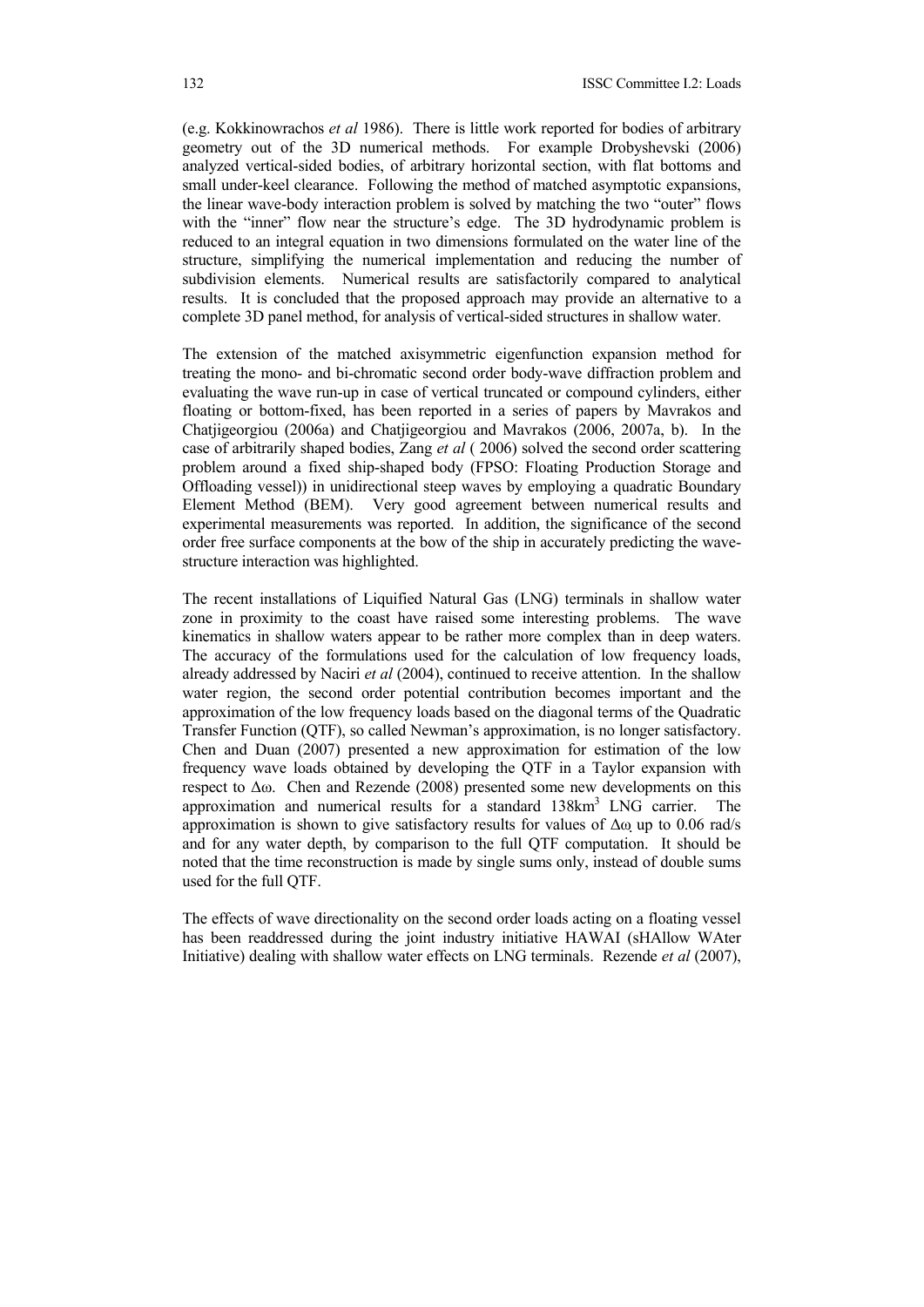(e.g. Kokkinowrachos *et al* 1986). There is little work reported for bodies of arbitrary geometry out of the 3D numerical methods. For example Drobyshevski (2006) analyzed vertical-sided bodies, of arbitrary horizontal section, with flat bottoms and small under-keel clearance. Following the method of matched asymptotic expansions, the linear wave-body interaction problem is solved by matching the two "outer" flows with the "inner" flow near the structure's edge. The 3D hydrodynamic problem is reduced to an integral equation in two dimensions formulated on the water line of the structure, simplifying the numerical implementation and reducing the number of subdivision elements. Numerical results are satisfactorily compared to analytical results. It is concluded that the proposed approach may provide an alternative to a complete 3D panel method, for analysis of vertical-sided structures in shallow water.

The extension of the matched axisymmetric eigenfunction expansion method for treating the mono- and bi-chromatic second order body-wave diffraction problem and evaluating the wave run-up in case of vertical truncated or compound cylinders, either floating or bottom-fixed, has been reported in a series of papers by Mavrakos and Chatjigeorgiou (2006a) and Chatjigeorgiou and Mavrakos (2006, 2007a, b). In the case of arbitrarily shaped bodies, Zang *et al* ( 2006) solved the second order scattering problem around a fixed ship-shaped body (FPSO: Floating Production Storage and Offloading vessel)) in unidirectional steep waves by employing a quadratic Boundary Element Method (BEM). Very good agreement between numerical results and experimental measurements was reported. In addition, the significance of the second order free surface components at the bow of the ship in accurately predicting the wave-structure interaction was highlighted.

The recent installations of Liquified Natural Gas (LNG) terminals in shallow water zone in proximity to the coast have raised some interesting problems. The wave kinematics in shallow waters appear to be rather more complex than in deep waters. The accuracy of the formulations used for the calculation of low frequency loads, already addressed by Naciri *et al* (2004), continued to receive attention. In the shallow water region, the second order potential contribution becomes important and the approximation of the low frequency loads based on the diagonal terms of the Quadratic Transfer Function (QTF), so called Newman's approximation, is no longer satisfactory. Chen and Duan (2007) presented a new approximation for estimation of the low frequency wave loads obtained by developing the QTF in a Taylor expansion with respect to $\Delta\omega$. Chen and Rezende (2008) presented some new developments on this approximation and numerical results for a standard $138km^3$ LNG carrier. The approximation is shown to give satisfactory results for values of $\Delta\omega$ up to 0.06 rad/s and for any water depth, by comparison to the full QTF computation. It should be noted that the time reconstruction is made by single sums only, instead of double sums used for the full QTF.

The effects of wave directionality on the second order loads acting on a floating vessel has been readdressed during the joint industry initiative HAWAI (sHAllow WAter Initiative) dealing with shallow water effects on LNG terminals. Rezende *et al* (2007),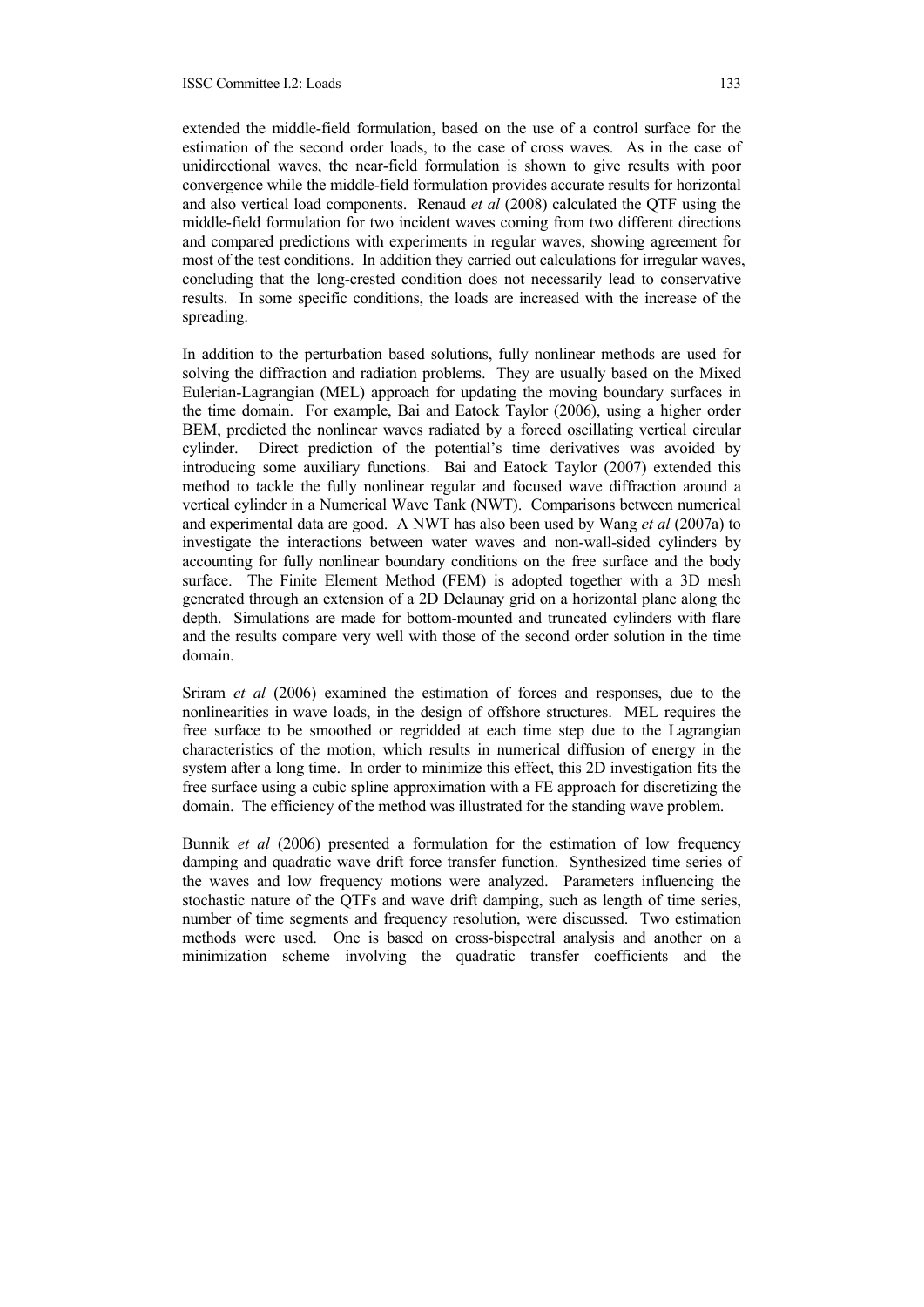extended the middle-field formulation, based on the use of a control surface for the estimation of the second order loads, to the case of cross waves. As in the case of unidirectional waves, the near-field formulation is shown to give results with poor convergence while the middle-field formulation provides accurate results for horizontal and also vertical load components. Renaud *et al* (2008) calculated the QTF using the middle-field formulation for two incident waves coming from two different directions and compared predictions with experiments in regular waves, showing agreement for most of the test conditions. In addition they carried out calculations for irregular waves, concluding that the long-crested condition does not necessarily lead to conservative results. In some specific conditions, the loads are increased with the increase of the spreading.

In addition to the perturbation based solutions, fully nonlinear methods are used for solving the diffraction and radiation problems. They are usually based on the Mixed Eulerian-Lagrangian (MEL) approach for updating the moving boundary surfaces in the time domain. For example, Bai and Eatock Taylor (2006), using a higher order BEM, predicted the nonlinear waves radiated by a forced oscillating vertical circular cylinder. Direct prediction of the potential's time derivatives was avoided by introducing some auxiliary functions. Bai and Eatock Taylor (2007) extended this method to tackle the fully nonlinear regular and focused wave diffraction around a vertical cylinder in a Numerical Wave Tank (NWT). Comparisons between numerical and experimental data are good. A NWT has also been used by Wang *et al* (2007a) to investigate the interactions between water waves and non-wall-sided cylinders by accounting for fully nonlinear boundary conditions on the free surface and the body surface. The Finite Element Method (FEM) is adopted together with a 3D mesh generated through an extension of a 2D Delaunay grid on a horizontal plane along the depth. Simulations are made for bottom-mounted and truncated cylinders with flare and the results compare very well with those of the second order solution in the time domain.

Sriram *et al* (2006) examined the estimation of forces and responses, due to the nonlinearities in wave loads, in the design of offshore structures. MEL requires the free surface to be smoothed or regridded at each time step due to the Lagrangian characteristics of the motion, which results in numerical diffusion of energy in the system after a long time. In order to minimize this effect, this 2D investigation fits the free surface using a cubic spline approximation with a FE approach for discretizing the domain. The efficiency of the method was illustrated for the standing wave problem.

Bunnik *et al* (2006) presented a formulation for the estimation of low frequency damping and quadratic wave drift force transfer function. Synthesized time series of the waves and low frequency motions were analyzed. Parameters influencing the stochastic nature of the QTFs and wave drift damping, such as length of time series, number of time segments and frequency resolution, were discussed. Two estimation methods were used. One is based on cross-bispectral analysis and another on a minimization scheme involving the quadratic transfer coefficients and the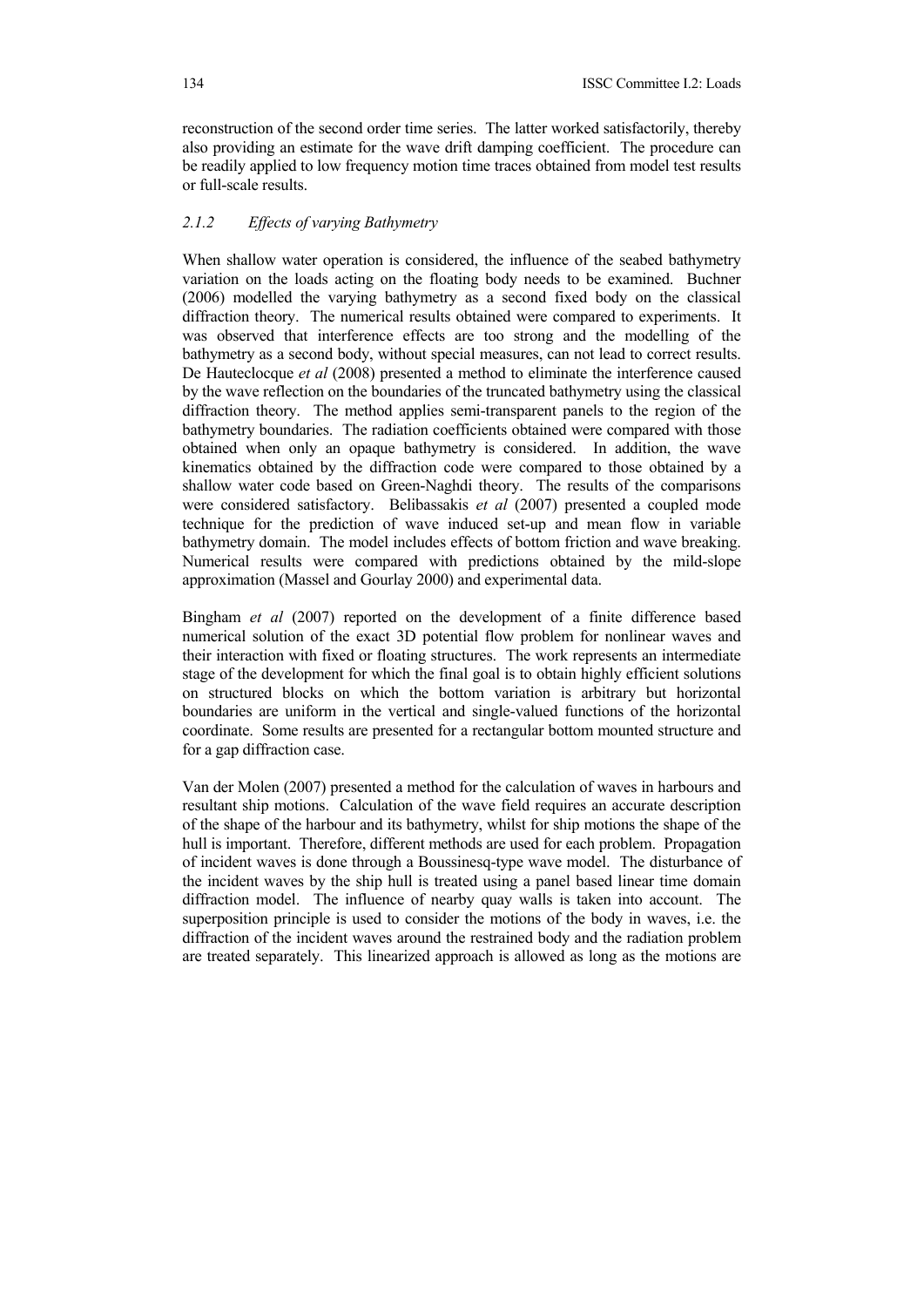reconstruction of the second order time series. The latter worked satisfactorily, thereby also providing an estimate for the wave drift damping coefficient. The procedure can be readily applied to low frequency motion time traces obtained from model test results or full-scale results.

### *2.1.2 Effects of varying Bathymetry*

When shallow water operation is considered, the influence of the seabed bathymetry variation on the loads acting on the floating body needs to be examined. Buchner (2006) modelled the varying bathymetry as a second fixed body on the classical diffraction theory. The numerical results obtained were compared to experiments. It was observed that interference effects are too strong and the modelling of the bathymetry as a second body, without special measures, can not lead to correct results. De Hauteclocque *et al* (2008) presented a method to eliminate the interference caused by the wave reflection on the boundaries of the truncated bathymetry using the classical diffraction theory. The method applies semi-transparent panels to the region of the bathymetry boundaries. The radiation coefficients obtained were compared with those obtained when only an opaque bathymetry is considered. In addition, the wave kinematics obtained by the diffraction code were compared to those obtained by a shallow water code based on Green-Naghdi theory. The results of the comparisons were considered satisfactory. Belibassakis *et al* (2007) presented a coupled mode technique for the prediction of wave induced set-up and mean flow in variable bathymetry domain. The model includes effects of bottom friction and wave breaking. Numerical results were compared with predictions obtained by the mild-slope approximation (Massel and Gourlay 2000) and experimental data.

Bingham *et al* (2007) reported on the development of a finite difference based numerical solution of the exact 3D potential flow problem for nonlinear waves and their interaction with fixed or floating structures. The work represents an intermediate stage of the development for which the final goal is to obtain highly efficient solutions on structured blocks on which the bottom variation is arbitrary but horizontal boundaries are uniform in the vertical and single-valued functions of the horizontal coordinate. Some results are presented for a rectangular bottom mounted structure and for a gap diffraction case.

Van der Molen (2007) presented a method for the calculation of waves in harbours and resultant ship motions. Calculation of the wave field requires an accurate description of the shape of the harbour and its bathymetry, whilst for ship motions the shape of the hull is important. Therefore, different methods are used for each problem. Propagation of incident waves is done through a Boussinesq-type wave model. The disturbance of the incident waves by the ship hull is treated using a panel based linear time domain diffraction model. The influence of nearby quay walls is taken into account. The superposition principle is used to consider the motions of the body in waves, i.e. the diffraction of the incident waves around the restrained body and the radiation problem are treated separately. This linearized approach is allowed as long as the motions are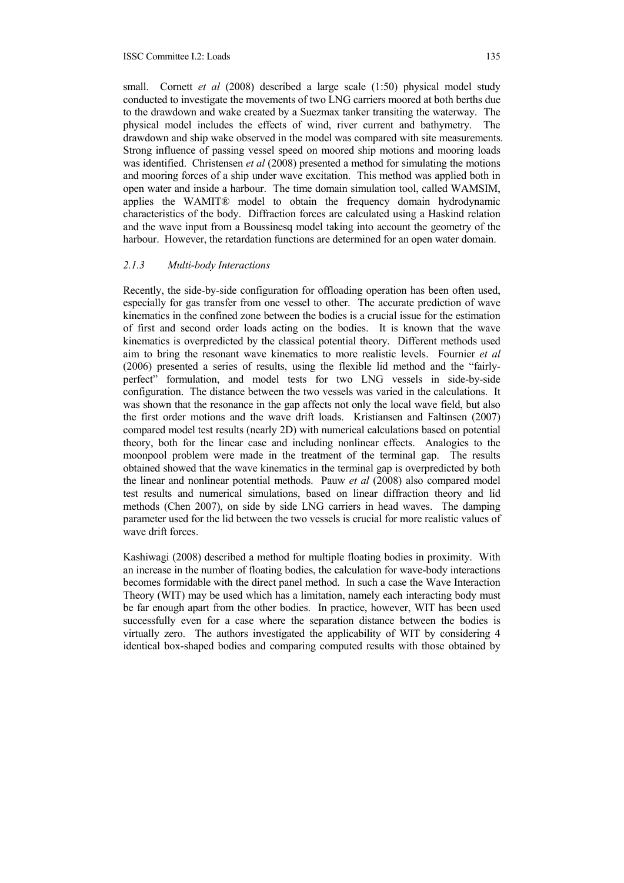small. Cornett *et al* (2008) described a large scale (1:50) physical model study conducted to investigate the movements of two LNG carriers moored at both berths due to the drawdown and wake created by a Suezmax tanker transiting the waterway. The physical model includes the effects of wind, river current and bathymetry. The drawdown and ship wake observed in the model was compared with site measurements. Strong influence of passing vessel speed on moored ship motions and mooring loads was identified. Christensen *et al* (2008) presented a method for simulating the motions and mooring forces of a ship under wave excitation. This method was applied both in open water and inside a harbour. The time domain simulation tool, called WAMSIM, applies the WAMIT® model to obtain the frequency domain hydrodynamic characteristics of the body. Diffraction forces are calculated using a Haskind relation and the wave input from a Boussinesq model taking into account the geometry of the harbour. However, the retardation functions are determined for an open water domain.

### *2.1.3 Multi-body Interactions*

Recently, the side-by-side configuration for offloading operation has been often used, especially for gas transfer from one vessel to other. The accurate prediction of wave kinematics in the confined zone between the bodies is a crucial issue for the estimation of first and second order loads acting on the bodies. It is known that the wave kinematics is overpredicted by the classical potential theory. Different methods used aim to bring the resonant wave kinematics to more realistic levels. Fournier *et al* (2006) presented a series of results, using the flexible lid method and the "fairly-perfect" formulation, and model tests for two LNG vessels in side-by-side configuration. The distance between the two vessels was varied in the calculations. It was shown that the resonance in the gap affects not only the local wave field, but also the first order motions and the wave drift loads. Kristiansen and Faltinsen (2007) compared model test results (nearly 2D) with numerical calculations based on potential theory, both for the linear case and including nonlinear effects. Analogies to the moonpool problem were made in the treatment of the terminal gap. The results obtained showed that the wave kinematics in the terminal gap is overpredicted by both the linear and nonlinear potential methods. Pauw *et al* (2008) also compared model test results and numerical simulations, based on linear diffraction theory and lid methods (Chen 2007), on side by side LNG carriers in head waves. The damping parameter used for the lid between the two vessels is crucial for more realistic values of wave drift forces.

Kashiwagi (2008) described a method for multiple floating bodies in proximity. With an increase in the number of floating bodies, the calculation for wave-body interactions becomes formidable with the direct panel method. In such a case the Wave Interaction Theory (WIT) may be used which has a limitation, namely each interacting body must be far enough apart from the other bodies. In practice, however, WIT has been used successfully even for a case where the separation distance between the bodies is virtually zero. The authors investigated the applicability of WIT by considering 4 identical box-shaped bodies and comparing computed results with those obtained by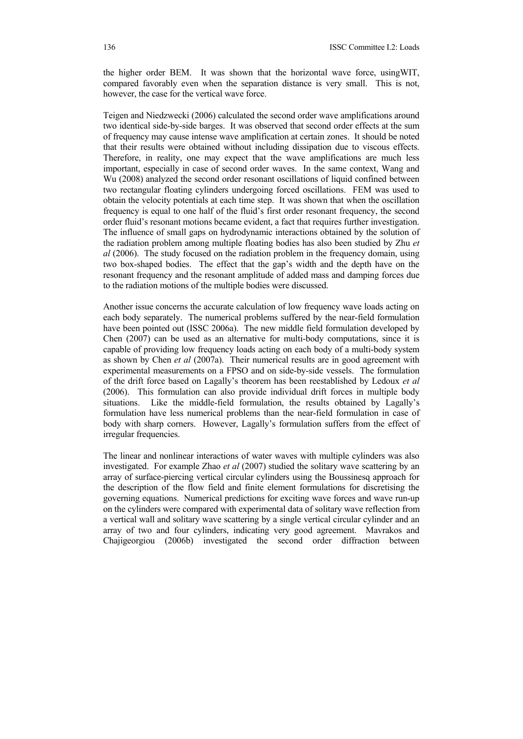the higher order BEM. It was shown that the horizontal wave force, usingWIT, compared favorably even when the separation distance is very small. This is not, however, the case for the vertical wave force.

Teigen and Niedzwecki (2006) calculated the second order wave amplifications around two identical side-by-side barges. It was observed that second order effects at the sum of frequency may cause intense wave amplification at certain zones. It should be noted that their results were obtained without including dissipation due to viscous effects. Therefore, in reality, one may expect that the wave amplifications are much less important, especially in case of second order waves. In the same context, Wang and Wu (2008) analyzed the second order resonant oscillations of liquid confined between two rectangular floating cylinders undergoing forced oscillations. FEM was used to obtain the velocity potentials at each time step. It was shown that when the oscillation frequency is equal to one half of the fluid's first order resonant frequency, the second order fluid's resonant motions became evident, a fact that requires further investigation. The influence of small gaps on hydrodynamic interactions obtained by the solution of the radiation problem among multiple floating bodies has also been studied by Zhu *et al* (2006). The study focused on the radiation problem in the frequency domain, using two box-shaped bodies. The effect that the gap's width and the depth have on the resonant frequency and the resonant amplitude of added mass and damping forces due to the radiation motions of the multiple bodies were discussed.

Another issue concerns the accurate calculation of low frequency wave loads acting on each body separately. The numerical problems suffered by the near-field formulation have been pointed out (ISSC 2006a). The new middle field formulation developed by Chen (2007) can be used as an alternative for multi-body computations, since it is capable of providing low frequency loads acting on each body of a multi-body system as shown by Chen *et al* (2007a). Their numerical results are in good agreement with experimental measurements on a FPSO and on side-by-side vessels. The formulation of the drift force based on Lagally's theorem has been reestablished by Ledoux *et al* (2006). This formulation can also provide individual drift forces in multiple body situations. Like the middle-field formulation, the results obtained by Lagally's formulation have less numerical problems than the near-field formulation in case of body with sharp corners. However, Lagally's formulation suffers from the effect of irregular frequencies.

The linear and nonlinear interactions of water waves with multiple cylinders was also investigated. For example Zhao *et al* (2007) studied the solitary wave scattering by an array of surface-piercing vertical circular cylinders using the Boussinesq approach for the description of the flow field and finite element formulations for discretising the governing equations. Numerical predictions for exciting wave forces and wave run-up on the cylinders were compared with experimental data of solitary wave reflection from a vertical wall and solitary wave scattering by a single vertical circular cylinder and an array of two and four cylinders, indicating very good agreement. Mavrakos and Chajigeorgiou (2006b) investigated the second order diffraction between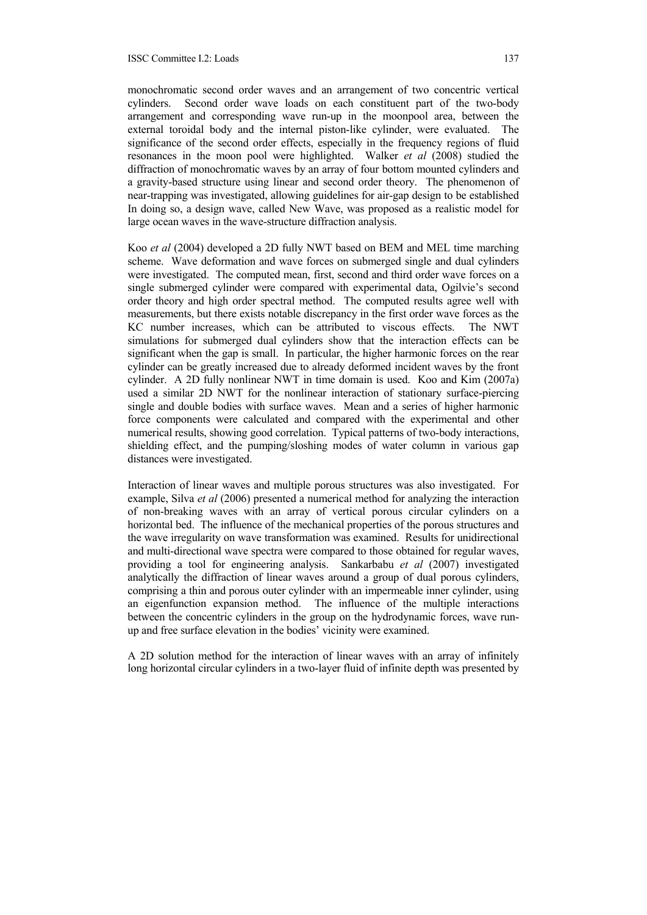monochromatic second order waves and an arrangement of two concentric vertical cylinders. Second order wave loads on each constituent part of the two-body arrangement and corresponding wave run-up in the moonpool area, between the external toroidal body and the internal piston-like cylinder, were evaluated. The significance of the second order effects, especially in the frequency regions of fluid resonances in the moon pool were highlighted. Walker *et al* (2008) studied the diffraction of monochromatic waves by an array of four bottom mounted cylinders and a gravity-based structure using linear and second order theory. The phenomenon of near-trapping was investigated, allowing guidelines for air-gap design to be established In doing so, a design wave, called New Wave, was proposed as a realistic model for large ocean waves in the wave-structure diffraction analysis.

Koo *et al* (2004) developed a 2D fully NWT based on BEM and MEL time marching scheme. Wave deformation and wave forces on submerged single and dual cylinders were investigated. The computed mean, first, second and third order wave forces on a single submerged cylinder were compared with experimental data, Ogilvie's second order theory and high order spectral method. The computed results agree well with measurements, but there exists notable discrepancy in the first order wave forces as the KC number increases, which can be attributed to viscous effects. The NWT simulations for submerged dual cylinders show that the interaction effects can be significant when the gap is small. In particular, the higher harmonic forces on the rear cylinder can be greatly increased due to already deformed incident waves by the front cylinder. A 2D fully nonlinear NWT in time domain is used. Koo and Kim (2007a) used a similar 2D NWT for the nonlinear interaction of stationary surface-piercing single and double bodies with surface waves. Mean and a series of higher harmonic force components were calculated and compared with the experimental and other numerical results, showing good correlation. Typical patterns of two-body interactions, shielding effect, and the pumping/sloshing modes of water column in various gap distances were investigated.

Interaction of linear waves and multiple porous structures was also investigated. For example, Silva *et al* (2006) presented a numerical method for analyzing the interaction of non-breaking waves with an array of vertical porous circular cylinders on a horizontal bed. The influence of the mechanical properties of the porous structures and the wave irregularity on wave transformation was examined. Results for unidirectional and multi-directional wave spectra were compared to those obtained for regular waves, providing a tool for engineering analysis. Sankarbabu *et al* (2007) investigated analytically the diffraction of linear waves around a group of dual porous cylinders, comprising a thin and porous outer cylinder with an impermeable inner cylinder, using an eigenfunction expansion method. The influence of the multiple interactions between the concentric cylinders in the group on the hydrodynamic forces, wave run-up and free surface elevation in the bodies' vicinity were examined.

A 2D solution method for the interaction of linear waves with an array of infinitely long horizontal circular cylinders in a two-layer fluid of infinite depth was presented by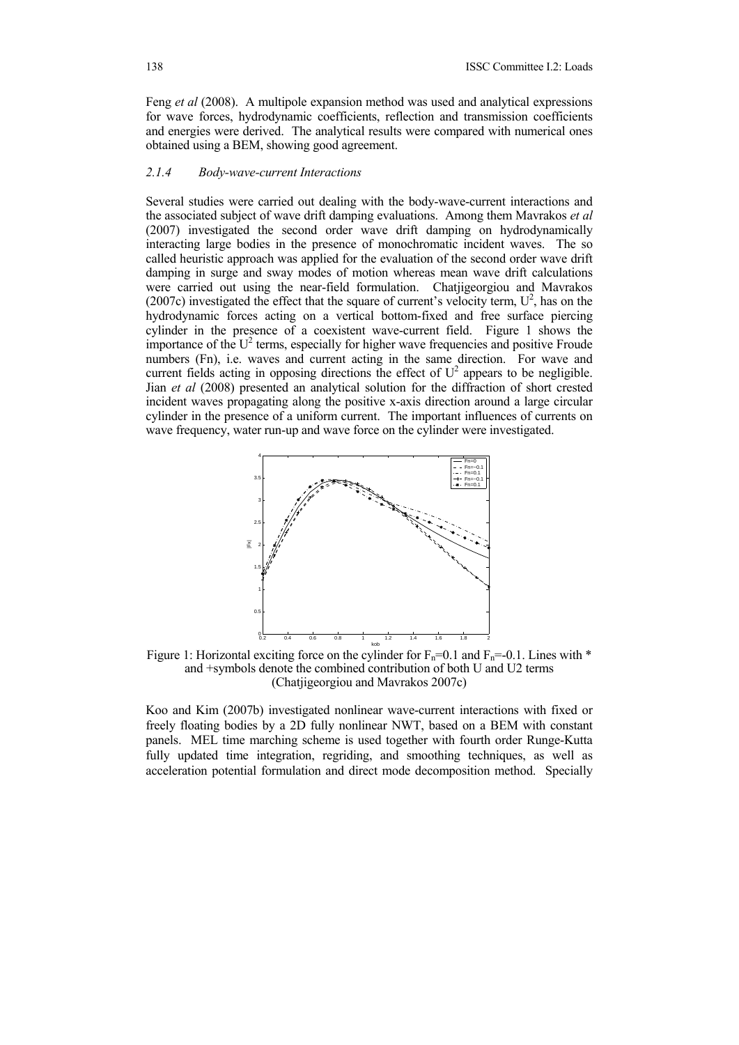Feng *et al* (2008). A multipole expansion method was used and analytical expressions for wave forces, hydrodynamic coefficients, reflection and transmission coefficients and energies were derived. The analytical results were compared with numerical ones obtained using a BEM, showing good agreement.

### *2.1.4 Body-wave-current Interactions*

Several studies were carried out dealing with the body-wave-current interactions and the associated subject of wave drift damping evaluations. Among them Mavrakos *et al* (2007) investigated the second order wave drift damping on hydrodynamically interacting large bodies in the presence of monochromatic incident waves. The so called heuristic approach was applied for the evaluation of the second order wave drift damping in surge and sway modes of motion whereas mean wave drift calculations were carried out using the near-field formulation. Chatjigeorgiou and Mavrakos (2007c) investigated the effect that the square of current's velocity term, $U^2$, has on the hydrodynamic forces acting on a vertical bottom-fixed and free surface piercing cylinder in the presence of a coexistent wave-current field. Figure 1 shows the importance of the $U^2$ terms, especially for higher wave frequencies and positive Froude numbers (Fn), i.e. waves and current acting in the same direction. For wave and current fields acting in opposing directions the effect of $U^2$ appears to be negligible. Jian *et al* (2008) presented an analytical solution for the diffraction of short crested incident waves propagating along the positive x-axis direction around a large circular cylinder in the presence of a uniform current. The important influences of currents on wave frequency, water run-up and wave force on the cylinder were investigated.

Figure 1: Horizontal exciting force on the cylinder for $F_n$=0.1 and $F_n$=-0.1. Lines with * and +symbols denote the combined contribution of both U and U2 terms (Chatjigeorgiou and Mavrakos 2007c)

Koo and Kim (2007b) investigated nonlinear wave-current interactions with fixed or freely floating bodies by a 2D fully nonlinear NWT, based on a BEM with constant panels. MEL time marching scheme is used together with fourth order Runge-Kutta fully updated time integration, regriding, and smoothing techniques, as well as acceleration potential formulation and direct mode decomposition method. Specially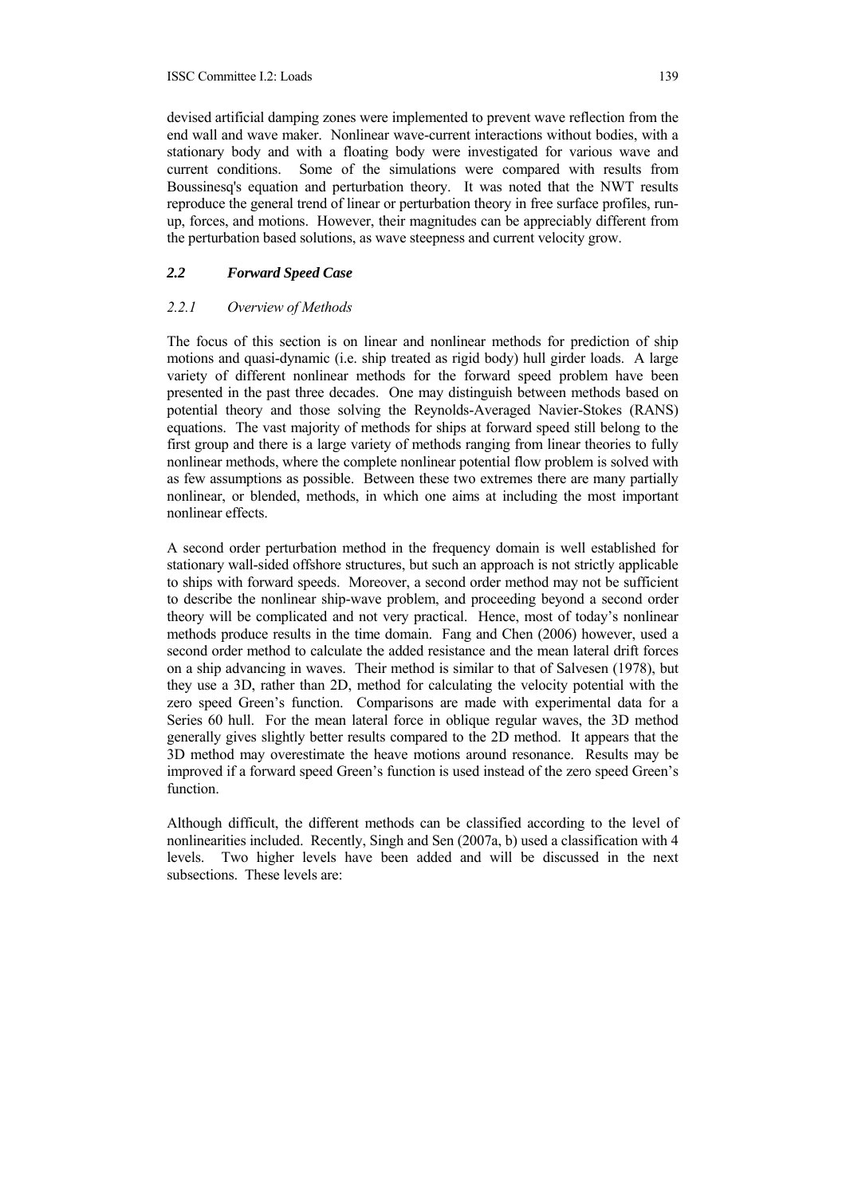devised artificial damping zones were implemented to prevent wave reflection from the end wall and wave maker. Nonlinear wave-current interactions without bodies, with a stationary body and with a floating body were investigated for various wave and current conditions. Some of the simulations were compared with results from Boussinesq's equation and perturbation theory. It was noted that the NWT results reproduce the general trend of linear or perturbation theory in free surface profiles, run-up, forces, and motions. However, their magnitudes can be appreciably different from the perturbation based solutions, as wave steepness and current velocity grow.

## *2.2 Forward Speed Case*

### *2.2.1 Overview of Methods*

The focus of this section is on linear and nonlinear methods for prediction of ship motions and quasi-dynamic (i.e. ship treated as rigid body) hull girder loads. A large variety of different nonlinear methods for the forward speed problem have been presented in the past three decades. One may distinguish between methods based on potential theory and those solving the Reynolds-Averaged Navier-Stokes (RANS) equations. The vast majority of methods for ships at forward speed still belong to the first group and there is a large variety of methods ranging from linear theories to fully nonlinear methods, where the complete nonlinear potential flow problem is solved with as few assumptions as possible. Between these two extremes there are many partially nonlinear, or blended, methods, in which one aims at including the most important nonlinear effects.

A second order perturbation method in the frequency domain is well established for stationary wall-sided offshore structures, but such an approach is not strictly applicable to ships with forward speeds. Moreover, a second order method may not be sufficient to describe the nonlinear ship-wave problem, and proceeding beyond a second order theory will be complicated and not very practical. Hence, most of today's nonlinear methods produce results in the time domain. Fang and Chen (2006) however, used a second order method to calculate the added resistance and the mean lateral drift forces on a ship advancing in waves. Their method is similar to that of Salvesen (1978), but they use a 3D, rather than 2D, method for calculating the velocity potential with the zero speed Green's function. Comparisons are made with experimental data for a Series 60 hull. For the mean lateral force in oblique regular waves, the 3D method generally gives slightly better results compared to the 2D method. It appears that the 3D method may overestimate the heave motions around resonance. Results may be improved if a forward speed Green's function is used instead of the zero speed Green's function.

Although difficult, the different methods can be classified according to the level of nonlinearities included. Recently, Singh and Sen (2007a, b) used a classification with 4 levels. Two higher levels have been added and will be discussed in the next subsections. These levels are: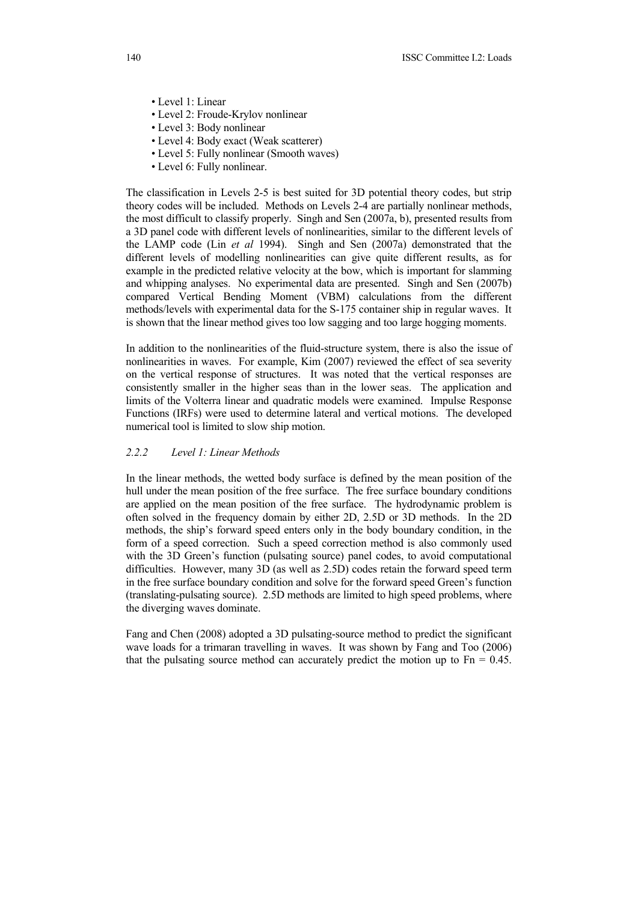- Level 1: Linear
- Level 2: Froude-Krylov nonlinear
- Level 3: Body nonlinear
- Level 4: Body exact (Weak scatterer)
- Level 5: Fully nonlinear (Smooth waves)
- Level 6: Fully nonlinear.

The classification in Levels 2-5 is best suited for 3D potential theory codes, but strip theory codes will be included. Methods on Levels 2-4 are partially nonlinear methods, the most difficult to classify properly. Singh and Sen (2007a, b), presented results from a 3D panel code with different levels of nonlinearities, similar to the different levels of the LAMP code (Lin *et al* 1994). Singh and Sen (2007a) demonstrated that the different levels of modelling nonlinearities can give quite different results, as for example in the predicted relative velocity at the bow, which is important for slamming and whipping analyses. No experimental data are presented. Singh and Sen (2007b) compared Vertical Bending Moment (VBM) calculations from the different methods/levels with experimental data for the S-175 container ship in regular waves. It is shown that the linear method gives too low sagging and too large hogging moments.

In addition to the nonlinearities of the fluid-structure system, there is also the issue of nonlinearities in waves. For example, Kim (2007) reviewed the effect of sea severity on the vertical response of structures. It was noted that the vertical responses are consistently smaller in the higher seas than in the lower seas. The application and limits of the Volterra linear and quadratic models were examined. Impulse Response Functions (IRFs) were used to determine lateral and vertical motions. The developed numerical tool is limited to slow ship motion.

### *2.2.2 Level 1: Linear Methods*

In the linear methods, the wetted body surface is defined by the mean position of the hull under the mean position of the free surface. The free surface boundary conditions are applied on the mean position of the free surface. The hydrodynamic problem is often solved in the frequency domain by either 2D, 2.5D or 3D methods. In the 2D methods, the ship's forward speed enters only in the body boundary condition, in the form of a speed correction. Such a speed correction method is also commonly used with the 3D Green's function (pulsating source) panel codes, to avoid computational difficulties. However, many 3D (as well as 2.5D) codes retain the forward speed term in the free surface boundary condition and solve for the forward speed Green's function (translating-pulsating source). 2.5D methods are limited to high speed problems, where the diverging waves dominate.

Fang and Chen (2008) adopted a 3D pulsating-source method to predict the significant wave loads for a trimaran travelling in waves. It was shown by Fang and Too (2006) that the pulsating source method can accurately predict the motion up to $Fn = 0.45$.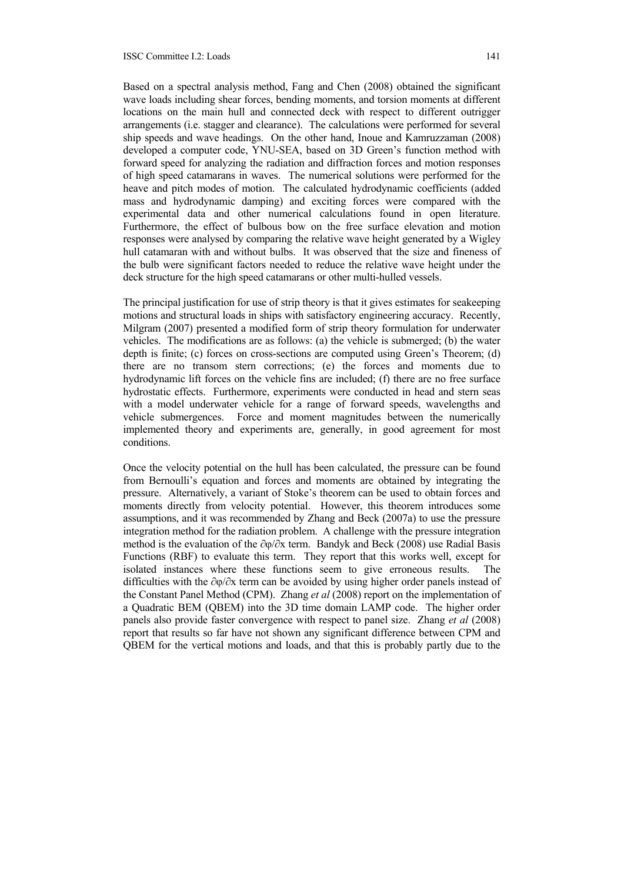Based on a spectral analysis method, Fang and Chen (2008) obtained the significant wave loads including shear forces, bending moments, and torsion moments at different locations on the main hull and connected deck with respect to different outrigger arrangements (i.e. stagger and clearance). The calculations were performed for several ship speeds and wave headings. On the other hand, Inoue and Kamruzzaman (2008) developed a computer code, YNU-SEA, based on 3D Green's function method with forward speed for analyzing the radiation and diffraction forces and motion responses of high speed catamarans in waves. The numerical solutions were performed for the heave and pitch modes of motion. The calculated hydrodynamic coefficients (added mass and hydrodynamic damping) and exciting forces were compared with the experimental data and other numerical calculations found in open literature. Furthermore, the effect of bulbous bow on the free surface elevation and motion responses were analysed by comparing the relative wave height generated by a Wigley hull catamaran with and without bulbs. It was observed that the size and fineness of the bulb were significant factors needed to reduce the relative wave height under the deck structure for the high speed catamarans or other multi-hulled vessels.

The principal justification for use of strip theory is that it gives estimates for seakeeping motions and structural loads in ships with satisfactory engineering accuracy. Recently, Milgram (2007) presented a modified form of strip theory formulation for underwater vehicles. The modifications are as follows: (a) the vehicle is submerged; (b) the water depth is finite; (c) forces on cross-sections are computed using Green's Theorem; (d) there are no transom stern corrections; (e) the forces and moments due to hydrodynamic lift forces on the vehicle fins are included; (f) there are no free surface hydrostatic effects. Furthermore, experiments were conducted in head and stern seas with a model underwater vehicle for a range of forward speeds, wavelengths and vehicle submergences. Force and moment magnitudes between the numerically implemented theory and experiments are, generally, in good agreement for most conditions.

Once the velocity potential on the hull has been calculated, the pressure can be found from Bernoulli's equation and forces and moments are obtained by integrating the pressure. Alternatively, a variant of Stoke's theorem can be used to obtain forces and moments directly from velocity potential. However, this theorem introduces some assumptions, and it was recommended by Zhang and Beck (2007a) to use the pressure integration method for the radiation problem. A challenge with the pressure integration method is the evaluation of the $\partial\varphi/\partial x$ term. Bandyk and Beck (2008) use Radial Basis Functions (RBF) to evaluate this term. They report that this works well, except for isolated instances where these functions seem to give erroneous results. The difficulties with the $\partial\varphi/\partial x$ term can be avoided by using higher order panels instead of the Constant Panel Method (CPM). Zhang *et al* (2008) report on the implementation of a Quadratic BEM (QBEM) into the 3D time domain LAMP code. The higher order panels also provide faster convergence with respect to panel size. Zhang *et al* (2008) report that results so far have not shown any significant difference between CPM and QBEM for the vertical motions and loads, and that this is probably partly due to the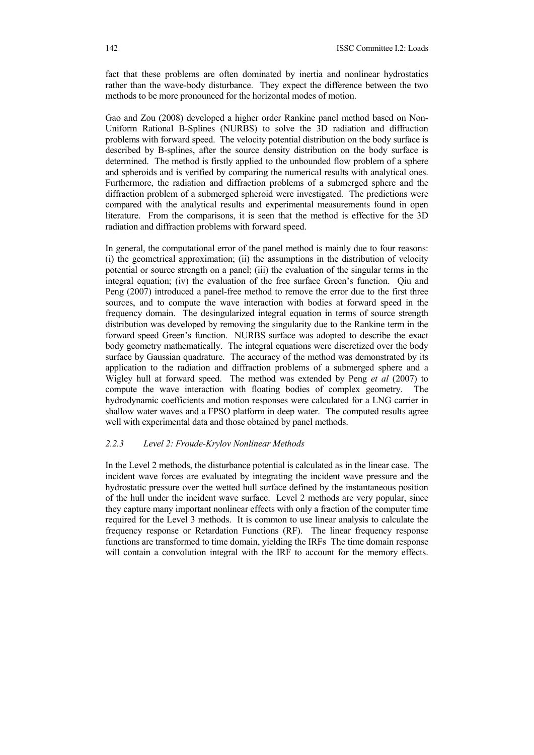fact that these problems are often dominated by inertia and nonlinear hydrostatics rather than the wave-body disturbance. They expect the difference between the two methods to be more pronounced for the horizontal modes of motion.

Gao and Zou (2008) developed a higher order Rankine panel method based on Non-Uniform Rational B-Splines (NURBS) to solve the 3D radiation and diffraction problems with forward speed. The velocity potential distribution on the body surface is described by B-splines, after the source density distribution on the body surface is determined. The method is firstly applied to the unbounded flow problem of a sphere and spheroids and is verified by comparing the numerical results with analytical ones. Furthermore, the radiation and diffraction problems of a submerged sphere and the diffraction problem of a submerged spheroid were investigated. The predictions were compared with the analytical results and experimental measurements found in open literature. From the comparisons, it is seen that the method is effective for the 3D radiation and diffraction problems with forward speed.

In general, the computational error of the panel method is mainly due to four reasons: (i) the geometrical approximation; (ii) the assumptions in the distribution of velocity potential or source strength on a panel; (iii) the evaluation of the singular terms in the integral equation; (iv) the evaluation of the free surface Green's function. Qiu and Peng (2007) introduced a panel-free method to remove the error due to the first three sources, and to compute the wave interaction with bodies at forward speed in the frequency domain. The desingularized integral equation in terms of source strength distribution was developed by removing the singularity due to the Rankine term in the forward speed Green's function. NURBS surface was adopted to describe the exact body geometry mathematically. The integral equations were discretized over the body surface by Gaussian quadrature. The accuracy of the method was demonstrated by its application to the radiation and diffraction problems of a submerged sphere and a Wigley hull at forward speed. The method was extended by Peng *et al* (2007) to compute the wave interaction with floating bodies of complex geometry. The hydrodynamic coefficients and motion responses were calculated for a LNG carrier in shallow water waves and a FPSO platform in deep water. The computed results agree well with experimental data and those obtained by panel methods.

### *2.2.3 Level 2: Froude-Krylov Nonlinear Methods*

In the Level 2 methods, the disturbance potential is calculated as in the linear case. The incident wave forces are evaluated by integrating the incident wave pressure and the hydrostatic pressure over the wetted hull surface defined by the instantaneous position of the hull under the incident wave surface. Level 2 methods are very popular, since they capture many important nonlinear effects with only a fraction of the computer time required for the Level 3 methods. It is common to use linear analysis to calculate the frequency response or Retardation Functions (RF). The linear frequency response functions are transformed to time domain, yielding the IRFs The time domain response will contain a convolution integral with the IRF to account for the memory effects.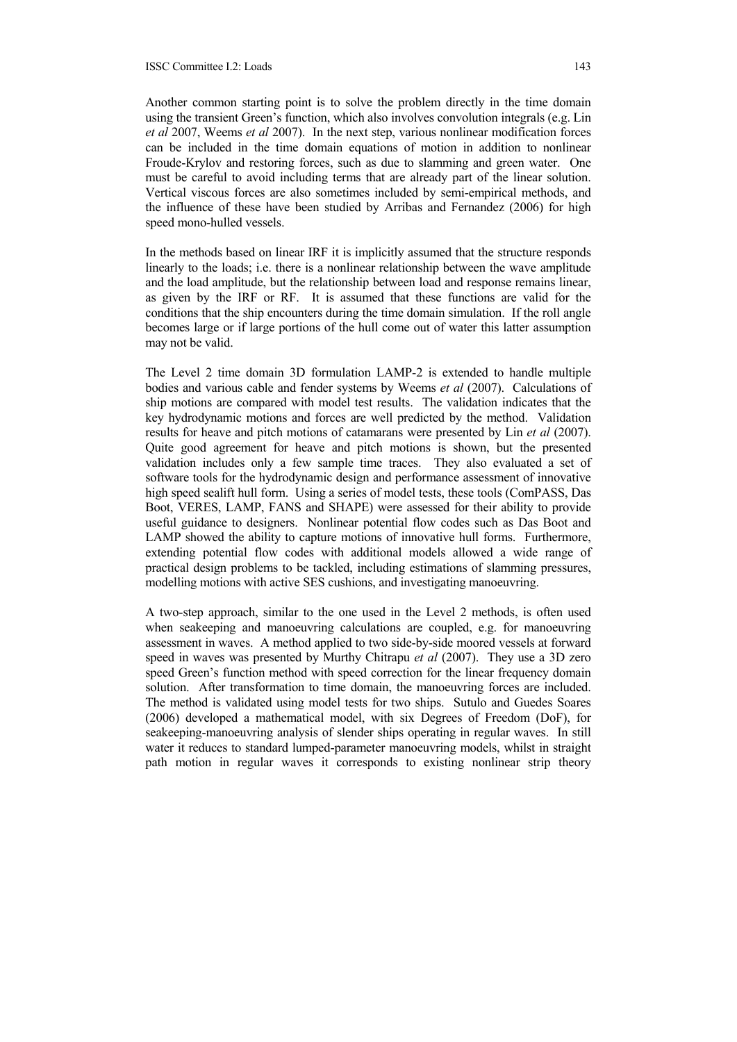Another common starting point is to solve the problem directly in the time domain using the transient Green's function, which also involves convolution integrals (e.g. Lin *et al* 2007, Weems *et al* 2007). In the next step, various nonlinear modification forces can be included in the time domain equations of motion in addition to nonlinear Froude-Krylov and restoring forces, such as due to slamming and green water. One must be careful to avoid including terms that are already part of the linear solution. Vertical viscous forces are also sometimes included by semi-empirical methods, and the influence of these have been studied by Arribas and Fernandez (2006) for high speed mono-hulled vessels.

In the methods based on linear IRF it is implicitly assumed that the structure responds linearly to the loads; i.e. there is a nonlinear relationship between the wave amplitude and the load amplitude, but the relationship between load and response remains linear, as given by the IRF or RF. It is assumed that these functions are valid for the conditions that the ship encounters during the time domain simulation. If the roll angle becomes large or if large portions of the hull come out of water this latter assumption may not be valid.

The Level 2 time domain 3D formulation LAMP-2 is extended to handle multiple bodies and various cable and fender systems by Weems *et al* (2007). Calculations of ship motions are compared with model test results. The validation indicates that the key hydrodynamic motions and forces are well predicted by the method. Validation results for heave and pitch motions of catamarans were presented by Lin *et al* (2007). Quite good agreement for heave and pitch motions is shown, but the presented validation includes only a few sample time traces. They also evaluated a set of software tools for the hydrodynamic design and performance assessment of innovative high speed sealift hull form. Using a series of model tests, these tools (ComPASS, Das Boot, VERES, LAMP, FANS and SHAPE) were assessed for their ability to provide useful guidance to designers. Nonlinear potential flow codes such as Das Boot and LAMP showed the ability to capture motions of innovative hull forms. Furthermore, extending potential flow codes with additional models allowed a wide range of practical design problems to be tackled, including estimations of slamming pressures, modelling motions with active SES cushions, and investigating manoeuvring.

A two-step approach, similar to the one used in the Level 2 methods, is often used when seakeeping and manoeuvring calculations are coupled, e.g. for manoeuvring assessment in waves. A method applied to two side-by-side moored vessels at forward speed in waves was presented by Murthy Chitrapu *et al* (2007). They use a 3D zero speed Green's function method with speed correction for the linear frequency domain solution. After transformation to time domain, the manoeuvring forces are included. The method is validated using model tests for two ships. Sutulo and Guedes Soares (2006) developed a mathematical model, with six Degrees of Freedom (DoF), for seakeeping-manoeuvring analysis of slender ships operating in regular waves. In still water it reduces to standard lumped-parameter manoeuvring models, whilst in straight path motion in regular waves it corresponds to existing nonlinear strip theory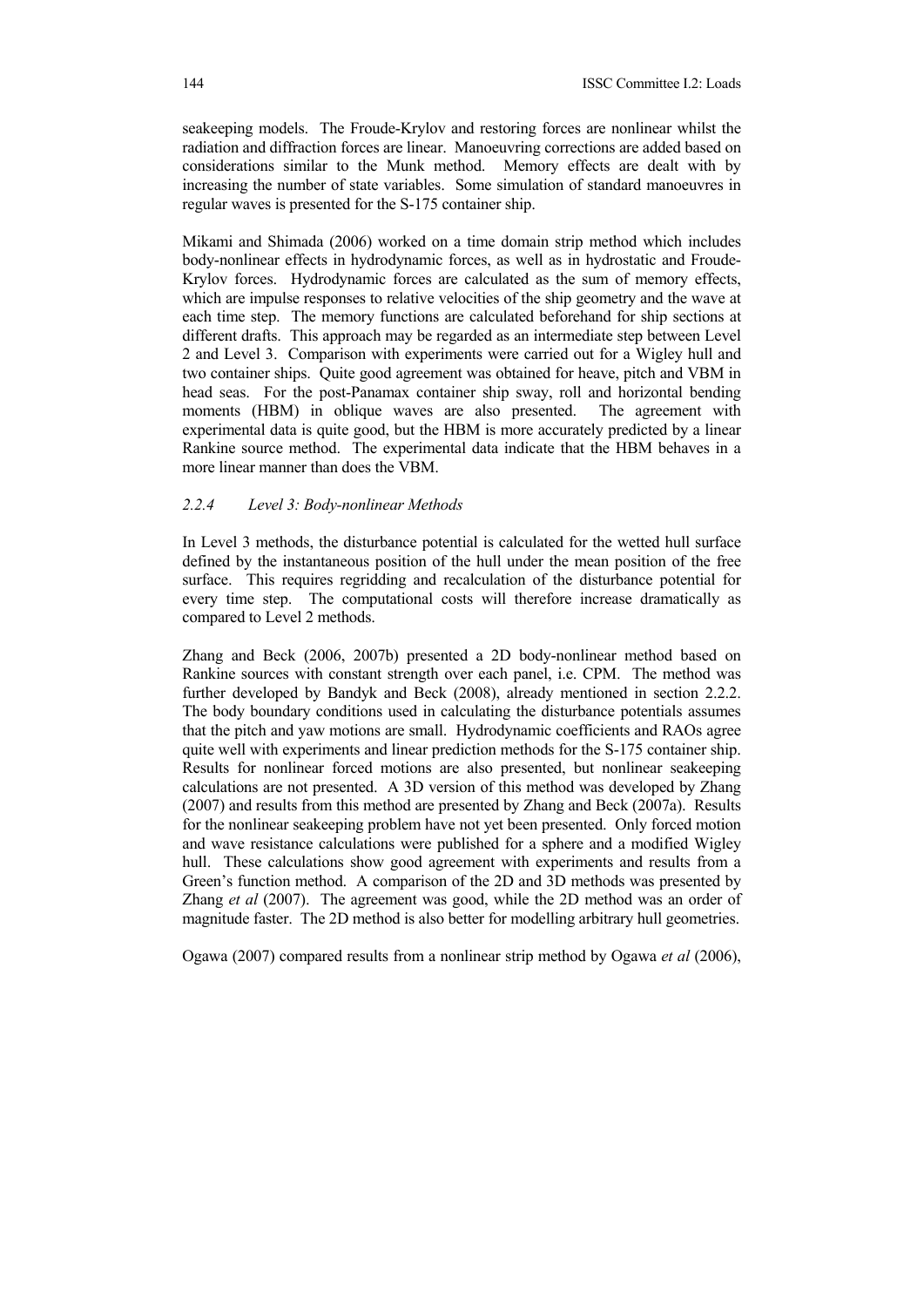seakeeping models. The Froude-Krylov and restoring forces are nonlinear whilst the radiation and diffraction forces are linear. Manoeuvring corrections are added based on considerations similar to the Munk method. Memory effects are dealt with by increasing the number of state variables. Some simulation of standard manoeuvres in regular waves is presented for the S-175 container ship.

Mikami and Shimada (2006) worked on a time domain strip method which includes body-nonlinear effects in hydrodynamic forces, as well as in hydrostatic and Froude-Krylov forces. Hydrodynamic forces are calculated as the sum of memory effects, which are impulse responses to relative velocities of the ship geometry and the wave at each time step. The memory functions are calculated beforehand for ship sections at different drafts. This approach may be regarded as an intermediate step between Level 2 and Level 3. Comparison with experiments were carried out for a Wigley hull and two container ships. Quite good agreement was obtained for heave, pitch and VBM in head seas. For the post-Panamax container ship sway, roll and horizontal bending moments (HBM) in oblique waves are also presented. The agreement with experimental data is quite good, but the HBM is more accurately predicted by a linear Rankine source method. The experimental data indicate that the HBM behaves in a more linear manner than does the VBM.

### *2.2.4 Level 3: Body-nonlinear Methods*

In Level 3 methods, the disturbance potential is calculated for the wetted hull surface defined by the instantaneous position of the hull under the mean position of the free surface. This requires regridding and recalculation of the disturbance potential for every time step. The computational costs will therefore increase dramatically as compared to Level 2 methods.

Zhang and Beck (2006, 2007b) presented a 2D body-nonlinear method based on Rankine sources with constant strength over each panel, i.e. CPM. The method was further developed by Bandyk and Beck (2008), already mentioned in section 2.2.2. The body boundary conditions used in calculating the disturbance potentials assumes that the pitch and yaw motions are small. Hydrodynamic coefficients and RAOs agree quite well with experiments and linear prediction methods for the S-175 container ship. Results for nonlinear forced motions are also presented, but nonlinear seakeeping calculations are not presented. A 3D version of this method was developed by Zhang (2007) and results from this method are presented by Zhang and Beck (2007a). Results for the nonlinear seakeeping problem have not yet been presented. Only forced motion and wave resistance calculations were published for a sphere and a modified Wigley hull. These calculations show good agreement with experiments and results from a Green's function method. A comparison of the 2D and 3D methods was presented by Zhang *et al* (2007). The agreement was good, while the 2D method was an order of magnitude faster. The 2D method is also better for modelling arbitrary hull geometries.

Ogawa (2007) compared results from a nonlinear strip method by Ogawa *et al* (2006),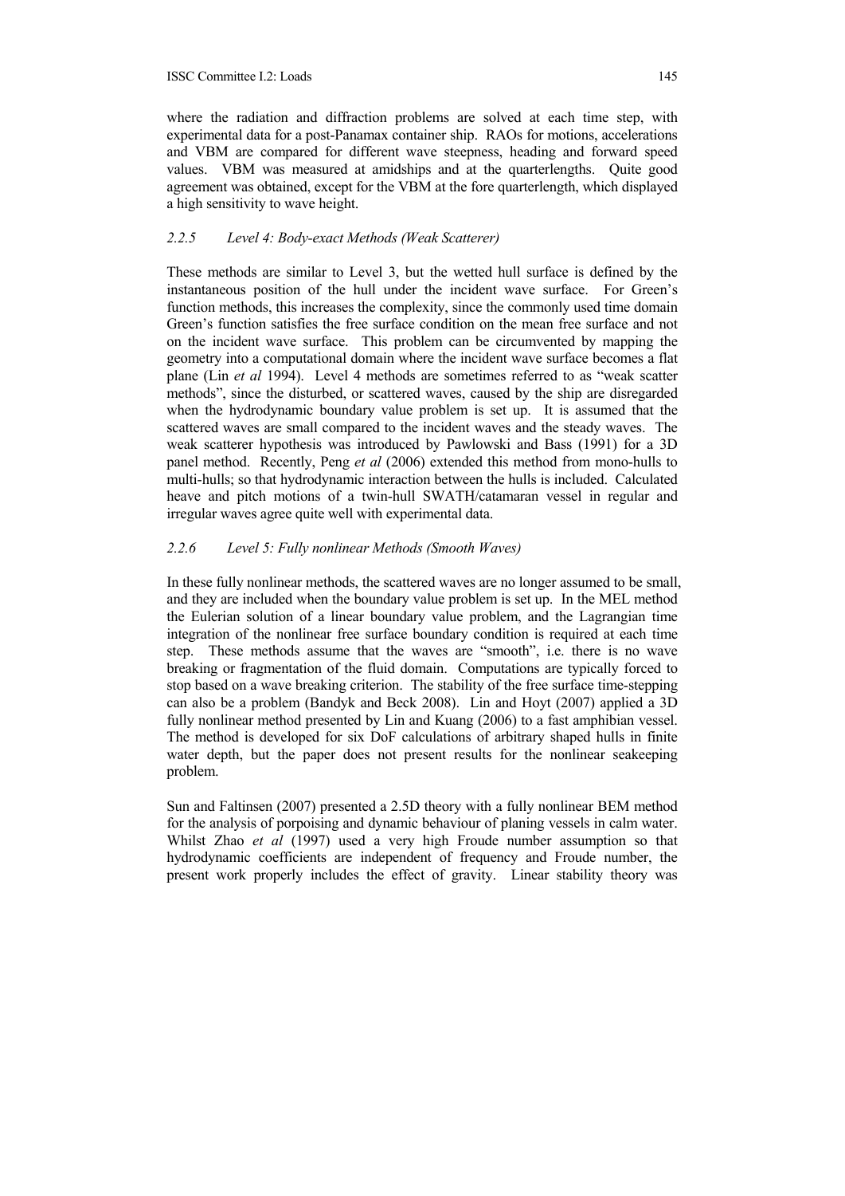where the radiation and diffraction problems are solved at each time step, with experimental data for a post-Panamax container ship. RAOs for motions, accelerations and VBM are compared for different wave steepness, heading and forward speed values. VBM was measured at amidships and at the quarterlengths. Quite good agreement was obtained, except for the VBM at the fore quarterlength, which displayed a high sensitivity to wave height.

### *2.2.5 Level 4: Body-exact Methods (Weak Scatterer)*

These methods are similar to Level 3, but the wetted hull surface is defined by the instantaneous position of the hull under the incident wave surface. For Green's function methods, this increases the complexity, since the commonly used time domain Green's function satisfies the free surface condition on the mean free surface and not on the incident wave surface. This problem can be circumvented by mapping the geometry into a computational domain where the incident wave surface becomes a flat plane (Lin *et al* 1994). Level 4 methods are sometimes referred to as "weak scatter methods", since the disturbed, or scattered waves, caused by the ship are disregarded when the hydrodynamic boundary value problem is set up. It is assumed that the scattered waves are small compared to the incident waves and the steady waves. The weak scatterer hypothesis was introduced by Pawlowski and Bass (1991) for a 3D panel method. Recently, Peng *et al* (2006) extended this method from mono-hulls to multi-hulls; so that hydrodynamic interaction between the hulls is included. Calculated heave and pitch motions of a twin-hull SWATH/catamaran vessel in regular and irregular waves agree quite well with experimental data.

### *2.2.6 Level 5: Fully nonlinear Methods (Smooth Waves)*

In these fully nonlinear methods, the scattered waves are no longer assumed to be small, and they are included when the boundary value problem is set up. In the MEL method the Eulerian solution of a linear boundary value problem, and the Lagrangian time integration of the nonlinear free surface boundary condition is required at each time step. These methods assume that the waves are "smooth", i.e. there is no wave breaking or fragmentation of the fluid domain. Computations are typically forced to stop based on a wave breaking criterion. The stability of the free surface time-stepping can also be a problem (Bandyk and Beck 2008). Lin and Hoyt (2007) applied a 3D fully nonlinear method presented by Lin and Kuang (2006) to a fast amphibian vessel. The method is developed for six DoF calculations of arbitrary shaped hulls in finite water depth, but the paper does not present results for the nonlinear seakeeping problem.

Sun and Faltinsen (2007) presented a 2.5D theory with a fully nonlinear BEM method for the analysis of porpoising and dynamic behaviour of planing vessels in calm water. Whilst Zhao *et al* (1997) used a very high Froude number assumption so that hydrodynamic coefficients are independent of frequency and Froude number, the present work properly includes the effect of gravity. Linear stability theory was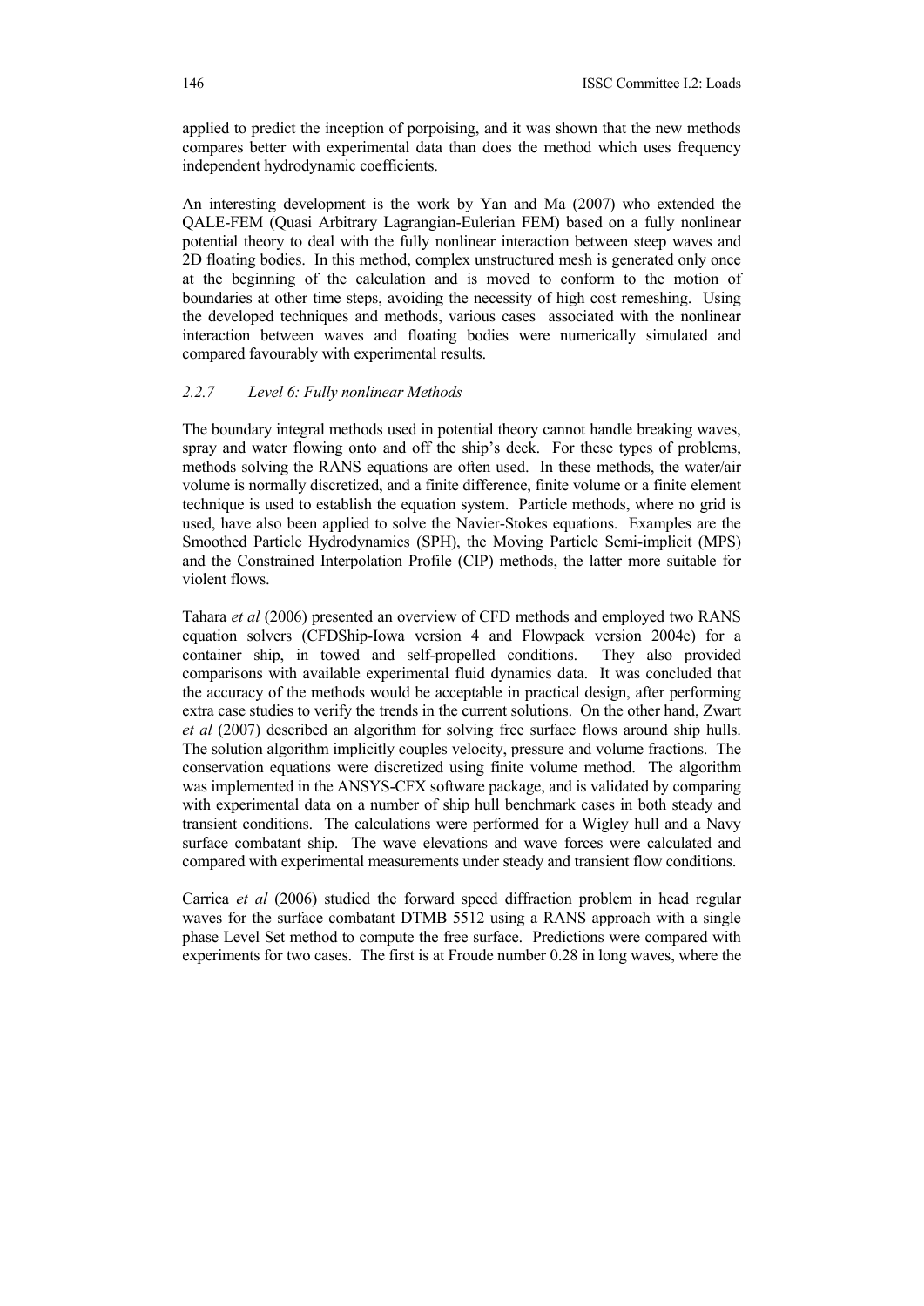applied to predict the inception of porpoising, and it was shown that the new methods compares better with experimental data than does the method which uses frequency independent hydrodynamic coefficients.

An interesting development is the work by Yan and Ma (2007) who extended the QALE-FEM (Quasi Arbitrary Lagrangian-Eulerian FEM) based on a fully nonlinear potential theory to deal with the fully nonlinear interaction between steep waves and 2D floating bodies. In this method, complex unstructured mesh is generated only once at the beginning of the calculation and is moved to conform to the motion of boundaries at other time steps, avoiding the necessity of high cost remeshing. Using the developed techniques and methods, various cases associated with the nonlinear interaction between waves and floating bodies were numerically simulated and compared favourably with experimental results.

### *2.2.7 Level 6: Fully nonlinear Methods*

The boundary integral methods used in potential theory cannot handle breaking waves, spray and water flowing onto and off the ship's deck. For these types of problems, methods solving the RANS equations are often used. In these methods, the water/air volume is normally discretized, and a finite difference, finite volume or a finite element technique is used to establish the equation system. Particle methods, where no grid is used, have also been applied to solve the Navier-Stokes equations. Examples are the Smoothed Particle Hydrodynamics (SPH), the Moving Particle Semi-implicit (MPS) and the Constrained Interpolation Profile (CIP) methods, the latter more suitable for violent flows.

Tahara *et al* (2006) presented an overview of CFD methods and employed two RANS equation solvers (CFDShip-Iowa version 4 and Flowpack version 2004e) for a container ship, in towed and self-propelled conditions. They also provided comparisons with available experimental fluid dynamics data. It was concluded that the accuracy of the methods would be acceptable in practical design, after performing extra case studies to verify the trends in the current solutions. On the other hand, Zwart *et al* (2007) described an algorithm for solving free surface flows around ship hulls. The solution algorithm implicitly couples velocity, pressure and volume fractions. The conservation equations were discretized using finite volume method. The algorithm was implemented in the ANSYS-CFX software package, and is validated by comparing with experimental data on a number of ship hull benchmark cases in both steady and transient conditions. The calculations were performed for a Wigley hull and a Navy surface combatant ship. The wave elevations and wave forces were calculated and compared with experimental measurements under steady and transient flow conditions.

Carrica *et al* (2006) studied the forward speed diffraction problem in head regular waves for the surface combatant DTMB 5512 using a RANS approach with a single phase Level Set method to compute the free surface. Predictions were compared with experiments for two cases. The first is at Froude number 0.28 in long waves, where the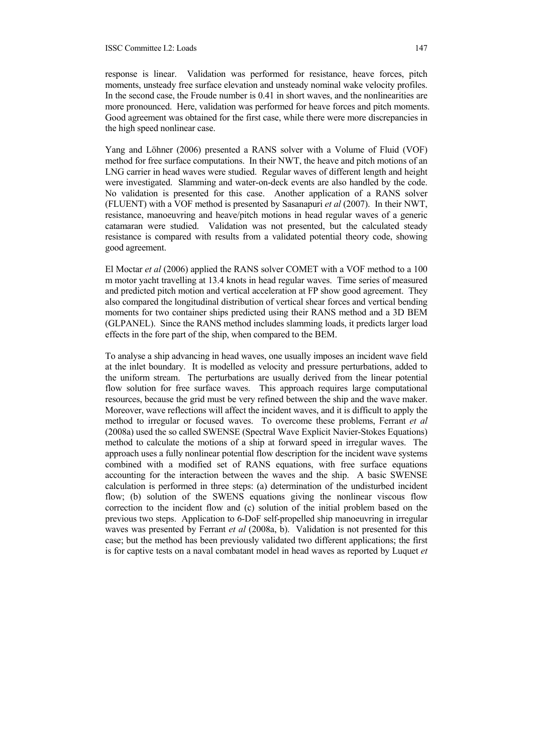response is linear. Validation was performed for resistance, heave forces, pitch moments, unsteady free surface elevation and unsteady nominal wake velocity profiles. In the second case, the Froude number is 0.41 in short waves, and the nonlinearities are more pronounced. Here, validation was performed for heave forces and pitch moments. Good agreement was obtained for the first case, while there were more discrepancies in the high speed nonlinear case.

Yang and Löhner (2006) presented a RANS solver with a Volume of Fluid (VOF) method for free surface computations. In their NWT, the heave and pitch motions of an LNG carrier in head waves were studied. Regular waves of different length and height were investigated. Slamming and water-on-deck events are also handled by the code. No validation is presented for this case. Another application of a RANS solver (FLUENT) with a VOF method is presented by Sasanapuri *et al* (2007). In their NWT, resistance, manoeuvring and heave/pitch motions in head regular waves of a generic catamaran were studied. Validation was not presented, but the calculated steady resistance is compared with results from a validated potential theory code, showing good agreement.

El Moctar *et al* (2006) applied the RANS solver COMET with a VOF method to a 100 m motor yacht travelling at 13.4 knots in head regular waves. Time series of measured and predicted pitch motion and vertical acceleration at FP show good agreement. They also compared the longitudinal distribution of vertical shear forces and vertical bending moments for two container ships predicted using their RANS method and a 3D BEM (GLPANEL). Since the RANS method includes slamming loads, it predicts larger load effects in the fore part of the ship, when compared to the BEM.

To analyse a ship advancing in head waves, one usually imposes an incident wave field at the inlet boundary. It is modelled as velocity and pressure perturbations, added to the uniform stream. The perturbations are usually derived from the linear potential flow solution for free surface waves. This approach requires large computational resources, because the grid must be very refined between the ship and the wave maker. Moreover, wave reflections will affect the incident waves, and it is difficult to apply the method to irregular or focused waves. To overcome these problems, Ferrant *et al* (2008a) used the so called SWENSE (Spectral Wave Explicit Navier-Stokes Equations) method to calculate the motions of a ship at forward speed in irregular waves. The approach uses a fully nonlinear potential flow description for the incident wave systems combined with a modified set of RANS equations, with free surface equations accounting for the interaction between the waves and the ship. A basic SWENSE calculation is performed in three steps: (a) determination of the undisturbed incident flow; (b) solution of the SWENS equations giving the nonlinear viscous flow correction to the incident flow and (c) solution of the initial problem based on the previous two steps. Application to 6-DoF self-propelled ship manoeuvring in irregular waves was presented by Ferrant *et al* (2008a, b). Validation is not presented for this case; but the method has been previously validated two different applications; the first is for captive tests on a naval combatant model in head waves as reported by Luquet *et*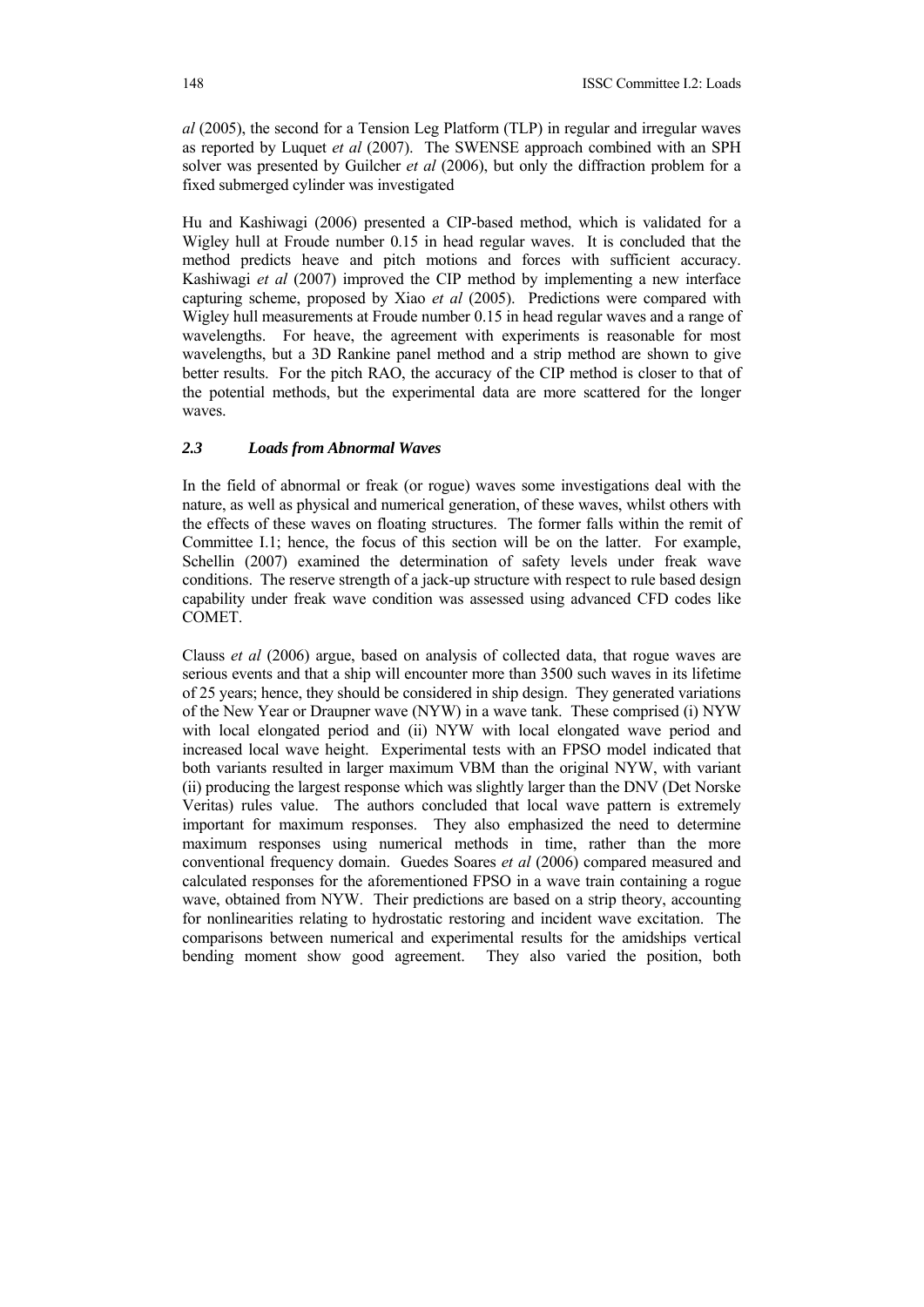*al* (2005), the second for a Tension Leg Platform (TLP) in regular and irregular waves as reported by Luquet *et al* (2007). The SWENSE approach combined with an SPH solver was presented by Guilcher *et al* (2006), but only the diffraction problem for a fixed submerged cylinder was investigated

Hu and Kashiwagi (2006) presented a CIP-based method, which is validated for a Wigley hull at Froude number 0.15 in head regular waves. It is concluded that the method predicts heave and pitch motions and forces with sufficient accuracy. Kashiwagi *et al* (2007) improved the CIP method by implementing a new interface capturing scheme, proposed by Xiao *et al* (2005). Predictions were compared with Wigley hull measurements at Froude number 0.15 in head regular waves and a range of wavelengths. For heave, the agreement with experiments is reasonable for most wavelengths, but a 3D Rankine panel method and a strip method are shown to give better results. For the pitch RAO, the accuracy of the CIP method is closer to that of the potential methods, but the experimental data are more scattered for the longer waves.

### *2.3 Loads from Abnormal Waves*

In the field of abnormal or freak (or rogue) waves some investigations deal with the nature, as well as physical and numerical generation, of these waves, whilst others with the effects of these waves on floating structures. The former falls within the remit of Committee I.1; hence, the focus of this section will be on the latter. For example, Schellin (2007) examined the determination of safety levels under freak wave conditions. The reserve strength of a jack-up structure with respect to rule based design capability under freak wave condition was assessed using advanced CFD codes like COMET.

Clauss *et al* (2006) argue, based on analysis of collected data, that rogue waves are serious events and that a ship will encounter more than 3500 such waves in its lifetime of 25 years; hence, they should be considered in ship design. They generated variations of the New Year or Draupner wave (NYW) in a wave tank. These comprised (i) NYW with local elongated period and (ii) NYW with local elongated wave period and increased local wave height. Experimental tests with an FPSO model indicated that both variants resulted in larger maximum VBM than the original NYW, with variant (ii) producing the largest response which was slightly larger than the DNV (Det Norske Veritas) rules value. The authors concluded that local wave pattern is extremely important for maximum responses. They also emphasized the need to determine maximum responses using numerical methods in time, rather than the more conventional frequency domain. Guedes Soares *et al* (2006) compared measured and calculated responses for the aforementioned FPSO in a wave train containing a rogue wave, obtained from NYW. Their predictions are based on a strip theory, accounting for nonlinearities relating to hydrostatic restoring and incident wave excitation. The comparisons between numerical and experimental results for the amidships vertical bending moment show good agreement. They also varied the position, both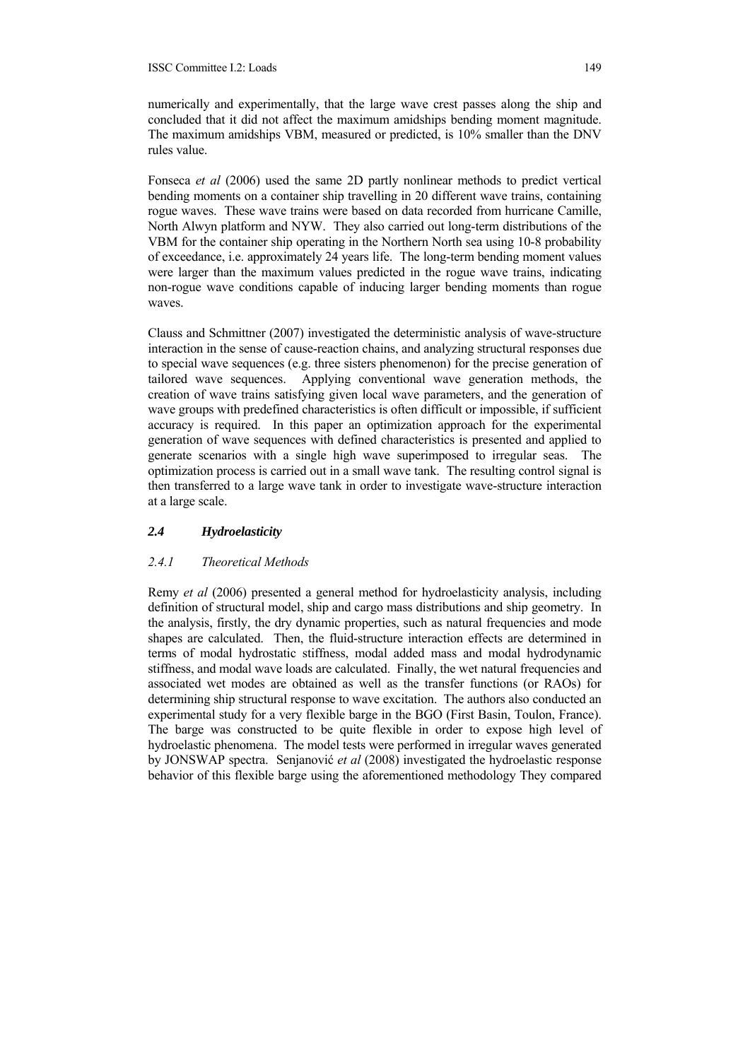numerically and experimentally, that the large wave crest passes along the ship and concluded that it did not affect the maximum amidships bending moment magnitude. The maximum amidships VBM, measured or predicted, is 10% smaller than the DNV rules value.

Fonseca *et al* (2006) used the same 2D partly nonlinear methods to predict vertical bending moments on a container ship travelling in 20 different wave trains, containing rogue waves. These wave trains were based on data recorded from hurricane Camille, North Alwyn platform and NYW. They also carried out long-term distributions of the VBM for the container ship operating in the Northern North sea using 10-8 probability of exceedance, i.e. approximately 24 years life. The long-term bending moment values were larger than the maximum values predicted in the rogue wave trains, indicating non-rogue wave conditions capable of inducing larger bending moments than rogue waves.

Clauss and Schmittner (2007) investigated the deterministic analysis of wave-structure interaction in the sense of cause-reaction chains, and analyzing structural responses due to special wave sequences (e.g. three sisters phenomenon) for the precise generation of tailored wave sequences. Applying conventional wave generation methods, the creation of wave trains satisfying given local wave parameters, and the generation of wave groups with predefined characteristics is often difficult or impossible, if sufficient accuracy is required. In this paper an optimization approach for the experimental generation of wave sequences with defined characteristics is presented and applied to generate scenarios with a single high wave superimposed to irregular seas. The optimization process is carried out in a small wave tank. The resulting control signal is then transferred to a large wave tank in order to investigate wave-structure interaction at a large scale.

### *2.4 Hydroelasticity*

#### *2.4.1 Theoretical Methods*

Remy *et al* (2006) presented a general method for hydroelasticity analysis, including definition of structural model, ship and cargo mass distributions and ship geometry. In the analysis, firstly, the dry dynamic properties, such as natural frequencies and mode shapes are calculated. Then, the fluid-structure interaction effects are determined in terms of modal hydrostatic stiffness, modal added mass and modal hydrodynamic stiffness, and modal wave loads are calculated. Finally, the wet natural frequencies and associated wet modes are obtained as well as the transfer functions (or RAOs) for determining ship structural response to wave excitation. The authors also conducted an experimental study for a very flexible barge in the BGO (First Basin, Toulon, France). The barge was constructed to be quite flexible in order to expose high level of hydroelastic phenomena. The model tests were performed in irregular waves generated by JONSWAP spectra. Senjanović *et al* (2008) investigated the hydroelastic response behavior of this flexible barge using the aforementioned methodology They compared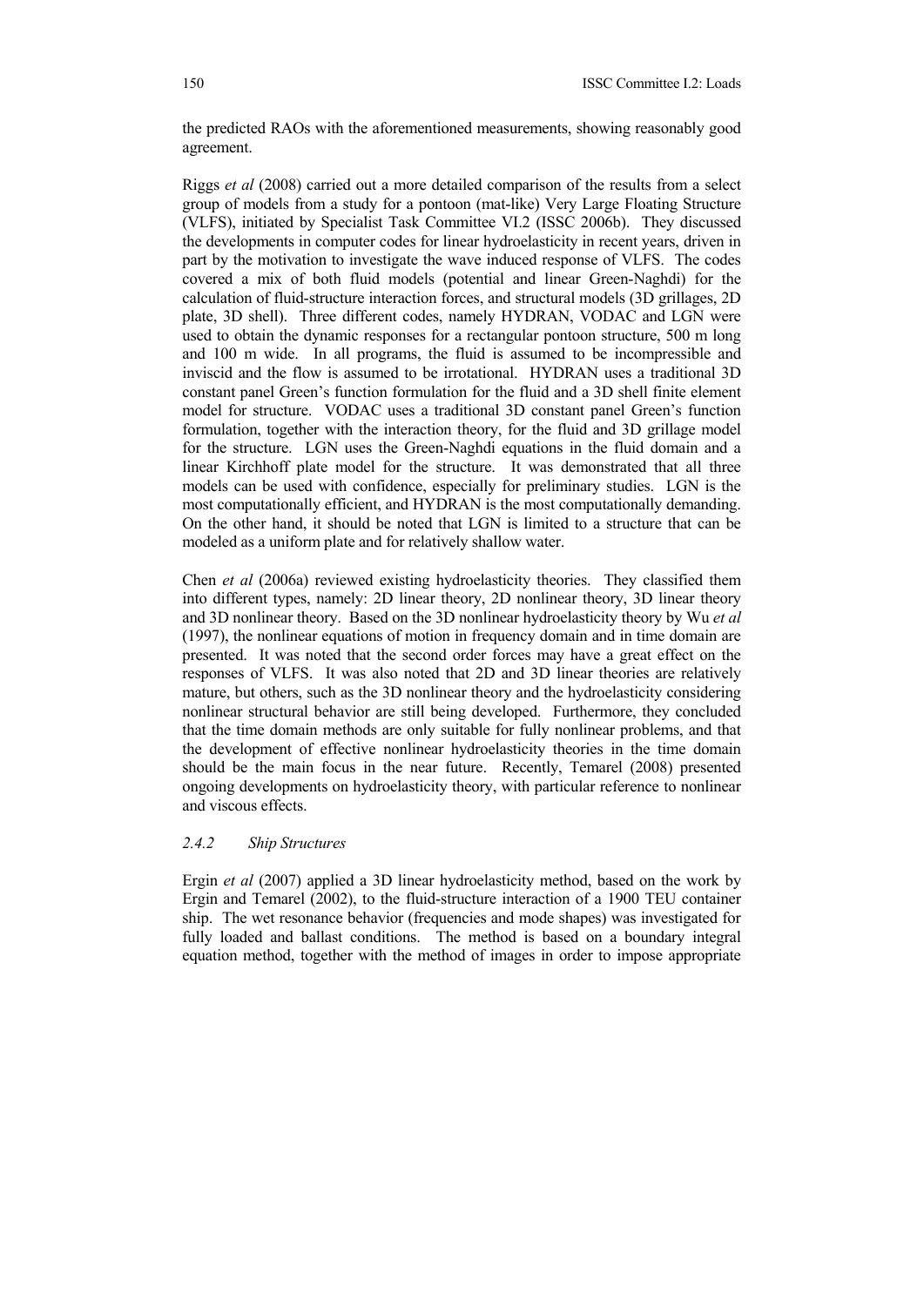the predicted RAOs with the aforementioned measurements, showing reasonably good agreement.

Riggs *et al* (2008) carried out a more detailed comparison of the results from a select group of models from a study for a pontoon (mat-like) Very Large Floating Structure (VLFS), initiated by Specialist Task Committee VI.2 (ISSC 2006b). They discussed the developments in computer codes for linear hydroelasticity in recent years, driven in part by the motivation to investigate the wave induced response of VLFS. The codes covered a mix of both fluid models (potential and linear Green-Naghdi) for the calculation of fluid-structure interaction forces, and structural models (3D grillages, 2D plate, 3D shell). Three different codes, namely HYDRAN, VODAC and LGN were used to obtain the dynamic responses for a rectangular pontoon structure, 500 m long and 100 m wide. In all programs, the fluid is assumed to be incompressible and inviscid and the flow is assumed to be irrotational. HYDRAN uses a traditional 3D constant panel Green's function formulation for the fluid and a 3D shell finite element model for structure. VODAC uses a traditional 3D constant panel Green's function formulation, together with the interaction theory, for the fluid and 3D grillage model for the structure. LGN uses the Green-Naghdi equations in the fluid domain and a linear Kirchhoff plate model for the structure. It was demonstrated that all three models can be used with confidence, especially for preliminary studies. LGN is the most computationally efficient, and HYDRAN is the most computationally demanding. On the other hand, it should be noted that LGN is limited to a structure that can be modeled as a uniform plate and for relatively shallow water.

Chen *et al* (2006a) reviewed existing hydroelasticity theories. They classified them into different types, namely: 2D linear theory, 2D nonlinear theory, 3D linear theory and 3D nonlinear theory. Based on the 3D nonlinear hydroelasticity theory by Wu *et al* (1997), the nonlinear equations of motion in frequency domain and in time domain are presented. It was noted that the second order forces may have a great effect on the responses of VLFS. It was also noted that 2D and 3D linear theories are relatively mature, but others, such as the 3D nonlinear theory and the hydroelasticity considering nonlinear structural behavior are still being developed. Furthermore, they concluded that the time domain methods are only suitable for fully nonlinear problems, and that the development of effective nonlinear hydroelasticity theories in the time domain should be the main focus in the near future. Recently, Temarel (2008) presented ongoing developments on hydroelasticity theory, with particular reference to nonlinear and viscous effects.

### *2.4.2 Ship Structures*

Ergin *et al* (2007) applied a 3D linear hydroelasticity method, based on the work by Ergin and Temarel (2002), to the fluid-structure interaction of a 1900 TEU container ship. The wet resonance behavior (frequencies and mode shapes) was investigated for fully loaded and ballast conditions. The method is based on a boundary integral equation method, together with the method of images in order to impose appropriate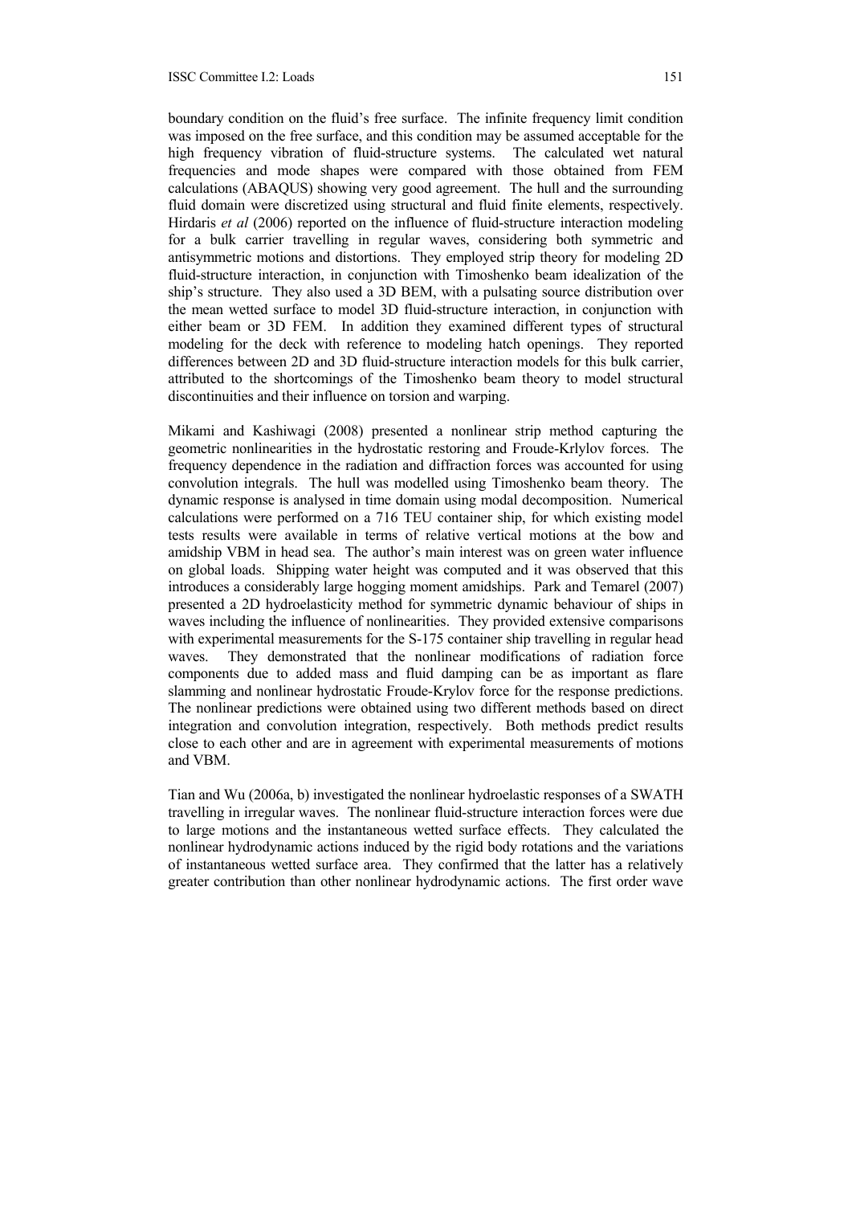boundary condition on the fluid's free surface. The infinite frequency limit condition was imposed on the free surface, and this condition may be assumed acceptable for the high frequency vibration of fluid-structure systems. The calculated wet natural frequencies and mode shapes were compared with those obtained from FEM calculations (ABAQUS) showing very good agreement. The hull and the surrounding fluid domain were discretized using structural and fluid finite elements, respectively. Hirdaris *et al* (2006) reported on the influence of fluid-structure interaction modeling for a bulk carrier travelling in regular waves, considering both symmetric and antisymmetric motions and distortions. They employed strip theory for modeling 2D fluid-structure interaction, in conjunction with Timoshenko beam idealization of the ship's structure. They also used a 3D BEM, with a pulsating source distribution over the mean wetted surface to model 3D fluid-structure interaction, in conjunction with either beam or 3D FEM. In addition they examined different types of structural modeling for the deck with reference to modeling hatch openings. They reported differences between 2D and 3D fluid-structure interaction models for this bulk carrier, attributed to the shortcomings of the Timoshenko beam theory to model structural discontinuities and their influence on torsion and warping.

Mikami and Kashiwagi (2008) presented a nonlinear strip method capturing the geometric nonlinearities in the hydrostatic restoring and Froude-Krlylov forces. The frequency dependence in the radiation and diffraction forces was accounted for using convolution integrals. The hull was modelled using Timoshenko beam theory. The dynamic response is analysed in time domain using modal decomposition. Numerical calculations were performed on a 716 TEU container ship, for which existing model tests results were available in terms of relative vertical motions at the bow and amidship VBM in head sea. The author's main interest was on green water influence on global loads. Shipping water height was computed and it was observed that this introduces a considerably large hogging moment amidships. Park and Temarel (2007) presented a 2D hydroelasticity method for symmetric dynamic behaviour of ships in waves including the influence of nonlinearities. They provided extensive comparisons with experimental measurements for the S-175 container ship travelling in regular head waves. They demonstrated that the nonlinear modifications of radiation force components due to added mass and fluid damping can be as important as flare slamming and nonlinear hydrostatic Froude-Krylov force for the response predictions. The nonlinear predictions were obtained using two different methods based on direct integration and convolution integration, respectively. Both methods predict results close to each other and are in agreement with experimental measurements of motions and VBM.

Tian and Wu (2006a, b) investigated the nonlinear hydroelastic responses of a SWATH travelling in irregular waves. The nonlinear fluid-structure interaction forces were due to large motions and the instantaneous wetted surface effects. They calculated the nonlinear hydrodynamic actions induced by the rigid body rotations and the variations of instantaneous wetted surface area. They confirmed that the latter has a relatively greater contribution than other nonlinear hydrodynamic actions. The first order wave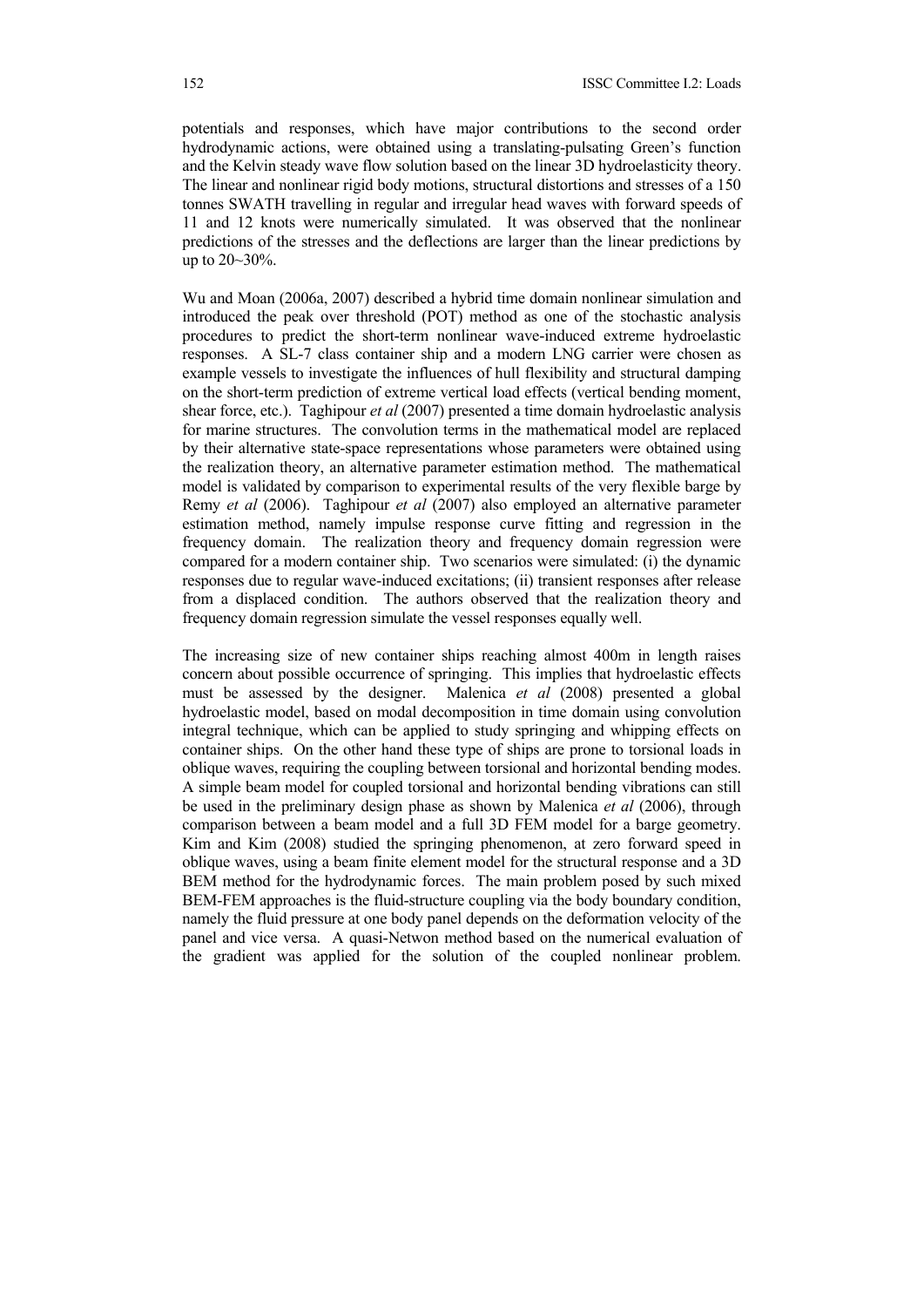potentials and responses, which have major contributions to the second order hydrodynamic actions, were obtained using a translating-pulsating Green's function and the Kelvin steady wave flow solution based on the linear 3D hydroelasticity theory. The linear and nonlinear rigid body motions, structural distortions and stresses of a 150 tonnes SWATH travelling in regular and irregular head waves with forward speeds of 11 and 12 knots were numerically simulated. It was observed that the nonlinear predictions of the stresses and the deflections are larger than the linear predictions by up to 20~30%.

Wu and Moan (2006a, 2007) described a hybrid time domain nonlinear simulation and introduced the peak over threshold (POT) method as one of the stochastic analysis procedures to predict the short-term nonlinear wave-induced extreme hydroelastic responses. A SL-7 class container ship and a modern LNG carrier were chosen as example vessels to investigate the influences of hull flexibility and structural damping on the short-term prediction of extreme vertical load effects (vertical bending moment, shear force, etc.). Taghipour *et al* (2007) presented a time domain hydroelastic analysis for marine structures. The convolution terms in the mathematical model are replaced by their alternative state-space representations whose parameters were obtained using the realization theory, an alternative parameter estimation method. The mathematical model is validated by comparison to experimental results of the very flexible barge by Remy *et al* (2006). Taghipour *et al* (2007) also employed an alternative parameter estimation method, namely impulse response curve fitting and regression in the frequency domain. The realization theory and frequency domain regression were compared for a modern container ship. Two scenarios were simulated: (i) the dynamic responses due to regular wave-induced excitations; (ii) transient responses after release from a displaced condition. The authors observed that the realization theory and frequency domain regression simulate the vessel responses equally well.

The increasing size of new container ships reaching almost 400m in length raises concern about possible occurrence of springing. This implies that hydroelastic effects must be assessed by the designer. Malenica *et al* (2008) presented a global hydroelastic model, based on modal decomposition in time domain using convolution integral technique, which can be applied to study springing and whipping effects on container ships. On the other hand these type of ships are prone to torsional loads in oblique waves, requiring the coupling between torsional and horizontal bending modes. A simple beam model for coupled torsional and horizontal bending vibrations can still be used in the preliminary design phase as shown by Malenica *et al* (2006), through comparison between a beam model and a full 3D FEM model for a barge geometry. Kim and Kim (2008) studied the springing phenomenon, at zero forward speed in oblique waves, using a beam finite element model for the structural response and a 3D BEM method for the hydrodynamic forces. The main problem posed by such mixed BEM-FEM approaches is the fluid-structure coupling via the body boundary condition, namely the fluid pressure at one body panel depends on the deformation velocity of the panel and vice versa. A quasi-Netwon method based on the numerical evaluation of the gradient was applied for the solution of the coupled nonlinear problem.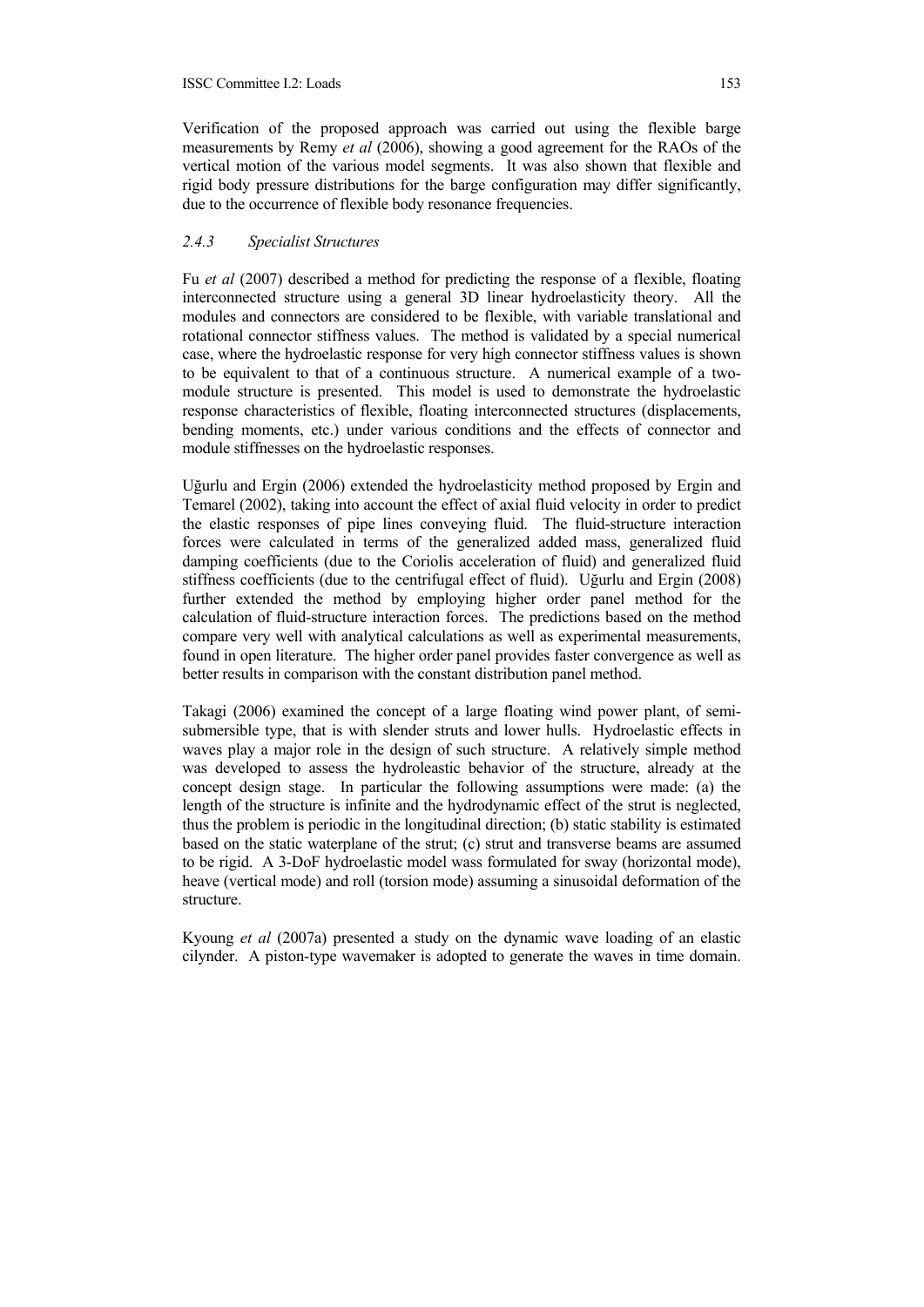Verification of the proposed approach was carried out using the flexible barge measurements by Remy *et al* (2006), showing a good agreement for the RAOs of the vertical motion of the various model segments. It was also shown that flexible and rigid body pressure distributions for the barge configuration may differ significantly, due to the occurrence of flexible body resonance frequencies.

### *2.4.3 Specialist Structures*

Fu *et al* (2007) described a method for predicting the response of a flexible, floating interconnected structure using a general 3D linear hydroelasticity theory. All the modules and connectors are considered to be flexible, with variable translational and rotational connector stiffness values. The method is validated by a special numerical case, where the hydroelastic response for very high connector stiffness values is shown to be equivalent to that of a continuous structure. A numerical example of a two-module structure is presented. This model is used to demonstrate the hydroelastic response characteristics of flexible, floating interconnected structures (displacements, bending moments, etc.) under various conditions and the effects of connector and module stiffnesses on the hydroelastic responses.

Uğurlu and Ergin (2006) extended the hydroelasticity method proposed by Ergin and Temarel (2002), taking into account the effect of axial fluid velocity in order to predict the elastic responses of pipe lines conveying fluid. The fluid-structure interaction forces were calculated in terms of the generalized added mass, generalized fluid damping coefficients (due to the Coriolis acceleration of fluid) and generalized fluid stiffness coefficients (due to the centrifugal effect of fluid). Uğurlu and Ergin (2008) further extended the method by employing higher order panel method for the calculation of fluid-structure interaction forces. The predictions based on the method compare very well with analytical calculations as well as experimental measurements, found in open literature. The higher order panel provides faster convergence as well as better results in comparison with the constant distribution panel method.

Takagi (2006) examined the concept of a large floating wind power plant, of semi-submersible type, that is with slender struts and lower hulls. Hydroelastic effects in waves play a major role in the design of such structure. A relatively simple method was developed to assess the hydroleastic behavior of the structure, already at the concept design stage. In particular the following assumptions were made: (a) the length of the structure is infinite and the hydrodynamic effect of the strut is neglected, thus the problem is periodic in the longitudinal direction; (b) static stability is estimated based on the static waterplane of the strut; (c) strut and transverse beams are assumed to be rigid. A 3-DoF hydroelastic model wass formulated for sway (horizontal mode), heave (vertical mode) and roll (torsion mode) assuming a sinusoidal deformation of the structure.

Kyoung *et al* (2007a) presented a study on the dynamic wave loading of an elastic cilynder. A piston-type wavemaker is adopted to generate the waves in time domain.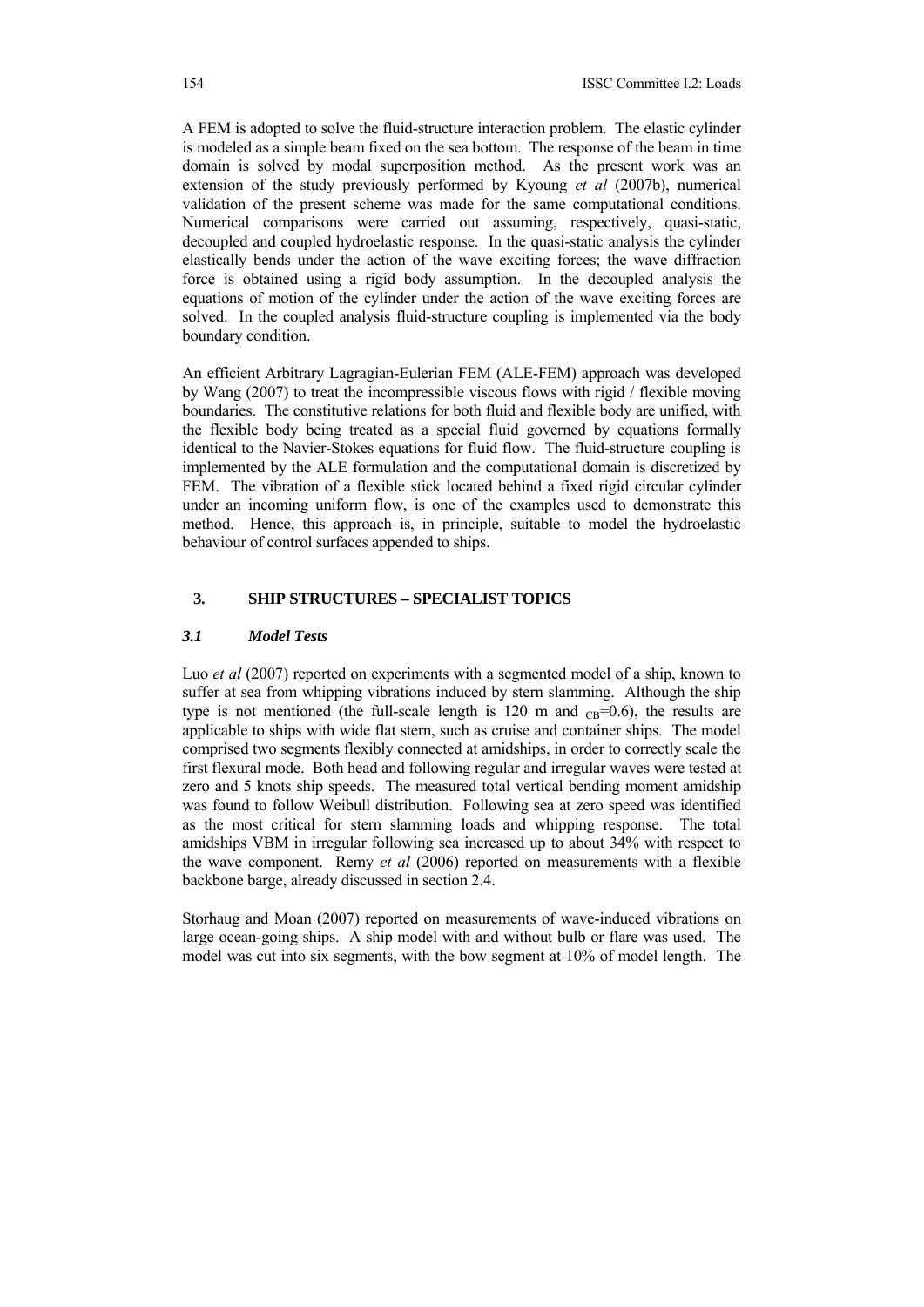A FEM is adopted to solve the fluid-structure interaction problem. The elastic cylinder is modeled as a simple beam fixed on the sea bottom. The response of the beam in time domain is solved by modal superposition method. As the present work was an extension of the study previously performed by Kyoung *et al* (2007b), numerical validation of the present scheme was made for the same computational conditions. Numerical comparisons were carried out assuming, respectively, quasi-static, decoupled and coupled hydroelastic response. In the quasi-static analysis the cylinder elastically bends under the action of the wave exciting forces; the wave diffraction force is obtained using a rigid body assumption. In the decoupled analysis the equations of motion of the cylinder under the action of the wave exciting forces are solved. In the coupled analysis fluid-structure coupling is implemented via the body boundary condition.

An efficient Arbitrary Lagragian-Eulerian FEM (ALE-FEM) approach was developed by Wang (2007) to treat the incompressible viscous flows with rigid / flexible moving boundaries. The constitutive relations for both fluid and flexible body are unified, with the flexible body being treated as a special fluid governed by equations formally identical to the Navier-Stokes equations for fluid flow. The fluid-structure coupling is implemented by the ALE formulation and the computational domain is discretized by FEM. The vibration of a flexible stick located behind a fixed rigid circular cylinder under an incoming uniform flow, is one of the examples used to demonstrate this method. Hence, this approach is, in principle, suitable to model the hydroelastic behaviour of control surfaces appended to ships.

## 3. SHIP STRUCTURES – SPECIALIST TOPICS

### *3.1 Model Tests*

Luo *et al* (2007) reported on experiments with a segmented model of a ship, known to suffer at sea from whipping vibrations induced by stern slamming. Although the ship type is not mentioned (the full-scale length is 120 m and $_{CB}$=0.6), the results are applicable to ships with wide flat stern, such as cruise and container ships. The model comprised two segments flexibly connected at amidships, in order to correctly scale the first flexural mode. Both head and following regular and irregular waves were tested at zero and 5 knots ship speeds. The measured total vertical bending moment amidship was found to follow Weibull distribution. Following sea at zero speed was identified as the most critical for stern slamming loads and whipping response. The total amidships VBM in irregular following sea increased up to about 34% with respect to the wave component. Remy *et al* (2006) reported on measurements with a flexible backbone barge, already discussed in section 2.4.

Storhaug and Moan (2007) reported on measurements of wave-induced vibrations on large ocean-going ships. A ship model with and without bulb or flare was used. The model was cut into six segments, with the bow segment at 10% of model length. The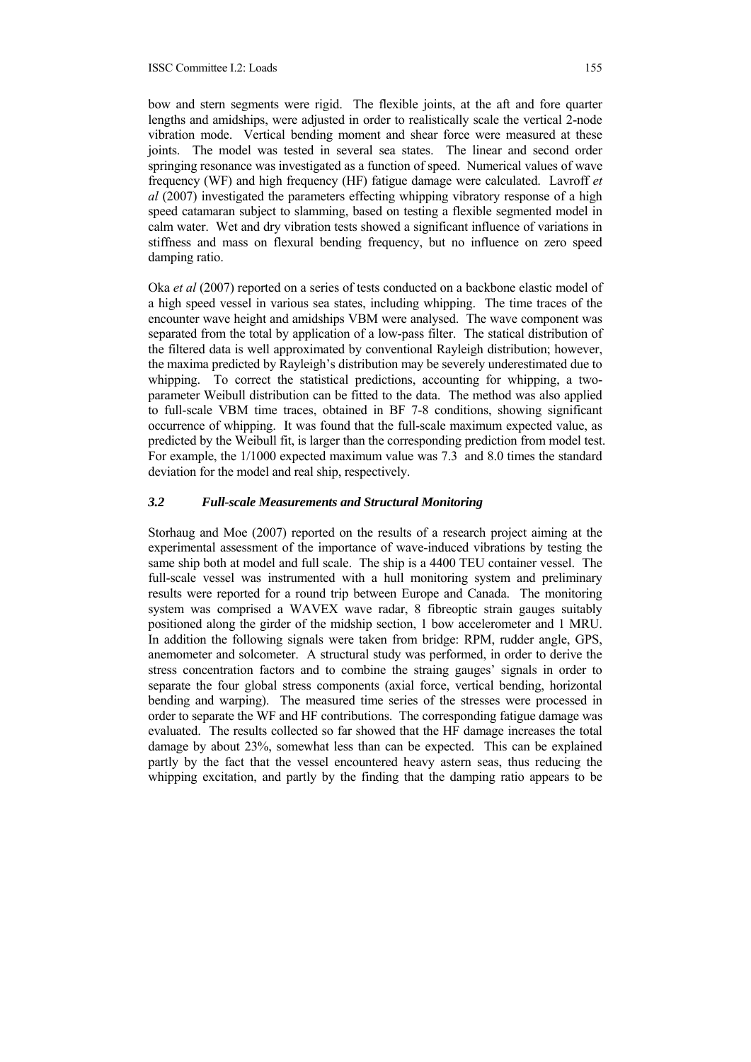bow and stern segments were rigid. The flexible joints, at the aft and fore quarter lengths and amidships, were adjusted in order to realistically scale the vertical 2-node vibration mode. Vertical bending moment and shear force were measured at these joints. The model was tested in several sea states. The linear and second order springing resonance was investigated as a function of speed. Numerical values of wave frequency (WF) and high frequency (HF) fatigue damage were calculated. Lavroff *et al* (2007) investigated the parameters effecting whipping vibratory response of a high speed catamaran subject to slamming, based on testing a flexible segmented model in calm water. Wet and dry vibration tests showed a significant influence of variations in stiffness and mass on flexural bending frequency, but no influence on zero speed damping ratio.

Oka *et al* (2007) reported on a series of tests conducted on a backbone elastic model of a high speed vessel in various sea states, including whipping. The time traces of the encounter wave height and amidships VBM were analysed. The wave component was separated from the total by application of a low-pass filter. The statical distribution of the filtered data is well approximated by conventional Rayleigh distribution; however, the maxima predicted by Rayleigh's distribution may be severely underestimated due to whipping. To correct the statistical predictions, accounting for whipping, a two-parameter Weibull distribution can be fitted to the data. The method was also applied to full-scale VBM time traces, obtained in BF 7-8 conditions, showing significant occurrence of whipping. It was found that the full-scale maximum expected value, as predicted by the Weibull fit, is larger than the corresponding prediction from model test. For example, the 1/1000 expected maximum value was 7.3 and 8.0 times the standard deviation for the model and real ship, respectively.

### *3.2 Full-scale Measurements and Structural Monitoring*

Storhaug and Moe (2007) reported on the results of a research project aiming at the experimental assessment of the importance of wave-induced vibrations by testing the same ship both at model and full scale. The ship is a 4400 TEU container vessel. The full-scale vessel was instrumented with a hull monitoring system and preliminary results were reported for a round trip between Europe and Canada. The monitoring system was comprised a WAVEX wave radar, 8 fibreoptic strain gauges suitably positioned along the girder of the midship section, 1 bow accelerometer and 1 MRU. In addition the following signals were taken from bridge: RPM, rudder angle, GPS, anemometer and solcometer. A structural study was performed, in order to derive the stress concentration factors and to combine the straing gauges' signals in order to separate the four global stress components (axial force, vertical bending, horizontal bending and warping). The measured time series of the stresses were processed in order to separate the WF and HF contributions. The corresponding fatigue damage was evaluated. The results collected so far showed that the HF damage increases the total damage by about 23%, somewhat less than can be expected. This can be explained partly by the fact that the vessel encountered heavy astern seas, thus reducing the whipping excitation, and partly by the finding that the damping ratio appears to be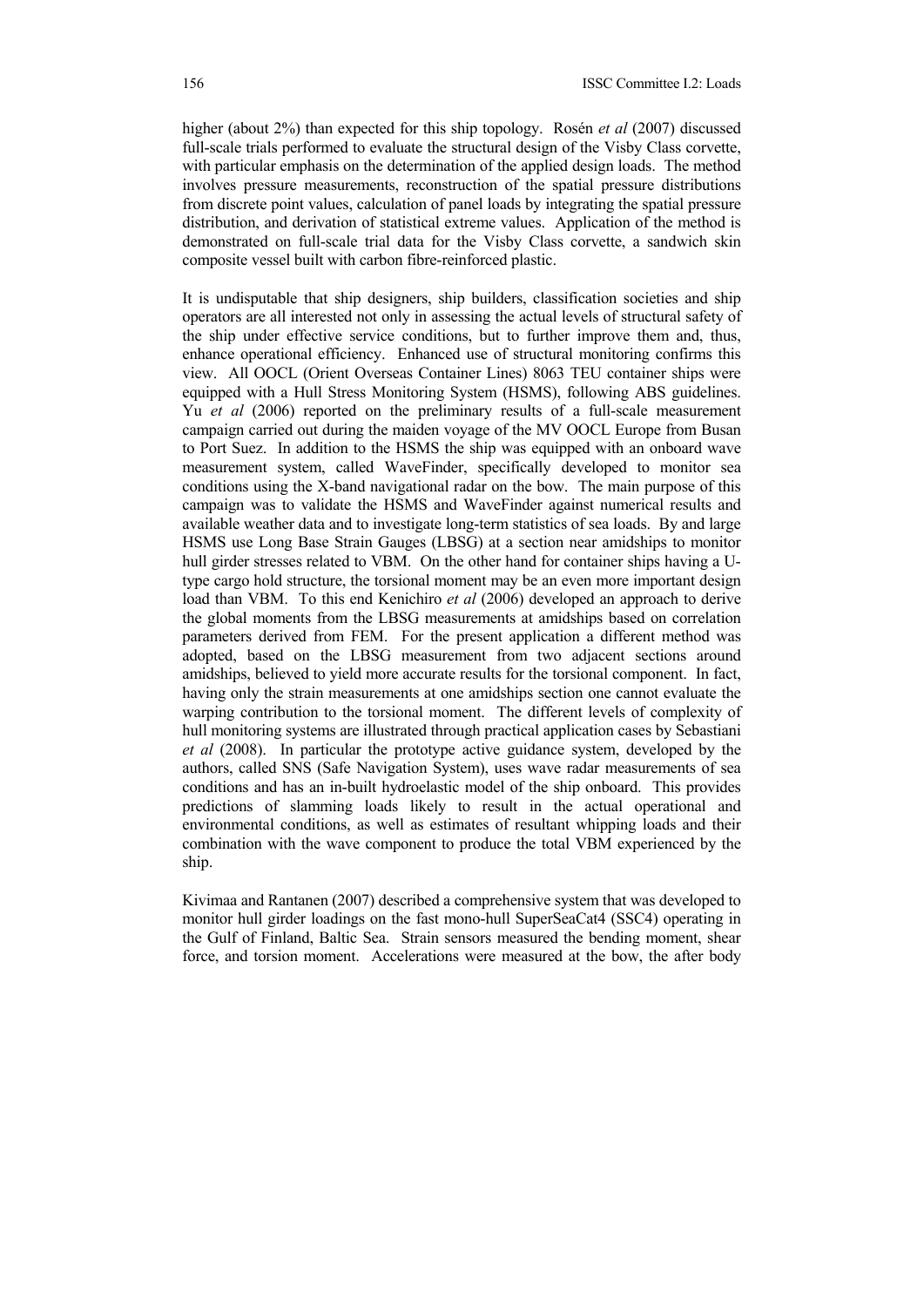higher (about 2%) than expected for this ship topology. Rosén *et al* (2007) discussed full-scale trials performed to evaluate the structural design of the Visby Class corvette, with particular emphasis on the determination of the applied design loads. The method involves pressure measurements, reconstruction of the spatial pressure distributions from discrete point values, calculation of panel loads by integrating the spatial pressure distribution, and derivation of statistical extreme values. Application of the method is demonstrated on full-scale trial data for the Visby Class corvette, a sandwich skin composite vessel built with carbon fibre-reinforced plastic.

It is undisputable that ship designers, ship builders, classification societies and ship operators are all interested not only in assessing the actual levels of structural safety of the ship under effective service conditions, but to further improve them and, thus, enhance operational efficiency. Enhanced use of structural monitoring confirms this view. All OOCL (Orient Overseas Container Lines) 8063 TEU container ships were equipped with a Hull Stress Monitoring System (HSMS), following ABS guidelines. Yu *et al* (2006) reported on the preliminary results of a full-scale measurement campaign carried out during the maiden voyage of the MV OOCL Europe from Busan to Port Suez. In addition to the HSMS the ship was equipped with an onboard wave measurement system, called WaveFinder, specifically developed to monitor sea conditions using the X-band navigational radar on the bow. The main purpose of this campaign was to validate the HSMS and WaveFinder against numerical results and available weather data and to investigate long-term statistics of sea loads. By and large HSMS use Long Base Strain Gauges (LBSG) at a section near amidships to monitor hull girder stresses related to VBM. On the other hand for container ships having a U-type cargo hold structure, the torsional moment may be an even more important design load than VBM. To this end Kenichiro *et al* (2006) developed an approach to derive the global moments from the LBSG measurements at amidships based on correlation parameters derived from FEM. For the present application a different method was adopted, based on the LBSG measurement from two adjacent sections around amidships, believed to yield more accurate results for the torsional component. In fact, having only the strain measurements at one amidships section one cannot evaluate the warping contribution to the torsional moment. The different levels of complexity of hull monitoring systems are illustrated through practical application cases by Sebastiani *et al* (2008). In particular the prototype active guidance system, developed by the authors, called SNS (Safe Navigation System), uses wave radar measurements of sea conditions and has an in-built hydroelastic model of the ship onboard. This provides predictions of slamming loads likely to result in the actual operational and environmental conditions, as well as estimates of resultant whipping loads and their combination with the wave component to produce the total VBM experienced by the ship.

Kivimaa and Rantanen (2007) described a comprehensive system that was developed to monitor hull girder loadings on the fast mono-hull SuperSeaCat4 (SSC4) operating in the Gulf of Finland, Baltic Sea. Strain sensors measured the bending moment, shear force, and torsion moment. Accelerations were measured at the bow, the after body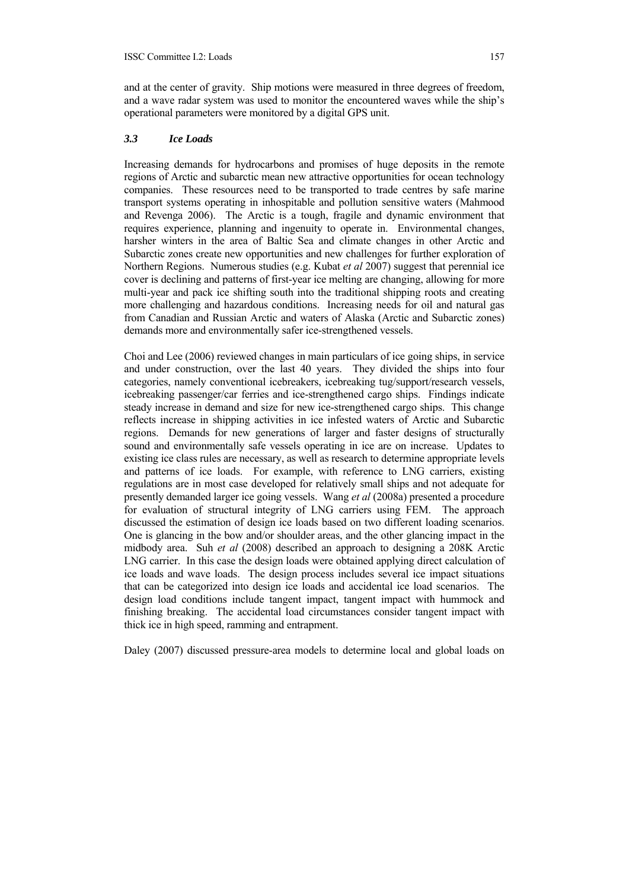and at the center of gravity. Ship motions were measured in three degrees of freedom, and a wave radar system was used to monitor the encountered waves while the ship's operational parameters were monitored by a digital GPS unit.

### *3.3 Ice Loads*

Increasing demands for hydrocarbons and promises of huge deposits in the remote regions of Arctic and subarctic mean new attractive opportunities for ocean technology companies. These resources need to be transported to trade centres by safe marine transport systems operating in inhospitable and pollution sensitive waters (Mahmood and Revenga 2006). The Arctic is a tough, fragile and dynamic environment that requires experience, planning and ingenuity to operate in. Environmental changes, harsher winters in the area of Baltic Sea and climate changes in other Arctic and Subarctic zones create new opportunities and new challenges for further exploration of Northern Regions. Numerous studies (e.g. Kubat *et al* 2007) suggest that perennial ice cover is declining and patterns of first-year ice melting are changing, allowing for more multi-year and pack ice shifting south into the traditional shipping roots and creating more challenging and hazardous conditions. Increasing needs for oil and natural gas from Canadian and Russian Arctic and waters of Alaska (Arctic and Subarctic zones) demands more and environmentally safer ice-strengthened vessels.

Choi and Lee (2006) reviewed changes in main particulars of ice going ships, in service and under construction, over the last 40 years. They divided the ships into four categories, namely conventional icebreakers, icebreaking tug/support/research vessels, icebreaking passenger/car ferries and ice-strengthened cargo ships. Findings indicate steady increase in demand and size for new ice-strengthened cargo ships. This change reflects increase in shipping activities in ice infested waters of Arctic and Subarctic regions. Demands for new generations of larger and faster designs of structurally sound and environmentally safe vessels operating in ice are on increase. Updates to existing ice class rules are necessary, as well as research to determine appropriate levels and patterns of ice loads. For example, with reference to LNG carriers, existing regulations are in most case developed for relatively small ships and not adequate for presently demanded larger ice going vessels. Wang *et al* (2008a) presented a procedure for evaluation of structural integrity of LNG carriers using FEM. The approach discussed the estimation of design ice loads based on two different loading scenarios. One is glancing in the bow and/or shoulder areas, and the other glancing impact in the midbody area. Suh *et al* (2008) described an approach to designing a 208K Arctic LNG carrier. In this case the design loads were obtained applying direct calculation of ice loads and wave loads. The design process includes several ice impact situations that can be categorized into design ice loads and accidental ice load scenarios. The design load conditions include tangent impact, tangent impact with hummock and finishing breaking. The accidental load circumstances consider tangent impact with thick ice in high speed, ramming and entrapment.

Daley (2007) discussed pressure-area models to determine local and global loads on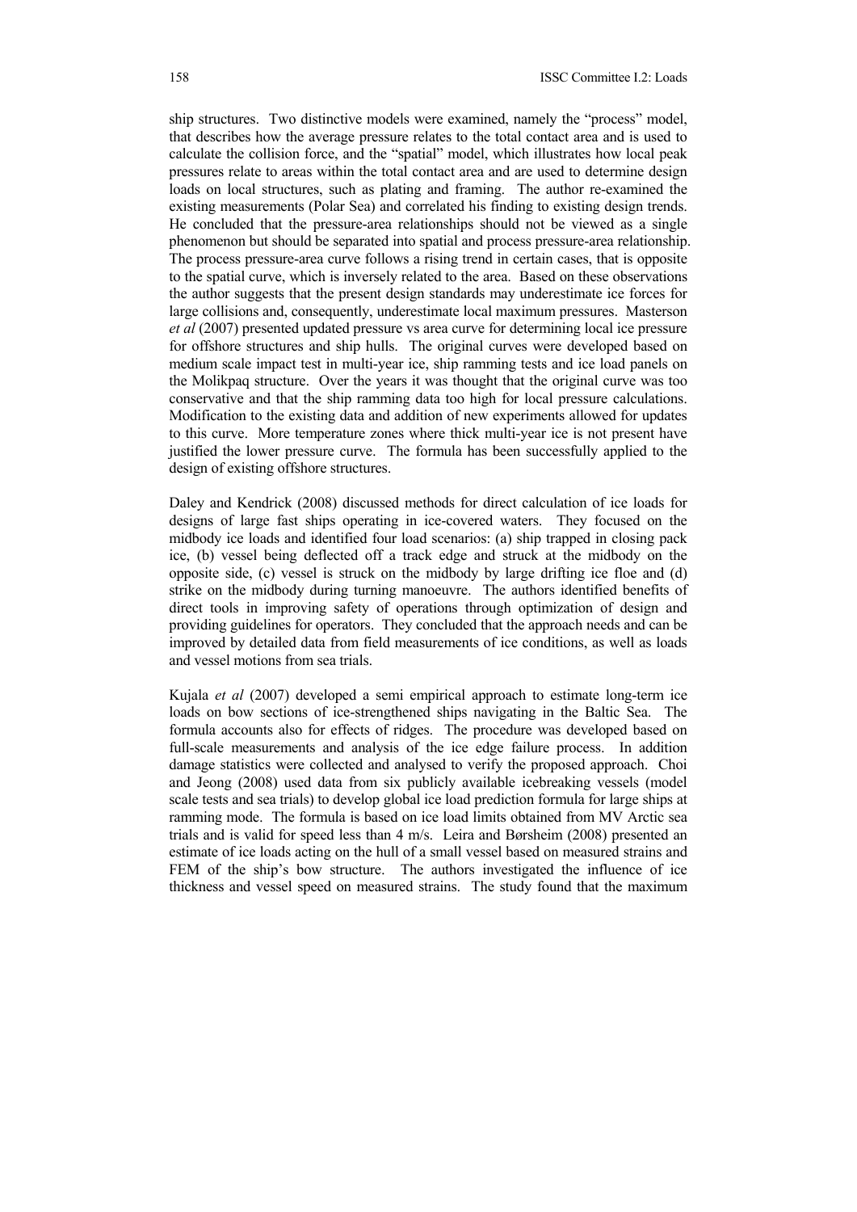ship structures. Two distinctive models were examined, namely the "process" model, that describes how the average pressure relates to the total contact area and is used to calculate the collision force, and the "spatial" model, which illustrates how local peak pressures relate to areas within the total contact area and are used to determine design loads on local structures, such as plating and framing. The author re-examined the existing measurements (Polar Sea) and correlated his finding to existing design trends. He concluded that the pressure-area relationships should not be viewed as a single phenomenon but should be separated into spatial and process pressure-area relationship. The process pressure-area curve follows a rising trend in certain cases, that is opposite to the spatial curve, which is inversely related to the area. Based on these observations the author suggests that the present design standards may underestimate ice forces for large collisions and, consequently, underestimate local maximum pressures. Masterson *et al* (2007) presented updated pressure vs area curve for determining local ice pressure for offshore structures and ship hulls. The original curves were developed based on medium scale impact test in multi-year ice, ship ramming tests and ice load panels on the Molikpaq structure. Over the years it was thought that the original curve was too conservative and that the ship ramming data too high for local pressure calculations. Modification to the existing data and addition of new experiments allowed for updates to this curve. More temperature zones where thick multi-year ice is not present have justified the lower pressure curve. The formula has been successfully applied to the design of existing offshore structures.

Daley and Kendrick (2008) discussed methods for direct calculation of ice loads for designs of large fast ships operating in ice-covered waters. They focused on the midbody ice loads and identified four load scenarios: (a) ship trapped in closing pack ice, (b) vessel being deflected off a track edge and struck at the midbody on the opposite side, (c) vessel is struck on the midbody by large drifting ice floe and (d) strike on the midbody during turning manoeuvre. The authors identified benefits of direct tools in improving safety of operations through optimization of design and providing guidelines for operators. They concluded that the approach needs and can be improved by detailed data from field measurements of ice conditions, as well as loads and vessel motions from sea trials.

Kujala *et al* (2007) developed a semi empirical approach to estimate long-term ice loads on bow sections of ice-strengthened ships navigating in the Baltic Sea. The formula accounts also for effects of ridges. The procedure was developed based on full-scale measurements and analysis of the ice edge failure process. In addition damage statistics were collected and analysed to verify the proposed approach. Choi and Jeong (2008) used data from six publicly available icebreaking vessels (model scale tests and sea trials) to develop global ice load prediction formula for large ships at ramming mode. The formula is based on ice load limits obtained from MV Arctic sea trials and is valid for speed less than 4 m/s. Leira and Børsheim (2008) presented an estimate of ice loads acting on the hull of a small vessel based on measured strains and FEM of the ship's bow structure. The authors investigated the influence of ice thickness and vessel speed on measured strains. The study found that the maximum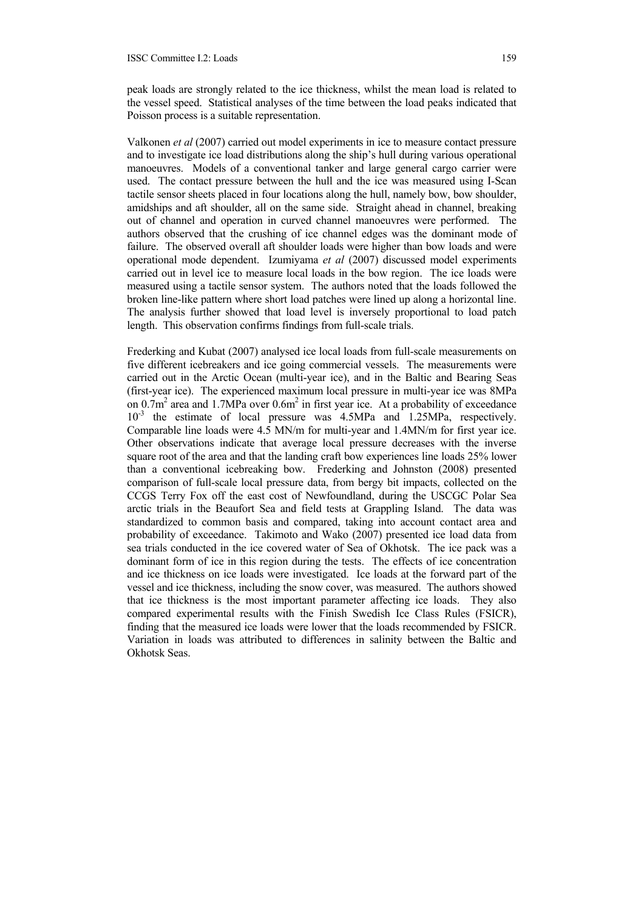peak loads are strongly related to the ice thickness, whilst the mean load is related to the vessel speed. Statistical analyses of the time between the load peaks indicated that Poisson process is a suitable representation.

Valkonen *et al* (2007) carried out model experiments in ice to measure contact pressure and to investigate ice load distributions along the ship's hull during various operational manoeuvres. Models of a conventional tanker and large general cargo carrier were used. The contact pressure between the hull and the ice was measured using I-Scan tactile sensor sheets placed in four locations along the hull, namely bow, bow shoulder, amidships and aft shoulder, all on the same side. Straight ahead in channel, breaking out of channel and operation in curved channel manoeuvres were performed. The authors observed that the crushing of ice channel edges was the dominant mode of failure. The observed overall aft shoulder loads were higher than bow loads and were operational mode dependent. Izumiyama *et al* (2007) discussed model experiments carried out in level ice to measure local loads in the bow region. The ice loads were measured using a tactile sensor system. The authors noted that the loads followed the broken line-like pattern where short load patches were lined up along a horizontal line. The analysis further showed that load level is inversely proportional to load patch length. This observation confirms findings from full-scale trials.

Frederking and Kubat (2007) analysed ice local loads from full-scale measurements on five different icebreakers and ice going commercial vessels. The measurements were carried out in the Arctic Ocean (multi-year ice), and in the Baltic and Bearing Seas (first-year ice). The experienced maximum local pressure in multi-year ice was 8MPa on $0.7m^2$ area and 1.7MPa over $0.6m^2$ in first year ice. At a probability of exceedance $10^{-3}$ the estimate of local pressure was 4.5MPa and 1.25MPa, respectively. Comparable line loads were 4.5 MN/m for multi-year and 1.4MN/m for first year ice. Other observations indicate that average local pressure decreases with the inverse square root of the area and that the landing craft bow experiences line loads 25% lower than a conventional icebreaking bow. Frederking and Johnston (2008) presented comparison of full-scale local pressure data, from bergy bit impacts, collected on the CCGS Terry Fox off the east cost of Newfoundland, during the USCGC Polar Sea arctic trials in the Beaufort Sea and field tests at Grappling Island. The data was standardized to common basis and compared, taking into account contact area and probability of exceedance. Takimoto and Wako (2007) presented ice load data from sea trials conducted in the ice covered water of Sea of Okhotsk. The ice pack was a dominant form of ice in this region during the tests. The effects of ice concentration and ice thickness on ice loads were investigated. Ice loads at the forward part of the vessel and ice thickness, including the snow cover, was measured. The authors showed that ice thickness is the most important parameter affecting ice loads. They also compared experimental results with the Finish Swedish Ice Class Rules (FSICR), finding that the measured ice loads were lower that the loads recommended by FSICR. Variation in loads was attributed to differences in salinity between the Baltic and Okhotsk Seas.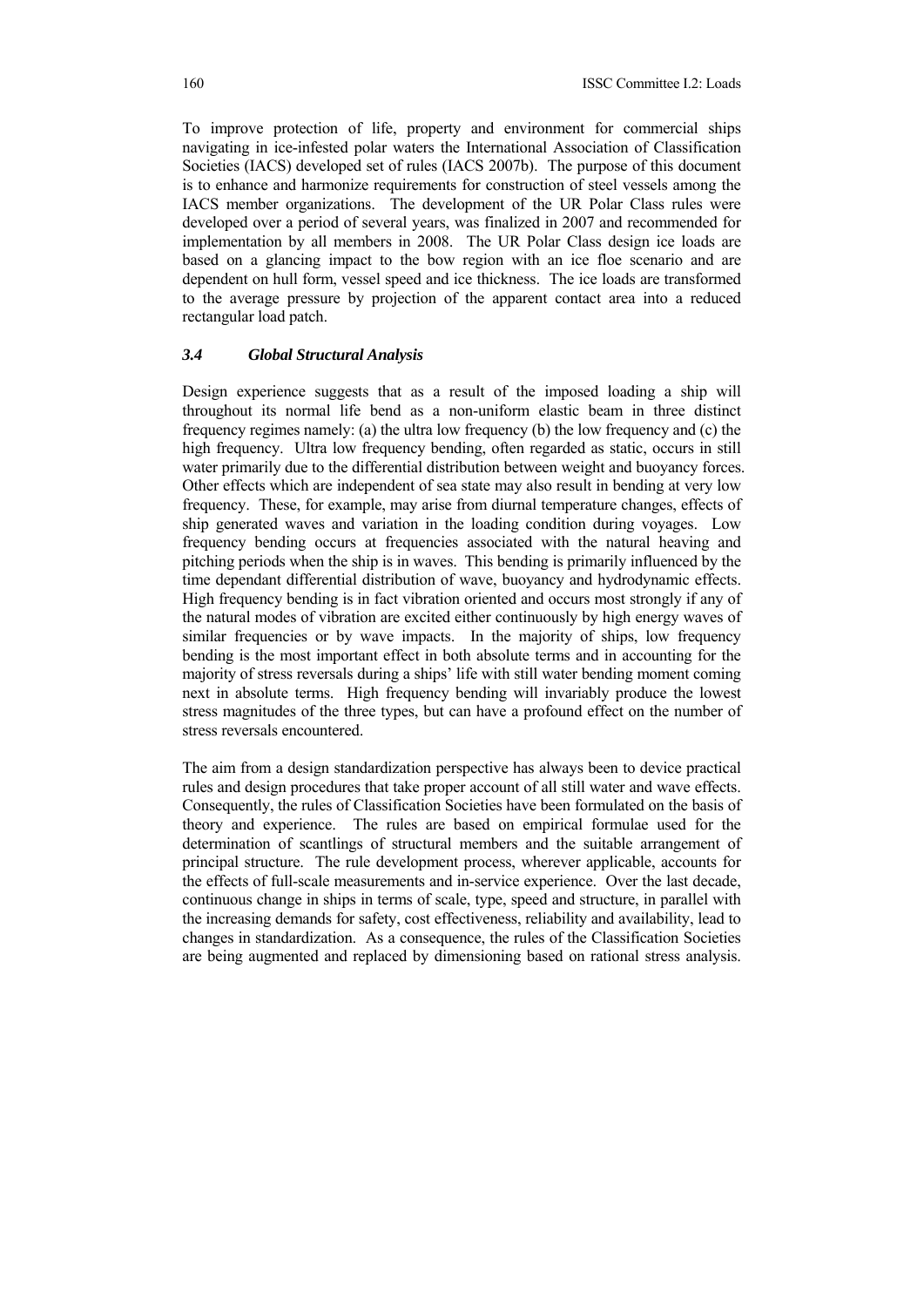To improve protection of life, property and environment for commercial ships navigating in ice-infested polar waters the International Association of Classification Societies (IACS) developed set of rules (IACS 2007b). The purpose of this document is to enhance and harmonize requirements for construction of steel vessels among the IACS member organizations. The development of the UR Polar Class rules were developed over a period of several years, was finalized in 2007 and recommended for implementation by all members in 2008. The UR Polar Class design ice loads are based on a glancing impact to the bow region with an ice floe scenario and are dependent on hull form, vessel speed and ice thickness. The ice loads are transformed to the average pressure by projection of the apparent contact area into a reduced rectangular load patch.

### *3.4 Global Structural Analysis*

Design experience suggests that as a result of the imposed loading a ship will throughout its normal life bend as a non-uniform elastic beam in three distinct frequency regimes namely: (a) the ultra low frequency (b) the low frequency and (c) the high frequency. Ultra low frequency bending, often regarded as static, occurs in still water primarily due to the differential distribution between weight and buoyancy forces. Other effects which are independent of sea state may also result in bending at very low frequency. These, for example, may arise from diurnal temperature changes, effects of ship generated waves and variation in the loading condition during voyages. Low frequency bending occurs at frequencies associated with the natural heaving and pitching periods when the ship is in waves. This bending is primarily influenced by the time dependant differential distribution of wave, buoyancy and hydrodynamic effects. High frequency bending is in fact vibration oriented and occurs most strongly if any of the natural modes of vibration are excited either continuously by high energy waves of similar frequencies or by wave impacts. In the majority of ships, low frequency bending is the most important effect in both absolute terms and in accounting for the majority of stress reversals during a ships' life with still water bending moment coming next in absolute terms. High frequency bending will invariably produce the lowest stress magnitudes of the three types, but can have a profound effect on the number of stress reversals encountered.

The aim from a design standardization perspective has always been to device practical rules and design procedures that take proper account of all still water and wave effects. Consequently, the rules of Classification Societies have been formulated on the basis of theory and experience. The rules are based on empirical formulae used for the determination of scantlings of structural members and the suitable arrangement of principal structure. The rule development process, wherever applicable, accounts for the effects of full-scale measurements and in-service experience. Over the last decade, continuous change in ships in terms of scale, type, speed and structure, in parallel with the increasing demands for safety, cost effectiveness, reliability and availability, lead to changes in standardization. As a consequence, the rules of the Classification Societies are being augmented and replaced by dimensioning based on rational stress analysis.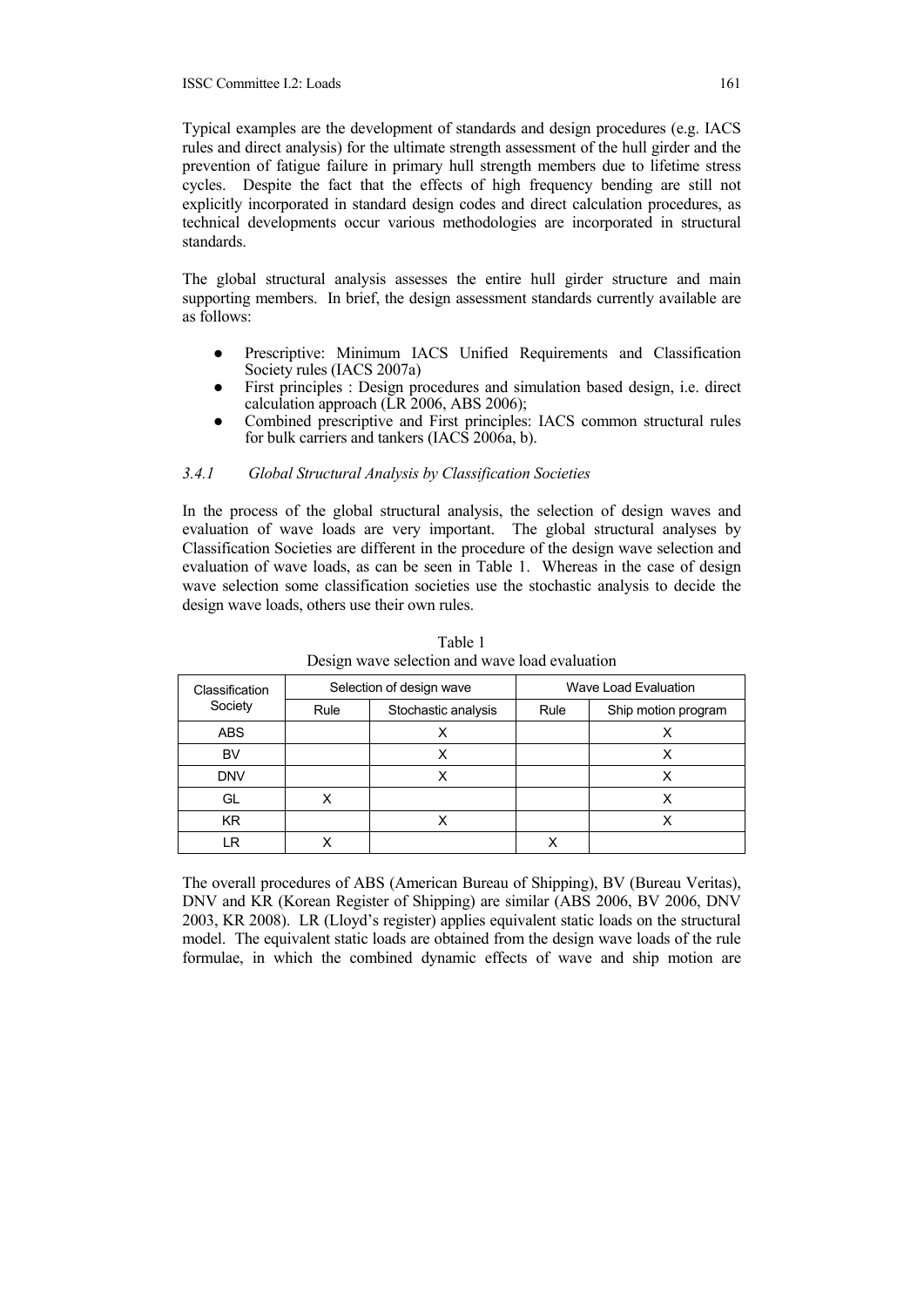Typical examples are the development of standards and design procedures (e.g. IACS rules and direct analysis) for the ultimate strength assessment of the hull girder and the prevention of fatigue failure in primary hull strength members due to lifetime stress cycles. Despite the fact that the effects of high frequency bending are still not explicitly incorporated in standard design codes and direct calculation procedures, as technical developments occur various methodologies are incorporated in structural standards.

The global structural analysis assesses the entire hull girder structure and main supporting members. In brief, the design assessment standards currently available are as follows:

- Prescriptive: Minimum IACS Unified Requirements and Classification Society rules (IACS 2007a)
- First principles : Design procedures and simulation based design, i.e. direct calculation approach (LR 2006, ABS 2006);
- Combined prescriptive and First principles: IACS common structural rules for bulk carriers and tankers (IACS 2006a, b).

### *3.4.1 Global Structural Analysis by Classification Societies*

In the process of the global structural analysis, the selection of design waves and evaluation of wave loads are very important. The global structural analyses by Classification Societies are different in the procedure of the design wave selection and evaluation of wave loads, as can be seen in Table 1. Whereas in the case of design wave selection some classification societies use the stochastic analysis to decide the design wave loads, others use their own rules.

Table 1
Design wave selection and wave load evaluation

| Classification Society | Selection of design wave | | Wave Load Evaluation | |
|---|---|---|---|---|
| | Rule | Stochastic analysis | Rule | Ship motion program |
| ABS | | X | | X |
| BV | | X | | X |
| DNV | | X | | X |
| GL | X | | | X |
| KR | | X | | X |
| LR | X | | X | |

The overall procedures of ABS (American Bureau of Shipping), BV (Bureau Veritas), DNV and KR (Korean Register of Shipping) are similar (ABS 2006, BV 2006, DNV 2003, KR 2008). LR (Lloyd's register) applies equivalent static loads on the structural model. The equivalent static loads are obtained from the design wave loads of the rule formulae, in which the combined dynamic effects of wave and ship motion are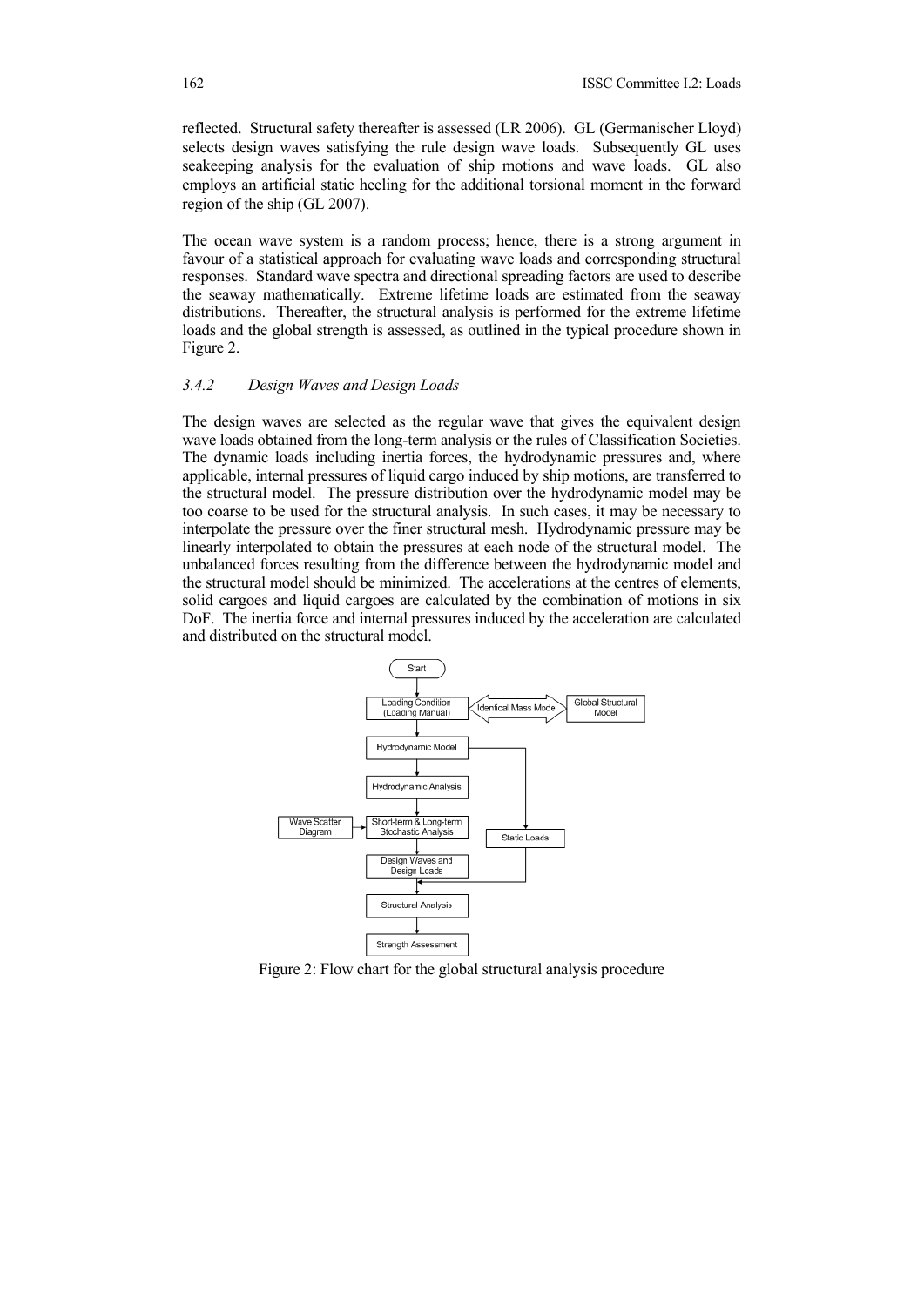reflected. Structural safety thereafter is assessed (LR 2006). GL (Germanischer Lloyd) selects design waves satisfying the rule design wave loads. Subsequently GL uses seakeeping analysis for the evaluation of ship motions and wave loads. GL also employs an artificial static heeling for the additional torsional moment in the forward region of the ship (GL 2007).

The ocean wave system is a random process; hence, there is a strong argument in favour of a statistical approach for evaluating wave loads and corresponding structural responses. Standard wave spectra and directional spreading factors are used to describe the seaway mathematically. Extreme lifetime loads are estimated from the seaway distributions. Thereafter, the structural analysis is performed for the extreme lifetime loads and the global strength is assessed, as outlined in the typical procedure shown in Figure 2.

### *3.4.2 Design Waves and Design Loads*

The design waves are selected as the regular wave that gives the equivalent design wave loads obtained from the long-term analysis or the rules of Classification Societies. The dynamic loads including inertia forces, the hydrodynamic pressures and, where applicable, internal pressures of liquid cargo induced by ship motions, are transferred to the structural model. The pressure distribution over the hydrodynamic model may be too coarse to be used for the structural analysis. In such cases, it may be necessary to interpolate the pressure over the finer structural mesh. Hydrodynamic pressure may be linearly interpolated to obtain the pressures at each node of the structural model. The unbalanced forces resulting from the difference between the hydrodynamic model and the structural model should be minimized. The accelerations at the centres of elements, solid cargoes and liquid cargoes are calculated by the combination of motions in six DoF. The inertia force and internal pressures induced by the acceleration are calculated and distributed on the structural model.

Start → Loading Condition (Loading Manual) ↔ Identical Mass Model ↔ Global Structural Model → Hydrodynamic Model → Hydrodynamic Analysis → Short-term & Long-term Stochastic Analysis (← Wave Scatter Diagram) → Design Waves and Design Loads → Structural Analysis (← Static Loads) → Strength Assessment

Figure 2: Flow chart for the global structural analysis procedure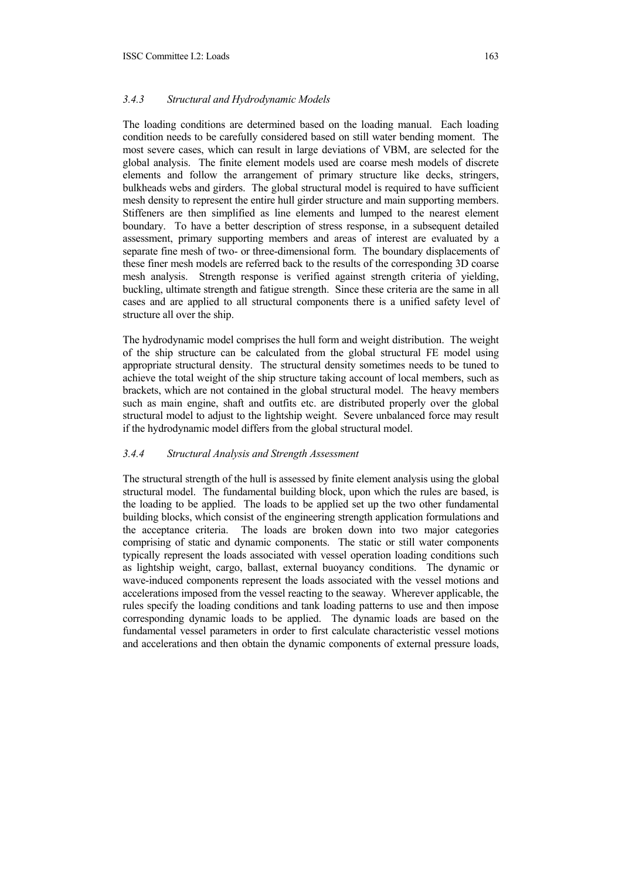### *3.4.3 Structural and Hydrodynamic Models*

The loading conditions are determined based on the loading manual. Each loading condition needs to be carefully considered based on still water bending moment. The most severe cases, which can result in large deviations of VBM, are selected for the global analysis. The finite element models used are coarse mesh models of discrete elements and follow the arrangement of primary structure like decks, stringers, bulkheads webs and girders. The global structural model is required to have sufficient mesh density to represent the entire hull girder structure and main supporting members. Stiffeners are then simplified as line elements and lumped to the nearest element boundary. To have a better description of stress response, in a subsequent detailed assessment, primary supporting members and areas of interest are evaluated by a separate fine mesh of two- or three-dimensional form. The boundary displacements of these finer mesh models are referred back to the results of the corresponding 3D coarse mesh analysis. Strength response is verified against strength criteria of yielding, buckling, ultimate strength and fatigue strength. Since these criteria are the same in all cases and are applied to all structural components there is a unified safety level of structure all over the ship.

The hydrodynamic model comprises the hull form and weight distribution. The weight of the ship structure can be calculated from the global structural FE model using appropriate structural density. The structural density sometimes needs to be tuned to achieve the total weight of the ship structure taking account of local members, such as brackets, which are not contained in the global structural model. The heavy members such as main engine, shaft and outfits etc. are distributed properly over the global structural model to adjust to the lightship weight. Severe unbalanced force may result if the hydrodynamic model differs from the global structural model.

### *3.4.4 Structural Analysis and Strength Assessment*

The structural strength of the hull is assessed by finite element analysis using the global structural model. The fundamental building block, upon which the rules are based, is the loading to be applied. The loads to be applied set up the two other fundamental building blocks, which consist of the engineering strength application formulations and the acceptance criteria. The loads are broken down into two major categories comprising of static and dynamic components. The static or still water components typically represent the loads associated with vessel operation loading conditions such as lightship weight, cargo, ballast, external buoyancy conditions. The dynamic or wave-induced components represent the loads associated with the vessel motions and accelerations imposed from the vessel reacting to the seaway. Wherever applicable, the rules specify the loading conditions and tank loading patterns to use and then impose corresponding dynamic loads to be applied. The dynamic loads are based on the fundamental vessel parameters in order to first calculate characteristic vessel motions and accelerations and then obtain the dynamic components of external pressure loads,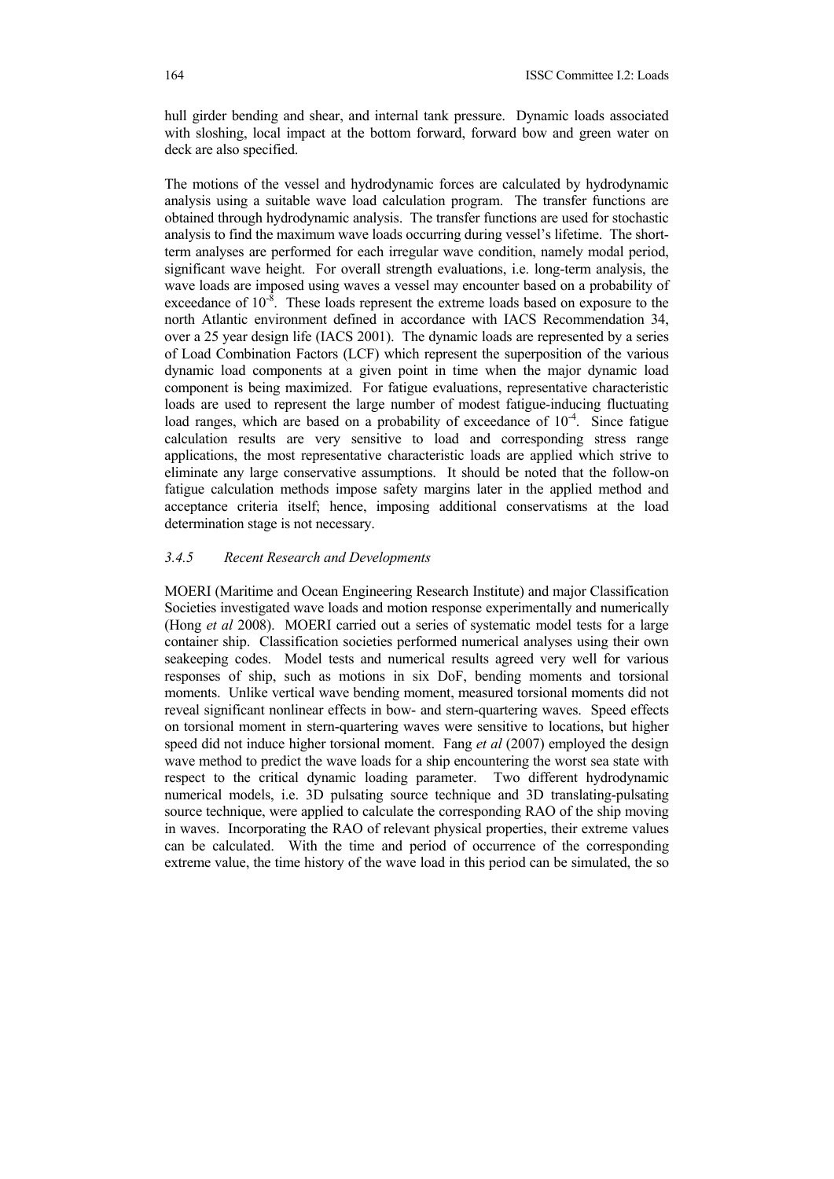hull girder bending and shear, and internal tank pressure. Dynamic loads associated with sloshing, local impact at the bottom forward, forward bow and green water on deck are also specified.

The motions of the vessel and hydrodynamic forces are calculated by hydrodynamic analysis using a suitable wave load calculation program. The transfer functions are obtained through hydrodynamic analysis. The transfer functions are used for stochastic analysis to find the maximum wave loads occurring during vessel's lifetime. The short-term analyses are performed for each irregular wave condition, namely modal period, significant wave height. For overall strength evaluations, i.e. long-term analysis, the wave loads are imposed using waves a vessel may encounter based on a probability of exceedance of $10^{-8}$. These loads represent the extreme loads based on exposure to the north Atlantic environment defined in accordance with IACS Recommendation 34, over a 25 year design life (IACS 2001). The dynamic loads are represented by a series of Load Combination Factors (LCF) which represent the superposition of the various dynamic load components at a given point in time when the major dynamic load component is being maximized. For fatigue evaluations, representative characteristic loads are used to represent the large number of modest fatigue-inducing fluctuating load ranges, which are based on a probability of exceedance of $10^{-4}$. Since fatigue calculation results are very sensitive to load and corresponding stress range applications, the most representative characteristic loads are applied which strive to eliminate any large conservative assumptions. It should be noted that the follow-on fatigue calculation methods impose safety margins later in the applied method and acceptance criteria itself; hence, imposing additional conservatisms at the load determination stage is not necessary.

### *3.4.5 Recent Research and Developments*

MOERI (Maritime and Ocean Engineering Research Institute) and major Classification Societies investigated wave loads and motion response experimentally and numerically (Hong *et al* 2008). MOERI carried out a series of systematic model tests for a large container ship. Classification societies performed numerical analyses using their own seakeeping codes. Model tests and numerical results agreed very well for various responses of ship, such as motions in six DoF, bending moments and torsional moments. Unlike vertical wave bending moment, measured torsional moments did not reveal significant nonlinear effects in bow- and stern-quartering waves. Speed effects on torsional moment in stern-quartering waves were sensitive to locations, but higher speed did not induce higher torsional moment. Fang *et al* (2007) employed the design wave method to predict the wave loads for a ship encountering the worst sea state with respect to the critical dynamic loading parameter. Two different hydrodynamic numerical models, i.e. 3D pulsating source technique and 3D translating-pulsating source technique, were applied to calculate the corresponding RAO of the ship moving in waves. Incorporating the RAO of relevant physical properties, their extreme values can be calculated. With the time and period of occurrence of the corresponding extreme value, the time history of the wave load in this period can be simulated, the so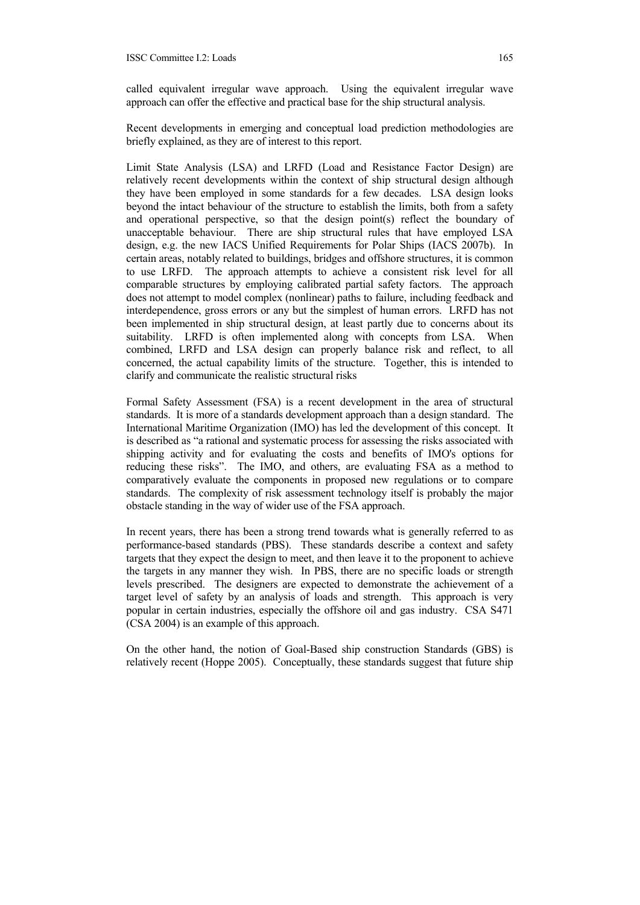called equivalent irregular wave approach. Using the equivalent irregular wave approach can offer the effective and practical base for the ship structural analysis.

Recent developments in emerging and conceptual load prediction methodologies are briefly explained, as they are of interest to this report.

Limit State Analysis (LSA) and LRFD (Load and Resistance Factor Design) are relatively recent developments within the context of ship structural design although they have been employed in some standards for a few decades. LSA design looks beyond the intact behaviour of the structure to establish the limits, both from a safety and operational perspective, so that the design point(s) reflect the boundary of unacceptable behaviour. There are ship structural rules that have employed LSA design, e.g. the new IACS Unified Requirements for Polar Ships (IACS 2007b). In certain areas, notably related to buildings, bridges and offshore structures, it is common to use LRFD. The approach attempts to achieve a consistent risk level for all comparable structures by employing calibrated partial safety factors. The approach does not attempt to model complex (nonlinear) paths to failure, including feedback and interdependence, gross errors or any but the simplest of human errors. LRFD has not been implemented in ship structural design, at least partly due to concerns about its suitability. LRFD is often implemented along with concepts from LSA. When combined, LRFD and LSA design can properly balance risk and reflect, to all concerned, the actual capability limits of the structure. Together, this is intended to clarify and communicate the realistic structural risks

Formal Safety Assessment (FSA) is a recent development in the area of structural standards. It is more of a standards development approach than a design standard. The International Maritime Organization (IMO) has led the development of this concept. It is described as "a rational and systematic process for assessing the risks associated with shipping activity and for evaluating the costs and benefits of IMO's options for reducing these risks". The IMO, and others, are evaluating FSA as a method to comparatively evaluate the components in proposed new regulations or to compare standards. The complexity of risk assessment technology itself is probably the major obstacle standing in the way of wider use of the FSA approach.

In recent years, there has been a strong trend towards what is generally referred to as performance-based standards (PBS). These standards describe a context and safety targets that they expect the design to meet, and then leave it to the proponent to achieve the targets in any manner they wish. In PBS, there are no specific loads or strength levels prescribed. The designers are expected to demonstrate the achievement of a target level of safety by an analysis of loads and strength. This approach is very popular in certain industries, especially the offshore oil and gas industry. CSA S471 (CSA 2004) is an example of this approach.

On the other hand, the notion of Goal-Based ship construction Standards (GBS) is relatively recent (Hoppe 2005). Conceptually, these standards suggest that future ship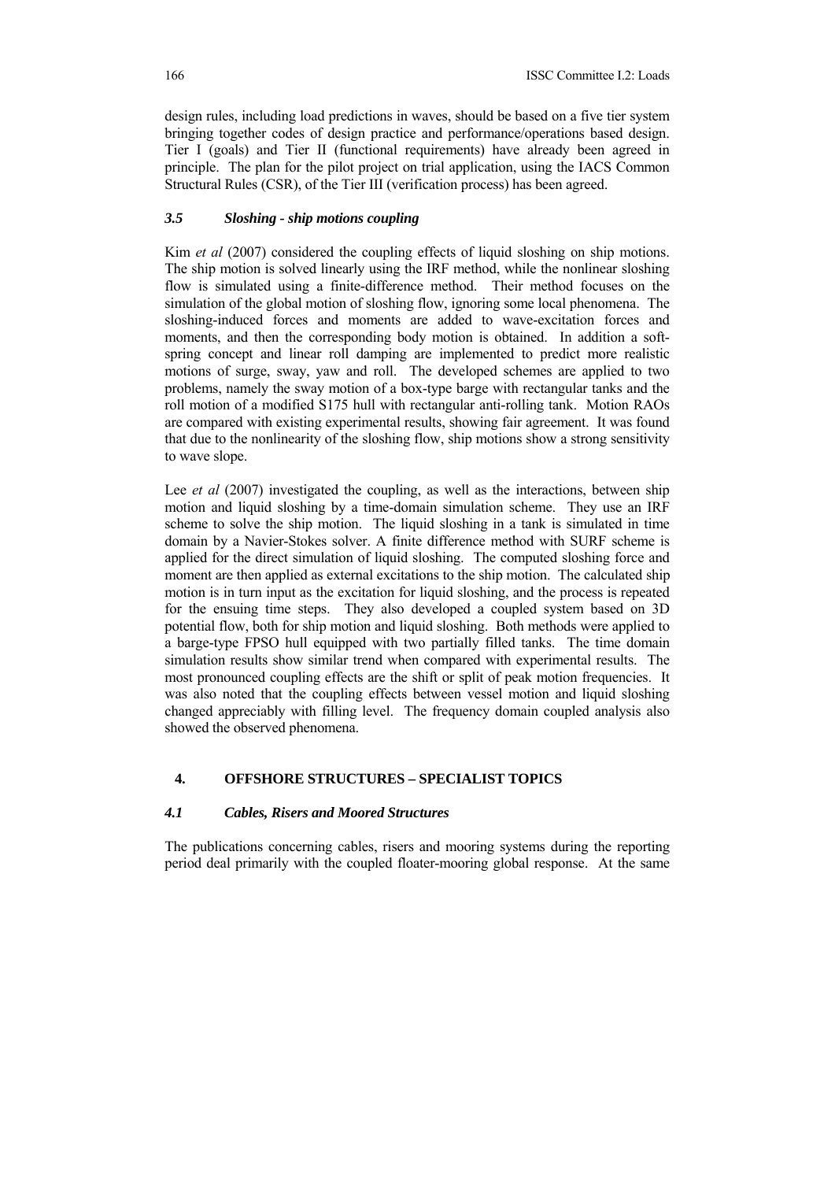design rules, including load predictions in waves, should be based on a five tier system bringing together codes of design practice and performance/operations based design. Tier I (goals) and Tier II (functional requirements) have already been agreed in principle. The plan for the pilot project on trial application, using the IACS Common Structural Rules (CSR), of the Tier III (verification process) has been agreed.

### *3.5 Sloshing - ship motions coupling*

Kim *et al* (2007) considered the coupling effects of liquid sloshing on ship motions. The ship motion is solved linearly using the IRF method, while the nonlinear sloshing flow is simulated using a finite-difference method. Their method focuses on the simulation of the global motion of sloshing flow, ignoring some local phenomena. The sloshing-induced forces and moments are added to wave-excitation forces and moments, and then the corresponding body motion is obtained. In addition a soft-spring concept and linear roll damping are implemented to predict more realistic motions of surge, sway, yaw and roll. The developed schemes are applied to two problems, namely the sway motion of a box-type barge with rectangular tanks and the roll motion of a modified S175 hull with rectangular anti-rolling tank. Motion RAOs are compared with existing experimental results, showing fair agreement. It was found that due to the nonlinearity of the sloshing flow, ship motions show a strong sensitivity to wave slope.

Lee *et al* (2007) investigated the coupling, as well as the interactions, between ship motion and liquid sloshing by a time-domain simulation scheme. They use an IRF scheme to solve the ship motion. The liquid sloshing in a tank is simulated in time domain by a Navier-Stokes solver. A finite difference method with SURF scheme is applied for the direct simulation of liquid sloshing. The computed sloshing force and moment are then applied as external excitations to the ship motion. The calculated ship motion is in turn input as the excitation for liquid sloshing, and the process is repeated for the ensuing time steps. They also developed a coupled system based on 3D potential flow, both for ship motion and liquid sloshing. Both methods were applied to a barge-type FPSO hull equipped with two partially filled tanks. The time domain simulation results show similar trend when compared with experimental results. The most pronounced coupling effects are the shift or split of peak motion frequencies. It was also noted that the coupling effects between vessel motion and liquid sloshing changed appreciably with filling level. The frequency domain coupled analysis also showed the observed phenomena.

## 4. OFFSHORE STRUCTURES – SPECIALIST TOPICS

### *4.1 Cables, Risers and Moored Structures*

The publications concerning cables, risers and mooring systems during the reporting period deal primarily with the coupled floater-mooring global response. At the same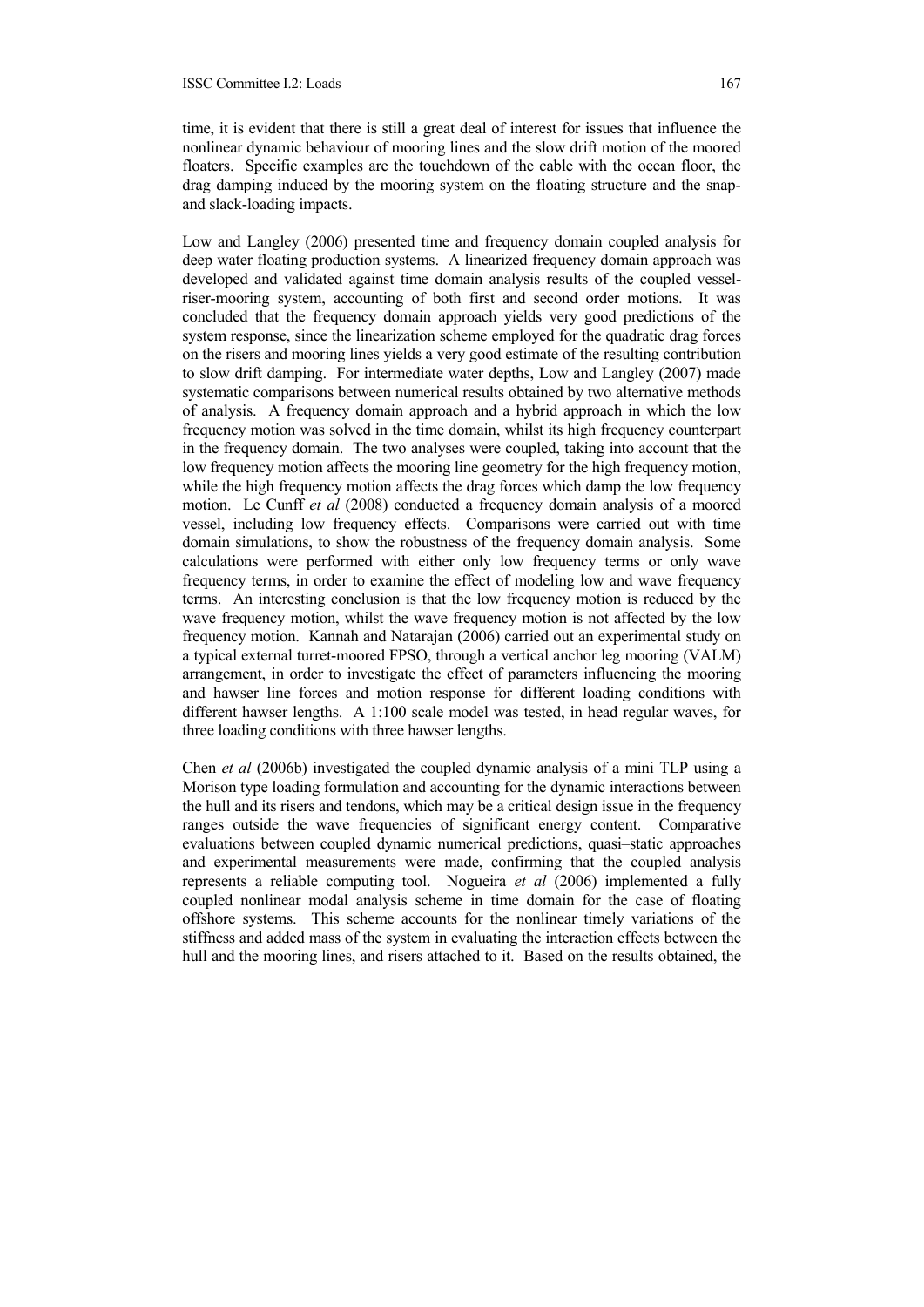time, it is evident that there is still a great deal of interest for issues that influence the nonlinear dynamic behaviour of mooring lines and the slow drift motion of the moored floaters. Specific examples are the touchdown of the cable with the ocean floor, the drag damping induced by the mooring system on the floating structure and the snap- and slack-loading impacts.

Low and Langley (2006) presented time and frequency domain coupled analysis for deep water floating production systems. A linearized frequency domain approach was developed and validated against time domain analysis results of the coupled vessel-riser-mooring system, accounting of both first and second order motions. It was concluded that the frequency domain approach yields very good predictions of the system response, since the linearization scheme employed for the quadratic drag forces on the risers and mooring lines yields a very good estimate of the resulting contribution to slow drift damping. For intermediate water depths, Low and Langley (2007) made systematic comparisons between numerical results obtained by two alternative methods of analysis. A frequency domain approach and a hybrid approach in which the low frequency motion was solved in the time domain, whilst its high frequency counterpart in the frequency domain. The two analyses were coupled, taking into account that the low frequency motion affects the mooring line geometry for the high frequency motion, while the high frequency motion affects the drag forces which damp the low frequency motion. Le Cunff *et al* (2008) conducted a frequency domain analysis of a moored vessel, including low frequency effects. Comparisons were carried out with time domain simulations, to show the robustness of the frequency domain analysis. Some calculations were performed with either only low frequency terms or only wave frequency terms, in order to examine the effect of modeling low and wave frequency terms. An interesting conclusion is that the low frequency motion is reduced by the wave frequency motion, whilst the wave frequency motion is not affected by the low frequency motion. Kannah and Natarajan (2006) carried out an experimental study on a typical external turret-moored FPSO, through a vertical anchor leg mooring (VALM) arrangement, in order to investigate the effect of parameters influencing the mooring and hawser line forces and motion response for different loading conditions with different hawser lengths. A 1:100 scale model was tested, in head regular waves, for three loading conditions with three hawser lengths.

Chen *et al* (2006b) investigated the coupled dynamic analysis of a mini TLP using a Morison type loading formulation and accounting for the dynamic interactions between the hull and its risers and tendons, which may be a critical design issue in the frequency ranges outside the wave frequencies of significant energy content. Comparative evaluations between coupled dynamic numerical predictions, quasi–static approaches and experimental measurements were made, confirming that the coupled analysis represents a reliable computing tool. Nogueira *et al* (2006) implemented a fully coupled nonlinear modal analysis scheme in time domain for the case of floating offshore systems. This scheme accounts for the nonlinear timely variations of the stiffness and added mass of the system in evaluating the interaction effects between the hull and the mooring lines, and risers attached to it. Based on the results obtained, the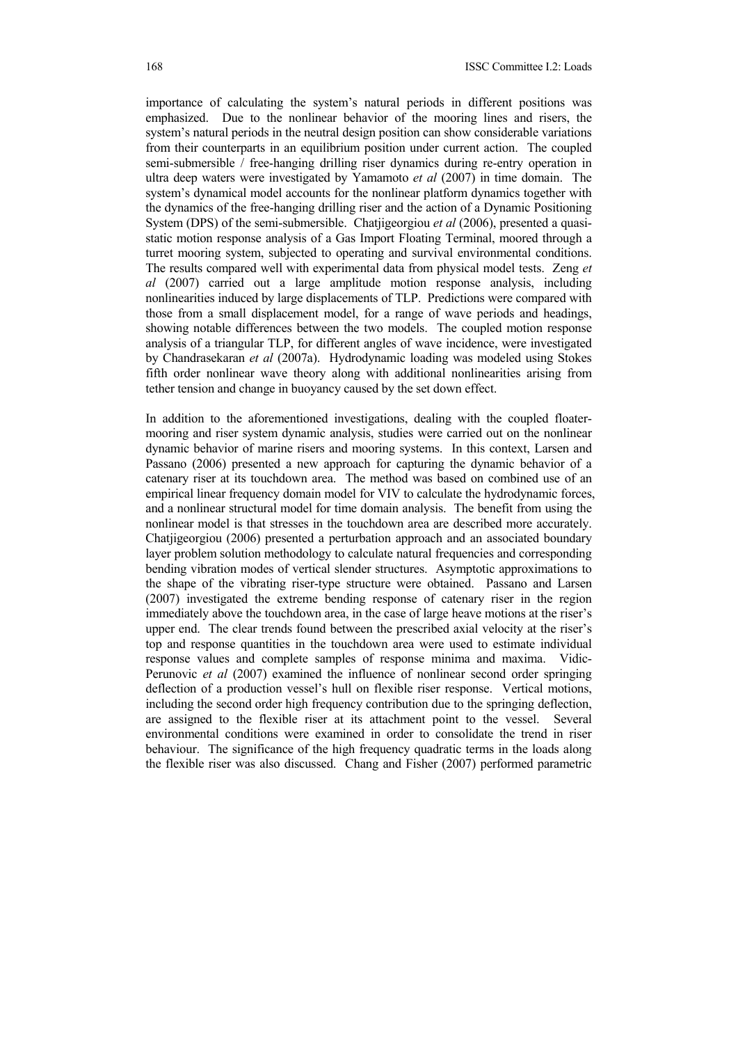importance of calculating the system's natural periods in different positions was emphasized. Due to the nonlinear behavior of the mooring lines and risers, the system's natural periods in the neutral design position can show considerable variations from their counterparts in an equilibrium position under current action. The coupled semi-submersible / free-hanging drilling riser dynamics during re-entry operation in ultra deep waters were investigated by Yamamoto *et al* (2007) in time domain. The system's dynamical model accounts for the nonlinear platform dynamics together with the dynamics of the free-hanging drilling riser and the action of a Dynamic Positioning System (DPS) of the semi-submersible. Chatjigeorgiou *et al* (2006), presented a quasi-static motion response analysis of a Gas Import Floating Terminal, moored through a turret mooring system, subjected to operating and survival environmental conditions. The results compared well with experimental data from physical model tests. Zeng *et al* (2007) carried out a large amplitude motion response analysis, including nonlinearities induced by large displacements of TLP. Predictions were compared with those from a small displacement model, for a range of wave periods and headings, showing notable differences between the two models. The coupled motion response analysis of a triangular TLP, for different angles of wave incidence, were investigated by Chandrasekaran *et al* (2007a). Hydrodynamic loading was modeled using Stokes fifth order nonlinear wave theory along with additional nonlinearities arising from tether tension and change in buoyancy caused by the set down effect.

In addition to the aforementioned investigations, dealing with the coupled floater-mooring and riser system dynamic analysis, studies were carried out on the nonlinear dynamic behavior of marine risers and mooring systems. In this context, Larsen and Passano (2006) presented a new approach for capturing the dynamic behavior of a catenary riser at its touchdown area. The method was based on combined use of an empirical linear frequency domain model for VIV to calculate the hydrodynamic forces, and a nonlinear structural model for time domain analysis. The benefit from using the nonlinear model is that stresses in the touchdown area are described more accurately. Chatjigeorgiou (2006) presented a perturbation approach and an associated boundary layer problem solution methodology to calculate natural frequencies and corresponding bending vibration modes of vertical slender structures. Asymptotic approximations to the shape of the vibrating riser-type structure were obtained. Passano and Larsen (2007) investigated the extreme bending response of catenary riser in the region immediately above the touchdown area, in the case of large heave motions at the riser's upper end. The clear trends found between the prescribed axial velocity at the riser's top and response quantities in the touchdown area were used to estimate individual response values and complete samples of response minima and maxima. Vidic-Perunovic *et al* (2007) examined the influence of nonlinear second order springing deflection of a production vessel's hull on flexible riser response. Vertical motions, including the second order high frequency contribution due to the springing deflection, are assigned to the flexible riser at its attachment point to the vessel. Several environmental conditions were examined in order to consolidate the trend in riser behaviour. The significance of the high frequency quadratic terms in the loads along the flexible riser was also discussed. Chang and Fisher (2007) performed parametric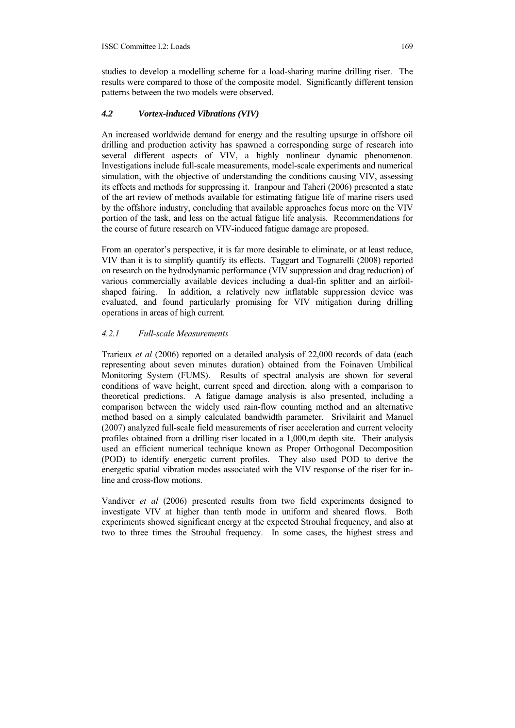studies to develop a modelling scheme for a load-sharing marine drilling riser. The results were compared to those of the composite model. Significantly different tension patterns between the two models were observed.

### *4.2 Vortex-induced Vibrations (VIV)*

An increased worldwide demand for energy and the resulting upsurge in offshore oil drilling and production activity has spawned a corresponding surge of research into several different aspects of VIV, a highly nonlinear dynamic phenomenon. Investigations include full-scale measurements, model-scale experiments and numerical simulation, with the objective of understanding the conditions causing VIV, assessing its effects and methods for suppressing it. Iranpour and Taheri (2006) presented a state of the art review of methods available for estimating fatigue life of marine risers used by the offshore industry, concluding that available approaches focus more on the VIV portion of the task, and less on the actual fatigue life analysis. Recommendations for the course of future research on VIV-induced fatigue damage are proposed.

From an operator's perspective, it is far more desirable to eliminate, or at least reduce, VIV than it is to simplify quantify its effects. Taggart and Tognarelli (2008) reported on research on the hydrodynamic performance (VIV suppression and drag reduction) of various commercially available devices including a dual-fin splitter and an airfoil-shaped fairing. In addition, a relatively new inflatable suppression device was evaluated, and found particularly promising for VIV mitigation during drilling operations in areas of high current.

#### *4.2.1 Full-scale Measurements*

Trarieux *et al* (2006) reported on a detailed analysis of 22,000 records of data (each representing about seven minutes duration) obtained from the Foinaven Umbilical Monitoring System (FUMS). Results of spectral analysis are shown for several conditions of wave height, current speed and direction, along with a comparison to theoretical predictions. A fatigue damage analysis is also presented, including a comparison between the widely used rain-flow counting method and an alternative method based on a simply calculated bandwidth parameter. Srivilairit and Manuel (2007) analyzed full-scale field measurements of riser acceleration and current velocity profiles obtained from a drilling riser located in a 1,000,m depth site. Their analysis used an efficient numerical technique known as Proper Orthogonal Decomposition (POD) to identify energetic current profiles. They also used POD to derive the energetic spatial vibration modes associated with the VIV response of the riser for in-line and cross-flow motions.

Vandiver *et al* (2006) presented results from two field experiments designed to investigate VIV at higher than tenth mode in uniform and sheared flows. Both experiments showed significant energy at the expected Strouhal frequency, and also at two to three times the Strouhal frequency. In some cases, the highest stress and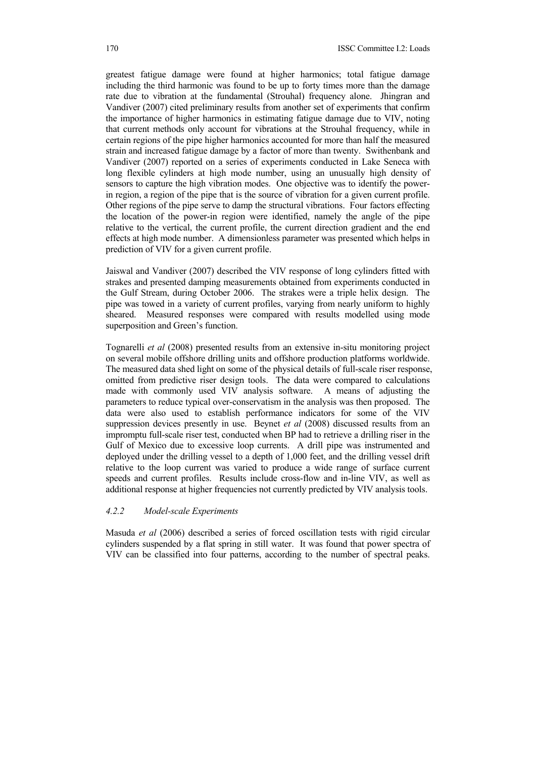greatest fatigue damage were found at higher harmonics; total fatigue damage including the third harmonic was found to be up to forty times more than the damage rate due to vibration at the fundamental (Strouhal) frequency alone. Jhingran and Vandiver (2007) cited preliminary results from another set of experiments that confirm the importance of higher harmonics in estimating fatigue damage due to VIV, noting that current methods only account for vibrations at the Strouhal frequency, while in certain regions of the pipe higher harmonics accounted for more than half the measured strain and increased fatigue damage by a factor of more than twenty. Swithenbank and Vandiver (2007) reported on a series of experiments conducted in Lake Seneca with long flexible cylinders at high mode number, using an unusually high density of sensors to capture the high vibration modes. One objective was to identify the power-in region, a region of the pipe that is the source of vibration for a given current profile. Other regions of the pipe serve to damp the structural vibrations. Four factors effecting the location of the power-in region were identified, namely the angle of the pipe relative to the vertical, the current profile, the current direction gradient and the end effects at high mode number. A dimensionless parameter was presented which helps in prediction of VIV for a given current profile.

Jaiswal and Vandiver (2007) described the VIV response of long cylinders fitted with strakes and presented damping measurements obtained from experiments conducted in the Gulf Stream, during October 2006. The strakes were a triple helix design. The pipe was towed in a variety of current profiles, varying from nearly uniform to highly sheared. Measured responses were compared with results modelled using mode superposition and Green's function.

Tognarelli *et al* (2008) presented results from an extensive in-situ monitoring project on several mobile offshore drilling units and offshore production platforms worldwide. The measured data shed light on some of the physical details of full-scale riser response, omitted from predictive riser design tools. The data were compared to calculations made with commonly used VIV analysis software. A means of adjusting the parameters to reduce typical over-conservatism in the analysis was then proposed. The data were also used to establish performance indicators for some of the VIV suppression devices presently in use. Beynet *et al* (2008) discussed results from an impromptu full-scale riser test, conducted when BP had to retrieve a drilling riser in the Gulf of Mexico due to excessive loop currents. A drill pipe was instrumented and deployed under the drilling vessel to a depth of 1,000 feet, and the drilling vessel drift relative to the loop current was varied to produce a wide range of surface current speeds and current profiles. Results include cross-flow and in-line VIV, as well as additional response at higher frequencies not currently predicted by VIV analysis tools.

#### *4.2.2 Model-scale Experiments*

Masuda *et al* (2006) described a series of forced oscillation tests with rigid circular cylinders suspended by a flat spring in still water. It was found that power spectra of VIV can be classified into four patterns, according to the number of spectral peaks.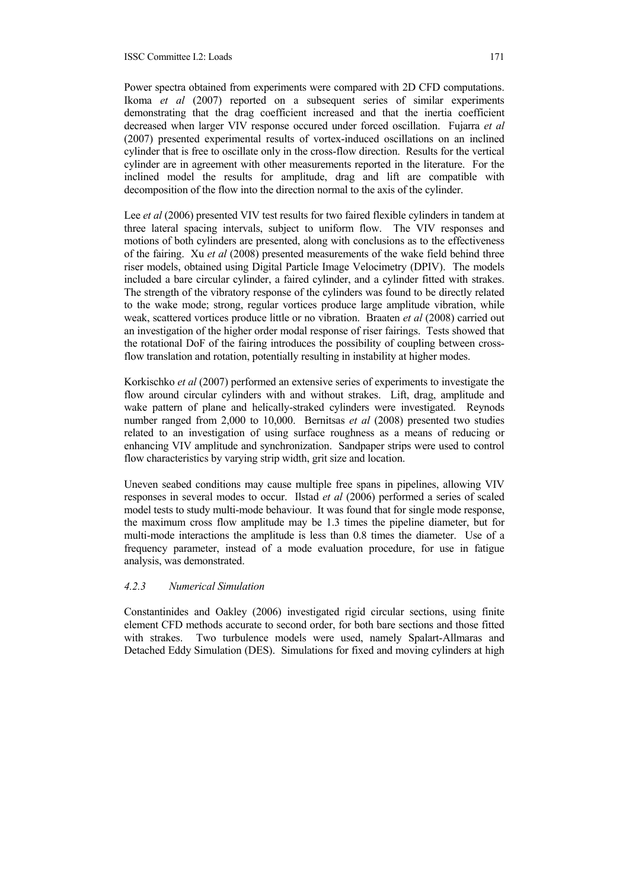Power spectra obtained from experiments were compared with 2D CFD computations. Ikoma *et al* (2007) reported on a subsequent series of similar experiments demonstrating that the drag coefficient increased and that the inertia coefficient decreased when larger VIV response occured under forced oscillation. Fujarra *et al* (2007) presented experimental results of vortex-induced oscillations on an inclined cylinder that is free to oscillate only in the cross-flow direction. Results for the vertical cylinder are in agreement with other measurements reported in the literature. For the inclined model the results for amplitude, drag and lift are compatible with decomposition of the flow into the direction normal to the axis of the cylinder.

Lee *et al* (2006) presented VIV test results for two faired flexible cylinders in tandem at three lateral spacing intervals, subject to uniform flow. The VIV responses and motions of both cylinders are presented, along with conclusions as to the effectiveness of the fairing. Xu *et al* (2008) presented measurements of the wake field behind three riser models, obtained using Digital Particle Image Velocimetry (DPIV). The models included a bare circular cylinder, a faired cylinder, and a cylinder fitted with strakes. The strength of the vibratory response of the cylinders was found to be directly related to the wake mode; strong, regular vortices produce large amplitude vibration, while weak, scattered vortices produce little or no vibration. Braaten *et al* (2008) carried out an investigation of the higher order modal response of riser fairings. Tests showed that the rotational DoF of the fairing introduces the possibility of coupling between cross-flow translation and rotation, potentially resulting in instability at higher modes.

Korkischko *et al* (2007) performed an extensive series of experiments to investigate the flow around circular cylinders with and without strakes. Lift, drag, amplitude and wake pattern of plane and helically-straked cylinders were investigated. Reynods number ranged from 2,000 to 10,000. Bernitsas *et al* (2008) presented two studies related to an investigation of using surface roughness as a means of reducing or enhancing VIV amplitude and synchronization. Sandpaper strips were used to control flow characteristics by varying strip width, grit size and location.

Uneven seabed conditions may cause multiple free spans in pipelines, allowing VIV responses in several modes to occur. Ilstad *et al* (2006) performed a series of scaled model tests to study multi-mode behaviour. It was found that for single mode response, the maximum cross flow amplitude may be 1.3 times the pipeline diameter, but for multi-mode interactions the amplitude is less than 0.8 times the diameter. Use of a frequency parameter, instead of a mode evaluation procedure, for use in fatigue analysis, was demonstrated.

#### *4.2.3 Numerical Simulation*

Constantinides and Oakley (2006) investigated rigid circular sections, using finite element CFD methods accurate to second order, for both bare sections and those fitted with strakes. Two turbulence models were used, namely Spalart-Allmaras and Detached Eddy Simulation (DES). Simulations for fixed and moving cylinders at high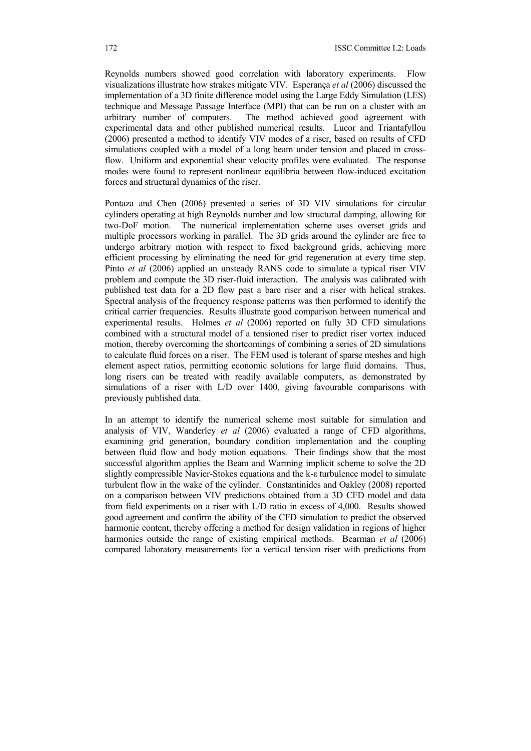Reynolds numbers showed good correlation with laboratory experiments. Flow visualizations illustrate how strakes mitigate VIV. Esperança *et al* (2006) discussed the implementation of a 3D finite difference model using the Large Eddy Simulation (LES) technique and Message Passage Interface (MPI) that can be run on a cluster with an arbitrary number of computers. The method achieved good agreement with experimental data and other published numerical results. Lucor and Triantafyllou (2006) presented a method to identify VIV modes of a riser, based on results of CFD simulations coupled with a model of a long beam under tension and placed in cross-flow. Uniform and exponential shear velocity profiles were evaluated. The response modes were found to represent nonlinear equilibria between flow-induced excitation forces and structural dynamics of the riser.

Pontaza and Chen (2006) presented a series of 3D VIV simulations for circular cylinders operating at high Reynolds number and low structural damping, allowing for two-DoF motion. The numerical implementation scheme uses overset grids and multiple processors working in parallel. The 3D grids around the cylinder are free to undergo arbitrary motion with respect to fixed background grids, achieving more efficient processing by eliminating the need for grid regeneration at every time step. Pinto *et al* (2006) applied an unsteady RANS code to simulate a typical riser VIV problem and compute the 3D riser-fluid interaction. The analysis was calibrated with published test data for a 2D flow past a bare riser and a riser with helical strakes. Spectral analysis of the frequency response patterns was then performed to identify the critical carrier frequencies. Results illustrate good comparison between numerical and experimental results. Holmes *et al* (2006) reported on fully 3D CFD simulations combined with a structural model of a tensioned riser to predict riser vortex induced motion, thereby overcoming the shortcomings of combining a series of 2D simulations to calculate fluid forces on a riser. The FEM used is tolerant of sparse meshes and high element aspect ratios, permitting economic solutions for large fluid domains. Thus, long risers can be treated with readily available computers, as demonstrated by simulations of a riser with L/D over 1400, giving favourable comparisons with previously published data.

In an attempt to identify the numerical scheme most suitable for simulation and analysis of VIV, Wanderley *et al* (2006) evaluated a range of CFD algorithms, examining grid generation, boundary condition implementation and the coupling between fluid flow and body motion equations. Their findings show that the most successful algorithm applies the Beam and Warming implicit scheme to solve the 2D slightly compressible Navier-Stokes equations and the k-ε turbulence model to simulate turbulent flow in the wake of the cylinder. Constantinides and Oakley (2008) reported on a comparison between VIV predictions obtained from a 3D CFD model and data from field experiments on a riser with L/D ratio in excess of 4,000. Results showed good agreement and confirm the ability of the CFD simulation to predict the observed harmonic content, thereby offering a method for design validation in regions of higher harmonics outside the range of existing empirical methods. Bearman *et al* (2006) compared laboratory measurements for a vertical tension riser with predictions from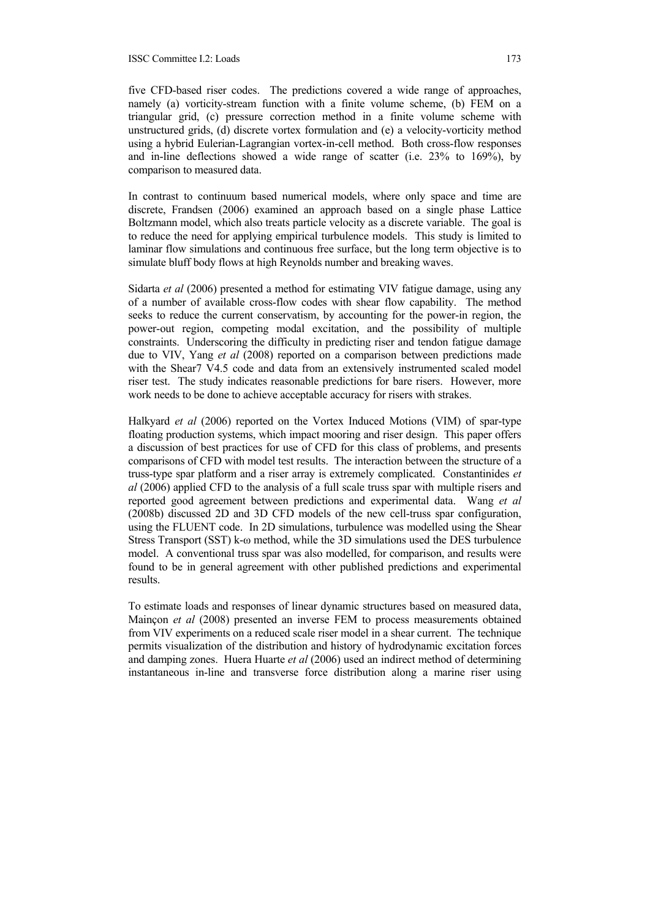five CFD-based riser codes. The predictions covered a wide range of approaches, namely (a) vorticity-stream function with a finite volume scheme, (b) FEM on a triangular grid, (c) pressure correction method in a finite volume scheme with unstructured grids, (d) discrete vortex formulation and (e) a velocity-vorticity method using a hybrid Eulerian-Lagrangian vortex-in-cell method. Both cross-flow responses and in-line deflections showed a wide range of scatter (i.e. 23% to 169%), by comparison to measured data.

In contrast to continuum based numerical models, where only space and time are discrete, Frandsen (2006) examined an approach based on a single phase Lattice Boltzmann model, which also treats particle velocity as a discrete variable. The goal is to reduce the need for applying empirical turbulence models. This study is limited to laminar flow simulations and continuous free surface, but the long term objective is to simulate bluff body flows at high Reynolds number and breaking waves.

Sidarta *et al* (2006) presented a method for estimating VIV fatigue damage, using any of a number of available cross-flow codes with shear flow capability. The method seeks to reduce the current conservatism, by accounting for the power-in region, the power-out region, competing modal excitation, and the possibility of multiple constraints. Underscoring the difficulty in predicting riser and tendon fatigue damage due to VIV, Yang *et al* (2008) reported on a comparison between predictions made with the Shear7 V4.5 code and data from an extensively instrumented scaled model riser test. The study indicates reasonable predictions for bare risers. However, more work needs to be done to achieve acceptable accuracy for risers with strakes.

Halkyard *et al* (2006) reported on the Vortex Induced Motions (VIM) of spar-type floating production systems, which impact mooring and riser design. This paper offers a discussion of best practices for use of CFD for this class of problems, and presents comparisons of CFD with model test results. The interaction between the structure of a truss-type spar platform and a riser array is extremely complicated. Constantinides *et al* (2006) applied CFD to the analysis of a full scale truss spar with multiple risers and reported good agreement between predictions and experimental data. Wang *et al* (2008b) discussed 2D and 3D CFD models of the new cell-truss spar configuration, using the FLUENT code. In 2D simulations, turbulence was modelled using the Shear Stress Transport (SST) k-ω method, while the 3D simulations used the DES turbulence model. A conventional truss spar was also modelled, for comparison, and results were found to be in general agreement with other published predictions and experimental results.

To estimate loads and responses of linear dynamic structures based on measured data, Mainçon *et al* (2008) presented an inverse FEM to process measurements obtained from VIV experiments on a reduced scale riser model in a shear current. The technique permits visualization of the distribution and history of hydrodynamic excitation forces and damping zones. Huera Huarte *et al* (2006) used an indirect method of determining instantaneous in-line and transverse force distribution along a marine riser using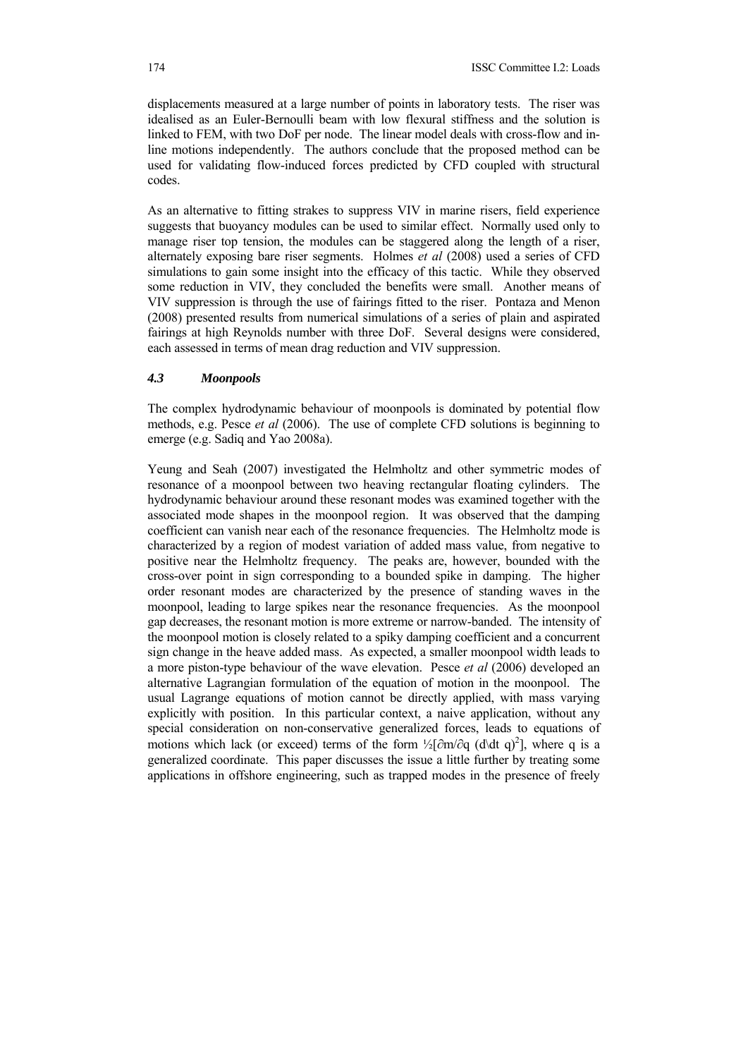displacements measured at a large number of points in laboratory tests. The riser was idealised as an Euler-Bernoulli beam with low flexural stiffness and the solution is linked to FEM, with two DoF per node. The linear model deals with cross-flow and in-line motions independently. The authors conclude that the proposed method can be used for validating flow-induced forces predicted by CFD coupled with structural codes.

As an alternative to fitting strakes to suppress VIV in marine risers, field experience suggests that buoyancy modules can be used to similar effect. Normally used only to manage riser top tension, the modules can be staggered along the length of a riser, alternately exposing bare riser segments. Holmes *et al* (2008) used a series of CFD simulations to gain some insight into the efficacy of this tactic. While they observed some reduction in VIV, they concluded the benefits were small. Another means of VIV suppression is through the use of fairings fitted to the riser. Pontaza and Menon (2008) presented results from numerical simulations of a series of plain and aspirated fairings at high Reynolds number with three DoF. Several designs were considered, each assessed in terms of mean drag reduction and VIV suppression.

### *4.3 Moonpools*

The complex hydrodynamic behaviour of moonpools is dominated by potential flow methods, e.g. Pesce *et al* (2006). The use of complete CFD solutions is beginning to emerge (e.g. Sadiq and Yao 2008a).

Yeung and Seah (2007) investigated the Helmholtz and other symmetric modes of resonance of a moonpool between two heaving rectangular floating cylinders. The hydrodynamic behaviour around these resonant modes was examined together with the associated mode shapes in the moonpool region. It was observed that the damping coefficient can vanish near each of the resonance frequencies. The Helmholtz mode is characterized by a region of modest variation of added mass value, from negative to positive near the Helmholtz frequency. The peaks are, however, bounded with the cross-over point in sign corresponding to a bounded spike in damping. The higher order resonant modes are characterized by the presence of standing waves in the moonpool, leading to large spikes near the resonance frequencies. As the moonpool gap decreases, the resonant motion is more extreme or narrow-banded. The intensity of the moonpool motion is closely related to a spiky damping coefficient and a concurrent sign change in the heave added mass. As expected, a smaller moonpool width leads to a more piston-type behaviour of the wave elevation. Pesce *et al* (2006) developed an alternative Lagrangian formulation of the equation of motion in the moonpool. The usual Lagrange equations of motion cannot be directly applied, with mass varying explicitly with position. In this particular context, a naive application, without any special consideration on non-conservative generalized forces, leads to equations of motions which lack (or exceed) terms of the form $\frac{1}{2}[\partial m/\partial q\ (d\backslash dt\ q)^2]$, where q is a generalized coordinate. This paper discusses the issue a little further by treating some applications in offshore engineering, such as trapped modes in the presence of freely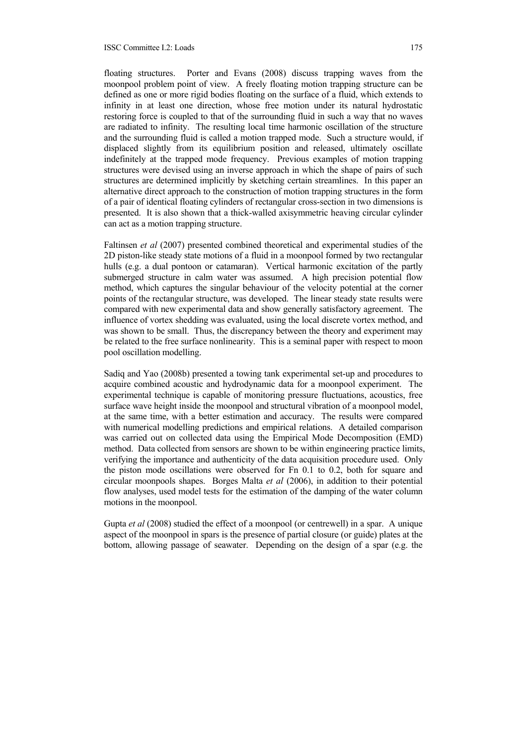floating structures. Porter and Evans (2008) discuss trapping waves from the moonpool problem point of view. A freely floating motion trapping structure can be defined as one or more rigid bodies floating on the surface of a fluid, which extends to infinity in at least one direction, whose free motion under its natural hydrostatic restoring force is coupled to that of the surrounding fluid in such a way that no waves are radiated to infinity. The resulting local time harmonic oscillation of the structure and the surrounding fluid is called a motion trapped mode. Such a structure would, if displaced slightly from its equilibrium position and released, ultimately oscillate indefinitely at the trapped mode frequency. Previous examples of motion trapping structures were devised using an inverse approach in which the shape of pairs of such structures are determined implicitly by sketching certain streamlines. In this paper an alternative direct approach to the construction of motion trapping structures in the form of a pair of identical floating cylinders of rectangular cross-section in two dimensions is presented. It is also shown that a thick-walled axisymmetric heaving circular cylinder can act as a motion trapping structure.

Faltinsen *et al* (2007) presented combined theoretical and experimental studies of the 2D piston-like steady state motions of a fluid in a moonpool formed by two rectangular hulls (e.g. a dual pontoon or catamaran). Vertical harmonic excitation of the partly submerged structure in calm water was assumed. A high precision potential flow method, which captures the singular behaviour of the velocity potential at the corner points of the rectangular structure, was developed. The linear steady state results were compared with new experimental data and show generally satisfactory agreement. The influence of vortex shedding was evaluated, using the local discrete vortex method, and was shown to be small. Thus, the discrepancy between the theory and experiment may be related to the free surface nonlinearity. This is a seminal paper with respect to moon pool oscillation modelling.

Sadiq and Yao (2008b) presented a towing tank experimental set-up and procedures to acquire combined acoustic and hydrodynamic data for a moonpool experiment. The experimental technique is capable of monitoring pressure fluctuations, acoustics, free surface wave height inside the moonpool and structural vibration of a moonpool model, at the same time, with a better estimation and accuracy. The results were compared with numerical modelling predictions and empirical relations. A detailed comparison was carried out on collected data using the Empirical Mode Decomposition (EMD) method. Data collected from sensors are shown to be within engineering practice limits, verifying the importance and authenticity of the data acquisition procedure used. Only the piston mode oscillations were observed for Fn 0.1 to 0.2, both for square and circular moonpools shapes. Borges Malta *et al* (2006), in addition to their potential flow analyses, used model tests for the estimation of the damping of the water column motions in the moonpool.

Gupta *et al* (2008) studied the effect of a moonpool (or centrewell) in a spar. A unique aspect of the moonpool in spars is the presence of partial closure (or guide) plates at the bottom, allowing passage of seawater. Depending on the design of a spar (e.g. the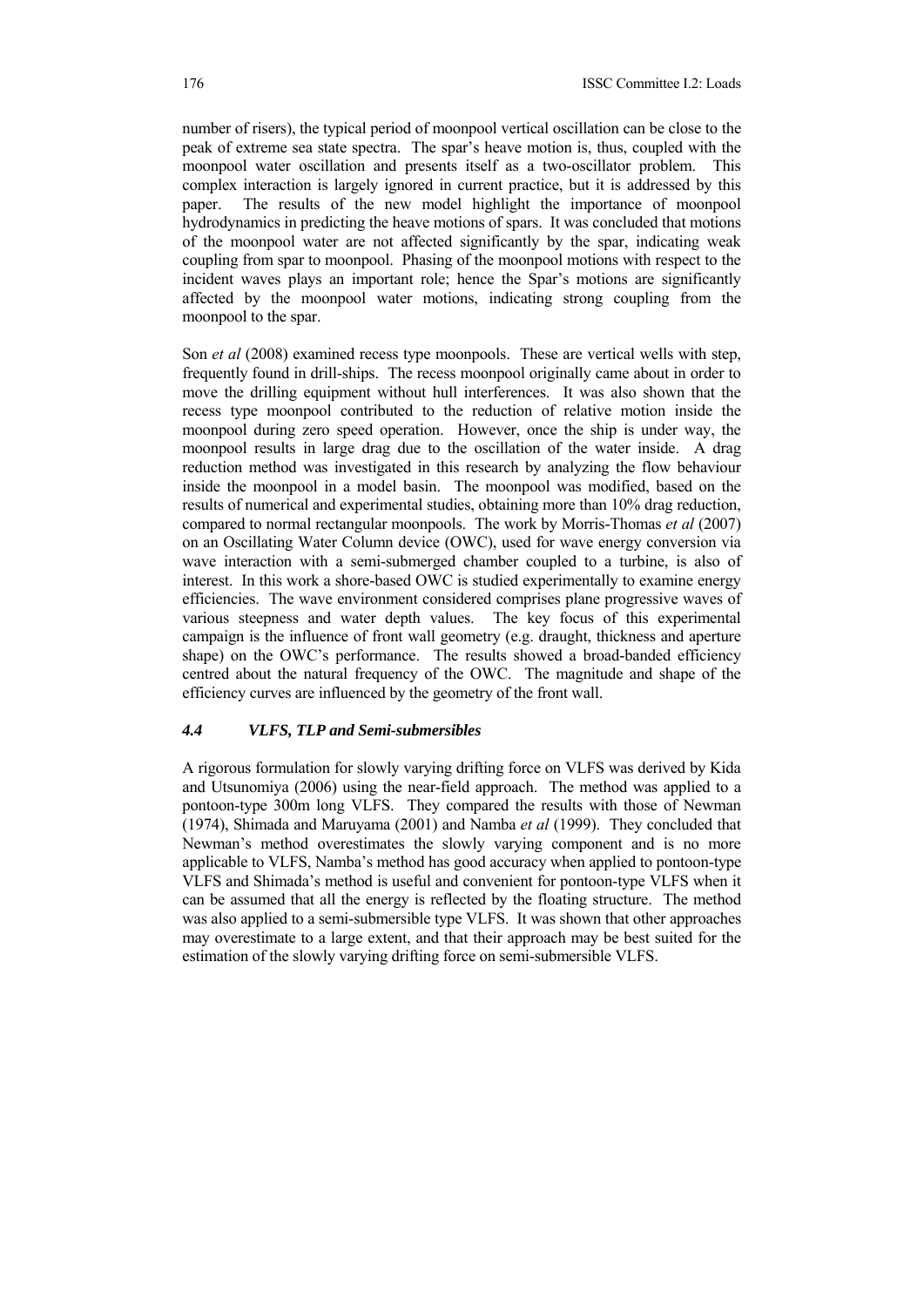number of risers), the typical period of moonpool vertical oscillation can be close to the peak of extreme sea state spectra. The spar's heave motion is, thus, coupled with the moonpool water oscillation and presents itself as a two-oscillator problem. This complex interaction is largely ignored in current practice, but it is addressed by this paper. The results of the new model highlight the importance of moonpool hydrodynamics in predicting the heave motions of spars. It was concluded that motions of the moonpool water are not affected significantly by the spar, indicating weak coupling from spar to moonpool. Phasing of the moonpool motions with respect to the incident waves plays an important role; hence the Spar's motions are significantly affected by the moonpool water motions, indicating strong coupling from the moonpool to the spar.

Son *et al* (2008) examined recess type moonpools. These are vertical wells with step, frequently found in drill-ships. The recess moonpool originally came about in order to move the drilling equipment without hull interferences. It was also shown that the recess type moonpool contributed to the reduction of relative motion inside the moonpool during zero speed operation. However, once the ship is under way, the moonpool results in large drag due to the oscillation of the water inside. A drag reduction method was investigated in this research by analyzing the flow behaviour inside the moonpool in a model basin. The moonpool was modified, based on the results of numerical and experimental studies, obtaining more than 10% drag reduction, compared to normal rectangular moonpools. The work by Morris-Thomas *et al* (2007) on an Oscillating Water Column device (OWC), used for wave energy conversion via wave interaction with a semi-submerged chamber coupled to a turbine, is also of interest. In this work a shore-based OWC is studied experimentally to examine energy efficiencies. The wave environment considered comprises plane progressive waves of various steepness and water depth values. The key focus of this experimental campaign is the influence of front wall geometry (e.g. draught, thickness and aperture shape) on the OWC's performance. The results showed a broad-banded efficiency centred about the natural frequency of the OWC. The magnitude and shape of the efficiency curves are influenced by the geometry of the front wall.

### *4.4 VLFS, TLP and Semi-submersibles*

A rigorous formulation for slowly varying drifting force on VLFS was derived by Kida and Utsunomiya (2006) using the near-field approach. The method was applied to a pontoon-type 300m long VLFS. They compared the results with those of Newman (1974), Shimada and Maruyama (2001) and Namba *et al* (1999). They concluded that Newman's method overestimates the slowly varying component and is no more applicable to VLFS, Namba's method has good accuracy when applied to pontoon-type VLFS and Shimada's method is useful and convenient for pontoon-type VLFS when it can be assumed that all the energy is reflected by the floating structure. The method was also applied to a semi-submersible type VLFS. It was shown that other approaches may overestimate to a large extent, and that their approach may be best suited for the estimation of the slowly varying drifting force on semi-submersible VLFS.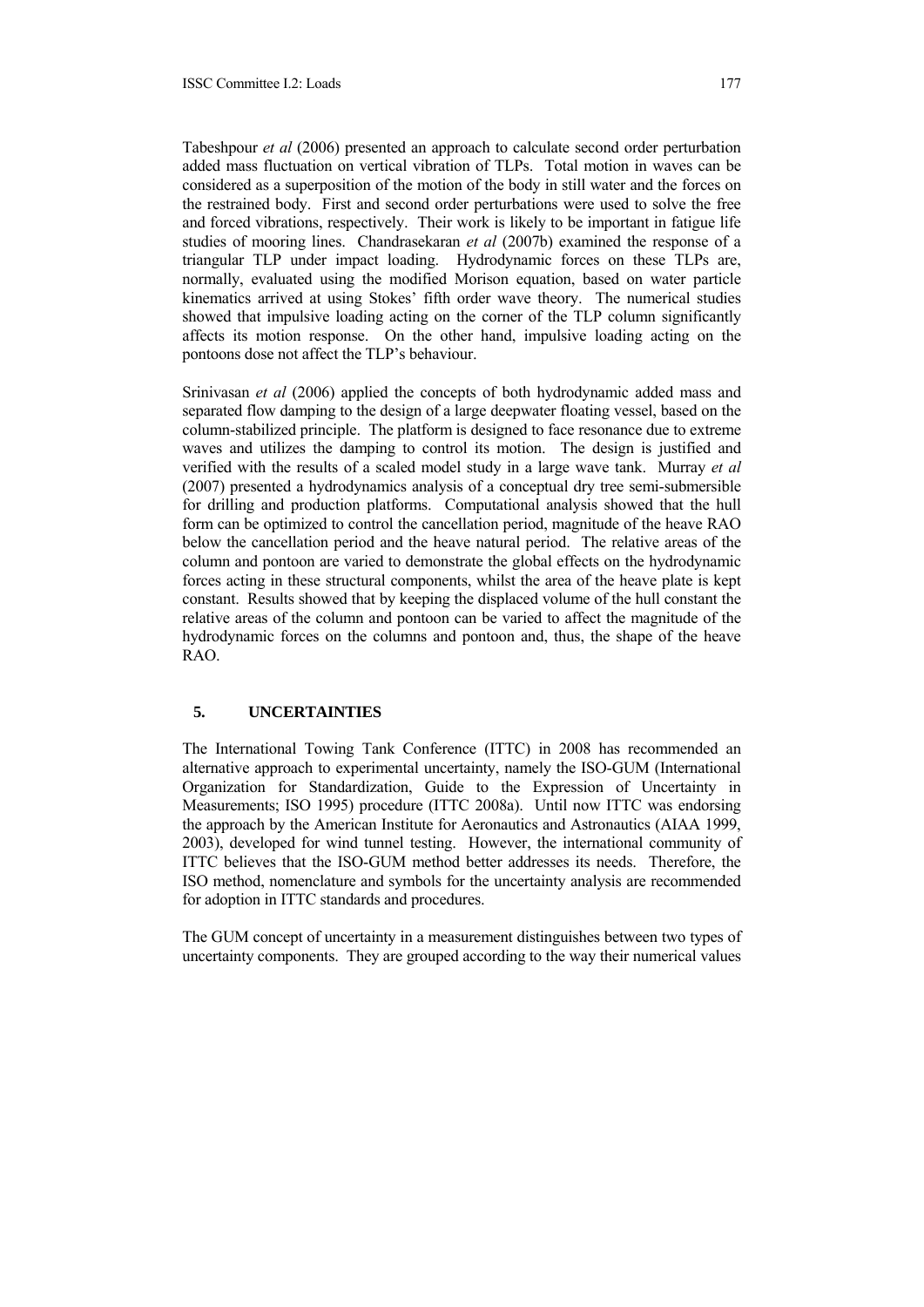Tabeshpour *et al* (2006) presented an approach to calculate second order perturbation added mass fluctuation on vertical vibration of TLPs. Total motion in waves can be considered as a superposition of the motion of the body in still water and the forces on the restrained body. First and second order perturbations were used to solve the free and forced vibrations, respectively. Their work is likely to be important in fatigue life studies of mooring lines. Chandrasekaran *et al* (2007b) examined the response of a triangular TLP under impact loading. Hydrodynamic forces on these TLPs are, normally, evaluated using the modified Morison equation, based on water particle kinematics arrived at using Stokes' fifth order wave theory. The numerical studies showed that impulsive loading acting on the corner of the TLP column significantly affects its motion response. On the other hand, impulsive loading acting on the pontoons dose not affect the TLP's behaviour.

Srinivasan *et al* (2006) applied the concepts of both hydrodynamic added mass and separated flow damping to the design of a large deepwater floating vessel, based on the column-stabilized principle. The platform is designed to face resonance due to extreme waves and utilizes the damping to control its motion. The design is justified and verified with the results of a scaled model study in a large wave tank. Murray *et al* (2007) presented a hydrodynamics analysis of a conceptual dry tree semi-submersible for drilling and production platforms. Computational analysis showed that the hull form can be optimized to control the cancellation period, magnitude of the heave RAO below the cancellation period and the heave natural period. The relative areas of the column and pontoon are varied to demonstrate the global effects on the hydrodynamic forces acting in these structural components, whilst the area of the heave plate is kept constant. Results showed that by keeping the displaced volume of the hull constant the relative areas of the column and pontoon can be varied to affect the magnitude of the hydrodynamic forces on the columns and pontoon and, thus, the shape of the heave RAO.

## 5. UNCERTAINTIES

The International Towing Tank Conference (ITTC) in 2008 has recommended an alternative approach to experimental uncertainty, namely the ISO-GUM (International Organization for Standardization, Guide to the Expression of Uncertainty in Measurements; ISO 1995) procedure (ITTC 2008a). Until now ITTC was endorsing the approach by the American Institute for Aeronautics and Astronautics (AIAA 1999, 2003), developed for wind tunnel testing. However, the international community of ITTC believes that the ISO-GUM method better addresses its needs. Therefore, the ISO method, nomenclature and symbols for the uncertainty analysis are recommended for adoption in ITTC standards and procedures.

The GUM concept of uncertainty in a measurement distinguishes between two types of uncertainty components. They are grouped according to the way their numerical values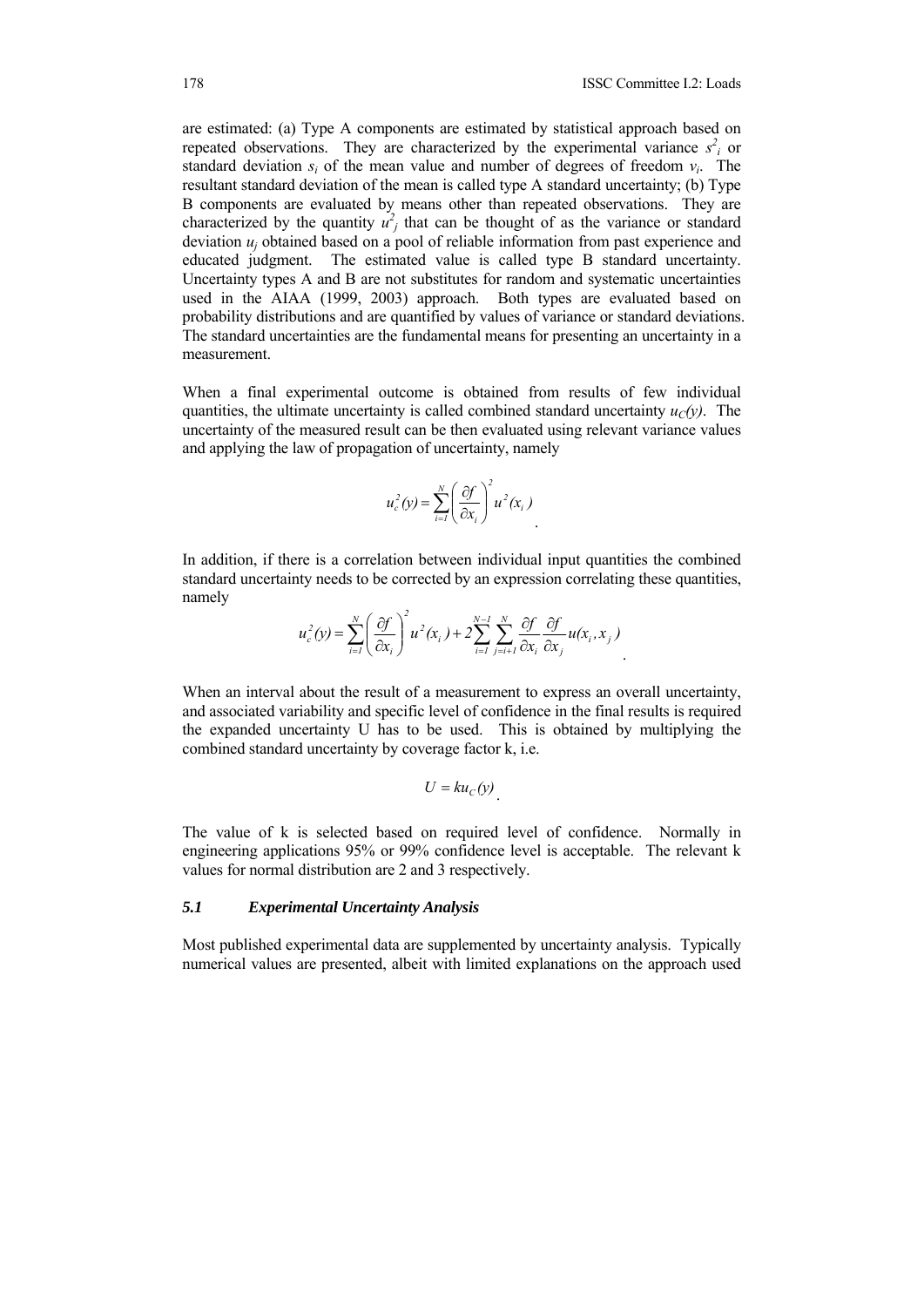are estimated: (a) Type A components are estimated by statistical approach based on repeated observations. They are characterized by the experimental variance $s^2_i$ or standard deviation $s_i$ of the mean value and number of degrees of freedom $v_i$. The resultant standard deviation of the mean is called type A standard uncertainty; (b) Type B components are evaluated by means other than repeated observations. They are characterized by the quantity $u^2_j$ that can be thought of as the variance or standard deviation $u_j$ obtained based on a pool of reliable information from past experience and educated judgment. The estimated value is called type B standard uncertainty. Uncertainty types A and B are not substitutes for random and systematic uncertainties used in the AIAA (1999, 2003) approach. Both types are evaluated based on probability distributions and are quantified by values of variance or standard deviations. The standard uncertainties are the fundamental means for presenting an uncertainty in a measurement.

When a final experimental outcome is obtained from results of few individual quantities, the ultimate uncertainty is called combined standard uncertainty $u_C(y)$. The uncertainty of the measured result can be then evaluated using relevant variance values and applying the law of propagation of uncertainty, namely

$$u_c^2(y) = \sum_{i=1}^{N} \left( \frac{\partial f}{\partial x_i} \right)^2 u^2(x_i).$$

In addition, if there is a correlation between individual input quantities the combined standard uncertainty needs to be corrected by an expression correlating these quantities, namely

$$u_c^2(y) = \sum_{i=1}^{N} \left( \frac{\partial f}{\partial x_i} \right)^2 u^2(x_i) + 2 \sum_{i=1}^{N-1} \sum_{j=i+1}^{N} \frac{\partial f}{\partial x_i} \frac{\partial f}{\partial x_j} u(x_i, x_j).$$

When an interval about the result of a measurement to express an overall uncertainty, and associated variability and specific level of confidence in the final results is required the expanded uncertainty U has to be used. This is obtained by multiplying the combined standard uncertainty by coverage factor k, i.e.

$$U = k u_C(y).$$

The value of k is selected based on required level of confidence. Normally in engineering applications 95% or 99% confidence level is acceptable. The relevant k values for normal distribution are 2 and 3 respectively.

### *5.1 Experimental Uncertainty Analysis*

Most published experimental data are supplemented by uncertainty analysis. Typically numerical values are presented, albeit with limited explanations on the approach used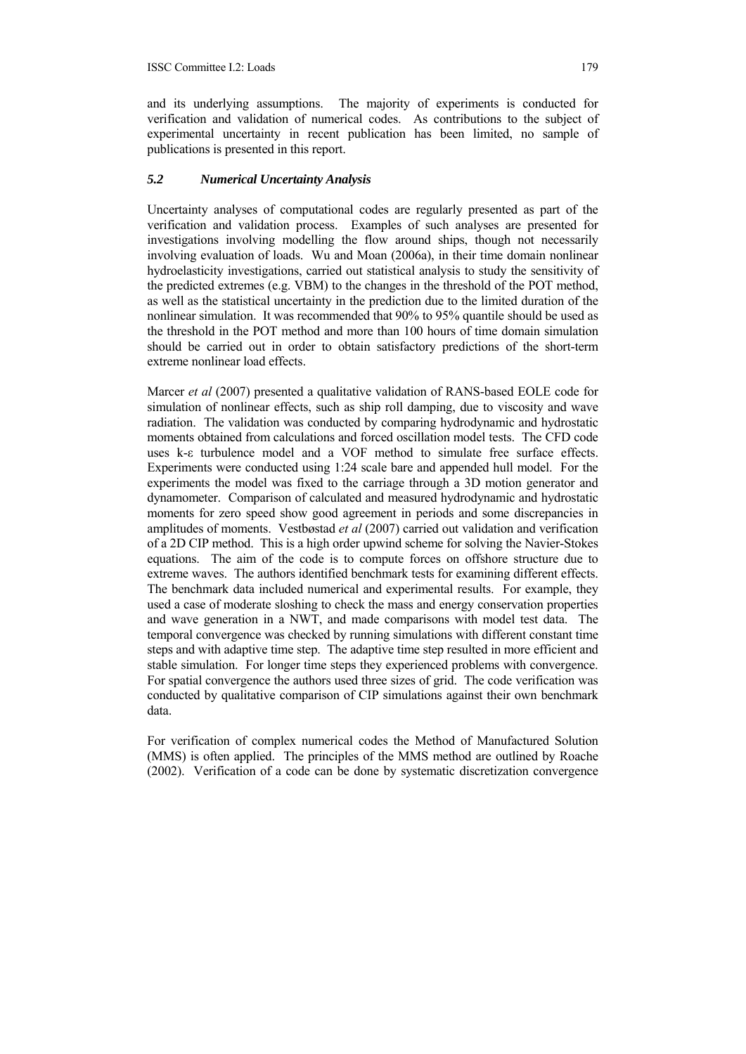and its underlying assumptions. The majority of experiments is conducted for verification and validation of numerical codes. As contributions to the subject of experimental uncertainty in recent publication has been limited, no sample of publications is presented in this report.

### *5.2 Numerical Uncertainty Analysis*

Uncertainty analyses of computational codes are regularly presented as part of the verification and validation process. Examples of such analyses are presented for investigations involving modelling the flow around ships, though not necessarily involving evaluation of loads. Wu and Moan (2006a), in their time domain nonlinear hydroelasticity investigations, carried out statistical analysis to study the sensitivity of the predicted extremes (e.g. VBM) to the changes in the threshold of the POT method, as well as the statistical uncertainty in the prediction due to the limited duration of the nonlinear simulation. It was recommended that 90% to 95% quantile should be used as the threshold in the POT method and more than 100 hours of time domain simulation should be carried out in order to obtain satisfactory predictions of the short-term extreme nonlinear load effects.

Marcer *et al* (2007) presented a qualitative validation of RANS-based EOLE code for simulation of nonlinear effects, such as ship roll damping, due to viscosity and wave radiation. The validation was conducted by comparing hydrodynamic and hydrostatic moments obtained from calculations and forced oscillation model tests. The CFD code uses k-ε turbulence model and a VOF method to simulate free surface effects. Experiments were conducted using 1:24 scale bare and appended hull model. For the experiments the model was fixed to the carriage through a 3D motion generator and dynamometer. Comparison of calculated and measured hydrodynamic and hydrostatic moments for zero speed show good agreement in periods and some discrepancies in amplitudes of moments. Vestbøstad *et al* (2007) carried out validation and verification of a 2D CIP method. This is a high order upwind scheme for solving the Navier-Stokes equations. The aim of the code is to compute forces on offshore structure due to extreme waves. The authors identified benchmark tests for examining different effects. The benchmark data included numerical and experimental results. For example, they used a case of moderate sloshing to check the mass and energy conservation properties and wave generation in a NWT, and made comparisons with model test data. The temporal convergence was checked by running simulations with different constant time steps and with adaptive time step. The adaptive time step resulted in more efficient and stable simulation. For longer time steps they experienced problems with convergence. For spatial convergence the authors used three sizes of grid. The code verification was conducted by qualitative comparison of CIP simulations against their own benchmark data.

For verification of complex numerical codes the Method of Manufactured Solution (MMS) is often applied. The principles of the MMS method are outlined by Roache (2002). Verification of a code can be done by systematic discretization convergence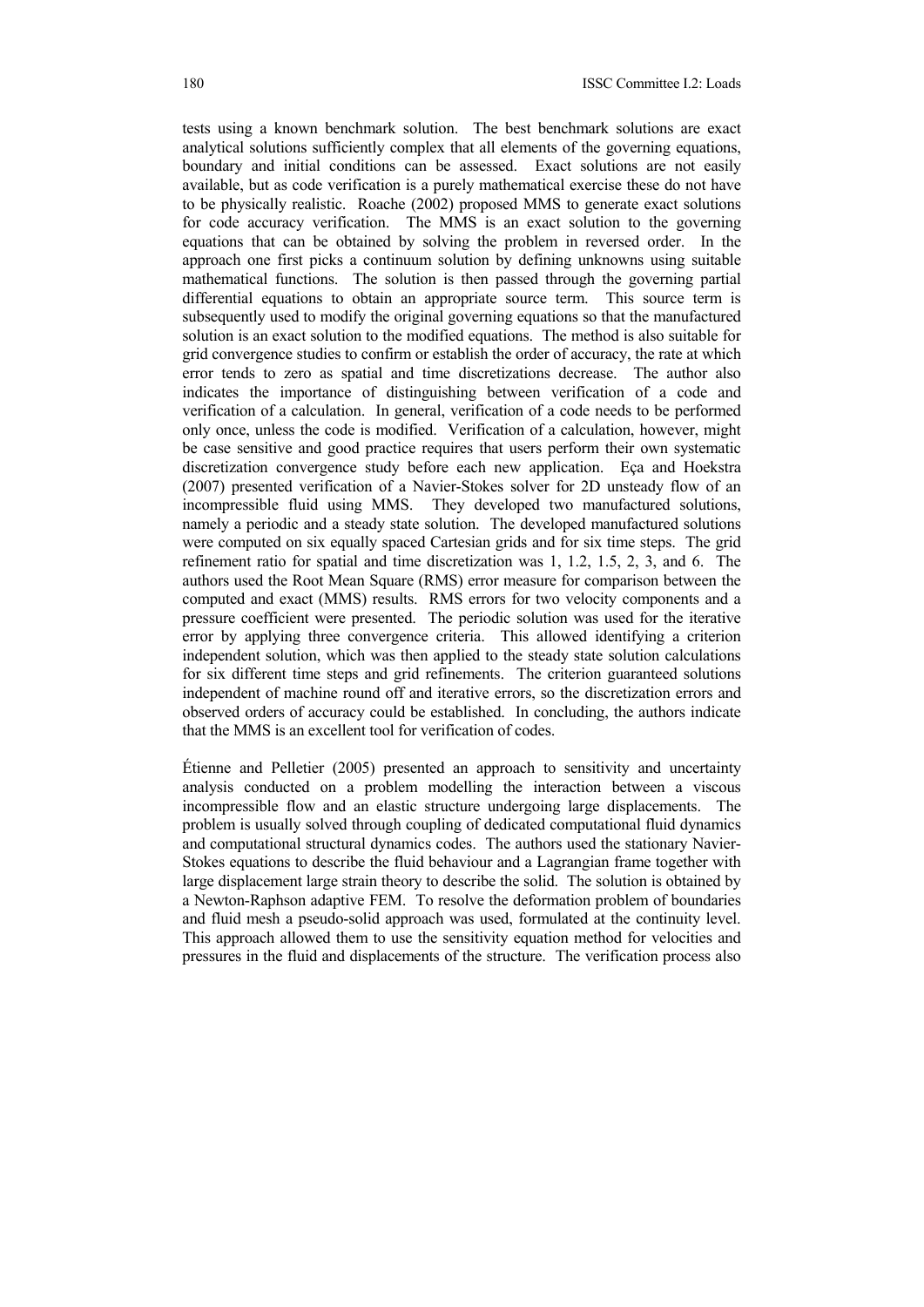tests using a known benchmark solution. The best benchmark solutions are exact analytical solutions sufficiently complex that all elements of the governing equations, boundary and initial conditions can be assessed. Exact solutions are not easily available, but as code verification is a purely mathematical exercise these do not have to be physically realistic. Roache (2002) proposed MMS to generate exact solutions for code accuracy verification. The MMS is an exact solution to the governing equations that can be obtained by solving the problem in reversed order. In the approach one first picks a continuum solution by defining unknowns using suitable mathematical functions. The solution is then passed through the governing partial differential equations to obtain an appropriate source term. This source term is subsequently used to modify the original governing equations so that the manufactured solution is an exact solution to the modified equations. The method is also suitable for grid convergence studies to confirm or establish the order of accuracy, the rate at which error tends to zero as spatial and time discretizations decrease. The author also indicates the importance of distinguishing between verification of a code and verification of a calculation. In general, verification of a code needs to be performed only once, unless the code is modified. Verification of a calculation, however, might be case sensitive and good practice requires that users perform their own systematic discretization convergence study before each new application. Eça and Hoekstra (2007) presented verification of a Navier-Stokes solver for 2D unsteady flow of an incompressible fluid using MMS. They developed two manufactured solutions, namely a periodic and a steady state solution. The developed manufactured solutions were computed on six equally spaced Cartesian grids and for six time steps. The grid refinement ratio for spatial and time discretization was 1, 1.2, 1.5, 2, 3, and 6. The authors used the Root Mean Square (RMS) error measure for comparison between the computed and exact (MMS) results. RMS errors for two velocity components and a pressure coefficient were presented. The periodic solution was used for the iterative error by applying three convergence criteria. This allowed identifying a criterion independent solution, which was then applied to the steady state solution calculations for six different time steps and grid refinements. The criterion guaranteed solutions independent of machine round off and iterative errors, so the discretization errors and observed orders of accuracy could be established. In concluding, the authors indicate that the MMS is an excellent tool for verification of codes.

Étienne and Pelletier (2005) presented an approach to sensitivity and uncertainty analysis conducted on a problem modelling the interaction between a viscous incompressible flow and an elastic structure undergoing large displacements. The problem is usually solved through coupling of dedicated computational fluid dynamics and computational structural dynamics codes. The authors used the stationary Navier-Stokes equations to describe the fluid behaviour and a Lagrangian frame together with large displacement large strain theory to describe the solid. The solution is obtained by a Newton-Raphson adaptive FEM. To resolve the deformation problem of boundaries and fluid mesh a pseudo-solid approach was used, formulated at the continuity level. This approach allowed them to use the sensitivity equation method for velocities and pressures in the fluid and displacements of the structure. The verification process also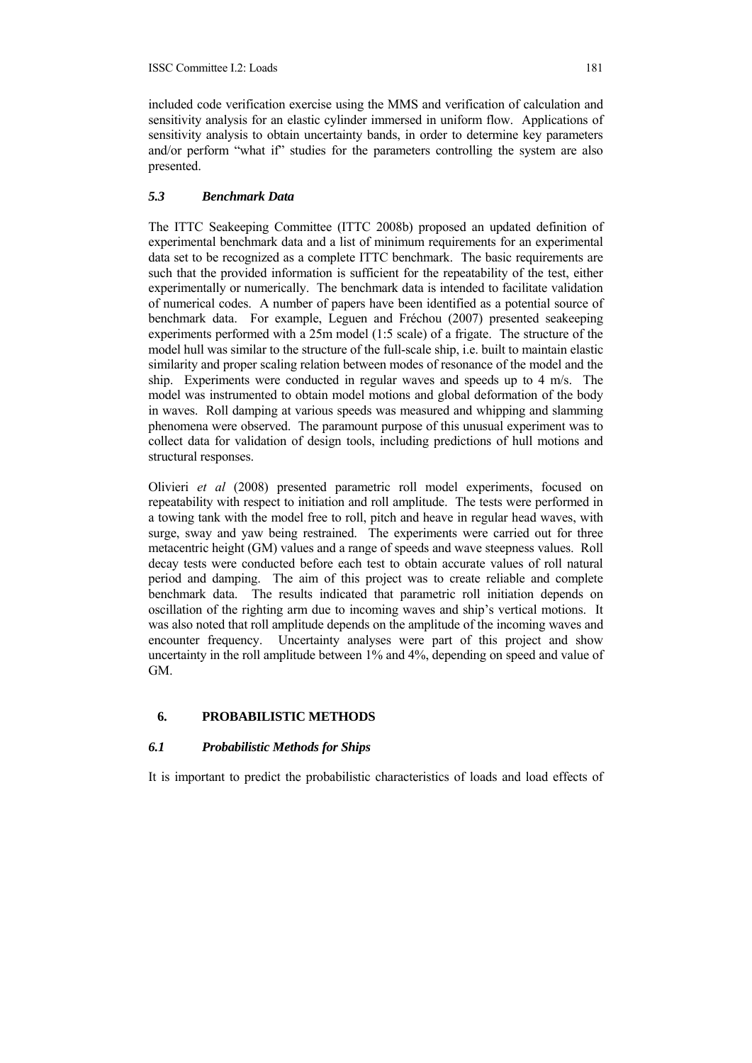included code verification exercise using the MMS and verification of calculation and sensitivity analysis for an elastic cylinder immersed in uniform flow. Applications of sensitivity analysis to obtain uncertainty bands, in order to determine key parameters and/or perform "what if" studies for the parameters controlling the system are also presented.

### *5.3 Benchmark Data*

The ITTC Seakeeping Committee (ITTC 2008b) proposed an updated definition of experimental benchmark data and a list of minimum requirements for an experimental data set to be recognized as a complete ITTC benchmark. The basic requirements are such that the provided information is sufficient for the repeatability of the test, either experimentally or numerically. The benchmark data is intended to facilitate validation of numerical codes. A number of papers have been identified as a potential source of benchmark data. For example, Leguen and Fréchou (2007) presented seakeeping experiments performed with a 25m model (1:5 scale) of a frigate. The structure of the model hull was similar to the structure of the full-scale ship, i.e. built to maintain elastic similarity and proper scaling relation between modes of resonance of the model and the ship. Experiments were conducted in regular waves and speeds up to 4 m/s. The model was instrumented to obtain model motions and global deformation of the body in waves. Roll damping at various speeds was measured and whipping and slamming phenomena were observed. The paramount purpose of this unusual experiment was to collect data for validation of design tools, including predictions of hull motions and structural responses.

Olivieri *et al* (2008) presented parametric roll model experiments, focused on repeatability with respect to initiation and roll amplitude. The tests were performed in a towing tank with the model free to roll, pitch and heave in regular head waves, with surge, sway and yaw being restrained. The experiments were carried out for three metacentric height (GM) values and a range of speeds and wave steepness values. Roll decay tests were conducted before each test to obtain accurate values of roll natural period and damping. The aim of this project was to create reliable and complete benchmark data. The results indicated that parametric roll initiation depends on oscillation of the righting arm due to incoming waves and ship's vertical motions. It was also noted that roll amplitude depends on the amplitude of the incoming waves and encounter frequency. Uncertainty analyses were part of this project and show uncertainty in the roll amplitude between 1% and 4%, depending on speed and value of GM.

## 6. PROBABILISTIC METHODS

### *6.1 Probabilistic Methods for Ships*

It is important to predict the probabilistic characteristics of loads and load effects of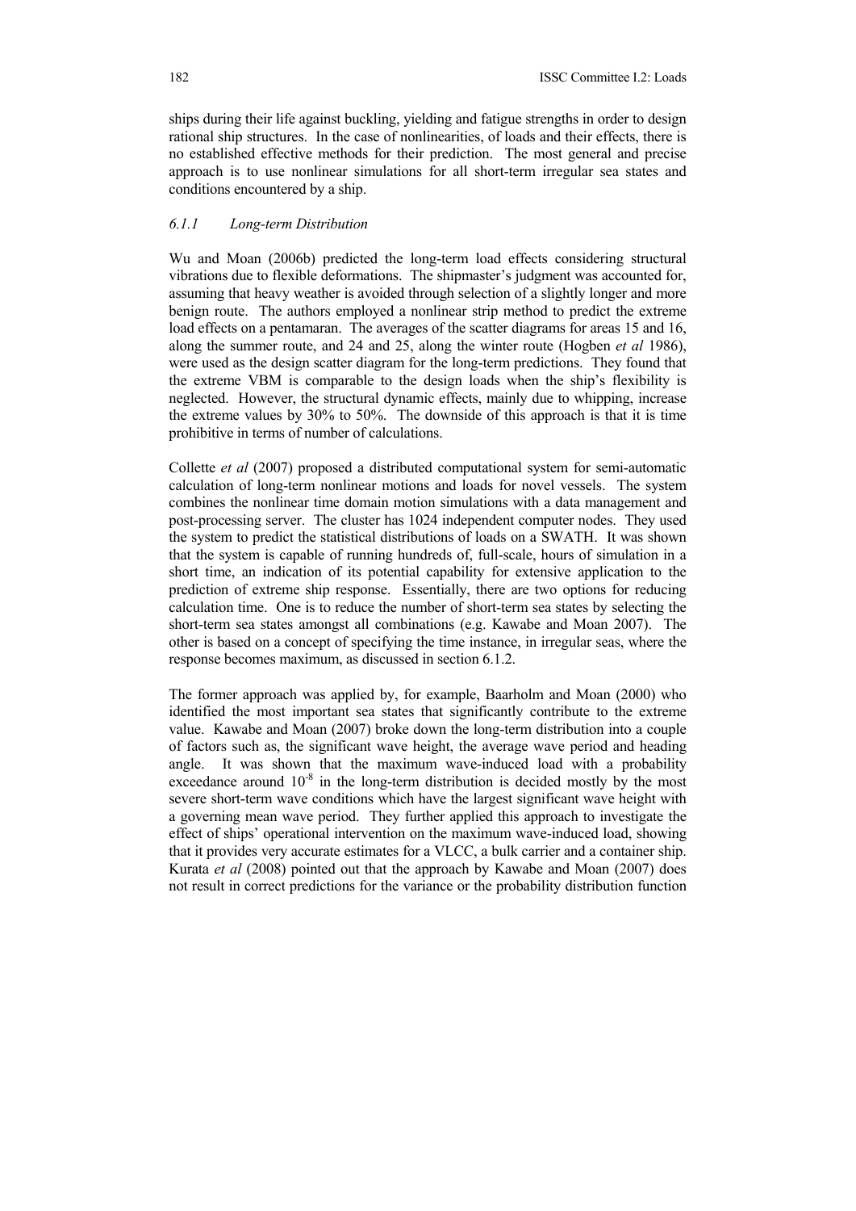ships during their life against buckling, yielding and fatigue strengths in order to design rational ship structures. In the case of nonlinearities, of loads and their effects, there is no established effective methods for their prediction. The most general and precise approach is to use nonlinear simulations for all short-term irregular sea states and conditions encountered by a ship.

### *6.1.1 Long-term Distribution*

Wu and Moan (2006b) predicted the long-term load effects considering structural vibrations due to flexible deformations. The shipmaster's judgment was accounted for, assuming that heavy weather is avoided through selection of a slightly longer and more benign route. The authors employed a nonlinear strip method to predict the extreme load effects on a pentamaran. The averages of the scatter diagrams for areas 15 and 16, along the summer route, and 24 and 25, along the winter route (Hogben *et al* 1986), were used as the design scatter diagram for the long-term predictions. They found that the extreme VBM is comparable to the design loads when the ship's flexibility is neglected. However, the structural dynamic effects, mainly due to whipping, increase the extreme values by 30% to 50%. The downside of this approach is that it is time prohibitive in terms of number of calculations.

Collette *et al* (2007) proposed a distributed computational system for semi-automatic calculation of long-term nonlinear motions and loads for novel vessels. The system combines the nonlinear time domain motion simulations with a data management and post-processing server. The cluster has 1024 independent computer nodes. They used the system to predict the statistical distributions of loads on a SWATH. It was shown that the system is capable of running hundreds of, full-scale, hours of simulation in a short time, an indication of its potential capability for extensive application to the prediction of extreme ship response. Essentially, there are two options for reducing calculation time. One is to reduce the number of short-term sea states by selecting the short-term sea states amongst all combinations (e.g. Kawabe and Moan 2007). The other is based on a concept of specifying the time instance, in irregular seas, where the response becomes maximum, as discussed in section 6.1.2.

The former approach was applied by, for example, Baarholm and Moan (2000) who identified the most important sea states that significantly contribute to the extreme value. Kawabe and Moan (2007) broke down the long-term distribution into a couple of factors such as, the significant wave height, the average wave period and heading angle. It was shown that the maximum wave-induced load with a probability exceedance around $10^{-8}$ in the long-term distribution is decided mostly by the most severe short-term wave conditions which have the largest significant wave height with a governing mean wave period. They further applied this approach to investigate the effect of ships' operational intervention on the maximum wave-induced load, showing that it provides very accurate estimates for a VLCC, a bulk carrier and a container ship. Kurata *et al* (2008) pointed out that the approach by Kawabe and Moan (2007) does not result in correct predictions for the variance or the probability distribution function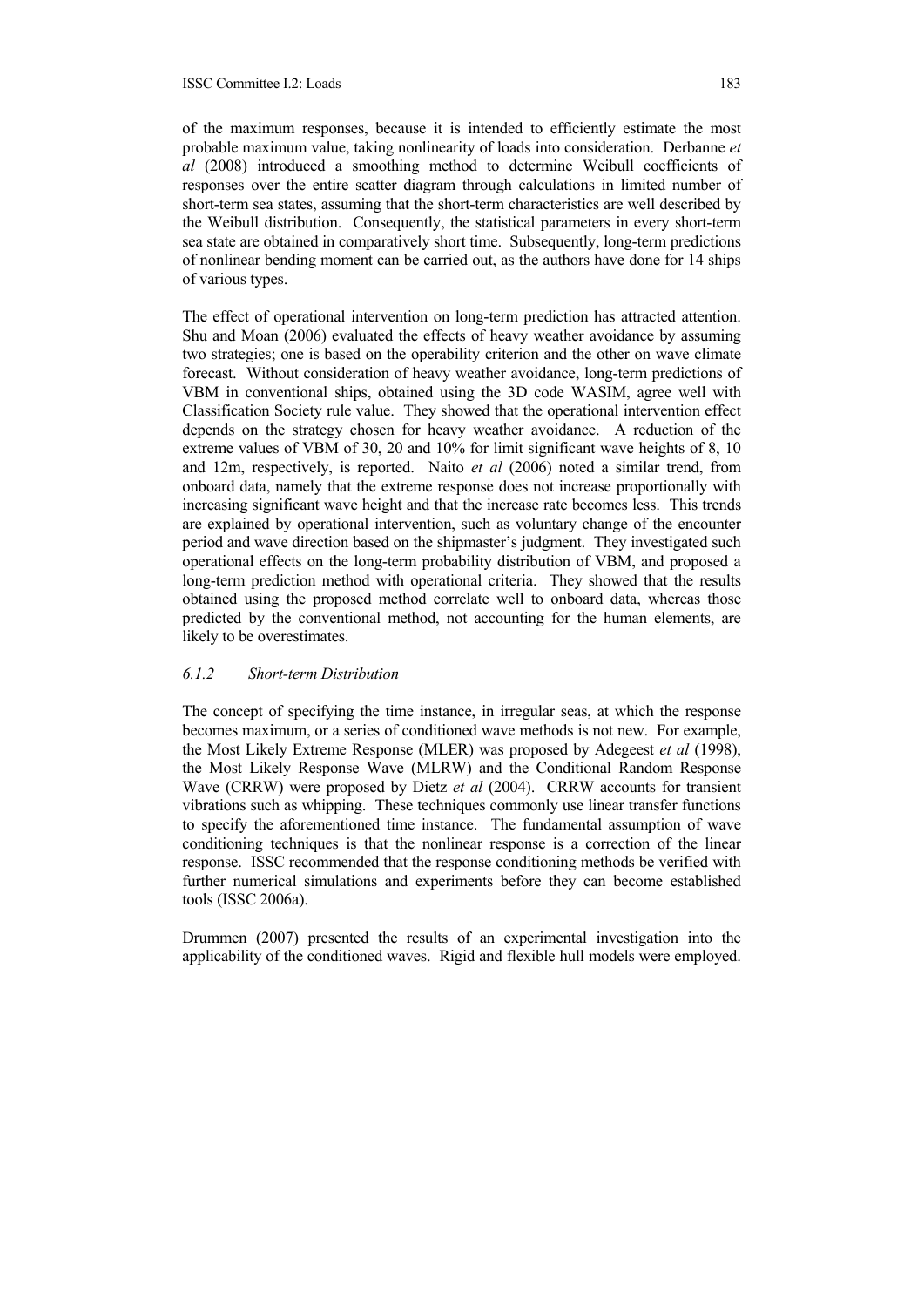of the maximum responses, because it is intended to efficiently estimate the most probable maximum value, taking nonlinearity of loads into consideration. Derbanne *et al* (2008) introduced a smoothing method to determine Weibull coefficients of responses over the entire scatter diagram through calculations in limited number of short-term sea states, assuming that the short-term characteristics are well described by the Weibull distribution. Consequently, the statistical parameters in every short-term sea state are obtained in comparatively short time. Subsequently, long-term predictions of nonlinear bending moment can be carried out, as the authors have done for 14 ships of various types.

The effect of operational intervention on long-term prediction has attracted attention. Shu and Moan (2006) evaluated the effects of heavy weather avoidance by assuming two strategies; one is based on the operability criterion and the other on wave climate forecast. Without consideration of heavy weather avoidance, long-term predictions of VBM in conventional ships, obtained using the 3D code WASIM, agree well with Classification Society rule value. They showed that the operational intervention effect depends on the strategy chosen for heavy weather avoidance. A reduction of the extreme values of VBM of 30, 20 and 10% for limit significant wave heights of 8, 10 and 12m, respectively, is reported. Naito *et al* (2006) noted a similar trend, from onboard data, namely that the extreme response does not increase proportionally with increasing significant wave height and that the increase rate becomes less. This trends are explained by operational intervention, such as voluntary change of the encounter period and wave direction based on the shipmaster's judgment. They investigated such operational effects on the long-term probability distribution of VBM, and proposed a long-term prediction method with operational criteria. They showed that the results obtained using the proposed method correlate well to onboard data, whereas those predicted by the conventional method, not accounting for the human elements, are likely to be overestimates.

### *6.1.2 Short-term Distribution*

The concept of specifying the time instance, in irregular seas, at which the response becomes maximum, or a series of conditioned wave methods is not new. For example, the Most Likely Extreme Response (MLER) was proposed by Adegeest *et al* (1998), the Most Likely Response Wave (MLRW) and the Conditional Random Response Wave (CRRW) were proposed by Dietz *et al* (2004). CRRW accounts for transient vibrations such as whipping. These techniques commonly use linear transfer functions to specify the aforementioned time instance. The fundamental assumption of wave conditioning techniques is that the nonlinear response is a correction of the linear response. ISSC recommended that the response conditioning methods be verified with further numerical simulations and experiments before they can become established tools (ISSC 2006a).

Drummen (2007) presented the results of an experimental investigation into the applicability of the conditioned waves. Rigid and flexible hull models were employed.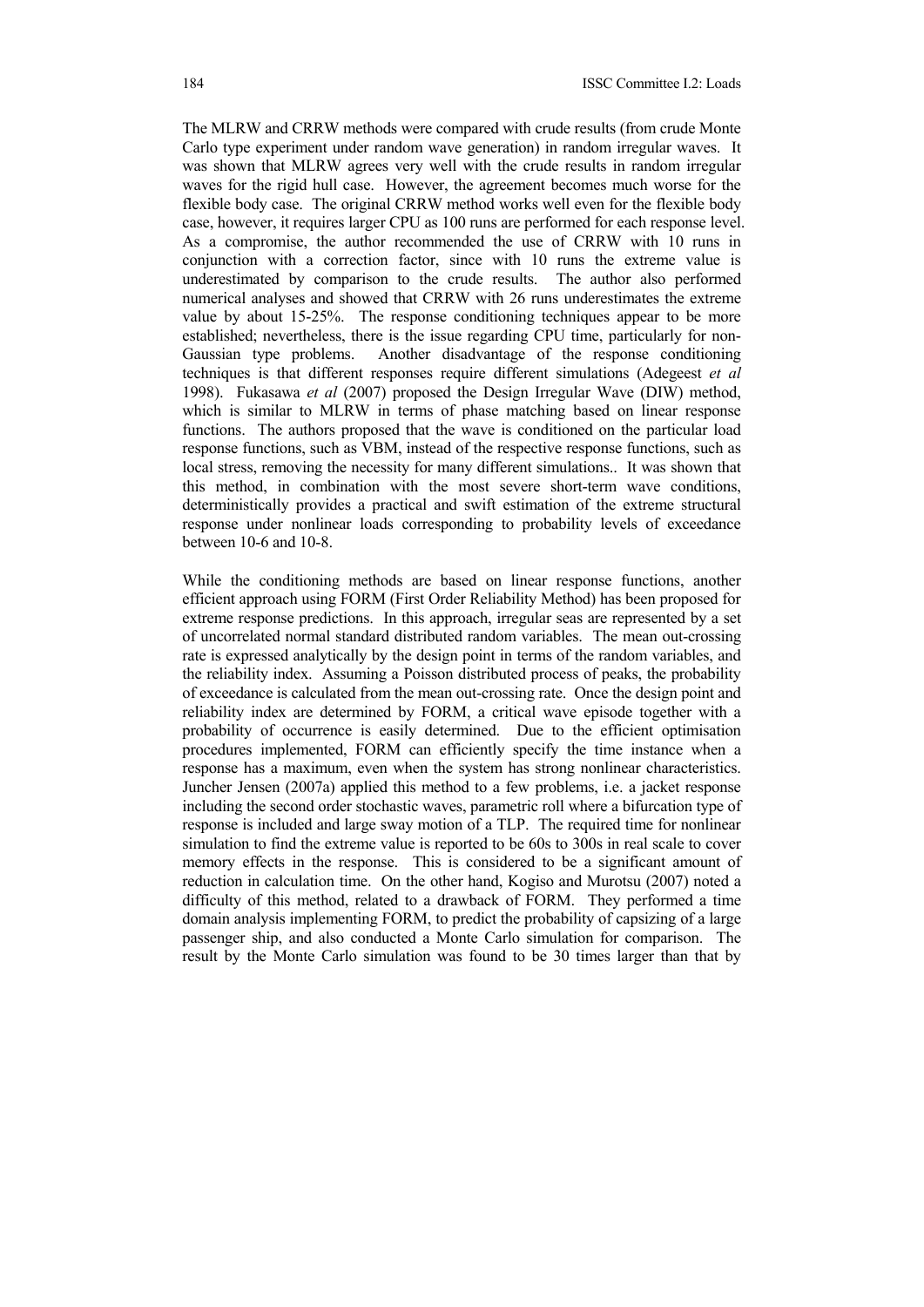The MLRW and CRRW methods were compared with crude results (from crude Monte Carlo type experiment under random wave generation) in random irregular waves. It was shown that MLRW agrees very well with the crude results in random irregular waves for the rigid hull case. However, the agreement becomes much worse for the flexible body case. The original CRRW method works well even for the flexible body case, however, it requires larger CPU as 100 runs are performed for each response level. As a compromise, the author recommended the use of CRRW with 10 runs in conjunction with a correction factor, since with 10 runs the extreme value is underestimated by comparison to the crude results. The author also performed numerical analyses and showed that CRRW with 26 runs underestimates the extreme value by about 15-25%. The response conditioning techniques appear to be more established; nevertheless, there is the issue regarding CPU time, particularly for non-Gaussian type problems. Another disadvantage of the response conditioning techniques is that different responses require different simulations (Adegeest *et al* 1998). Fukasawa *et al* (2007) proposed the Design Irregular Wave (DIW) method, which is similar to MLRW in terms of phase matching based on linear response functions. The authors proposed that the wave is conditioned on the particular load response functions, such as VBM, instead of the respective response functions, such as local stress, removing the necessity for many different simulations.. It was shown that this method, in combination with the most severe short-term wave conditions, deterministically provides a practical and swift estimation of the extreme structural response under nonlinear loads corresponding to probability levels of exceedance between 10-6 and 10-8.

While the conditioning methods are based on linear response functions, another efficient approach using FORM (First Order Reliability Method) has been proposed for extreme response predictions. In this approach, irregular seas are represented by a set of uncorrelated normal standard distributed random variables. The mean out-crossing rate is expressed analytically by the design point in terms of the random variables, and the reliability index. Assuming a Poisson distributed process of peaks, the probability of exceedance is calculated from the mean out-crossing rate. Once the design point and reliability index are determined by FORM, a critical wave episode together with a probability of occurrence is easily determined. Due to the efficient optimisation procedures implemented, FORM can efficiently specify the time instance when a response has a maximum, even when the system has strong nonlinear characteristics. Juncher Jensen (2007a) applied this method to a few problems, i.e. a jacket response including the second order stochastic waves, parametric roll where a bifurcation type of response is included and large sway motion of a TLP. The required time for nonlinear simulation to find the extreme value is reported to be 60s to 300s in real scale to cover memory effects in the response. This is considered to be a significant amount of reduction in calculation time. On the other hand, Kogiso and Murotsu (2007) noted a difficulty of this method, related to a drawback of FORM. They performed a time domain analysis implementing FORM, to predict the probability of capsizing of a large passenger ship, and also conducted a Monte Carlo simulation for comparison. The result by the Monte Carlo simulation was found to be 30 times larger than that by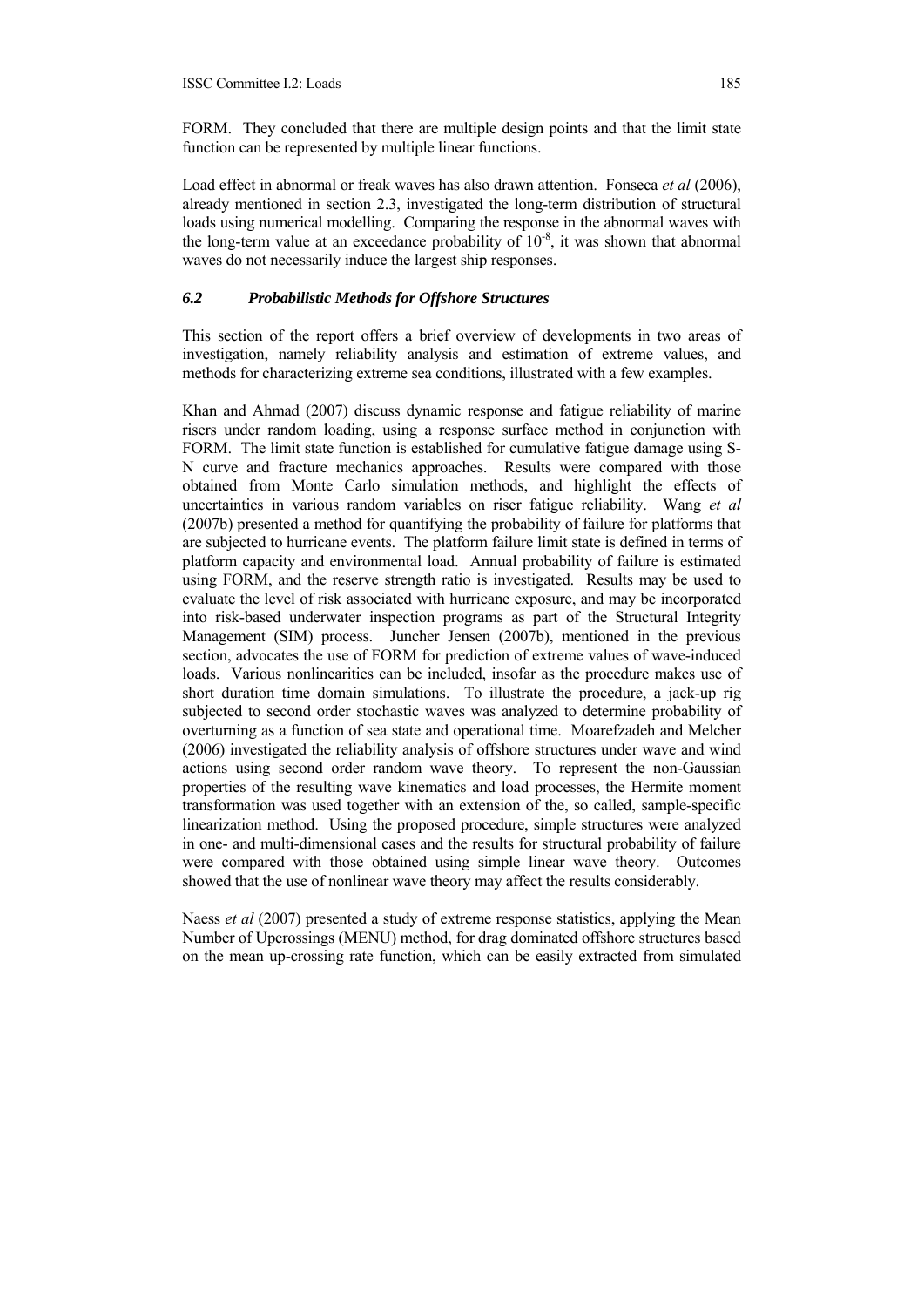FORM. They concluded that there are multiple design points and that the limit state function can be represented by multiple linear functions.

Load effect in abnormal or freak waves has also drawn attention. Fonseca *et al* (2006), already mentioned in section 2.3, investigated the long-term distribution of structural loads using numerical modelling. Comparing the response in the abnormal waves with the long-term value at an exceedance probability of $10^{-8}$, it was shown that abnormal waves do not necessarily induce the largest ship responses.

### *6.2 Probabilistic Methods for Offshore Structures*

This section of the report offers a brief overview of developments in two areas of investigation, namely reliability analysis and estimation of extreme values, and methods for characterizing extreme sea conditions, illustrated with a few examples.

Khan and Ahmad (2007) discuss dynamic response and fatigue reliability of marine risers under random loading, using a response surface method in conjunction with FORM. The limit state function is established for cumulative fatigue damage using S-N curve and fracture mechanics approaches. Results were compared with those obtained from Monte Carlo simulation methods, and highlight the effects of uncertainties in various random variables on riser fatigue reliability. Wang *et al* (2007b) presented a method for quantifying the probability of failure for platforms that are subjected to hurricane events. The platform failure limit state is defined in terms of platform capacity and environmental load. Annual probability of failure is estimated using FORM, and the reserve strength ratio is investigated. Results may be used to evaluate the level of risk associated with hurricane exposure, and may be incorporated into risk-based underwater inspection programs as part of the Structural Integrity Management (SIM) process. Juncher Jensen (2007b), mentioned in the previous section, advocates the use of FORM for prediction of extreme values of wave-induced loads. Various nonlinearities can be included, insofar as the procedure makes use of short duration time domain simulations. To illustrate the procedure, a jack-up rig subjected to second order stochastic waves was analyzed to determine probability of overturning as a function of sea state and operational time. Moarefzadeh and Melcher (2006) investigated the reliability analysis of offshore structures under wave and wind actions using second order random wave theory. To represent the non-Gaussian properties of the resulting wave kinematics and load processes, the Hermite moment transformation was used together with an extension of the, so called, sample-specific linearization method. Using the proposed procedure, simple structures were analyzed in one- and multi-dimensional cases and the results for structural probability of failure were compared with those obtained using simple linear wave theory. Outcomes showed that the use of nonlinear wave theory may affect the results considerably.

Naess *et al* (2007) presented a study of extreme response statistics, applying the Mean Number of Upcrossings (MENU) method, for drag dominated offshore structures based on the mean up-crossing rate function, which can be easily extracted from simulated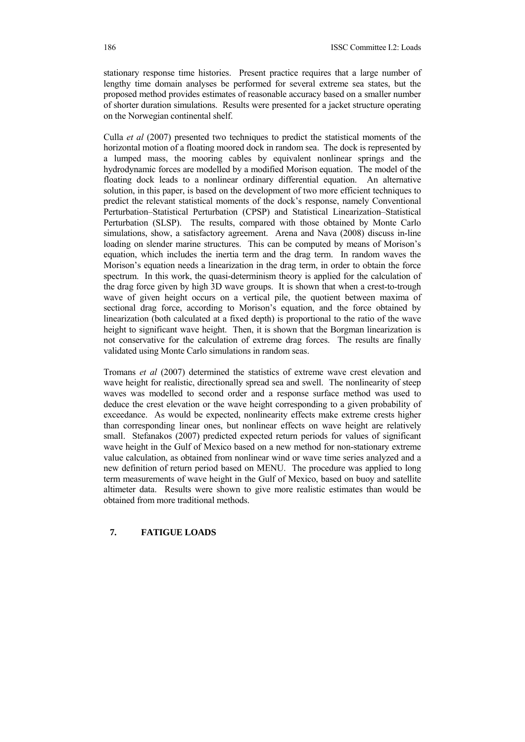stationary response time histories. Present practice requires that a large number of lengthy time domain analyses be performed for several extreme sea states, but the proposed method provides estimates of reasonable accuracy based on a smaller number of shorter duration simulations. Results were presented for a jacket structure operating on the Norwegian continental shelf.

Culla *et al* (2007) presented two techniques to predict the statistical moments of the horizontal motion of a floating moored dock in random sea. The dock is represented by a lumped mass, the mooring cables by equivalent nonlinear springs and the hydrodynamic forces are modelled by a modified Morison equation. The model of the floating dock leads to a nonlinear ordinary differential equation. An alternative solution, in this paper, is based on the development of two more efficient techniques to predict the relevant statistical moments of the dock's response, namely Conventional Perturbation–Statistical Perturbation (CPSP) and Statistical Linearization–Statistical Perturbation (SLSP). The results, compared with those obtained by Monte Carlo simulations, show, a satisfactory agreement. Arena and Nava (2008) discuss in-line loading on slender marine structures. This can be computed by means of Morison's equation, which includes the inertia term and the drag term. In random waves the Morison's equation needs a linearization in the drag term, in order to obtain the force spectrum. In this work, the quasi-determinism theory is applied for the calculation of the drag force given by high 3D wave groups. It is shown that when a crest-to-trough wave of given height occurs on a vertical pile, the quotient between maxima of sectional drag force, according to Morison's equation, and the force obtained by linearization (both calculated at a fixed depth) is proportional to the ratio of the wave height to significant wave height. Then, it is shown that the Borgman linearization is not conservative for the calculation of extreme drag forces. The results are finally validated using Monte Carlo simulations in random seas.

Tromans *et al* (2007) determined the statistics of extreme wave crest elevation and wave height for realistic, directionally spread sea and swell. The nonlinearity of steep waves was modelled to second order and a response surface method was used to deduce the crest elevation or the wave height corresponding to a given probability of exceedance. As would be expected, nonlinearity effects make extreme crests higher than corresponding linear ones, but nonlinear effects on wave height are relatively small. Stefanakos (2007) predicted expected return periods for values of significant wave height in the Gulf of Mexico based on a new method for non-stationary extreme value calculation, as obtained from nonlinear wind or wave time series analyzed and a new definition of return period based on MENU. The procedure was applied to long term measurements of wave height in the Gulf of Mexico, based on buoy and satellite altimeter data. Results were shown to give more realistic estimates than would be obtained from more traditional methods.

## 7. FATIGUE LOADS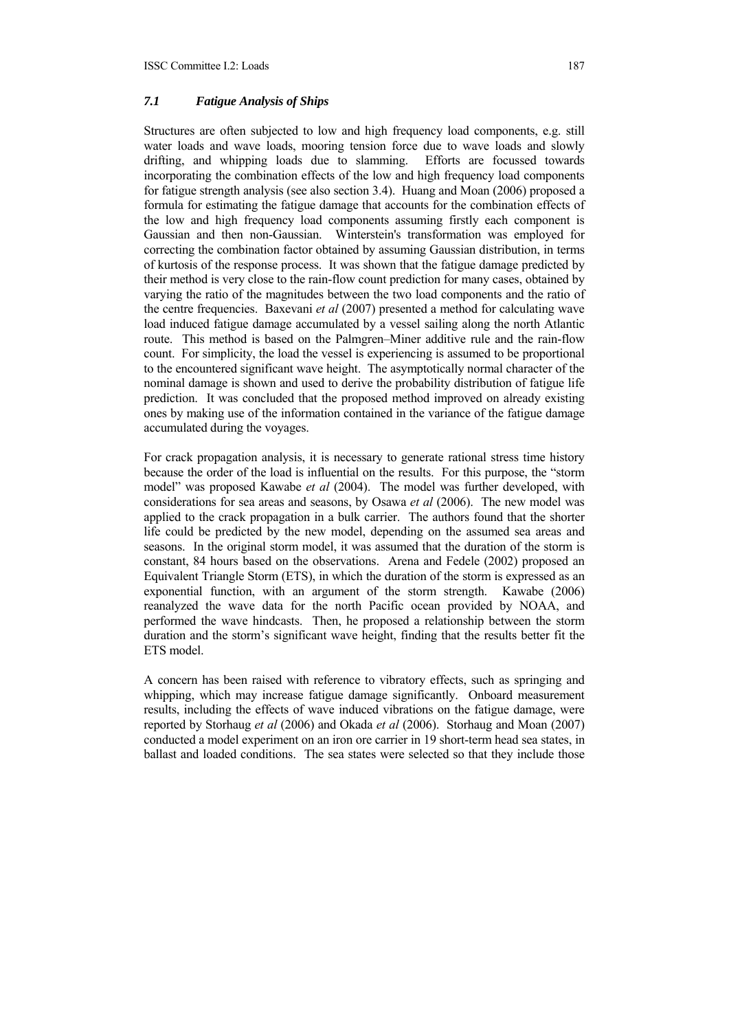### *7.1 Fatigue Analysis of Ships*

Structures are often subjected to low and high frequency load components, e.g. still water loads and wave loads, mooring tension force due to wave loads and slowly drifting, and whipping loads due to slamming. Efforts are focussed towards incorporating the combination effects of the low and high frequency load components for fatigue strength analysis (see also section 3.4). Huang and Moan (2006) proposed a formula for estimating the fatigue damage that accounts for the combination effects of the low and high frequency load components assuming firstly each component is Gaussian and then non-Gaussian. Winterstein's transformation was employed for correcting the combination factor obtained by assuming Gaussian distribution, in terms of kurtosis of the response process. It was shown that the fatigue damage predicted by their method is very close to the rain-flow count prediction for many cases, obtained by varying the ratio of the magnitudes between the two load components and the ratio of the centre frequencies. Baxevani *et al* (2007) presented a method for calculating wave load induced fatigue damage accumulated by a vessel sailing along the north Atlantic route. This method is based on the Palmgren–Miner additive rule and the rain-flow count. For simplicity, the load the vessel is experiencing is assumed to be proportional to the encountered significant wave height. The asymptotically normal character of the nominal damage is shown and used to derive the probability distribution of fatigue life prediction. It was concluded that the proposed method improved on already existing ones by making use of the information contained in the variance of the fatigue damage accumulated during the voyages.

For crack propagation analysis, it is necessary to generate rational stress time history because the order of the load is influential on the results. For this purpose, the "storm model" was proposed Kawabe *et al* (2004). The model was further developed, with considerations for sea areas and seasons, by Osawa *et al* (2006). The new model was applied to the crack propagation in a bulk carrier. The authors found that the shorter life could be predicted by the new model, depending on the assumed sea areas and seasons. In the original storm model, it was assumed that the duration of the storm is constant, 84 hours based on the observations. Arena and Fedele (2002) proposed an Equivalent Triangle Storm (ETS), in which the duration of the storm is expressed as an exponential function, with an argument of the storm strength. Kawabe (2006) reanalyzed the wave data for the north Pacific ocean provided by NOAA, and performed the wave hindcasts. Then, he proposed a relationship between the storm duration and the storm's significant wave height, finding that the results better fit the ETS model.

A concern has been raised with reference to vibratory effects, such as springing and whipping, which may increase fatigue damage significantly. Onboard measurement results, including the effects of wave induced vibrations on the fatigue damage, were reported by Storhaug *et al* (2006) and Okada *et al* (2006). Storhaug and Moan (2007) conducted a model experiment on an iron ore carrier in 19 short-term head sea states, in ballast and loaded conditions. The sea states were selected so that they include those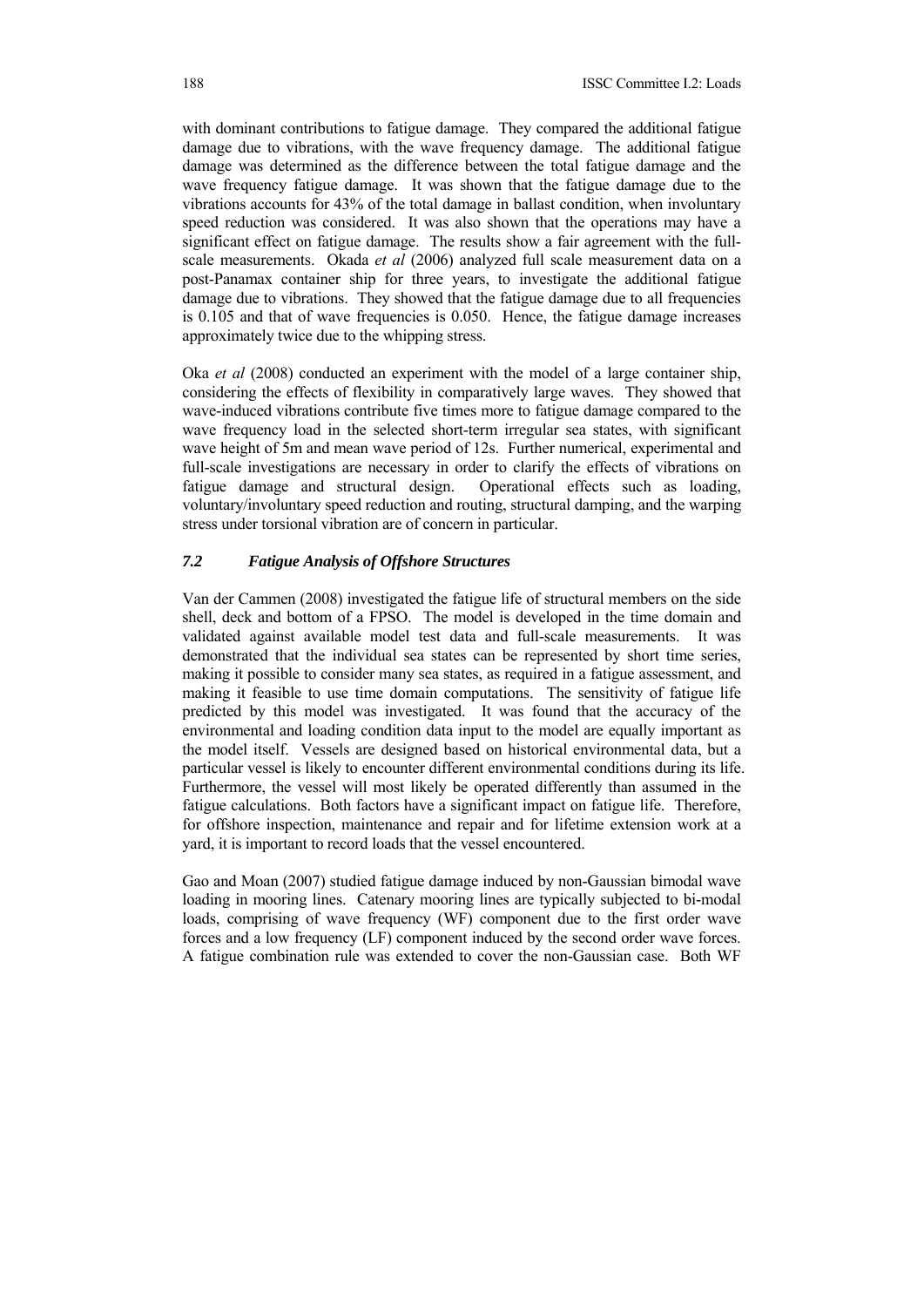with dominant contributions to fatigue damage. They compared the additional fatigue damage due to vibrations, with the wave frequency damage. The additional fatigue damage was determined as the difference between the total fatigue damage and the wave frequency fatigue damage. It was shown that the fatigue damage due to the vibrations accounts for 43% of the total damage in ballast condition, when involuntary speed reduction was considered. It was also shown that the operations may have a significant effect on fatigue damage. The results show a fair agreement with the full-scale measurements. Okada *et al* (2006) analyzed full scale measurement data on a post-Panamax container ship for three years, to investigate the additional fatigue damage due to vibrations. They showed that the fatigue damage due to all frequencies is 0.105 and that of wave frequencies is 0.050. Hence, the fatigue damage increases approximately twice due to the whipping stress.

Oka *et al* (2008) conducted an experiment with the model of a large container ship, considering the effects of flexibility in comparatively large waves. They showed that wave-induced vibrations contribute five times more to fatigue damage compared to the wave frequency load in the selected short-term irregular sea states, with significant wave height of 5m and mean wave period of 12s. Further numerical, experimental and full-scale investigations are necessary in order to clarify the effects of vibrations on fatigue damage and structural design. Operational effects such as loading, voluntary/involuntary speed reduction and routing, structural damping, and the warping stress under torsional vibration are of concern in particular.

### *7.2 Fatigue Analysis of Offshore Structures*

Van der Cammen (2008) investigated the fatigue life of structural members on the side shell, deck and bottom of a FPSO. The model is developed in the time domain and validated against available model test data and full-scale measurements. It was demonstrated that the individual sea states can be represented by short time series, making it possible to consider many sea states, as required in a fatigue assessment, and making it feasible to use time domain computations. The sensitivity of fatigue life predicted by this model was investigated. It was found that the accuracy of the environmental and loading condition data input to the model are equally important as the model itself. Vessels are designed based on historical environmental data, but a particular vessel is likely to encounter different environmental conditions during its life. Furthermore, the vessel will most likely be operated differently than assumed in the fatigue calculations. Both factors have a significant impact on fatigue life. Therefore, for offshore inspection, maintenance and repair and for lifetime extension work at a yard, it is important to record loads that the vessel encountered.

Gao and Moan (2007) studied fatigue damage induced by non-Gaussian bimodal wave loading in mooring lines. Catenary mooring lines are typically subjected to bi-modal loads, comprising of wave frequency (WF) component due to the first order wave forces and a low frequency (LF) component induced by the second order wave forces. A fatigue combination rule was extended to cover the non-Gaussian case. Both WF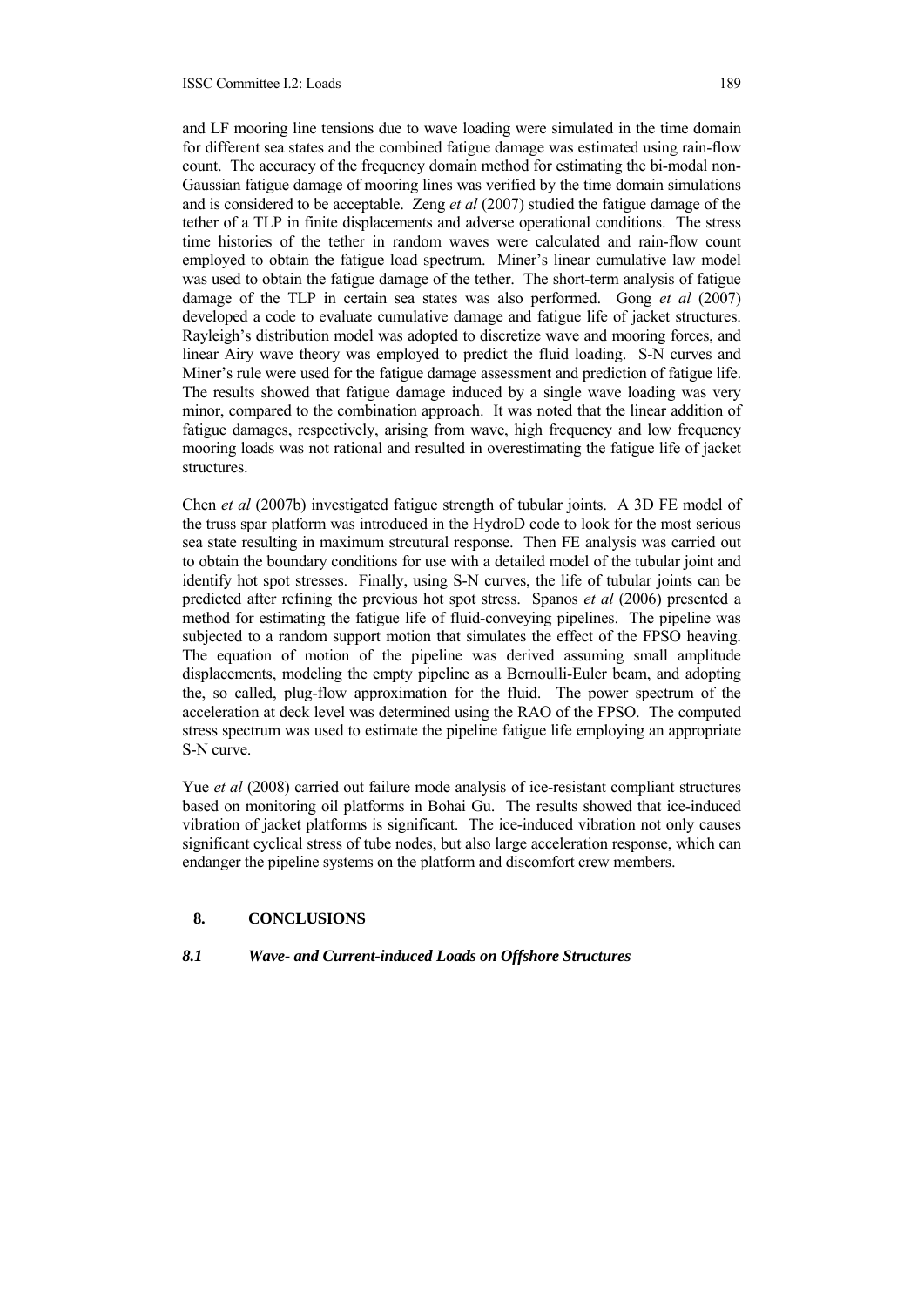and LF mooring line tensions due to wave loading were simulated in the time domain for different sea states and the combined fatigue damage was estimated using rain-flow count. The accuracy of the frequency domain method for estimating the bi-modal non-Gaussian fatigue damage of mooring lines was verified by the time domain simulations and is considered to be acceptable. Zeng *et al* (2007) studied the fatigue damage of the tether of a TLP in finite displacements and adverse operational conditions. The stress time histories of the tether in random waves were calculated and rain-flow count employed to obtain the fatigue load spectrum. Miner's linear cumulative law model was used to obtain the fatigue damage of the tether. The short-term analysis of fatigue damage of the TLP in certain sea states was also performed. Gong *et al* (2007) developed a code to evaluate cumulative damage and fatigue life of jacket structures. Rayleigh's distribution model was adopted to discretize wave and mooring forces, and linear Airy wave theory was employed to predict the fluid loading. S-N curves and Miner's rule were used for the fatigue damage assessment and prediction of fatigue life. The results showed that fatigue damage induced by a single wave loading was very minor, compared to the combination approach. It was noted that the linear addition of fatigue damages, respectively, arising from wave, high frequency and low frequency mooring loads was not rational and resulted in overestimating the fatigue life of jacket structures.

Chen *et al* (2007b) investigated fatigue strength of tubular joints. A 3D FE model of the truss spar platform was introduced in the HydroD code to look for the most serious sea state resulting in maximum strcutural response. Then FE analysis was carried out to obtain the boundary conditions for use with a detailed model of the tubular joint and identify hot spot stresses. Finally, using S-N curves, the life of tubular joints can be predicted after refining the previous hot spot stress. Spanos *et al* (2006) presented a method for estimating the fatigue life of fluid-conveying pipelines. The pipeline was subjected to a random support motion that simulates the effect of the FPSO heaving. The equation of motion of the pipeline was derived assuming small amplitude displacements, modeling the empty pipeline as a Bernoulli-Euler beam, and adopting the, so called, plug-flow approximation for the fluid. The power spectrum of the acceleration at deck level was determined using the RAO of the FPSO. The computed stress spectrum was used to estimate the pipeline fatigue life employing an appropriate S-N curve.

Yue *et al* (2008) carried out failure mode analysis of ice-resistant compliant structures based on monitoring oil platforms in Bohai Gu. The results showed that ice-induced vibration of jacket platforms is significant. The ice-induced vibration not only causes significant cyclical stress of tube nodes, but also large acceleration response, which can endanger the pipeline systems on the platform and discomfort crew members.

## 8. CONCLUSIONS

### *8.1 Wave- and Current-induced Loads on Offshore Structures*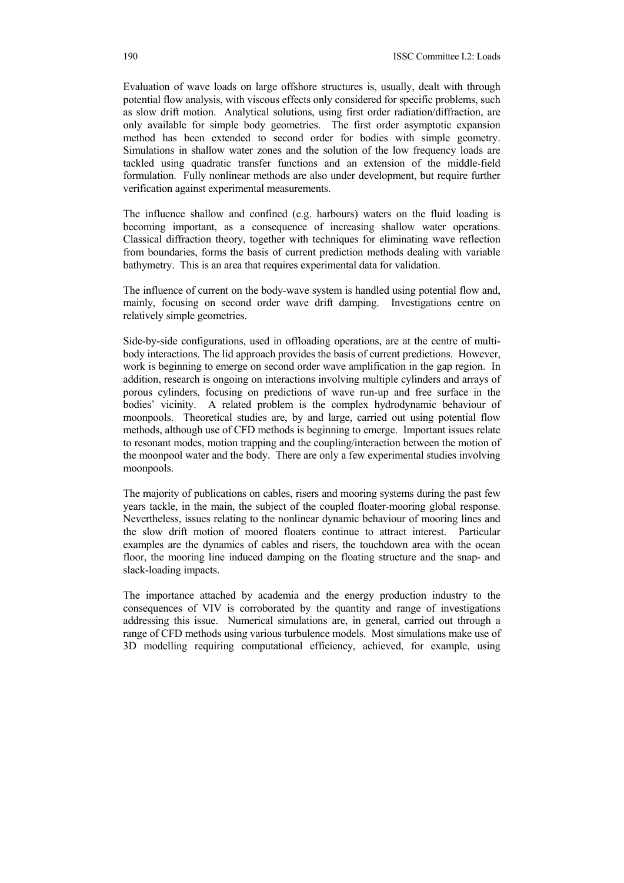Evaluation of wave loads on large offshore structures is, usually, dealt with through potential flow analysis, with viscous effects only considered for specific problems, such as slow drift motion. Analytical solutions, using first order radiation/diffraction, are only available for simple body geometries. The first order asymptotic expansion method has been extended to second order for bodies with simple geometry. Simulations in shallow water zones and the solution of the low frequency loads are tackled using quadratic transfer functions and an extension of the middle-field formulation. Fully nonlinear methods are also under development, but require further verification against experimental measurements.

The influence shallow and confined (e.g. harbours) waters on the fluid loading is becoming important, as a consequence of increasing shallow water operations. Classical diffraction theory, together with techniques for eliminating wave reflection from boundaries, forms the basis of current prediction methods dealing with variable bathymetry. This is an area that requires experimental data for validation.

The influence of current on the body-wave system is handled using potential flow and, mainly, focusing on second order wave drift damping. Investigations centre on relatively simple geometries.

Side-by-side configurations, used in offloading operations, are at the centre of multi-body interactions. The lid approach provides the basis of current predictions. However, work is beginning to emerge on second order wave amplification in the gap region. In addition, research is ongoing on interactions involving multiple cylinders and arrays of porous cylinders, focusing on predictions of wave run-up and free surface in the bodies' vicinity. A related problem is the complex hydrodynamic behaviour of moonpools. Theoretical studies are, by and large, carried out using potential flow methods, although use of CFD methods is beginning to emerge. Important issues relate to resonant modes, motion trapping and the coupling/interaction between the motion of the moonpool water and the body. There are only a few experimental studies involving moonpools.

The majority of publications on cables, risers and mooring systems during the past few years tackle, in the main, the subject of the coupled floater-mooring global response. Nevertheless, issues relating to the nonlinear dynamic behaviour of mooring lines and the slow drift motion of moored floaters continue to attract interest. Particular examples are the dynamics of cables and risers, the touchdown area with the ocean floor, the mooring line induced damping on the floating structure and the snap- and slack-loading impacts.

The importance attached by academia and the energy production industry to the consequences of VIV is corroborated by the quantity and range of investigations addressing this issue. Numerical simulations are, in general, carried out through a range of CFD methods using various turbulence models. Most simulations make use of 3D modelling requiring computational efficiency, achieved, for example, using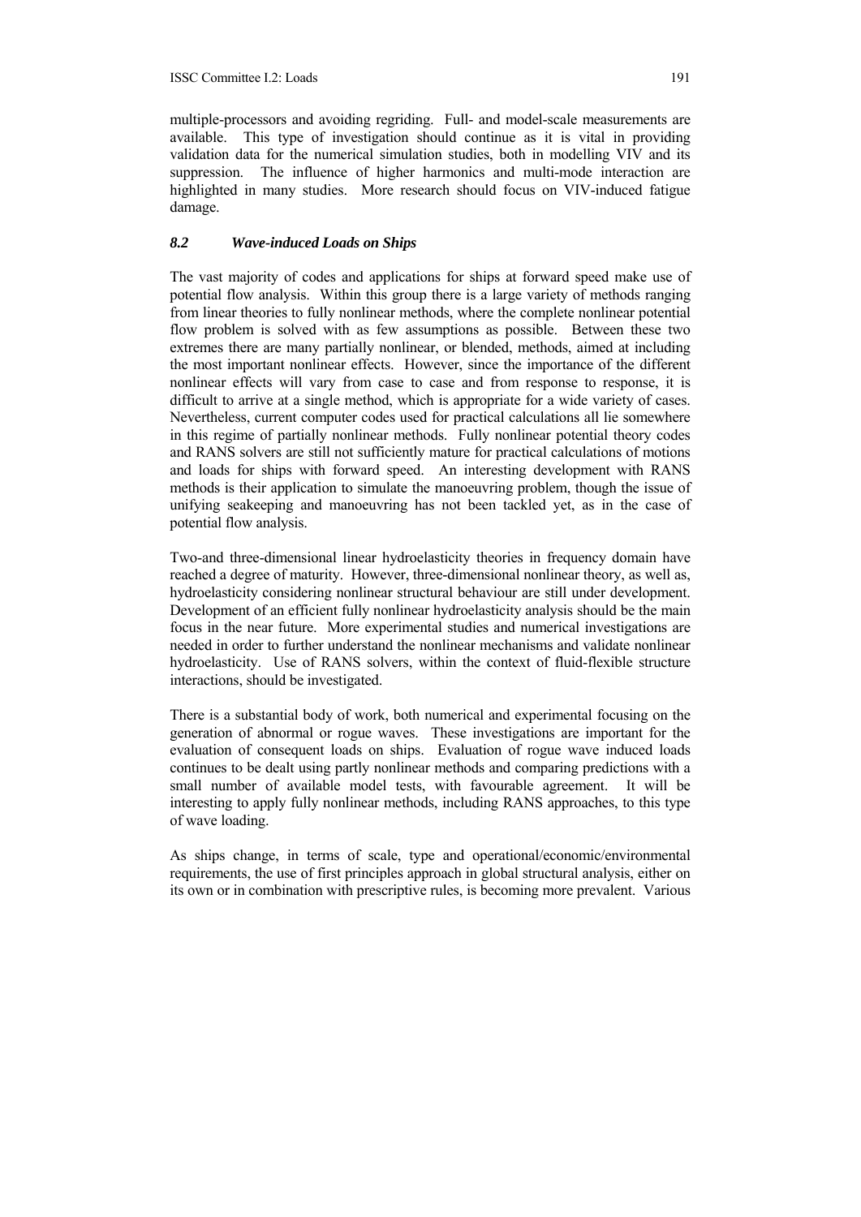multiple-processors and avoiding regriding. Full- and model-scale measurements are available. This type of investigation should continue as it is vital in providing validation data for the numerical simulation studies, both in modelling VIV and its suppression. The influence of higher harmonics and multi-mode interaction are highlighted in many studies. More research should focus on VIV-induced fatigue damage.

### *8.2 Wave-induced Loads on Ships*

The vast majority of codes and applications for ships at forward speed make use of potential flow analysis. Within this group there is a large variety of methods ranging from linear theories to fully nonlinear methods, where the complete nonlinear potential flow problem is solved with as few assumptions as possible. Between these two extremes there are many partially nonlinear, or blended, methods, aimed at including the most important nonlinear effects. However, since the importance of the different nonlinear effects will vary from case to case and from response to response, it is difficult to arrive at a single method, which is appropriate for a wide variety of cases. Nevertheless, current computer codes used for practical calculations all lie somewhere in this regime of partially nonlinear methods. Fully nonlinear potential theory codes and RANS solvers are still not sufficiently mature for practical calculations of motions and loads for ships with forward speed. An interesting development with RANS methods is their application to simulate the manoeuvring problem, though the issue of unifying seakeeping and manoeuvring has not been tackled yet, as in the case of potential flow analysis.

Two-and three-dimensional linear hydroelasticity theories in frequency domain have reached a degree of maturity. However, three-dimensional nonlinear theory, as well as, hydroelasticity considering nonlinear structural behaviour are still under development. Development of an efficient fully nonlinear hydroelasticity analysis should be the main focus in the near future. More experimental studies and numerical investigations are needed in order to further understand the nonlinear mechanisms and validate nonlinear hydroelasticity. Use of RANS solvers, within the context of fluid-flexible structure interactions, should be investigated.

There is a substantial body of work, both numerical and experimental focusing on the generation of abnormal or rogue waves. These investigations are important for the evaluation of consequent loads on ships. Evaluation of rogue wave induced loads continues to be dealt using partly nonlinear methods and comparing predictions with a small number of available model tests, with favourable agreement. It will be interesting to apply fully nonlinear methods, including RANS approaches, to this type of wave loading.

As ships change, in terms of scale, type and operational/economic/environmental requirements, the use of first principles approach in global structural analysis, either on its own or in combination with prescriptive rules, is becoming more prevalent. Various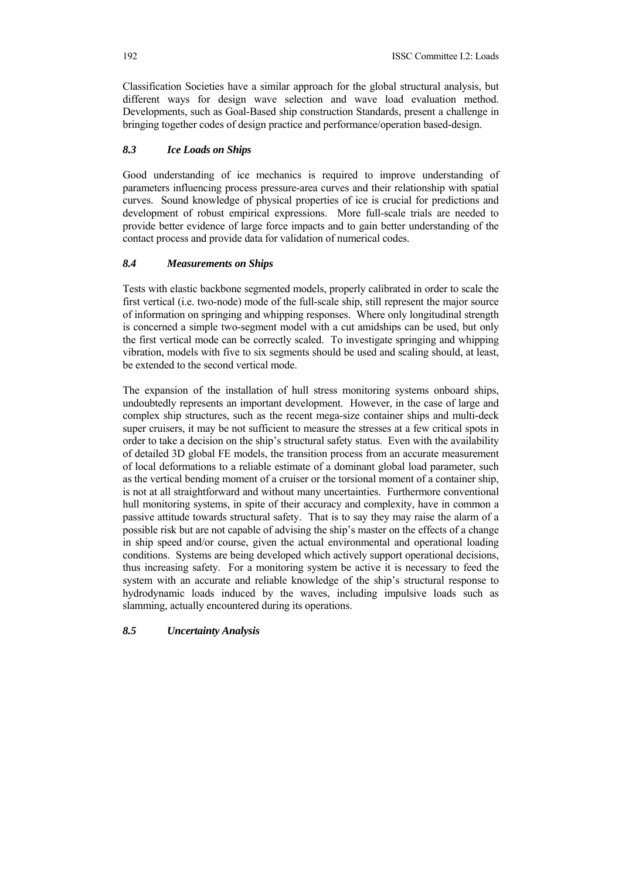Classification Societies have a similar approach for the global structural analysis, but different ways for design wave selection and wave load evaluation method. Developments, such as Goal-Based ship construction Standards, present a challenge in bringing together codes of design practice and performance/operation based-design.

### *8.3 Ice Loads on Ships*

Good understanding of ice mechanics is required to improve understanding of parameters influencing process pressure-area curves and their relationship with spatial curves. Sound knowledge of physical properties of ice is crucial for predictions and development of robust empirical expressions. More full-scale trials are needed to provide better evidence of large force impacts and to gain better understanding of the contact process and provide data for validation of numerical codes.

### *8.4 Measurements on Ships*

Tests with elastic backbone segmented models, properly calibrated in order to scale the first vertical (i.e. two-node) mode of the full-scale ship, still represent the major source of information on springing and whipping responses. Where only longitudinal strength is concerned a simple two-segment model with a cut amidships can be used, but only the first vertical mode can be correctly scaled. To investigate springing and whipping vibration, models with five to six segments should be used and scaling should, at least, be extended to the second vertical mode.

The expansion of the installation of hull stress monitoring systems onboard ships, undoubtedly represents an important development. However, in the case of large and complex ship structures, such as the recent mega-size container ships and multi-deck super cruisers, it may be not sufficient to measure the stresses at a few critical spots in order to take a decision on the ship's structural safety status. Even with the availability of detailed 3D global FE models, the transition process from an accurate measurement of local deformations to a reliable estimate of a dominant global load parameter, such as the vertical bending moment of a cruiser or the torsional moment of a container ship, is not at all straightforward and without many uncertainties. Furthermore conventional hull monitoring systems, in spite of their accuracy and complexity, have in common a passive attitude towards structural safety. That is to say they may raise the alarm of a possible risk but are not capable of advising the ship's master on the effects of a change in ship speed and/or course, given the actual environmental and operational loading conditions. Systems are being developed which actively support operational decisions, thus increasing safety. For a monitoring system be active it is necessary to feed the system with an accurate and reliable knowledge of the ship's structural response to hydrodynamic loads induced by the waves, including impulsive loads such as slamming, actually encountered during its operations.

### *8.5 Uncertainty Analysis*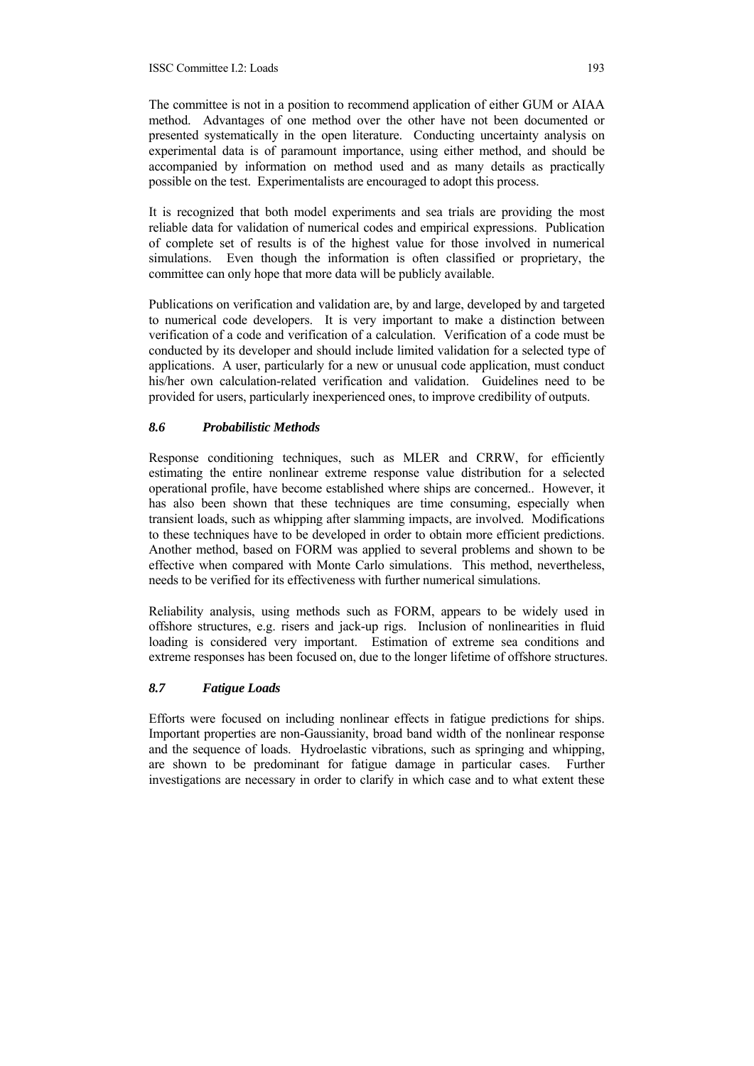The committee is not in a position to recommend application of either GUM or AIAA method. Advantages of one method over the other have not been documented or presented systematically in the open literature. Conducting uncertainty analysis on experimental data is of paramount importance, using either method, and should be accompanied by information on method used and as many details as practically possible on the test. Experimentalists are encouraged to adopt this process.

It is recognized that both model experiments and sea trials are providing the most reliable data for validation of numerical codes and empirical expressions. Publication of complete set of results is of the highest value for those involved in numerical simulations. Even though the information is often classified or proprietary, the committee can only hope that more data will be publicly available.

Publications on verification and validation are, by and large, developed by and targeted to numerical code developers. It is very important to make a distinction between verification of a code and verification of a calculation. Verification of a code must be conducted by its developer and should include limited validation for a selected type of applications. A user, particularly for a new or unusual code application, must conduct his/her own calculation-related verification and validation. Guidelines need to be provided for users, particularly inexperienced ones, to improve credibility of outputs.

### *8.6 Probabilistic Methods*

Response conditioning techniques, such as MLER and CRRW, for efficiently estimating the entire nonlinear extreme response value distribution for a selected operational profile, have become established where ships are concerned.. However, it has also been shown that these techniques are time consuming, especially when transient loads, such as whipping after slamming impacts, are involved. Modifications to these techniques have to be developed in order to obtain more efficient predictions. Another method, based on FORM was applied to several problems and shown to be effective when compared with Monte Carlo simulations. This method, nevertheless, needs to be verified for its effectiveness with further numerical simulations.

Reliability analysis, using methods such as FORM, appears to be widely used in offshore structures, e.g. risers and jack-up rigs. Inclusion of nonlinearities in fluid loading is considered very important. Estimation of extreme sea conditions and extreme responses has been focused on, due to the longer lifetime of offshore structures.

### *8.7 Fatigue Loads*

Efforts were focused on including nonlinear effects in fatigue predictions for ships. Important properties are non-Gaussianity, broad band width of the nonlinear response and the sequence of loads. Hydroelastic vibrations, such as springing and whipping, are shown to be predominant for fatigue damage in particular cases. Further investigations are necessary in order to clarify in which case and to what extent these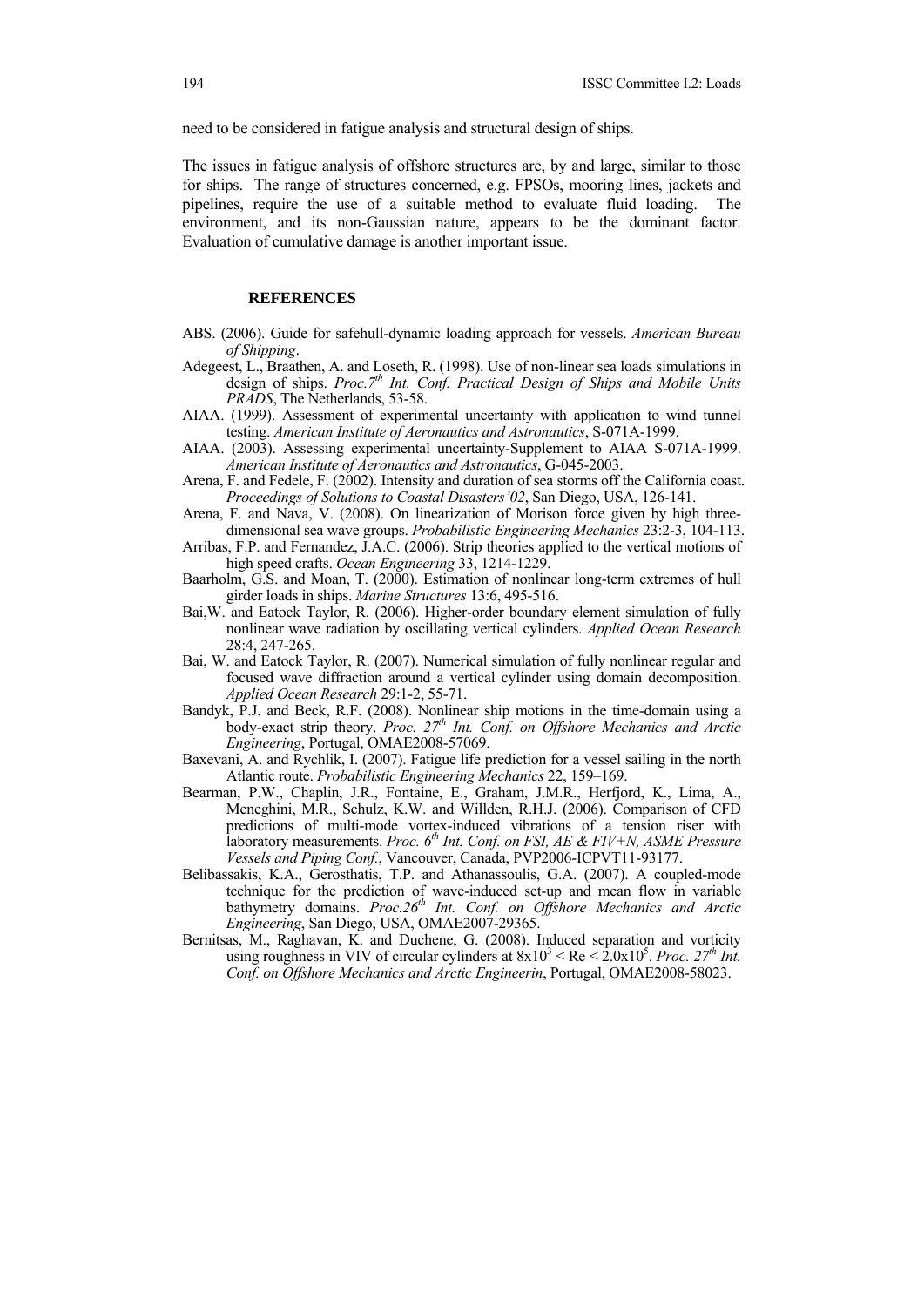need to be considered in fatigue analysis and structural design of ships.

The issues in fatigue analysis of offshore structures are, by and large, similar to those for ships. The range of structures concerned, e.g. FPSOs, mooring lines, jackets and pipelines, require the use of a suitable method to evaluate fluid loading. The environment, and its non-Gaussian nature, appears to be the dominant factor. Evaluation of cumulative damage is another important issue.

## REFERENCES

ABS. (2006). Guide for safehull-dynamic loading approach for vessels. *American Bureau of Shipping*.

Adegeest, L., Braathen, A. and Loseth, R. (1998). Use of non-linear sea loads simulations in design of ships. *Proc.7th Int. Conf. Practical Design of Ships and Mobile Units PRADS*, The Netherlands, 53-58.

AIAA. (1999). Assessment of experimental uncertainty with application to wind tunnel testing. *American Institute of Aeronautics and Astronautics*, S-071A-1999.

AIAA. (2003). Assessing experimental uncertainty-Supplement to AIAA S-071A-1999. *American Institute of Aeronautics and Astronautics*, G-045-2003.

Arena, F. and Fedele, F. (2002). Intensity and duration of sea storms off the California coast. *Proceedings of Solutions to Coastal Disasters'02*, San Diego, USA, 126-141.

Arena, F. and Nava, V. (2008). On linearization of Morison force given by high three-dimensional sea wave groups. *Probabilistic Engineering Mechanics* 23:2-3, 104-113.

Arribas, F.P. and Fernandez, J.A.C. (2006). Strip theories applied to the vertical motions of high speed crafts. *Ocean Engineering* 33, 1214-1229.

Baarholm, G.S. and Moan, T. (2000). Estimation of nonlinear long-term extremes of hull girder loads in ships. *Marine Structures* 13:6, 495-516.

Bai,W. and Eatock Taylor, R. (2006). Higher-order boundary element simulation of fully nonlinear wave radiation by oscillating vertical cylinders. *Applied Ocean Research* 28:4, 247-265.

Bai, W. and Eatock Taylor, R. (2007). Numerical simulation of fully nonlinear regular and focused wave diffraction around a vertical cylinder using domain decomposition. *Applied Ocean Research* 29:1-2, 55-71.

Bandyk, P.J. and Beck, R.F. (2008). Nonlinear ship motions in the time-domain using a body-exact strip theory. *Proc. 27th Int. Conf. on Offshore Mechanics and Arctic Engineering*, Portugal, OMAE2008-57069.

Baxevani, A. and Rychlik, I. (2007). Fatigue life prediction for a vessel sailing in the north Atlantic route. *Probabilistic Engineering Mechanics* 22, 159–169.

Bearman, P.W., Chaplin, J.R., Fontaine, E., Graham, J.M.R., Herfjord, K., Lima, A., Meneghini, M.R., Schulz, K.W. and Willden, R.H.J. (2006). Comparison of CFD predictions of multi-mode vortex-induced vibrations of a tension riser with laboratory measurements. *Proc. 6th Int. Conf. on FSI, AE & FIV+N, ASME Pressure Vessels and Piping Conf.*, Vancouver, Canada, PVP2006-ICPVT11-93177.

Belibassakis, K.A., Gerosthatis, T.P. and Athanassoulis, G.A. (2007). A coupled-mode technique for the prediction of wave-induced set-up and mean flow in variable bathymetry domains. *Proc.26th Int. Conf. on Offshore Mechanics and Arctic Engineering*, San Diego, USA, OMAE2007-29365.

Bernitsas, M., Raghavan, K. and Duchene, G. (2008). Induced separation and vorticity using roughness in VIV of circular cylinders at $8x10^3 < Re < 2.0x10^5$. *Proc. 27th Int. Conf. on Offshore Mechanics and Arctic Engineerin*, Portugal, OMAE2008-58023.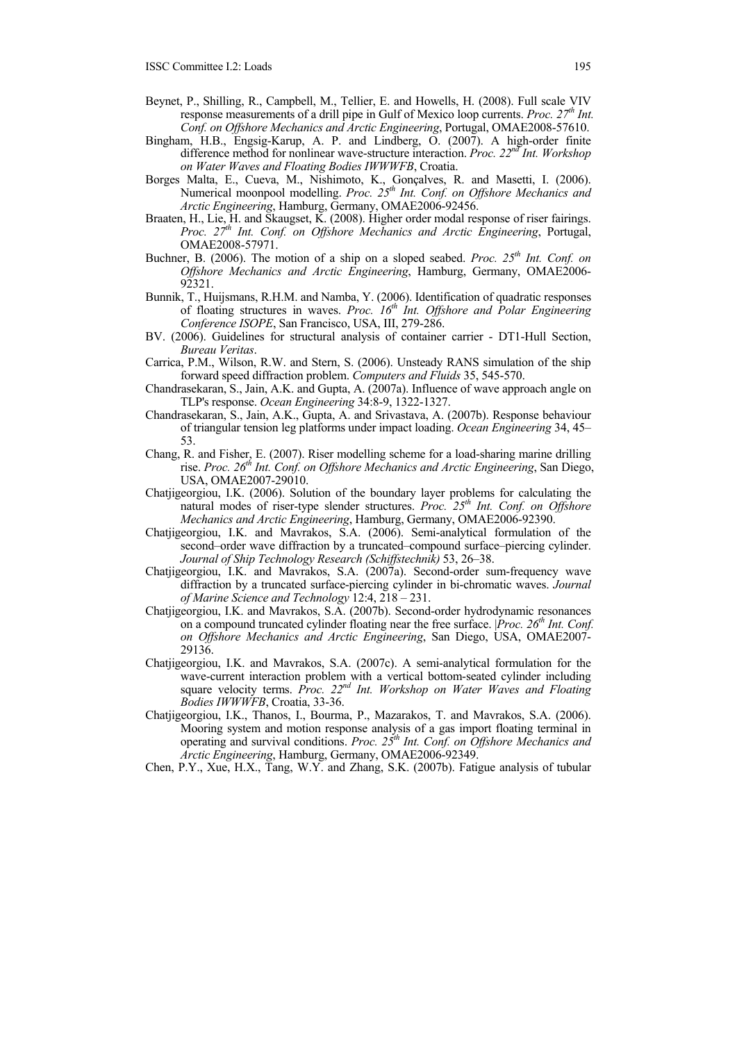Beynet, P., Shilling, R., Campbell, M., Tellier, E. and Howells, H. (2008). Full scale VIV response measurements of a drill pipe in Gulf of Mexico loop currents. *Proc. 27th Int. Conf. on Offshore Mechanics and Arctic Engineering*, Portugal, OMAE2008-57610.

Bingham, H.B., Engsig-Karup, A. P. and Lindberg, O. (2007). A high-order finite difference method for nonlinear wave-structure interaction. *Proc. 22nd Int. Workshop on Water Waves and Floating Bodies IWWWFB*, Croatia.

Borges Malta, E., Cueva, M., Nishimoto, K., Gonçalves, R. and Masetti, I. (2006). Numerical moonpool modelling. *Proc. 25th Int. Conf. on Offshore Mechanics and Arctic Engineering*, Hamburg, Germany, OMAE2006-92456.

Braaten, H., Lie, H. and Skaugset, K. (2008). Higher order modal response of riser fairings. *Proc. 27th Int. Conf. on Offshore Mechanics and Arctic Engineering*, Portugal, OMAE2008-57971.

Buchner, B. (2006). The motion of a ship on a sloped seabed. *Proc. 25th Int. Conf. on Offshore Mechanics and Arctic Engineering*, Hamburg, Germany, OMAE2006-92321.

Bunnik, T., Huijsmans, R.H.M. and Namba, Y. (2006). Identification of quadratic responses of floating structures in waves. *Proc. 16th Int. Offshore and Polar Engineering Conference ISOPE*, San Francisco, USA, III, 279-286.

BV. (2006). Guidelines for structural analysis of container carrier - DT1-Hull Section, *Bureau Veritas*.

Carrica, P.M., Wilson, R.W. and Stern, S. (2006). Unsteady RANS simulation of the ship forward speed diffraction problem. *Computers and Fluids* 35, 545-570.

Chandrasekaran, S., Jain, A.K. and Gupta, A. (2007a). Influence of wave approach angle on TLP's response. *Ocean Engineering* 34:8-9, 1322-1327.

Chandrasekaran, S., Jain, A.K., Gupta, A. and Srivastava, A. (2007b). Response behaviour of triangular tension leg platforms under impact loading. *Ocean Engineering* 34, 45–53.

Chang, R. and Fisher, E. (2007). Riser modelling scheme for a load-sharing marine drilling rise. *Proc. 26th Int. Conf. on Offshore Mechanics and Arctic Engineering*, San Diego, USA, OMAE2007-29010.

Chatjigeorgiou, I.K. (2006). Solution of the boundary layer problems for calculating the natural modes of riser-type slender structures. *Proc. 25th Int. Conf. on Offshore Mechanics and Arctic Engineering*, Hamburg, Germany, OMAE2006-92390.

Chatjigeorgiou, I.K. and Mavrakos, S.A. (2006). Semi-analytical formulation of the second–order wave diffraction by a truncated–compound surface–piercing cylinder. *Journal of Ship Technology Research (Schiffstechnik)* 53, 26–38.

Chatjigeorgiou, I.K. and Mavrakos, S.A. (2007a). Second-order sum-frequency wave diffraction by a truncated surface-piercing cylinder in bi-chromatic waves. *Journal of Marine Science and Technology* 12:4, 218 – 231.

Chatjigeorgiou, I.K. and Mavrakos, S.A. (2007b). Second-order hydrodynamic resonances on a compound truncated cylinder floating near the free surface. *Proc. 26th Int. Conf. on Offshore Mechanics and Arctic Engineering*, San Diego, USA, OMAE2007-29136.

Chatjigeorgiou, I.K. and Mavrakos, S.A. (2007c). A semi-analytical formulation for the wave-current interaction problem with a vertical bottom-seated cylinder including square velocity terms. *Proc. 22nd Int. Workshop on Water Waves and Floating Bodies IWWWFB*, Croatia, 33-36.

Chatjigeorgiou, I.K., Thanos, I., Bourma, P., Mazarakos, T. and Mavrakos, S.A. (2006). Mooring system and motion response analysis of a gas import floating terminal in operating and survival conditions. *Proc. 25th Int. Conf. on Offshore Mechanics and Arctic Engineering*, Hamburg, Germany, OMAE2006-92349.

Chen, P.Y., Xue, H.X., Tang, W.Y. and Zhang, S.K. (2007b). Fatigue analysis of tubular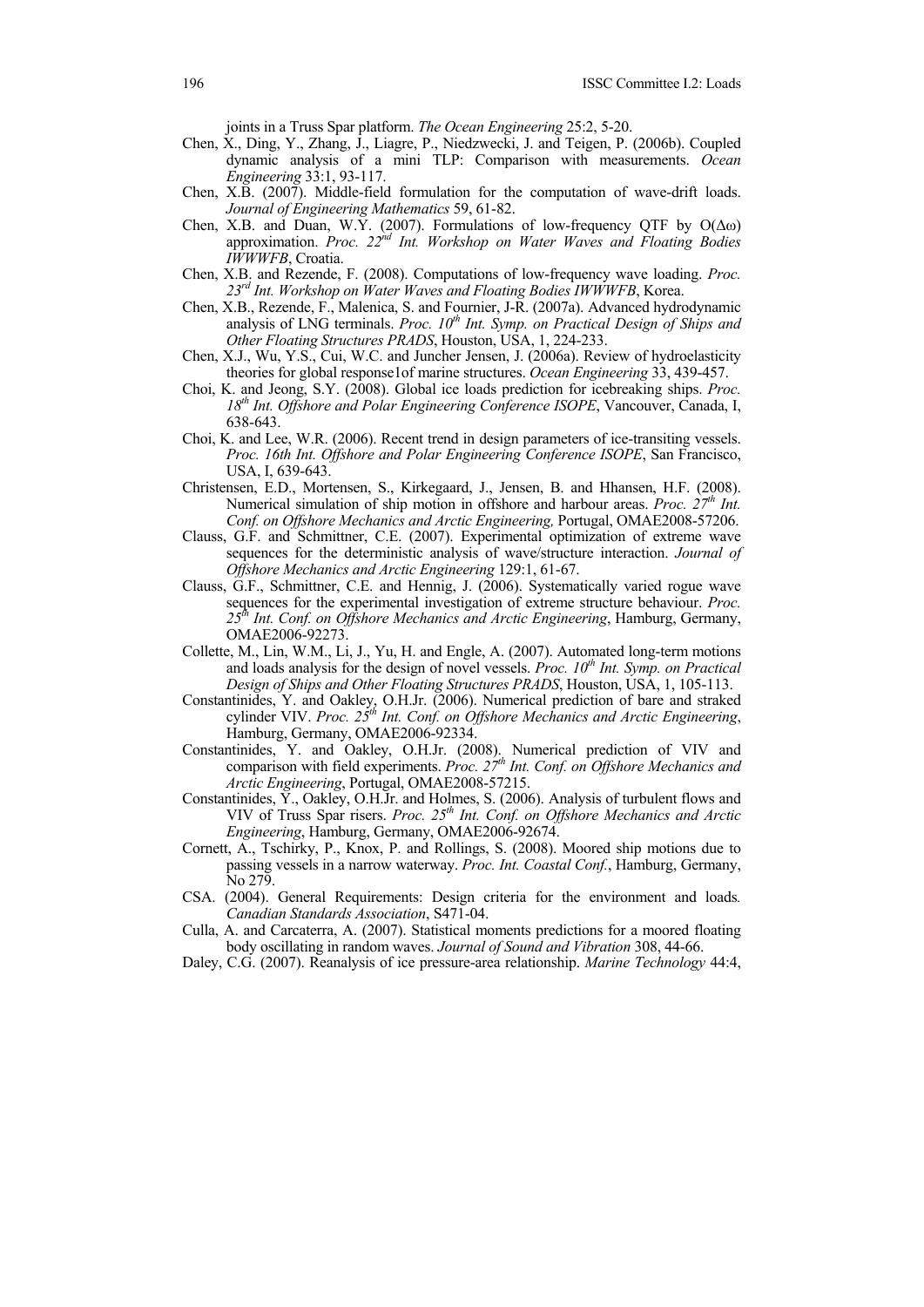joints in a Truss Spar platform. *The Ocean Engineering* 25:2, 5-20.

Chen, X., Ding, Y., Zhang, J., Liagre, P., Niedzwecki, J. and Teigen, P. (2006b). Coupled dynamic analysis of a mini TLP: Comparison with measurements. *Ocean Engineering* 33:1, 93-117.

Chen, X.B. (2007). Middle-field formulation for the computation of wave-drift loads. *Journal of Engineering Mathematics* 59, 61-82.

Chen, X.B. and Duan, W.Y. (2007). Formulations of low-frequency QTF by $O(\Delta\omega)$ approximation. *Proc. 22nd Int. Workshop on Water Waves and Floating Bodies IWWWFB*, Croatia.

Chen, X.B. and Rezende, F. (2008). Computations of low-frequency wave loading. *Proc. 23rd Int. Workshop on Water Waves and Floating Bodies IWWWFB*, Korea.

Chen, X.B., Rezende, F., Malenica, S. and Fournier, J-R. (2007a). Advanced hydrodynamic analysis of LNG terminals. *Proc. 10th Int. Symp. on Practical Design of Ships and Other Floating Structures PRADS*, Houston, USA, 1, 224-233.

Chen, X.J., Wu, Y.S., Cui, W.C. and Juncher Jensen, J. (2006a). Review of hydroelasticity theories for global response1of marine structures. *Ocean Engineering* 33, 439-457.

Choi, K. and Jeong, S.Y. (2008). Global ice loads prediction for icebreaking ships. *Proc. 18th Int. Offshore and Polar Engineering Conference ISOPE*, Vancouver, Canada, I, 638-643.

Choi, K. and Lee, W.R. (2006). Recent trend in design parameters of ice-transiting vessels. *Proc. 16th Int. Offshore and Polar Engineering Conference ISOPE*, San Francisco, USA, I, 639-643.

Christensen, E.D., Mortensen, S., Kirkegaard, J., Jensen, B. and Hhansen, H.F. (2008). Numerical simulation of ship motion in offshore and harbour areas. *Proc. 27th Int. Conf. on Offshore Mechanics and Arctic Engineering,* Portugal, OMAE2008-57206.

Clauss, G.F. and Schmittner, C.E. (2007). Experimental optimization of extreme wave sequences for the deterministic analysis of wave/structure interaction. *Journal of Offshore Mechanics and Arctic Engineering* 129:1, 61-67.

Clauss, G.F., Schmittner, C.E. and Hennig, J. (2006). Systematically varied rogue wave sequences for the experimental investigation of extreme structure behaviour. *Proc. 25th Int. Conf. on Offshore Mechanics and Arctic Engineering*, Hamburg, Germany, OMAE2006-92273.

Collette, M., Lin, W.M., Li, J., Yu, H. and Engle, A. (2007). Automated long-term motions and loads analysis for the design of novel vessels. *Proc. 10th Int. Symp. on Practical Design of Ships and Other Floating Structures PRADS*, Houston, USA, 1, 105-113.

Constantinides, Y. and Oakley, O.H.Jr. (2006). Numerical prediction of bare and straked cylinder VIV. *Proc. 25th Int. Conf. on Offshore Mechanics and Arctic Engineering*, Hamburg, Germany, OMAE2006-92334.

Constantinides, Y. and Oakley, O.H.Jr. (2008). Numerical prediction of VIV and comparison with field experiments. *Proc. 27th Int. Conf. on Offshore Mechanics and Arctic Engineering*, Portugal, OMAE2008-57215.

Constantinides, Y., Oakley, O.H.Jr. and Holmes, S. (2006). Analysis of turbulent flows and VIV of Truss Spar risers. *Proc. 25th Int. Conf. on Offshore Mechanics and Arctic Engineering*, Hamburg, Germany, OMAE2006-92674.

Cornett, A., Tschirky, P., Knox, P. and Rollings, S. (2008). Moored ship motions due to passing vessels in a narrow waterway. *Proc. Int. Coastal Conf.*, Hamburg, Germany, No 279.

CSA. (2004). General Requirements: Design criteria for the environment and loads*. Canadian Standards Association*, S471-04.

Culla, A. and Carcaterra, A. (2007). Statistical moments predictions for a moored floating body oscillating in random waves. *Journal of Sound and Vibration* 308, 44-66.

Daley, C.G. (2007). Reanalysis of ice pressure-area relationship. *Marine Technology* 44:4,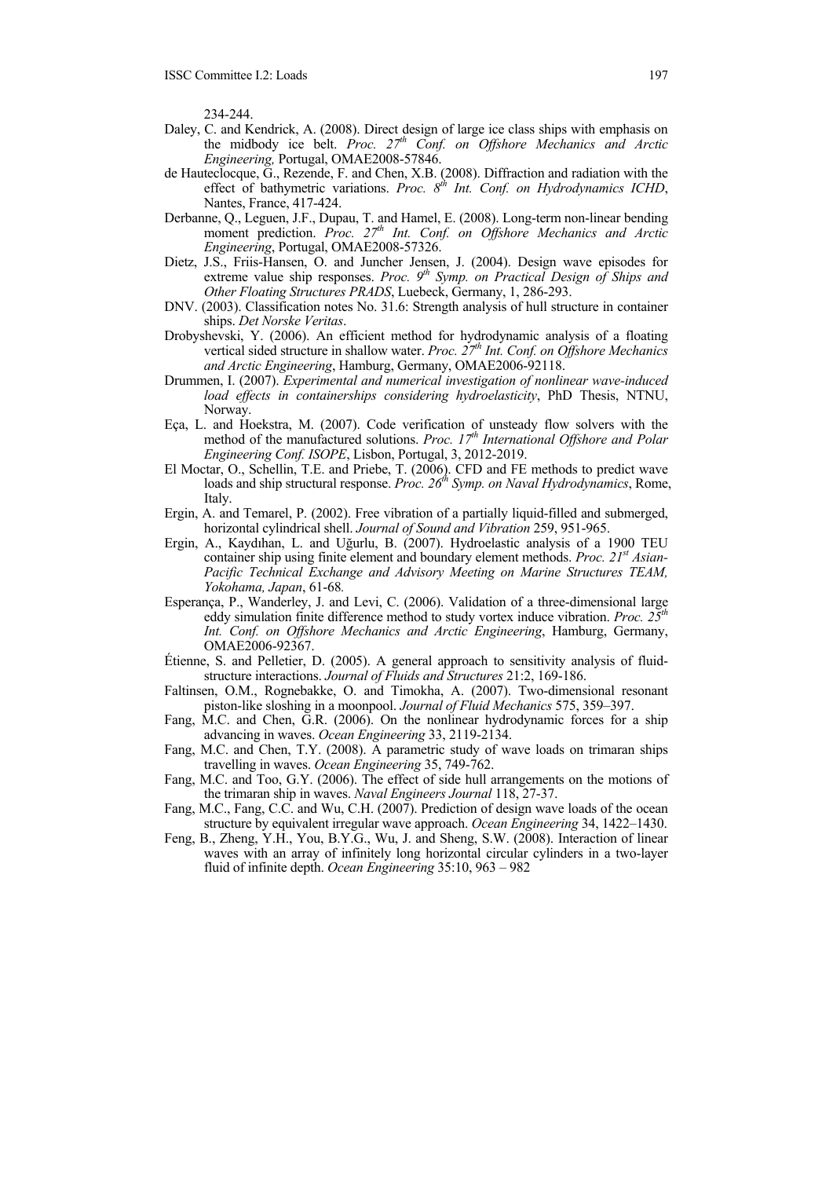234-244.

Daley, C. and Kendrick, A. (2008). Direct design of large ice class ships with emphasis on the midbody ice belt. *Proc. 27th Conf. on Offshore Mechanics and Arctic Engineering,* Portugal, OMAE2008-57846.

de Hauteclocque, G., Rezende, F. and Chen, X.B. (2008). Diffraction and radiation with the effect of bathymetric variations. *Proc. 8th Int. Conf. on Hydrodynamics ICHD*, Nantes, France, 417-424.

Derbanne, Q., Leguen, J.F., Dupau, T. and Hamel, E. (2008). Long-term non-linear bending moment prediction. *Proc. 27th Int. Conf. on Offshore Mechanics and Arctic Engineering*, Portugal, OMAE2008-57326.

Dietz, J.S., Friis-Hansen, O. and Juncher Jensen, J. (2004). Design wave episodes for extreme value ship responses. *Proc. 9th Symp. on Practical Design of Ships and Other Floating Structures PRADS*, Luebeck, Germany, 1, 286-293.

DNV. (2003). Classification notes No. 31.6: Strength analysis of hull structure in container ships. *Det Norske Veritas*.

Drobyshevski, Y. (2006). An efficient method for hydrodynamic analysis of a floating vertical sided structure in shallow water. *Proc. 27th Int. Conf. on Offshore Mechanics and Arctic Engineering*, Hamburg, Germany, OMAE2006-92118.

Drummen, I. (2007). *Experimental and numerical investigation of nonlinear wave-induced load effects in containerships considering hydroelasticity*, PhD Thesis, NTNU, Norway.

Eça, L. and Hoekstra, M. (2007). Code verification of unsteady flow solvers with the method of the manufactured solutions. *Proc. 17th International Offshore and Polar Engineering Conf. ISOPE*, Lisbon, Portugal, 3, 2012-2019.

El Moctar, O., Schellin, T.E. and Priebe, T. (2006). CFD and FE methods to predict wave loads and ship structural response. *Proc. 26th Symp. on Naval Hydrodynamics*, Rome, Italy.

Ergin, A. and Temarel, P. (2002). Free vibration of a partially liquid-filled and submerged, horizontal cylindrical shell. *Journal of Sound and Vibration* 259, 951-965.

Ergin, A., Kaydıhan, L. and Uğurlu, B. (2007). Hydroelastic analysis of a 1900 TEU container ship using finite element and boundary element methods. *Proc. 21st Asian-Pacific Technical Exchange and Advisory Meeting on Marine Structures TEAM, Yokohama, Japan*, 61-68*.*

Esperança, P., Wanderley, J. and Levi, C. (2006). Validation of a three-dimensional large eddy simulation finite difference method to study vortex induce vibration. *Proc. 25th Int. Conf. on Offshore Mechanics and Arctic Engineering*, Hamburg, Germany, OMAE2006-92367.

Étienne, S. and Pelletier, D. (2005). A general approach to sensitivity analysis of fluid-structure interactions. *Journal of Fluids and Structures* 21:2, 169-186.

Faltinsen, O.M., Rognebakke, O. and Timokha, A. (2007). Two-dimensional resonant piston-like sloshing in a moonpool. *Journal of Fluid Mechanics* 575, 359–397.

Fang, M.C. and Chen, G.R. (2006). On the nonlinear hydrodynamic forces for a ship advancing in waves. *Ocean Engineering* 33, 2119-2134.

Fang, M.C. and Chen, T.Y. (2008). A parametric study of wave loads on trimaran ships travelling in waves. *Ocean Engineering* 35, 749-762.

Fang, M.C. and Too, G.Y. (2006). The effect of side hull arrangements on the motions of the trimaran ship in waves. *Naval Engineers Journal* 118, 27-37.

Fang, M.C., Fang, C.C. and Wu, C.H. (2007). Prediction of design wave loads of the ocean structure by equivalent irregular wave approach. *Ocean Engineering* 34, 1422–1430.

Feng, B., Zheng, Y.H., You, B.Y.G., Wu, J. and Sheng, S.W. (2008). Interaction of linear waves with an array of infinitely long horizontal circular cylinders in a two-layer fluid of infinite depth. *Ocean Engineering* 35:10, 963 – 982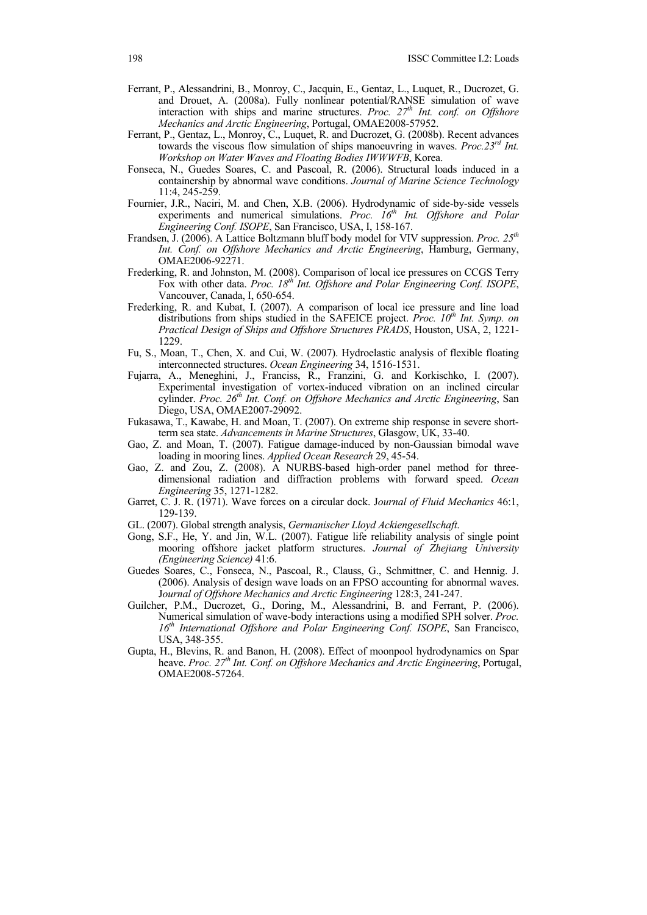Ferrant, P., Alessandrini, B., Monroy, C., Jacquin, E., Gentaz, L., Luquet, R., Ducrozet, G. and Drouet, A. (2008a). Fully nonlinear potential/RANSE simulation of wave interaction with ships and marine structures. *Proc. 27th Int. conf. on Offshore Mechanics and Arctic Engineering*, Portugal, OMAE2008-57952.

Ferrant, P., Gentaz, L., Monroy, C., Luquet, R. and Ducrozet, G. (2008b). Recent advances towards the viscous flow simulation of ships manoeuvring in waves. *Proc.23rd Int. Workshop on Water Waves and Floating Bodies IWWWFB*, Korea.

Fonseca, N., Guedes Soares, C. and Pascoal, R. (2006). Structural loads induced in a containership by abnormal wave conditions. *Journal of Marine Science Technology* 11:4, 245-259.

Fournier, J.R., Naciri, M. and Chen, X.B. (2006). Hydrodynamic of side-by-side vessels experiments and numerical simulations. *Proc. 16th Int. Offshore and Polar Engineering Conf. ISOPE*, San Francisco, USA, I, 158-167.

Frandsen, J. (2006). A Lattice Boltzmann bluff body model for VIV suppression. *Proc. 25th Int. Conf. on Offshore Mechanics and Arctic Engineering*, Hamburg, Germany, OMAE2006-92271.

Frederking, R. and Johnston, M. (2008). Comparison of local ice pressures on CCGS Terry Fox with other data. *Proc. 18th Int. Offshore and Polar Engineering Conf. ISOPE*, Vancouver, Canada, I, 650-654.

Frederking, R. and Kubat, I. (2007). A comparison of local ice pressure and line load distributions from ships studied in the SAFEICE project. *Proc. 10th Int. Symp. on Practical Design of Ships and Offshore Structures PRADS*, Houston, USA, 2, 1221-1229.

Fu, S., Moan, T., Chen, X. and Cui, W. (2007). Hydroelastic analysis of flexible floating interconnected structures. *Ocean Engineering* 34, 1516-1531.

Fujarra, A., Meneghini, J., Franciss, R., Franzini, G. and Korkischko, I. (2007). Experimental investigation of vortex-induced vibration on an inclined circular cylinder. *Proc. 26th Int. Conf. on Offshore Mechanics and Arctic Engineering*, San Diego, USA, OMAE2007-29092.

Fukasawa, T., Kawabe, H. and Moan, T. (2007). On extreme ship response in severe short-term sea state. *Advancements in Marine Structures*, Glasgow, UK, 33-40.

Gao, Z. and Moan, T. (2007). Fatigue damage-induced by non-Gaussian bimodal wave loading in mooring lines. *Applied Ocean Research* 29, 45-54.

Gao, Z. and Zou, Z. (2008). A NURBS-based high-order panel method for three-dimensional radiation and diffraction problems with forward speed. *Ocean Engineering* 35, 1271-1282.

Garret, C. J. R. (1971). Wave forces on a circular dock. J*ournal of Fluid Mechanics* 46:1, 129-139.

GL. (2007). Global strength analysis, *Germanischer Lloyd Ackiengesellschaft*.

Gong, S.F., He, Y. and Jin, W.L. (2007). Fatigue life reliability analysis of single point mooring offshore jacket platform structures. *Journal of Zhejiang University (Engineering Science)* 41:6.

Guedes Soares, C., Fonseca, N., Pascoal, R., Clauss, G., Schmittner, C. and Hennig. J. (2006). Analysis of design wave loads on an FPSO accounting for abnormal waves. J*ournal of Offshore Mechanics and Arctic Engineering* 128:3, 241-247.

Guilcher, P.M., Ducrozet, G., Doring, M., Alessandrini, B. and Ferrant, P. (2006). Numerical simulation of wave-body interactions using a modified SPH solver. *Proc. 16th International Offshore and Polar Engineering Conf. ISOPE*, San Francisco, USA, 348-355.

Gupta, H., Blevins, R. and Banon, H. (2008). Effect of moonpool hydrodynamics on Spar heave. *Proc. 27th Int. Conf. on Offshore Mechanics and Arctic Engineering*, Portugal, OMAE2008-57264.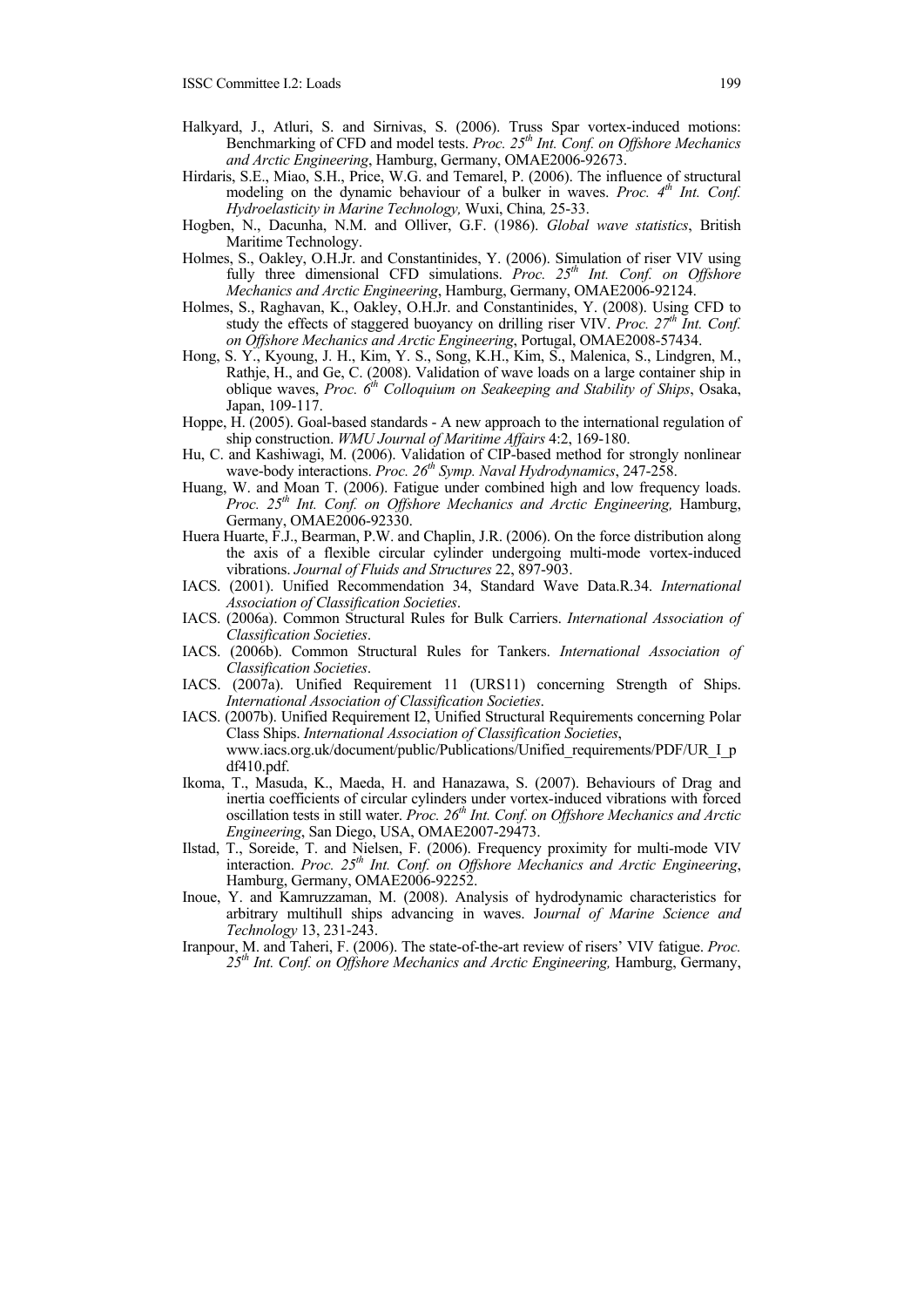Halkyard, J., Atluri, S. and Sirnivas, S. (2006). Truss Spar vortex-induced motions: Benchmarking of CFD and model tests. *Proc. 25th Int. Conf. on Offshore Mechanics and Arctic Engineering*, Hamburg, Germany, OMAE2006-92673.

Hirdaris, S.E., Miao, S.H., Price, W.G. and Temarel, P. (2006). The influence of structural modeling on the dynamic behaviour of a bulker in waves. *Proc. 4th Int. Conf. Hydroelasticity in Marine Technology,* Wuxi, China*,* 25-33.

Hogben, N., Dacunha, N.M. and Olliver, G.F. (1986). *Global wave statistics*, British Maritime Technology.

Holmes, S., Oakley, O.H.Jr. and Constantinides, Y. (2006). Simulation of riser VIV using fully three dimensional CFD simulations. *Proc. 25th Int. Conf. on Offshore Mechanics and Arctic Engineering*, Hamburg, Germany, OMAE2006-92124.

Holmes, S., Raghavan, K., Oakley, O.H.Jr. and Constantinides, Y. (2008). Using CFD to study the effects of staggered buoyancy on drilling riser VIV. *Proc. 27th Int. Conf. on Offshore Mechanics and Arctic Engineering*, Portugal, OMAE2008-57434.

Hong, S. Y., Kyoung, J. H., Kim, Y. S., Song, K.H., Kim, S., Malenica, S., Lindgren, M., Rathje, H., and Ge, C. (2008). Validation of wave loads on a large container ship in oblique waves, *Proc. 6th Colloquium on Seakeeping and Stability of Ships*, Osaka, Japan, 109-117.

Hoppe, H. (2005). Goal-based standards - A new approach to the international regulation of ship construction. *WMU Journal of Maritime Affairs* 4:2, 169-180.

Hu, C. and Kashiwagi, M. (2006). Validation of CIP-based method for strongly nonlinear wave-body interactions. *Proc. 26th Symp. Naval Hydrodynamics*, 247-258.

Huang, W. and Moan T. (2006). Fatigue under combined high and low frequency loads. *Proc. 25th Int. Conf. on Offshore Mechanics and Arctic Engineering,* Hamburg, Germany, OMAE2006-92330.

Huera Huarte, F.J., Bearman, P.W. and Chaplin, J.R. (2006). On the force distribution along the axis of a flexible circular cylinder undergoing multi-mode vortex-induced vibrations. *Journal of Fluids and Structures* 22, 897-903.

IACS. (2001). Unified Recommendation 34, Standard Wave Data.R.34. *International Association of Classification Societies*.

IACS. (2006a). Common Structural Rules for Bulk Carriers. *International Association of Classification Societies*.

IACS. (2006b). Common Structural Rules for Tankers. *International Association of Classification Societies*.

IACS. (2007a). Unified Requirement 11 (URS11) concerning Strength of Ships. *International Association of Classification Societies*.

IACS. (2007b). Unified Requirement I2, Unified Structural Requirements concerning Polar Class Ships. *International Association of Classification Societies*, www.iacs.org.uk/document/public/Publications/Unified_requirements/PDF/UR_I_pdf410.pdf.

Ikoma, T., Masuda, K., Maeda, H. and Hanazawa, S. (2007). Behaviours of Drag and inertia coefficients of circular cylinders under vortex-induced vibrations with forced oscillation tests in still water. *Proc. 26th Int. Conf. on Offshore Mechanics and Arctic Engineering*, San Diego, USA, OMAE2007-29473.

Ilstad, T., Soreide, T. and Nielsen, F. (2006). Frequency proximity for multi-mode VIV interaction. *Proc. 25th Int. Conf. on Offshore Mechanics and Arctic Engineering*, Hamburg, Germany, OMAE2006-92252.

Inoue, Y. and Kamruzzaman, M. (2008). Analysis of hydrodynamic characteristics for arbitrary multihull ships advancing in waves. J*ournal of Marine Science and Technology* 13, 231-243.

Iranpour, M. and Taheri, F. (2006). The state-of-the-art review of risers' VIV fatigue. *Proc. 25th Int. Conf. on Offshore Mechanics and Arctic Engineering,* Hamburg, Germany,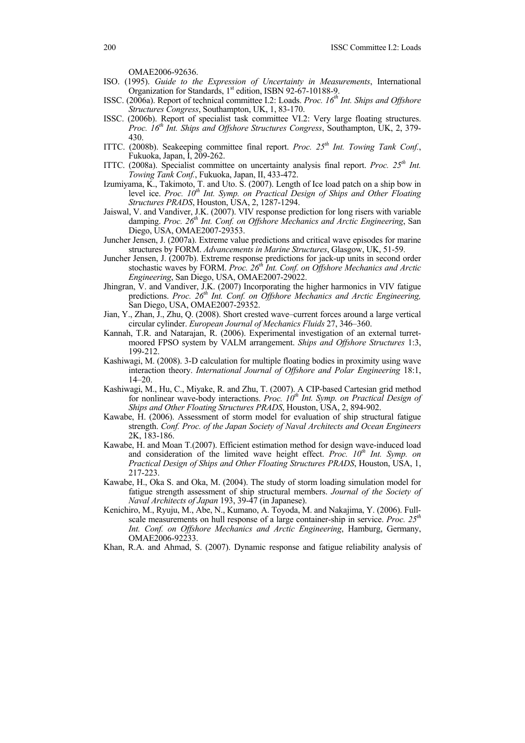OMAE2006-92636.

ISO. (1995). *Guide to the Expression of Uncertainty in Measurements*, International Organization for Standards, 1st edition, ISBN 92-67-10188-9.

ISSC. (2006a). Report of technical committee I.2: Loads. *Proc. 16th Int. Ships and Offshore Structures Congress*, Southampton, UK, 1, 83-170.

ISSC. (2006b). Report of specialist task committee VI.2: Very large floating structures. *Proc. 16th Int. Ships and Offshore Structures Congress*, Southampton, UK, 2, 379-430.

ITTC. (2008b). Seakeeping committee final report. *Proc. 25th Int. Towing Tank Conf.*, Fukuoka, Japan, I, 209-262.

ITTC. (2008a). Specialist committee on uncertainty analysis final report. *Proc. 25th Int. Towing Tank Conf.*, Fukuoka, Japan, II, 433-472.

Izumiyama, K., Takimoto, T. and Uto. S. (2007). Length of Ice load patch on a ship bow in level ice. *Proc. 10th Int. Symp. on Practical Design of Ships and Other Floating Structures PRADS*, Houston, USA, 2, 1287-1294.

Jaiswal, V. and Vandiver, J.K. (2007). VIV response prediction for long risers with variable damping. *Proc. 26th Int. Conf. on Offshore Mechanics and Arctic Engineering*, San Diego, USA, OMAE2007-29353.

Juncher Jensen, J. (2007a). Extreme value predictions and critical wave episodes for marine structures by FORM. *Advancements in Marine Structures*, Glasgow, UK, 51-59.

Juncher Jensen, J. (2007b). Extreme response predictions for jack-up units in second order stochastic waves by FORM. *Proc. 26th Int. Conf. on Offshore Mechanics and Arctic Engineering*, San Diego, USA, OMAE2007-29022.

Jhingran, V. and Vandiver, J.K. (2007) Incorporating the higher harmonics in VIV fatigue predictions. *Proc. 26th Int. Conf. on Offshore Mechanics and Arctic Engineering,* San Diego, USA, OMAE2007-29352.

Jian, Y., Zhan, J., Zhu, Q. (2008). Short crested wave–current forces around a large vertical circular cylinder. *European Journal of Mechanics Fluids* 27, 346–360.

Kannah, T.R. and Natarajan, R. (2006). Experimental investigation of an external turret-moored FPSO system by VALM arrangement. *Ships and Offshore Structures* 1:3, 199-212.

Kashiwagi, M. (2008). 3-D calculation for multiple floating bodies in proximity using wave interaction theory. *International Journal of Offshore and Polar Engineering* 18:1, 14–20.

Kashiwagi, M., Hu, C., Miyake, R. and Zhu, T. (2007). A CIP-based Cartesian grid method for nonlinear wave-body interactions. *Proc. 10th Int. Symp. on Practical Design of Ships and Other Floating Structures PRADS*, Houston, USA, 2, 894-902.

Kawabe, H. (2006). Assessment of storm model for evaluation of ship structural fatigue strength. *Conf. Proc. of the Japan Society of Naval Architects and Ocean Engineers* 2K, 183-186.

Kawabe, H. and Moan T.(2007). Efficient estimation method for design wave-induced load and consideration of the limited wave height effect. *Proc. 10th Int. Symp. on Practical Design of Ships and Other Floating Structures PRADS*, Houston, USA, 1, 217-223.

Kawabe, H., Oka S. and Oka, M. (2004). The study of storm loading simulation model for fatigue strength assessment of ship structural members. *Journal of the Society of Naval Architects of Japan* 193, 39-47 (in Japanese).

Kenichiro, M., Ryuju, M., Abe, N., Kumano, A. Toyoda, M. and Nakajima, Y. (2006). Full-scale measurements on hull response of a large container-ship in service. *Proc. 25th Int. Conf. on Offshore Mechanics and Arctic Engineering*, Hamburg, Germany, OMAE2006-92233.

Khan, R.A. and Ahmad, S. (2007). Dynamic response and fatigue reliability analysis of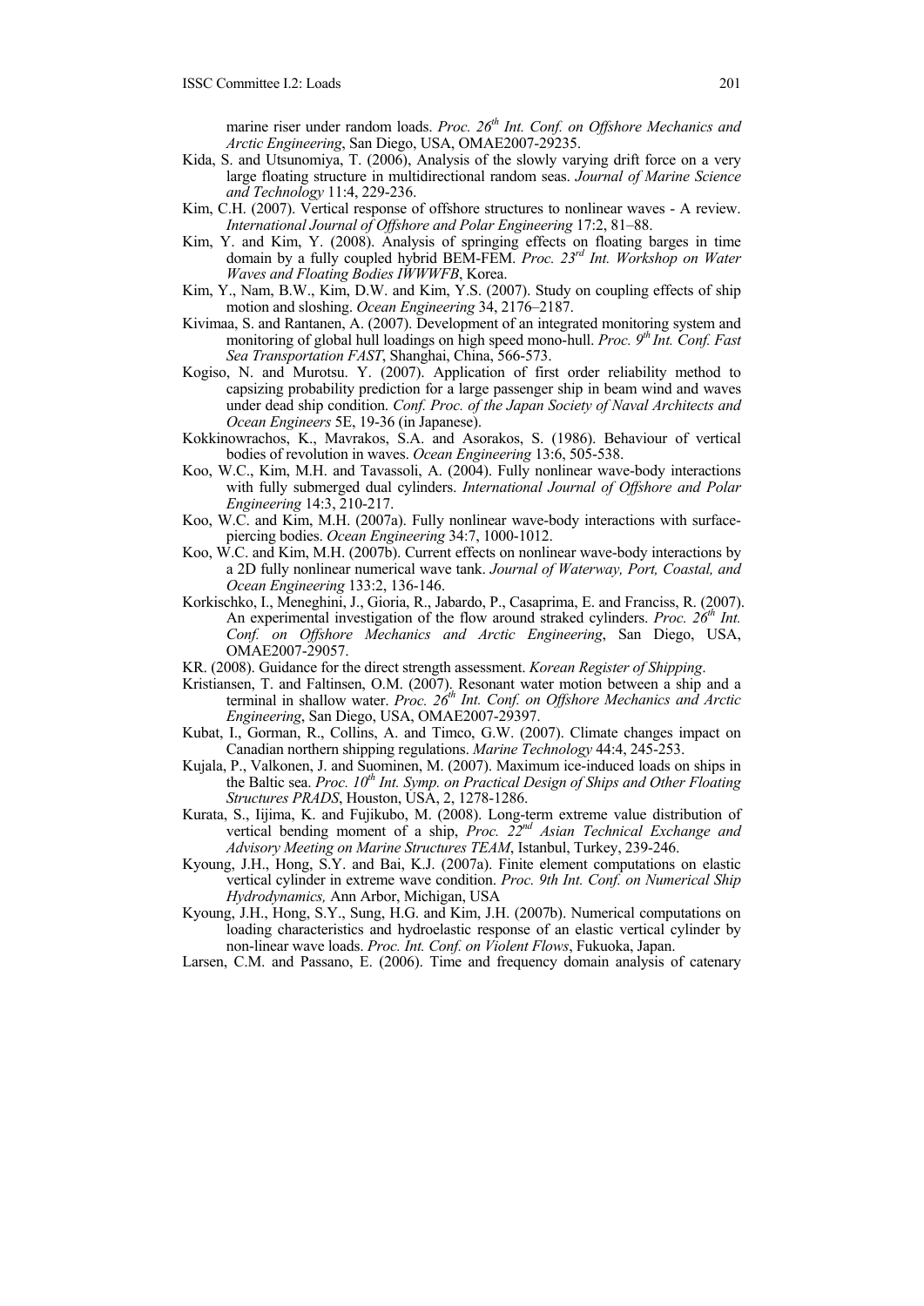marine riser under random loads. *Proc. 26th Int. Conf. on Offshore Mechanics and Arctic Engineering*, San Diego, USA, OMAE2007-29235.

Kida, S. and Utsunomiya, T. (2006), Analysis of the slowly varying drift force on a very large floating structure in multidirectional random seas. *Journal of Marine Science and Technology* 11:4, 229-236.

Kim, C.H. (2007). Vertical response of offshore structures to nonlinear waves - A review. *International Journal of Offshore and Polar Engineering* 17:2, 81–88.

Kim, Y. and Kim, Y. (2008). Analysis of springing effects on floating barges in time domain by a fully coupled hybrid BEM-FEM. *Proc. 23rd Int. Workshop on Water Waves and Floating Bodies IWWWFB*, Korea.

Kim, Y., Nam, B.W., Kim, D.W. and Kim, Y.S. (2007). Study on coupling effects of ship motion and sloshing. *Ocean Engineering* 34, 2176–2187.

Kivimaa, S. and Rantanen, A. (2007). Development of an integrated monitoring system and monitoring of global hull loadings on high speed mono-hull. *Proc. 9th Int. Conf. Fast Sea Transportation FAST*, Shanghai, China, 566-573.

Kogiso, N. and Murotsu. Y. (2007). Application of first order reliability method to capsizing probability prediction for a large passenger ship in beam wind and waves under dead ship condition. *Conf. Proc. of the Japan Society of Naval Architects and Ocean Engineers* 5E, 19-36 (in Japanese).

Kokkinowrachos, K., Mavrakos, S.A. and Asorakos, S. (1986). Behaviour of vertical bodies of revolution in waves. *Ocean Engineering* 13:6, 505-538.

Koo, W.C., Kim, M.H. and Tavassoli, A. (2004). Fully nonlinear wave-body interactions with fully submerged dual cylinders. *International Journal of Offshore and Polar Engineering* 14:3, 210-217.

Koo, W.C. and Kim, M.H. (2007a). Fully nonlinear wave-body interactions with surface-piercing bodies. *Ocean Engineering* 34:7, 1000-1012.

Koo, W.C. and Kim, M.H. (2007b). Current effects on nonlinear wave-body interactions by a 2D fully nonlinear numerical wave tank. *Journal of Waterway, Port, Coastal, and Ocean Engineering* 133:2, 136-146.

Korkischko, I., Meneghini, J., Gioria, R., Jabardo, P., Casaprima, E. and Franciss, R. (2007). An experimental investigation of the flow around straked cylinders. *Proc. 26th Int. Conf. on Offshore Mechanics and Arctic Engineering*, San Diego, USA, OMAE2007-29057.

KR. (2008). Guidance for the direct strength assessment. *Korean Register of Shipping*.

Kristiansen, T. and Faltinsen, O.M. (2007). Resonant water motion between a ship and a terminal in shallow water. *Proc. 26th Int. Conf. on Offshore Mechanics and Arctic Engineering*, San Diego, USA, OMAE2007-29397.

Kubat, I., Gorman, R., Collins, A. and Timco, G.W. (2007). Climate changes impact on Canadian northern shipping regulations. *Marine Technology* 44:4, 245-253.

Kujala, P., Valkonen, J. and Suominen, M. (2007). Maximum ice-induced loads on ships in the Baltic sea. *Proc. 10th Int. Symp. on Practical Design of Ships and Other Floating Structures PRADS*, Houston, USA, 2, 1278-1286.

Kurata, S., Iijima, K. and Fujikubo, M. (2008). Long-term extreme value distribution of vertical bending moment of a ship, *Proc. 22nd Asian Technical Exchange and Advisory Meeting on Marine Structures TEAM*, Istanbul, Turkey, 239-246.

Kyoung, J.H., Hong, S.Y. and Bai, K.J. (2007a). Finite element computations on elastic vertical cylinder in extreme wave condition. *Proc. 9th Int. Conf. on Numerical Ship Hydrodynamics,* Ann Arbor, Michigan, USA

Kyoung, J.H., Hong, S.Y., Sung, H.G. and Kim, J.H. (2007b). Numerical computations on loading characteristics and hydroelastic response of an elastic vertical cylinder by non-linear wave loads. *Proc. Int. Conf. on Violent Flows*, Fukuoka, Japan.

Larsen, C.M. and Passano, E. (2006). Time and frequency domain analysis of catenary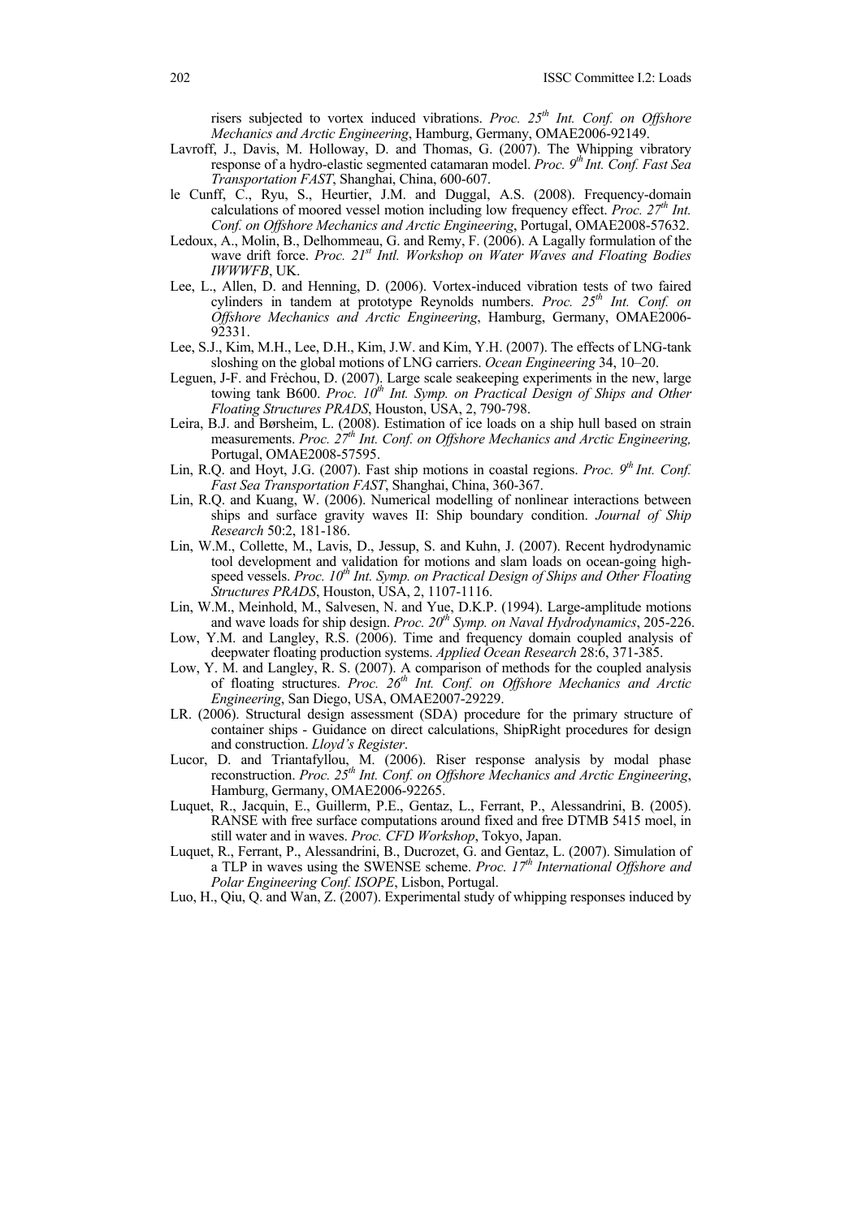risers subjected to vortex induced vibrations. *Proc. 25th Int. Conf. on Offshore Mechanics and Arctic Engineering*, Hamburg, Germany, OMAE2006-92149.

Lavroff, J., Davis, M. Holloway, D. and Thomas, G. (2007). The Whipping vibratory response of a hydro-elastic segmented catamaran model. *Proc. 9th Int. Conf. Fast Sea Transportation FAST*, Shanghai, China, 600-607.

le Cunff, C., Ryu, S., Heurtier, J.M. and Duggal, A.S. (2008). Frequency-domain calculations of moored vessel motion including low frequency effect. *Proc. 27th Int. Conf. on Offshore Mechanics and Arctic Engineering*, Portugal, OMAE2008-57632.

Ledoux, A., Molin, B., Delhommeau, G. and Remy, F. (2006). A Lagally formulation of the wave drift force. *Proc. 21st Intl. Workshop on Water Waves and Floating Bodies IWWWFB*, UK.

Lee, L., Allen, D. and Henning, D. (2006). Vortex-induced vibration tests of two faired cylinders in tandem at prototype Reynolds numbers. *Proc. 25th Int. Conf. on Offshore Mechanics and Arctic Engineering*, Hamburg, Germany, OMAE2006-92331.

Lee, S.J., Kim, M.H., Lee, D.H., Kim, J.W. and Kim, Y.H. (2007). The effects of LNG-tank sloshing on the global motions of LNG carriers. *Ocean Engineering* 34, 10–20.

Leguen, J-F. and Frèchou, D. (2007). Large scale seakeeping experiments in the new, large towing tank B600. *Proc. 10th Int. Symp. on Practical Design of Ships and Other Floating Structures PRADS*, Houston, USA, 2, 790-798.

Leira, B.J. and Børsheim, L. (2008). Estimation of ice loads on a ship hull based on strain measurements. *Proc. 27th Int. Conf. on Offshore Mechanics and Arctic Engineering,* Portugal, OMAE2008-57595.

Lin, R.Q. and Hoyt, J.G. (2007). Fast ship motions in coastal regions. *Proc. 9th Int. Conf. Fast Sea Transportation FAST*, Shanghai, China, 360-367.

Lin, R.Q. and Kuang, W. (2006). Numerical modelling of nonlinear interactions between ships and surface gravity waves II: Ship boundary condition. *Journal of Ship Research* 50:2, 181-186.

Lin, W.M., Collette, M., Lavis, D., Jessup, S. and Kuhn, J. (2007). Recent hydrodynamic tool development and validation for motions and slam loads on ocean-going high-speed vessels. *Proc. 10th Int. Symp. on Practical Design of Ships and Other Floating Structures PRADS*, Houston, USA, 2, 1107-1116.

Lin, W.M., Meinhold, M., Salvesen, N. and Yue, D.K.P. (1994). Large-amplitude motions and wave loads for ship design. *Proc. 20th Symp. on Naval Hydrodynamics*, 205-226.

Low, Y.M. and Langley, R.S. (2006). Time and frequency domain coupled analysis of deepwater floating production systems. *Applied Ocean Research* 28:6, 371-385.

Low, Y. M. and Langley, R. S. (2007). A comparison of methods for the coupled analysis of floating structures. *Proc. 26th Int. Conf. on Offshore Mechanics and Arctic Engineering*, San Diego, USA, OMAE2007-29229.

LR. (2006). Structural design assessment (SDA) procedure for the primary structure of container ships - Guidance on direct calculations, ShipRight procedures for design and construction. *Lloyd's Register*.

Lucor, D. and Triantafyllou, M. (2006). Riser response analysis by modal phase reconstruction. *Proc. 25th Int. Conf. on Offshore Mechanics and Arctic Engineering*, Hamburg, Germany, OMAE2006-92265.

Luquet, R., Jacquin, E., Guillerm, P.E., Gentaz, L., Ferrant, P., Alessandrini, B. (2005). RANSE with free surface computations around fixed and free DTMB 5415 moel, in still water and in waves. *Proc. CFD Workshop*, Tokyo, Japan.

Luquet, R., Ferrant, P., Alessandrini, B., Ducrozet, G. and Gentaz, L. (2007). Simulation of a TLP in waves using the SWENSE scheme. *Proc. 17th International Offshore and Polar Engineering Conf. ISOPE*, Lisbon, Portugal.

Luo, H., Qiu, Q. and Wan, Z. (2007). Experimental study of whipping responses induced by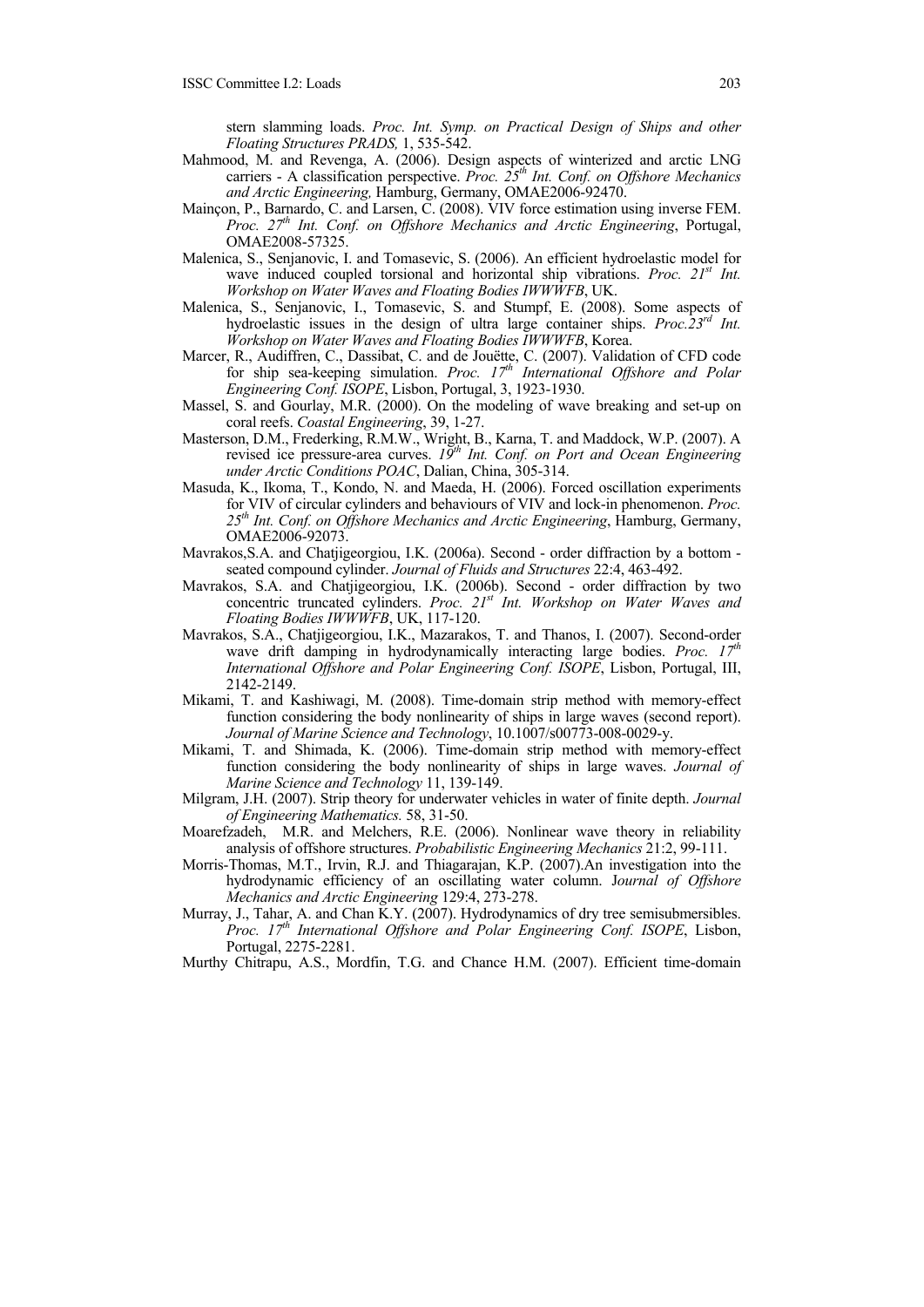stern slamming loads. *Proc. Int. Symp. on Practical Design of Ships and other Floating Structures PRADS,* 1, 535-542.

Mahmood, M. and Revenga, A. (2006). Design aspects of winterized and arctic LNG carriers - A classification perspective. *Proc. 25th Int. Conf. on Offshore Mechanics and Arctic Engineering,* Hamburg, Germany, OMAE2006-92470.

Mainçon, P., Barnardo, C. and Larsen, C. (2008). VIV force estimation using inverse FEM. *Proc. 27th Int. Conf. on Offshore Mechanics and Arctic Engineering*, Portugal, OMAE2008-57325.

Malenica, S., Senjanovic, I. and Tomasevic, S. (2006). An efficient hydroelastic model for wave induced coupled torsional and horizontal ship vibrations. *Proc. 21st Int. Workshop on Water Waves and Floating Bodies IWWWFB*, UK.

Malenica, S., Senjanovic, I., Tomasevic, S. and Stumpf, E. (2008). Some aspects of hydroelastic issues in the design of ultra large container ships. *Proc.23rd Int. Workshop on Water Waves and Floating Bodies IWWWFB*, Korea.

Marcer, R., Audiffren, C., Dassibat, C. and de Jouëtte, C. (2007). Validation of CFD code for ship sea-keeping simulation. *Proc. 17th International Offshore and Polar Engineering Conf. ISOPE*, Lisbon, Portugal, 3, 1923-1930.

Massel, S. and Gourlay, M.R. (2000). On the modeling of wave breaking and set-up on coral reefs. *Coastal Engineering*, 39, 1-27.

Masterson, D.M., Frederking, R.M.W., Wright, B., Karna, T. and Maddock, W.P. (2007). A revised ice pressure-area curves. *19th Int. Conf. on Port and Ocean Engineering under Arctic Conditions POAC*, Dalian, China, 305-314.

Masuda, K., Ikoma, T., Kondo, N. and Maeda, H. (2006). Forced oscillation experiments for VIV of circular cylinders and behaviours of VIV and lock-in phenomenon. *Proc. 25th Int. Conf. on Offshore Mechanics and Arctic Engineering*, Hamburg, Germany, OMAE2006-92073.

Mavrakos,S.A. and Chatjigeorgiou, I.K. (2006a). Second - order diffraction by a bottom - seated compound cylinder. *Journal of Fluids and Structures* 22:4, 463-492.

Mavrakos, S.A. and Chatjigeorgiou, I.K. (2006b). Second - order diffraction by two concentric truncated cylinders. *Proc. 21st Int. Workshop on Water Waves and Floating Bodies IWWWFB*, UK, 117-120.

Mavrakos, S.A., Chatjigeorgiou, I.K., Mazarakos, T. and Thanos, I. (2007). Second-order wave drift damping in hydrodynamically interacting large bodies. *Proc. 17th International Offshore and Polar Engineering Conf. ISOPE*, Lisbon, Portugal, III, 2142-2149.

Mikami, T. and Kashiwagi, M. (2008). Time-domain strip method with memory-effect function considering the body nonlinearity of ships in large waves (second report). *Journal of Marine Science and Technology*, 10.1007/s00773-008-0029-y.

Mikami, T. and Shimada, K. (2006). Time-domain strip method with memory-effect function considering the body nonlinearity of ships in large waves. *Journal of Marine Science and Technology* 11, 139-149.

Milgram, J.H. (2007). Strip theory for underwater vehicles in water of finite depth. *Journal of Engineering Mathematics.* 58, 31-50.

Moarefzadeh, M.R. and Melchers, R.E. (2006). Nonlinear wave theory in reliability analysis of offshore structures. *Probabilistic Engineering Mechanics* 21:2, 99-111.

Morris-Thomas, M.T., Irvin, R.J. and Thiagarajan, K.P. (2007).An investigation into the hydrodynamic efficiency of an oscillating water column. *Journal of Offshore Mechanics and Arctic Engineering* 129:4, 273-278.

Murray, J., Tahar, A. and Chan K.Y. (2007). Hydrodynamics of dry tree semisubmersibles. *Proc. 17th International Offshore and Polar Engineering Conf. ISOPE*, Lisbon, Portugal, 2275-2281.

Murthy Chitrapu, A.S., Mordfin, T.G. and Chance H.M. (2007). Efficient time-domain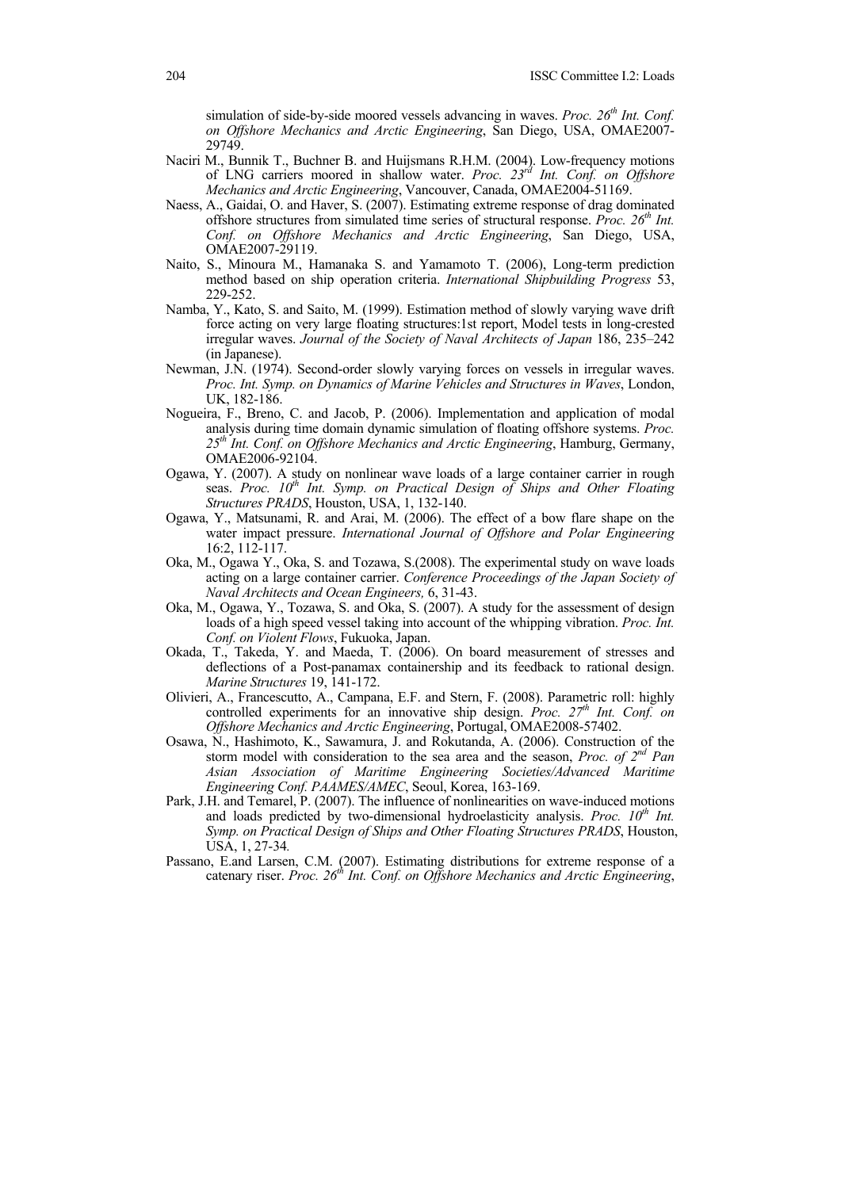simulation of side-by-side moored vessels advancing in waves. *Proc. 26th Int. Conf. on Offshore Mechanics and Arctic Engineering*, San Diego, USA, OMAE2007-29749.

Naciri M., Bunnik T., Buchner B. and Huijsmans R.H.M. (2004). Low-frequency motions of LNG carriers moored in shallow water. *Proc. 23rd Int. Conf. on Offshore Mechanics and Arctic Engineering*, Vancouver, Canada, OMAE2004-51169.

Naess, A., Gaidai, O. and Haver, S. (2007). Estimating extreme response of drag dominated offshore structures from simulated time series of structural response. *Proc. 26th Int. Conf. on Offshore Mechanics and Arctic Engineering*, San Diego, USA, OMAE2007-29119.

Naito, S., Minoura M., Hamanaka S. and Yamamoto T. (2006), Long-term prediction method based on ship operation criteria. *International Shipbuilding Progress* 53, 229-252.

Namba, Y., Kato, S. and Saito, M. (1999). Estimation method of slowly varying wave drift force acting on very large floating structures:1st report, Model tests in long-crested irregular waves. *Journal of the Society of Naval Architects of Japan* 186, 235–242 (in Japanese).

Newman, J.N. (1974). Second-order slowly varying forces on vessels in irregular waves. *Proc. Int. Symp. on Dynamics of Marine Vehicles and Structures in Waves*, London, UK, 182-186.

Nogueira, F., Breno, C. and Jacob, P. (2006). Implementation and application of modal analysis during time domain dynamic simulation of floating offshore systems. *Proc. 25th Int. Conf. on Offshore Mechanics and Arctic Engineering*, Hamburg, Germany, OMAE2006-92104.

Ogawa, Y. (2007). A study on nonlinear wave loads of a large container carrier in rough seas. *Proc. 10th Int. Symp. on Practical Design of Ships and Other Floating Structures PRADS*, Houston, USA, 1, 132-140.

Ogawa, Y., Matsunami, R. and Arai, M. (2006). The effect of a bow flare shape on the water impact pressure. *International Journal of Offshore and Polar Engineering* 16:2, 112-117.

Oka, M., Ogawa Y., Oka, S. and Tozawa, S.(2008). The experimental study on wave loads acting on a large container carrier. *Conference Proceedings of the Japan Society of Naval Architects and Ocean Engineers,* 6, 31-43.

Oka, M., Ogawa, Y., Tozawa, S. and Oka, S. (2007). A study for the assessment of design loads of a high speed vessel taking into account of the whipping vibration. *Proc. Int. Conf. on Violent Flows*, Fukuoka, Japan.

Okada, T., Takeda, Y. and Maeda, T. (2006). On board measurement of stresses and deflections of a Post-panamax containership and its feedback to rational design. *Marine Structures* 19, 141-172.

Olivieri, A., Francescutto, A., Campana, E.F. and Stern, F. (2008). Parametric roll: highly controlled experiments for an innovative ship design. *Proc. 27th Int. Conf. on Offshore Mechanics and Arctic Engineering*, Portugal, OMAE2008-57402.

Osawa, N., Hashimoto, K., Sawamura, J. and Rokutanda, A. (2006). Construction of the storm model with consideration to the sea area and the season, *Proc. of 2nd Pan Asian Association of Maritime Engineering Societies/Advanced Maritime Engineering Conf. PAAMES/AMEC*, Seoul, Korea, 163-169.

Park, J.H. and Temarel, P. (2007). The influence of nonlinearities on wave-induced motions and loads predicted by two-dimensional hydroelasticity analysis. *Proc. 10th Int. Symp. on Practical Design of Ships and Other Floating Structures PRADS*, Houston, USA, 1, 27-34.

Passano, E.and Larsen, C.M. (2007). Estimating distributions for extreme response of a catenary riser. *Proc. 26th Int. Conf. on Offshore Mechanics and Arctic Engineering*,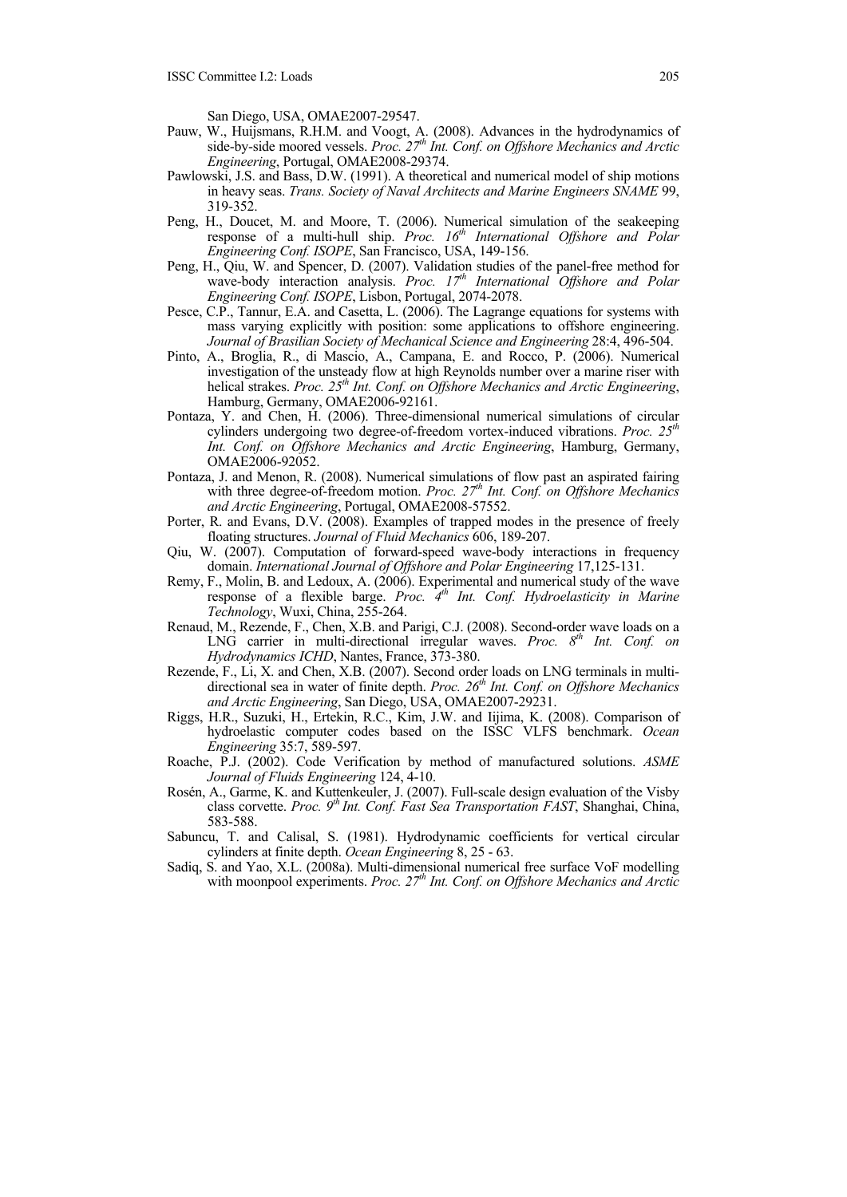San Diego, USA, OMAE2007-29547.

Pauw, W., Huijsmans, R.H.M. and Voogt, A. (2008). Advances in the hydrodynamics of side-by-side moored vessels. *Proc. 27th Int. Conf. on Offshore Mechanics and Arctic Engineering*, Portugal, OMAE2008-29374.

Pawlowski, J.S. and Bass, D.W. (1991). A theoretical and numerical model of ship motions in heavy seas. *Trans. Society of Naval Architects and Marine Engineers SNAME* 99, 319-352.

Peng, H., Doucet, M. and Moore, T. (2006). Numerical simulation of the seakeeping response of a multi-hull ship. *Proc. 16th International Offshore and Polar Engineering Conf. ISOPE*, San Francisco, USA, 149-156.

Peng, H., Qiu, W. and Spencer, D. (2007). Validation studies of the panel-free method for wave-body interaction analysis. *Proc. 17th International Offshore and Polar Engineering Conf. ISOPE*, Lisbon, Portugal, 2074-2078.

Pesce, C.P., Tannur, E.A. and Casetta, L. (2006). The Lagrange equations for systems with mass varying explicitly with position: some applications to offshore engineering. *Journal of Brasilian Society of Mechanical Science and Engineering* 28:4, 496-504.

Pinto, A., Broglia, R., di Mascio, A., Campana, E. and Rocco, P. (2006). Numerical investigation of the unsteady flow at high Reynolds number over a marine riser with helical strakes. *Proc. 25th Int. Conf. on Offshore Mechanics and Arctic Engineering*, Hamburg, Germany, OMAE2006-92161.

Pontaza, Y. and Chen, H. (2006). Three-dimensional numerical simulations of circular cylinders undergoing two degree-of-freedom vortex-induced vibrations. *Proc. 25th Int. Conf. on Offshore Mechanics and Arctic Engineering*, Hamburg, Germany, OMAE2006-92052.

Pontaza, J. and Menon, R. (2008). Numerical simulations of flow past an aspirated fairing with three degree-of-freedom motion. *Proc. 27th Int. Conf. on Offshore Mechanics and Arctic Engineering*, Portugal, OMAE2008-57552.

Porter, R. and Evans, D.V. (2008). Examples of trapped modes in the presence of freely floating structures. *Journal of Fluid Mechanics* 606, 189-207.

Qiu, W. (2007). Computation of forward-speed wave-body interactions in frequency domain. *International Journal of Offshore and Polar Engineering* 17,125-131.

Remy, F., Molin, B. and Ledoux, A. (2006). Experimental and numerical study of the wave response of a flexible barge. *Proc. 4th Int. Conf. Hydroelasticity in Marine Technology*, Wuxi, China, 255-264.

Renaud, M., Rezende, F., Chen, X.B. and Parigi, C.J. (2008). Second-order wave loads on a LNG carrier in multi-directional irregular waves. *Proc. 8th Int. Conf. on Hydrodynamics ICHD*, Nantes, France, 373-380.

Rezende, F., Li, X. and Chen, X.B. (2007). Second order loads on LNG terminals in multi-directional sea in water of finite depth. *Proc. 26th Int. Conf. on Offshore Mechanics and Arctic Engineering*, San Diego, USA, OMAE2007-29231.

Riggs, H.R., Suzuki, H., Ertekin, R.C., Kim, J.W. and Iijima, K. (2008). Comparison of hydroelastic computer codes based on the ISSC VLFS benchmark. *Ocean Engineering* 35:7, 589-597.

Roache, P.J. (2002). Code Verification by method of manufactured solutions. *ASME Journal of Fluids Engineering* 124, 4-10.

Rosén, A., Garme, K. and Kuttenkeuler, J. (2007). Full-scale design evaluation of the Visby class corvette. *Proc. 9th Int. Conf. Fast Sea Transportation FAST*, Shanghai, China, 583-588.

Sabuncu, T. and Calisal, S. (1981). Hydrodynamic coefficients for vertical circular cylinders at finite depth. *Ocean Engineering* 8, 25 - 63.

Sadiq, S. and Yao, X.L. (2008a). Multi-dimensional numerical free surface VoF modelling with moonpool experiments. *Proc. 27th Int. Conf. on Offshore Mechanics and Arctic*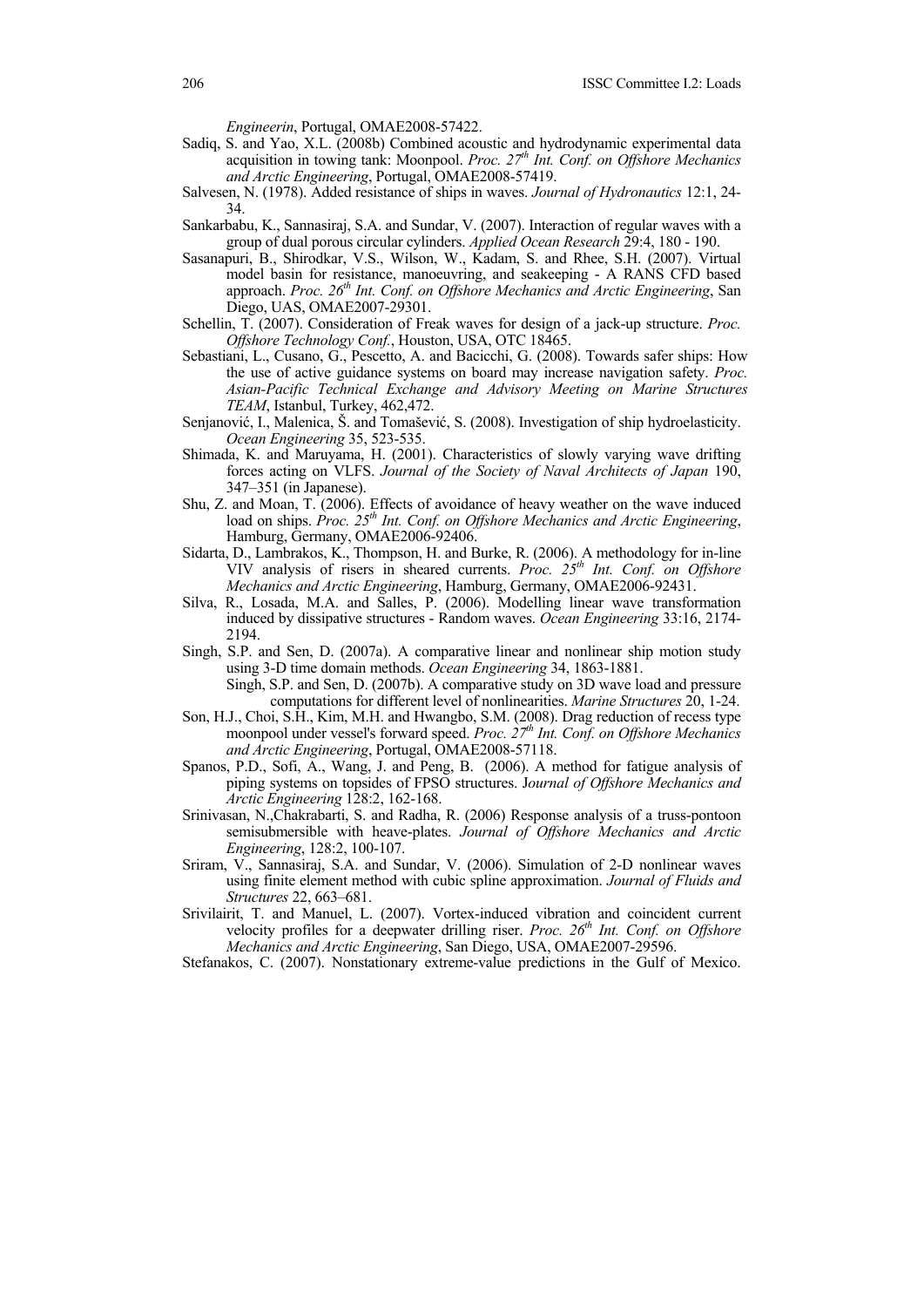*Engineerin*, Portugal, OMAE2008-57422.

Sadiq, S. and Yao, X.L. (2008b) Combined acoustic and hydrodynamic experimental data acquisition in towing tank: Moonpool. *Proc. 27th Int. Conf. on Offshore Mechanics and Arctic Engineering*, Portugal, OMAE2008-57419.

Salvesen, N. (1978). Added resistance of ships in waves. *Journal of Hydronautics* 12:1, 24-34.

Sankarbabu, K., Sannasiraj, S.A. and Sundar, V. (2007). Interaction of regular waves with a group of dual porous circular cylinders. *Applied Ocean Research* 29:4, 180 - 190.

Sasanapuri, B., Shirodkar, V.S., Wilson, W., Kadam, S. and Rhee, S.H. (2007). Virtual model basin for resistance, manoeuvring, and seakeeping - A RANS CFD based approach. *Proc. 26th Int. Conf. on Offshore Mechanics and Arctic Engineering*, San Diego, UAS, OMAE2007-29301.

Schellin, T. (2007). Consideration of Freak waves for design of a jack-up structure. *Proc. Offshore Technology Conf.*, Houston, USA, OTC 18465.

Sebastiani, L., Cusano, G., Pescetto, A. and Bacicchi, G. (2008). Towards safer ships: How the use of active guidance systems on board may increase navigation safety. *Proc. Asian-Pacific Technical Exchange and Advisory Meeting on Marine Structures TEAM*, Istanbul, Turkey, 462,472.

Senjanović, I., Malenica, Š. and Tomašević, S. (2008). Investigation of ship hydroelasticity. *Ocean Engineering* 35, 523-535.

Shimada, K. and Maruyama, H. (2001). Characteristics of slowly varying wave drifting forces acting on VLFS. *Journal of the Society of Naval Architects of Japan* 190, 347–351 (in Japanese).

Shu, Z. and Moan, T. (2006). Effects of avoidance of heavy weather on the wave induced load on ships. *Proc. 25th Int. Conf. on Offshore Mechanics and Arctic Engineering*, Hamburg, Germany, OMAE2006-92406.

Sidarta, D., Lambrakos, K., Thompson, H. and Burke, R. (2006). A methodology for in-line VIV analysis of risers in sheared currents. *Proc. 25th Int. Conf. on Offshore Mechanics and Arctic Engineering*, Hamburg, Germany, OMAE2006-92431.

Silva, R., Losada, M.A. and Salles, P. (2006). Modelling linear wave transformation induced by dissipative structures - Random waves. *Ocean Engineering* 33:16, 2174-2194.

Singh, S.P. and Sen, D. (2007a). A comparative linear and nonlinear ship motion study using 3-D time domain methods. *Ocean Engineering* 34, 1863-1881.

Singh, S.P. and Sen, D. (2007b). A comparative study on 3D wave load and pressure computations for different level of nonlinearities. *Marine Structures* 20, 1-24.

Son, H.J., Choi, S.H., Kim, M.H. and Hwangbo, S.M. (2008). Drag reduction of recess type moonpool under vessel's forward speed. *Proc. 27th Int. Conf. on Offshore Mechanics and Arctic Engineering*, Portugal, OMAE2008-57118.

Spanos, P.D., Sofi, A., Wang, J. and Peng, B. (2006). A method for fatigue analysis of piping systems on topsides of FPSO structures. *Journal of Offshore Mechanics and Arctic Engineering* 128:2, 162-168.

Srinivasan, N.,Chakrabarti, S. and Radha, R. (2006) Response analysis of a truss-pontoon semisubmersible with heave-plates. *Journal of Offshore Mechanics and Arctic Engineering*, 128:2, 100-107.

Sriram, V., Sannasiraj, S.A. and Sundar, V. (2006). Simulation of 2-D nonlinear waves using finite element method with cubic spline approximation. *Journal of Fluids and Structures* 22, 663–681.

Srivilairit, T. and Manuel, L. (2007). Vortex-induced vibration and coincident current velocity profiles for a deepwater drilling riser. *Proc. 26th Int. Conf. on Offshore Mechanics and Arctic Engineering*, San Diego, USA, OMAE2007-29596.

Stefanakos, C. (2007). Nonstationary extreme-value predictions in the Gulf of Mexico.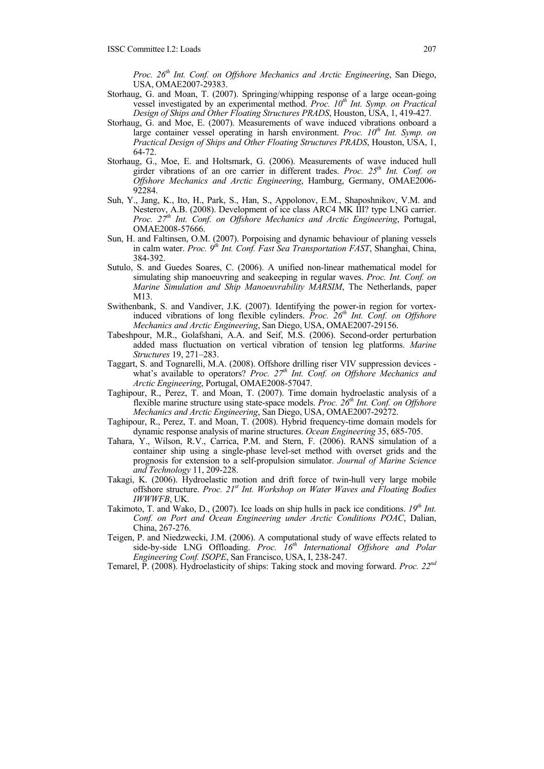*Proc. 26th Int. Conf. on Offshore Mechanics and Arctic Engineering*, San Diego, USA, OMAE2007-29383.

Storhaug, G. and Moan, T. (2007). Springing/whipping response of a large ocean-going vessel investigated by an experimental method. *Proc. 10th Int. Symp. on Practical Design of Ships and Other Floating Structures PRADS*, Houston, USA, 1, 419-427.

Storhaug, G. and Moe, E. (2007). Measurements of wave induced vibrations onboard a large container vessel operating in harsh environment. *Proc. 10th Int. Symp. on Practical Design of Ships and Other Floating Structures PRADS*, Houston, USA, 1, 64-72.

Storhaug, G., Moe, E. and Holtsmark, G. (2006). Measurements of wave induced hull girder vibrations of an ore carrier in different trades. *Proc. 25th Int. Conf. on Offshore Mechanics and Arctic Engineering*, Hamburg, Germany, OMAE2006-92284.

Suh, Y., Jang, K., Ito, H., Park, S., Han, S., Appolonov, E.M., Shaposhnikov, V.M. and Nesterov, A.B. (2008). Development of ice class ARC4 MK III? type LNG carrier. *Proc. 27th Int. Conf. on Offshore Mechanics and Arctic Engineering*, Portugal, OMAE2008-57666.

Sun, H. and Faltinsen, O.M. (2007). Porpoising and dynamic behaviour of planing vessels in calm water. *Proc. 9th Int. Conf. Fast Sea Transportation FAST*, Shanghai, China, 384-392.

Sutulo, S. and Guedes Soares, C. (2006). A unified non-linear mathematical model for simulating ship manoeuvring and seakeeping in regular waves. *Proc. Int. Conf. on Marine Simulation and Ship Manoeuvrability MARSIM*, The Netherlands, paper M13.

Swithenbank, S. and Vandiver, J.K. (2007). Identifying the power-in region for vortex-induced vibrations of long flexible cylinders. *Proc. 26th Int. Conf. on Offshore Mechanics and Arctic Engineering*, San Diego, USA, OMAE2007-29156.

Tabeshpour, M.R., Golafshani, A.A. and Seif, M.S. (2006). Second-order perturbation added mass fluctuation on vertical vibration of tension leg platforms. *Marine Structures* 19, 271–283.

Taggart, S. and Tognarelli, M.A. (2008). Offshore drilling riser VIV suppression devices - what's available to operators? *Proc. 27th Int. Conf. on Offshore Mechanics and Arctic Engineering*, Portugal, OMAE2008-57047.

Taghipour, R., Perez, T. and Moan, T. (2007). Time domain hydroelastic analysis of a flexible marine structure using state-space models. *Proc. 26th Int. Conf. on Offshore Mechanics and Arctic Engineering*, San Diego, USA, OMAE2007-29272.

Taghipour, R., Perez, T. and Moan, T. (2008). Hybrid frequency-time domain models for dynamic response analysis of marine structures. *Ocean Engineering* 35, 685-705.

Tahara, Y., Wilson, R.V., Carrica, P.M. and Stern, F. (2006). RANS simulation of a container ship using a single-phase level-set method with overset grids and the prognosis for extension to a self-propulsion simulator. *Journal of Marine Science and Technology* 11, 209-228.

Takagi, K. (2006). Hydroelastic motion and drift force of twin-hull very large mobile offshore structure. *Proc. 21st Int. Workshop on Water Waves and Floating Bodies IWWWFB*, UK.

Takimoto, T. and Wako, D., (2007). Ice loads on ship hulls in pack ice conditions. *19th Int. Conf. on Port and Ocean Engineering under Arctic Conditions POAC*, Dalian, China, 267-276.

Teigen, P. and Niedzwecki, J.M. (2006). A computational study of wave effects related to side-by-side LNG Offloading. *Proc. 16th International Offshore and Polar Engineering Conf. ISOPE*, San Francisco, USA, I, 238-247.

Temarel, P. (2008). Hydroelasticity of ships: Taking stock and moving forward. *Proc. 22nd*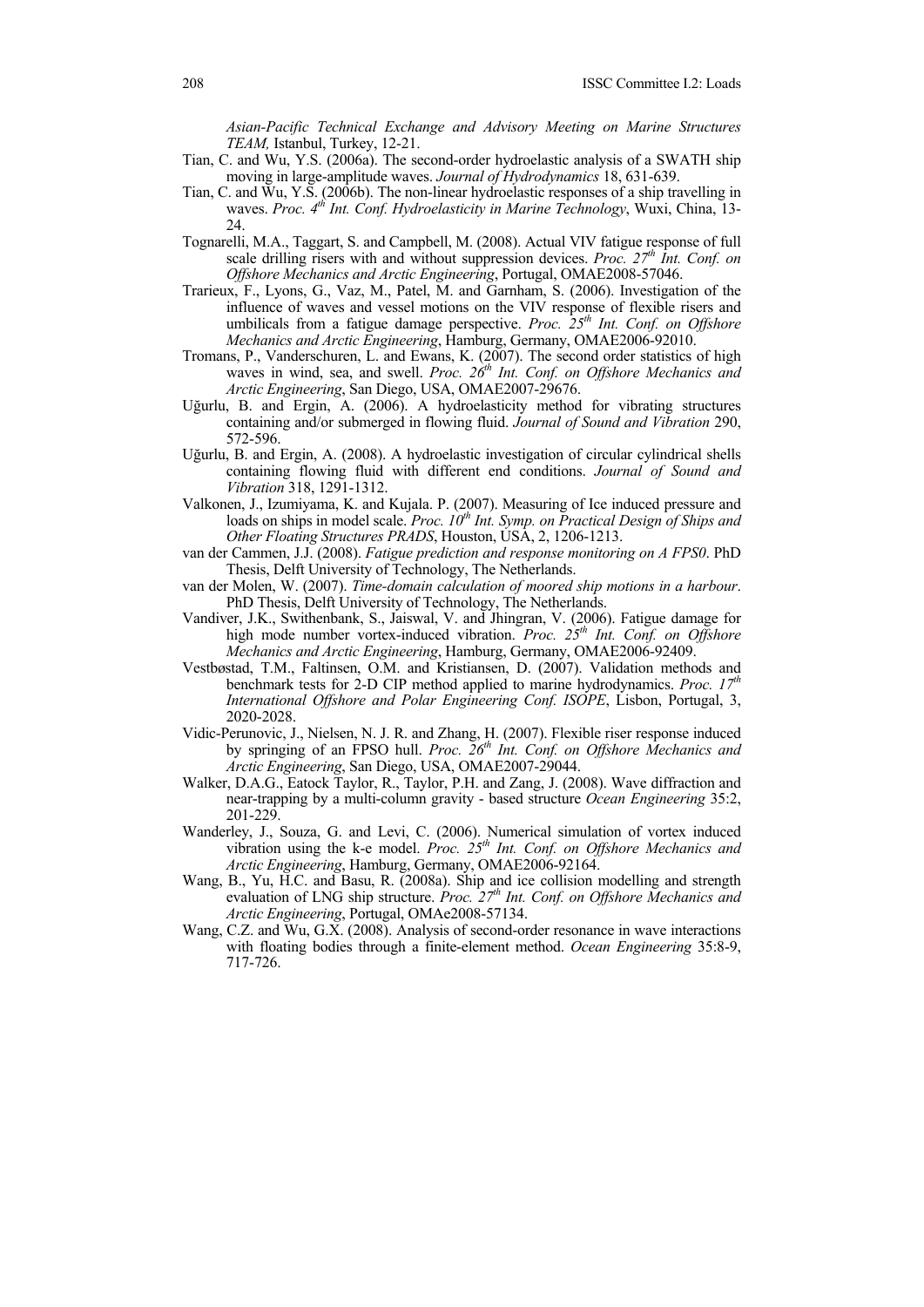*Asian-Pacific Technical Exchange and Advisory Meeting on Marine Structures TEAM,* Istanbul, Turkey, 12-21.

Tian, C. and Wu, Y.S. (2006a). The second-order hydroelastic analysis of a SWATH ship moving in large-amplitude waves. *Journal of Hydrodynamics* 18, 631-639.

Tian, C. and Wu, Y.S. (2006b). The non-linear hydroelastic responses of a ship travelling in waves. *Proc. 4th Int. Conf. Hydroelasticity in Marine Technology*, Wuxi, China, 13-24.

Tognarelli, M.A., Taggart, S. and Campbell, M. (2008). Actual VIV fatigue response of full scale drilling risers with and without suppression devices. *Proc. 27th Int. Conf. on Offshore Mechanics and Arctic Engineering*, Portugal, OMAE2008-57046.

Trarieux, F., Lyons, G., Vaz, M., Patel, M. and Garnham, S. (2006). Investigation of the influence of waves and vessel motions on the VIV response of flexible risers and umbilicals from a fatigue damage perspective. *Proc. 25th Int. Conf. on Offshore Mechanics and Arctic Engineering*, Hamburg, Germany, OMAE2006-92010.

Tromans, P., Vanderschuren, L. and Ewans, K. (2007). The second order statistics of high waves in wind, sea, and swell. *Proc. 26th Int. Conf. on Offshore Mechanics and Arctic Engineering*, San Diego, USA, OMAE2007-29676.

Uğurlu, B. and Ergin, A. (2006). A hydroelasticity method for vibrating structures containing and/or submerged in flowing fluid. *Journal of Sound and Vibration* 290, 572-596.

Uğurlu, B. and Ergin, A. (2008). A hydroelastic investigation of circular cylindrical shells containing flowing fluid with different end conditions. *Journal of Sound and Vibration* 318, 1291-1312.

Valkonen, J., Izumiyama, K. and Kujala. P. (2007). Measuring of Ice induced pressure and loads on ships in model scale. *Proc. 10th Int. Symp. on Practical Design of Ships and Other Floating Structures PRADS*, Houston, USA, 2, 1206-1213.

van der Cammen, J.J. (2008). *Fatigue prediction and response monitoring on A FPS0*. PhD Thesis, Delft University of Technology, The Netherlands.

van der Molen, W. (2007). *Time-domain calculation of moored ship motions in a harbour*. PhD Thesis, Delft University of Technology, The Netherlands.

Vandiver, J.K., Swithenbank, S., Jaiswal, V. and Jhingran, V. (2006). Fatigue damage for high mode number vortex-induced vibration. *Proc. 25th Int. Conf. on Offshore Mechanics and Arctic Engineering*, Hamburg, Germany, OMAE2006-92409.

Vestbøstad, T.M., Faltinsen, O.M. and Kristiansen, D. (2007). Validation methods and benchmark tests for 2-D CIP method applied to marine hydrodynamics. *Proc. 17th International Offshore and Polar Engineering Conf. ISOPE*, Lisbon, Portugal, 3, 2020-2028.

Vidic-Perunovic, J., Nielsen, N. J. R. and Zhang, H. (2007). Flexible riser response induced by springing of an FPSO hull. *Proc. 26th Int. Conf. on Offshore Mechanics and Arctic Engineering*, San Diego, USA, OMAE2007-29044.

Walker, D.A.G., Eatock Taylor, R., Taylor, P.H. and Zang, J. (2008). Wave diffraction and near-trapping by a multi-column gravity - based structure *Ocean Engineering* 35:2, 201-229.

Wanderley, J., Souza, G. and Levi, C. (2006). Numerical simulation of vortex induced vibration using the k-e model. *Proc. 25th Int. Conf. on Offshore Mechanics and Arctic Engineering*, Hamburg, Germany, OMAE2006-92164.

Wang, B., Yu, H.C. and Basu, R. (2008a). Ship and ice collision modelling and strength evaluation of LNG ship structure. *Proc. 27th Int. Conf. on Offshore Mechanics and Arctic Engineering*, Portugal, OMAe2008-57134.

Wang, C.Z. and Wu, G.X. (2008). Analysis of second-order resonance in wave interactions with floating bodies through a finite-element method. *Ocean Engineering* 35:8-9, 717-726.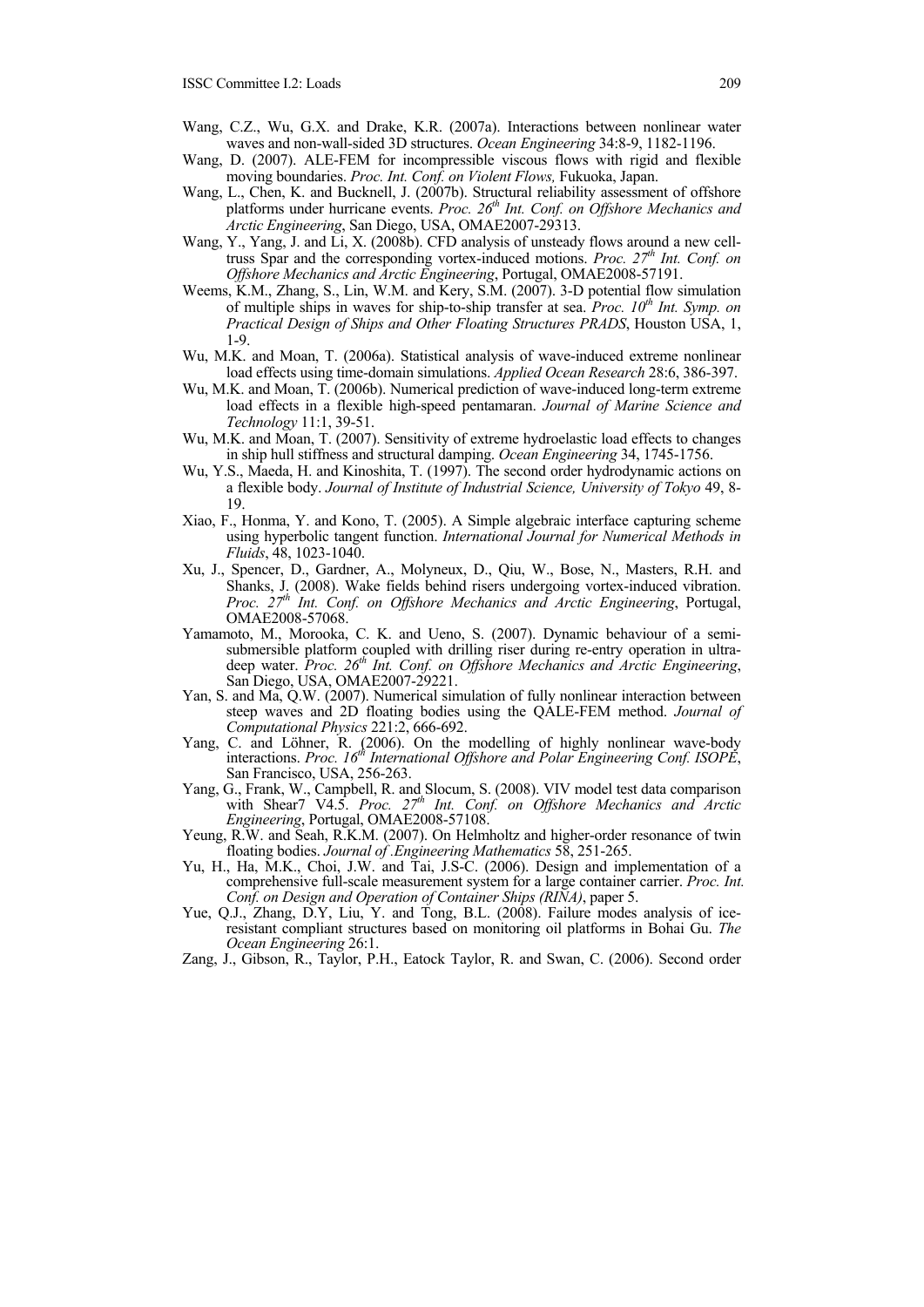Wang, C.Z., Wu, G.X. and Drake, K.R. (2007a). Interactions between nonlinear water waves and non-wall-sided 3D structures. *Ocean Engineering* 34:8-9, 1182-1196.

Wang, D. (2007). ALE-FEM for incompressible viscous flows with rigid and flexible moving boundaries. *Proc. Int. Conf. on Violent Flows,* Fukuoka, Japan.

Wang, L., Chen, K. and Bucknell, J. (2007b). Structural reliability assessment of offshore platforms under hurricane events. *Proc. 26th Int. Conf. on Offshore Mechanics and Arctic Engineering*, San Diego, USA, OMAE2007-29313.

Wang, Y., Yang, J. and Li, X. (2008b). CFD analysis of unsteady flows around a new cell-truss Spar and the corresponding vortex-induced motions. *Proc. 27th Int. Conf. on Offshore Mechanics and Arctic Engineering*, Portugal, OMAE2008-57191.

Weems, K.M., Zhang, S., Lin, W.M. and Kery, S.M. (2007). 3-D potential flow simulation of multiple ships in waves for ship-to-ship transfer at sea. *Proc. 10th Int. Symp. on Practical Design of Ships and Other Floating Structures PRADS*, Houston USA, 1, 1-9.

Wu, M.K. and Moan, T. (2006a). Statistical analysis of wave-induced extreme nonlinear load effects using time-domain simulations. *Applied Ocean Research* 28:6, 386-397.

Wu, M.K. and Moan, T. (2006b). Numerical prediction of wave-induced long-term extreme load effects in a flexible high-speed pentamaran. *Journal of Marine Science and Technology* 11:1, 39-51.

Wu, M.K. and Moan, T. (2007). Sensitivity of extreme hydroelastic load effects to changes in ship hull stiffness and structural damping. *Ocean Engineering* 34, 1745-1756.

Wu, Y.S., Maeda, H. and Kinoshita, T. (1997). The second order hydrodynamic actions on a flexible body. *Journal of Institute of Industrial Science, University of Tokyo* 49, 8-19.

Xiao, F., Honma, Y. and Kono, T. (2005). A Simple algebraic interface capturing scheme using hyperbolic tangent function. *International Journal for Numerical Methods in Fluids*, 48, 1023-1040.

Xu, J., Spencer, D., Gardner, A., Molyneux, D., Qiu, W., Bose, N., Masters, R.H. and Shanks, J. (2008). Wake fields behind risers undergoing vortex-induced vibration. *Proc. 27th Int. Conf. on Offshore Mechanics and Arctic Engineering*, Portugal, OMAE2008-57068.

Yamamoto, M., Morooka, C. K. and Ueno, S. (2007). Dynamic behaviour of a semi-submersible platform coupled with drilling riser during re-entry operation in ultra-deep water. *Proc. 26th Int. Conf. on Offshore Mechanics and Arctic Engineering*, San Diego, USA, OMAE2007-29221.

Yan, S. and Ma, Q.W. (2007). Numerical simulation of fully nonlinear interaction between steep waves and 2D floating bodies using the QALE-FEM method. *Journal of Computational Physics* 221:2, 666-692.

Yang, C. and Löhner, R. (2006). On the modelling of highly nonlinear wave-body interactions. *Proc. 16th International Offshore and Polar Engineering Conf. ISOPE*, San Francisco, USA, 256-263.

Yang, G., Frank, W., Campbell, R. and Slocum, S. (2008). VIV model test data comparison with Shear7 V4.5. *Proc. 27th Int. Conf. on Offshore Mechanics and Arctic Engineering*, Portugal, OMAE2008-57108.

Yeung, R.W. and Seah, R.K.M. (2007). On Helmholtz and higher-order resonance of twin floating bodies. *Journal of .Engineering Mathematics* 58, 251-265.

Yu, H., Ha, M.K., Choi, J.W. and Tai, J.S-C. (2006). Design and implementation of a comprehensive full-scale measurement system for a large container carrier. *Proc. Int. Conf. on Design and Operation of Container Ships (RINA)*, paper 5.

Yue, Q.J., Zhang, D.Y, Liu, Y. and Tong, B.L. (2008). Failure modes analysis of ice-resistant compliant structures based on monitoring oil platforms in Bohai Gu. *The Ocean Engineering* 26:1.

Zang, J., Gibson, R., Taylor, P.H., Eatock Taylor, R. and Swan, C. (2006). Second order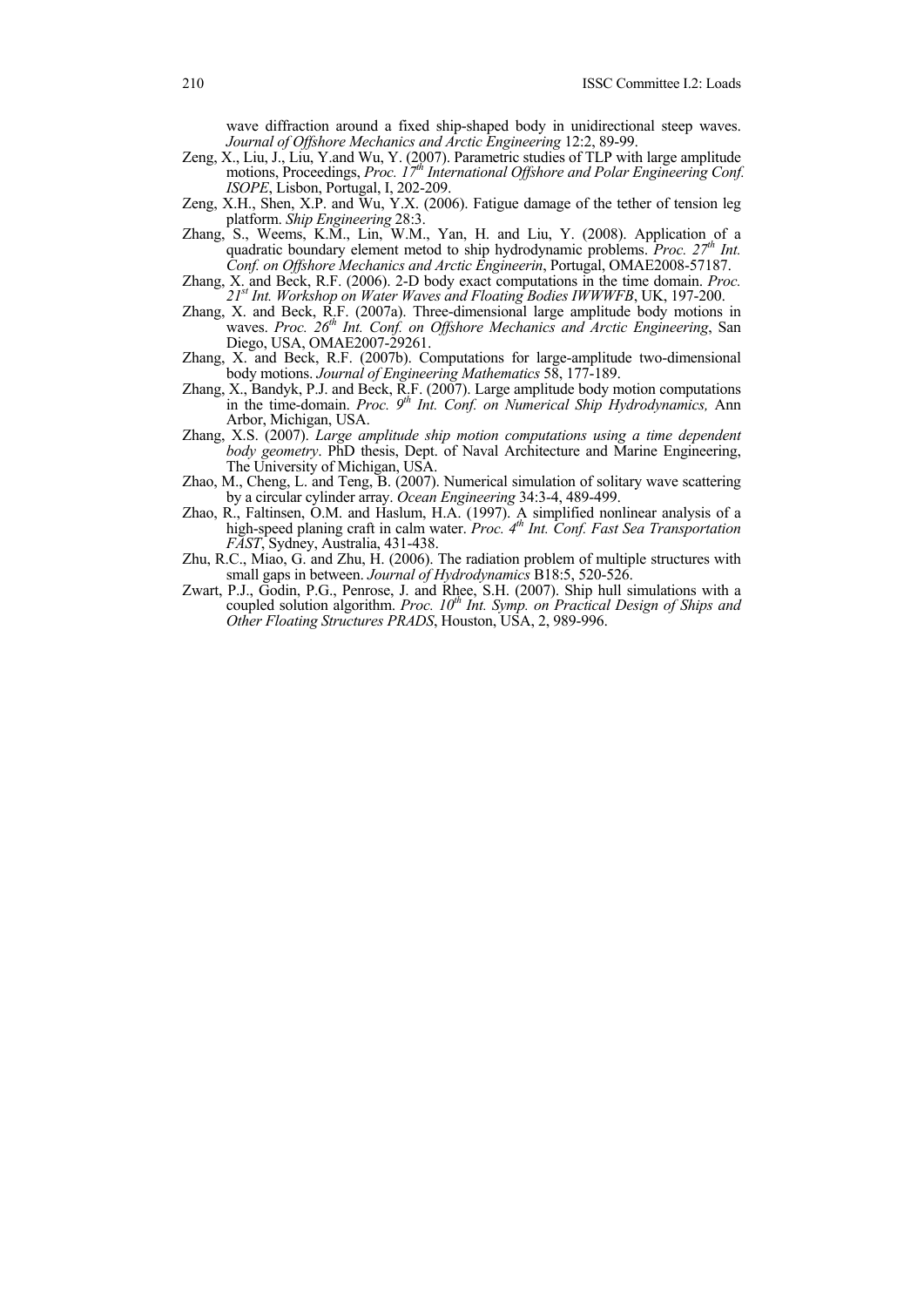wave diffraction around a fixed ship-shaped body in unidirectional steep waves. *Journal of Offshore Mechanics and Arctic Engineering* 12:2, 89-99.

Zeng, X., Liu, J., Liu, Y.and Wu, Y. (2007). Parametric studies of TLP with large amplitude motions, Proceedings, *Proc. 17th International Offshore and Polar Engineering Conf. ISOPE*, Lisbon, Portugal, I, 202-209.

Zeng, X.H., Shen, X.P. and Wu, Y.X. (2006). Fatigue damage of the tether of tension leg platform. *Ship Engineering* 28:3.

Zhang, S., Weems, K.M., Lin, W.M., Yan, H. and Liu, Y. (2008). Application of a quadratic boundary element metod to ship hydrodynamic problems. *Proc. 27th Int. Conf. on Offshore Mechanics and Arctic Engineerin*, Portugal, OMAE2008-57187.

Zhang, X. and Beck, R.F. (2006). 2-D body exact computations in the time domain. *Proc. 21st Int. Workshop on Water Waves and Floating Bodies IWWWFB*, UK, 197-200.

Zhang, X. and Beck, R.F. (2007a). Three-dimensional large amplitude body motions in waves. *Proc. 26th Int. Conf. on Offshore Mechanics and Arctic Engineering*, San Diego, USA, OMAE2007-29261.

Zhang, X. and Beck, R.F. (2007b). Computations for large-amplitude two-dimensional body motions. *Journal of Engineering Mathematics* 58, 177-189.

Zhang, X., Bandyk, P.J. and Beck, R.F. (2007). Large amplitude body motion computations in the time-domain. *Proc. 9th Int. Conf. on Numerical Ship Hydrodynamics,* Ann Arbor, Michigan, USA.

Zhang, X.S. (2007). *Large amplitude ship motion computations using a time dependent body geometry*. PhD thesis, Dept. of Naval Architecture and Marine Engineering, The University of Michigan, USA.

Zhao, M., Cheng, L. and Teng, B. (2007). Numerical simulation of solitary wave scattering by a circular cylinder array. *Ocean Engineering* 34:3-4, 489-499.

Zhao, R., Faltinsen, O.M. and Haslum, H.A. (1997). A simplified nonlinear analysis of a high-speed planing craft in calm water. *Proc. 4th Int. Conf. Fast Sea Transportation FAST*, Sydney, Australia, 431-438.

Zhu, R.C., Miao, G. and Zhu, H. (2006). The radiation problem of multiple structures with small gaps in between. *Journal of Hydrodynamics* B18:5, 520-526.

Zwart, P.J., Godin, P.G., Penrose, J. and Rhee, S.H. (2007). Ship hull simulations with a coupled solution algorithm. *Proc. 10th Int. Symp. on Practical Design of Ships and Other Floating Structures PRADS*, Houston, USA, 2, 989-996.